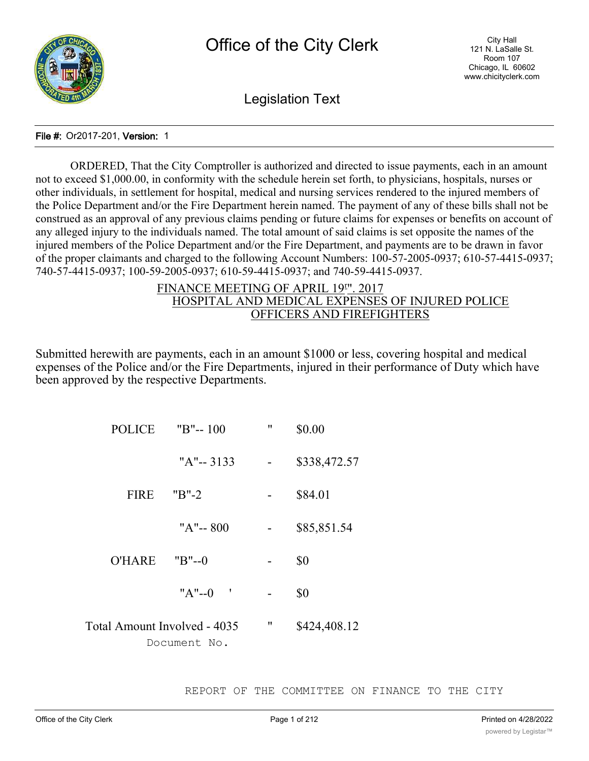File #: Or2017-201, Version: 1

ORDERED, That the City Comptroller is authorized and directed to issue payments, each in an amount not to exceed $1,000.00, in conformity with the schedule herein set forth, to physicians, hospitals, nurses or other individuals, in settlement for hospital, medical and nursing services rendered to the injured members of the Police Department and/or the Fire Department herein named. The payment of any of these bills shall not be construed as an approval of any previous claims pending or future claims for expenses or benefits on account of any alleged injury to the individuals named. The total amount of said claims is set opposite the names of the injured members of the Police Department and/or the Fire Department, and payments are to be drawn in favor of the proper claimants and charged to the following Account Numbers: 100-57-2005-0937; 610-57-4415-0937; 740-57-4415-0937; 100-59-2005-0937; 610-59-4415-0937; and 740-59-4415-0937.

FINANCE MEETING OF APRIL 19r". 2017
HOSPITAL AND MEDICAL EXPENSES OF INJURED POLICE OFFICERS AND FIREFIGHTERS

Submitted herewith are payments, each in an amount $1000 or less, covering hospital and medical expenses of the Police and/or the Fire Departments, injured in their performance of Duty which have been approved by the respective Departments.

| | | | |
|---|---|---|---|
| POLICE | "B"-- 100 | " | $0.00 |
| | "A"-- 3133 | - | $338,472.57 |
| FIRE | "B"-2 | - | $84.01 |
| | "A"-- 800 | - | $85,851.54 |
| O'HARE | "B"--0 | - | $0 |
| | "A"--0 ' | - | $0 |
| Total Amount Involved - 4035 | | " | $424,408.12 |

Document No.

REPORT OF THE COMMITTEE ON FINANCE TO THE CITY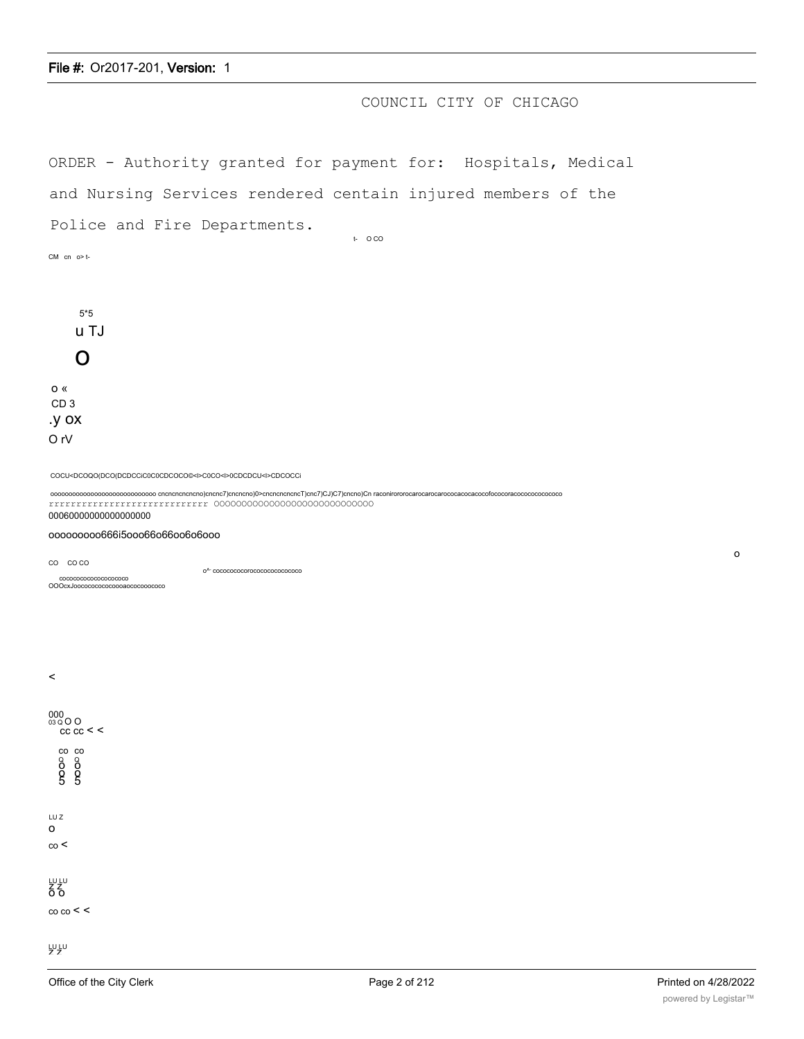COUNCIL CITY OF CHICAGO

ORDER - Authority granted for payment for: Hospitals, Medical and Nursing Services rendered centain injured members of the Police and Fire Departments.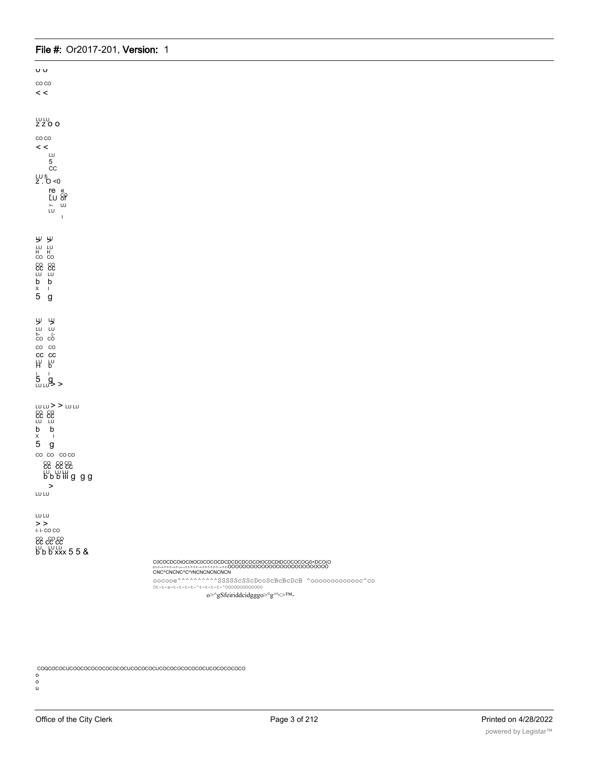u u

CO CO

< <

LU LU
z z o o

CO CO

< <

LU
5
CC

LU fi
z . O <0

re «
LU CO
>- UJ
LU
I

LU LU
> >
LU LU
H H
CO CO
CO CO
CC CC
LU LU
b b
x I
5 g

LU LU
> >
LU LU
h- (-
CO CO
CO CO
CC CC
LU LU
H b
I I
5 g
LU LU > >

LU LU > > LU LU
CO CO
CC CC
LU LU
b b
x I
5 g

CO CO CO CO
CO CO CO
CC CC CC
LU LU LU
b b b iii g g g
>
LU LU

LU LU
> >
I- I- CO CO
CO CO CO
CC CC CC
LU LU LU
b b b xxx 5 5 &

C0COCDCOtOCOtOC0COCOCDCDCDCDCOCOtOCDCDtDCOCOCOCj0<DCO(O
CNC^CNCNC^C^rNCNCNCNCNCN
oocooe^^^^^^^^^^SSSSScSScDcoScBcBcDcB ^ooooooooooooc^co
Ot-t-x-t-t-t-t-^t-t-t-t-^OOOOOOOOOOOOO
o>^gSfeiriddcidgggo>°g^'<>™-

COQCOCOCUCOOCOCOCOCOCOCOCUCOCOCOCUCOCOCOCOCOCOCUCOCOCOCOCO
o
o
u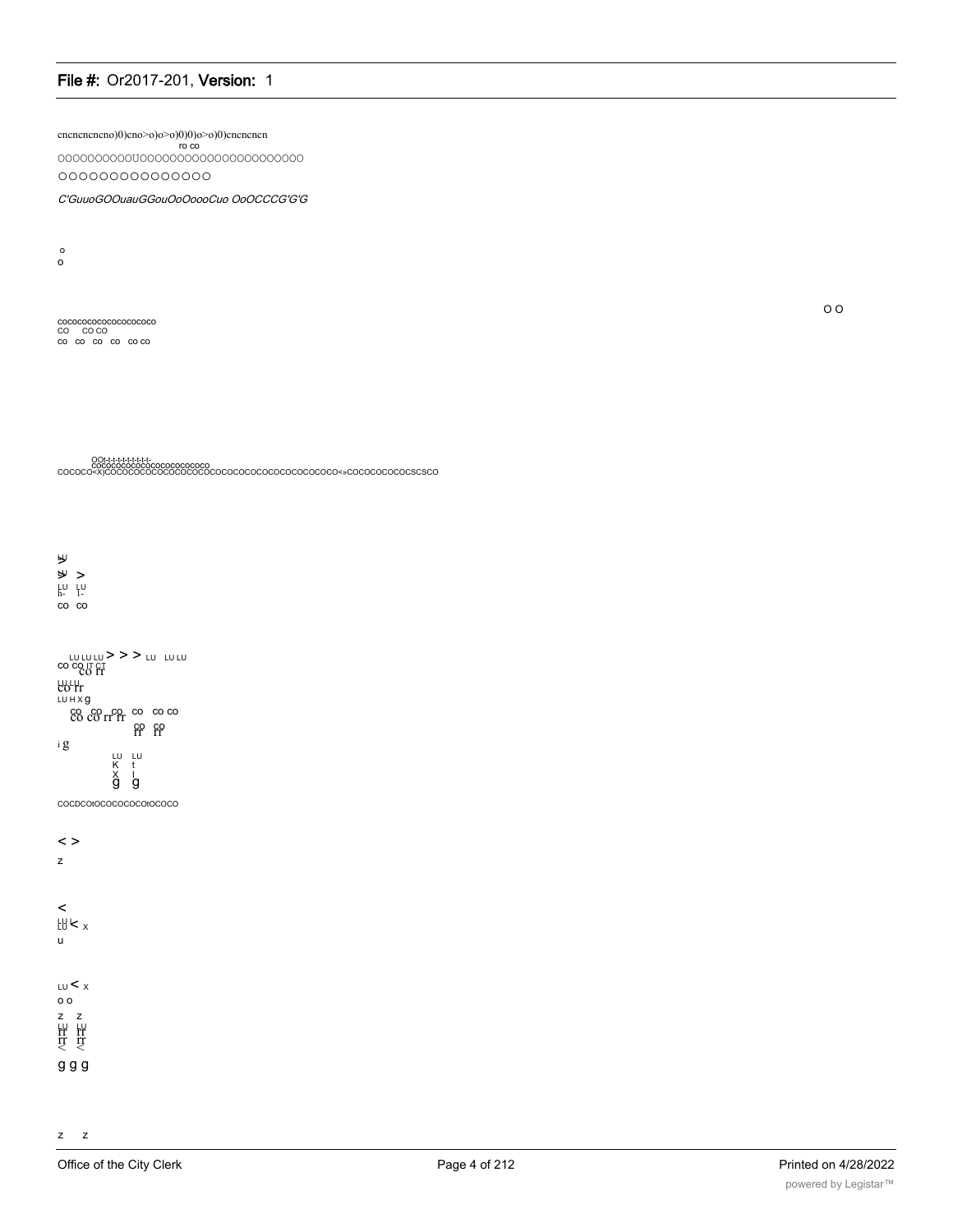cncncncncno)0)cno>o)o>o)0)0)o>o)0)cncncncn
ro co
OOOOOOOOOOUOOOOOOOOOOOOOOOOOOOOOO
OOOOOOOOOOOOOOO

*C'GuuoGOOuauGGouOoOoooCuo OoOCCCG'G'G*

o
o

O O

cocococococococococo
CO CO CO
co co co co co co

OOt-t-t-t-t-t-t-t-t-
cococococococococococococo
COCOCO<X)COCOCOCOCOCOCOCOCOCOCOCOCOCOCOCOCOCOCOCO<»COCOCOCOCOCSCSCO

ᶹ>
ᶹ >
LU LU
h- l-
co co

LU LU LU > > > LU LU LU
co co IT CT
co rr
LU LU
co rr
LU H X g
co co co co co co co
co co rr rr
co co
rr rr
i g
LU LU
K t
X l
g g

COCDCOtOCOCOCOCOtOCOCO

< >
z

<
LU LU < x
u

LU < x
o o
z z
LU LU
rr rr
rr rr
< <
g g g

z z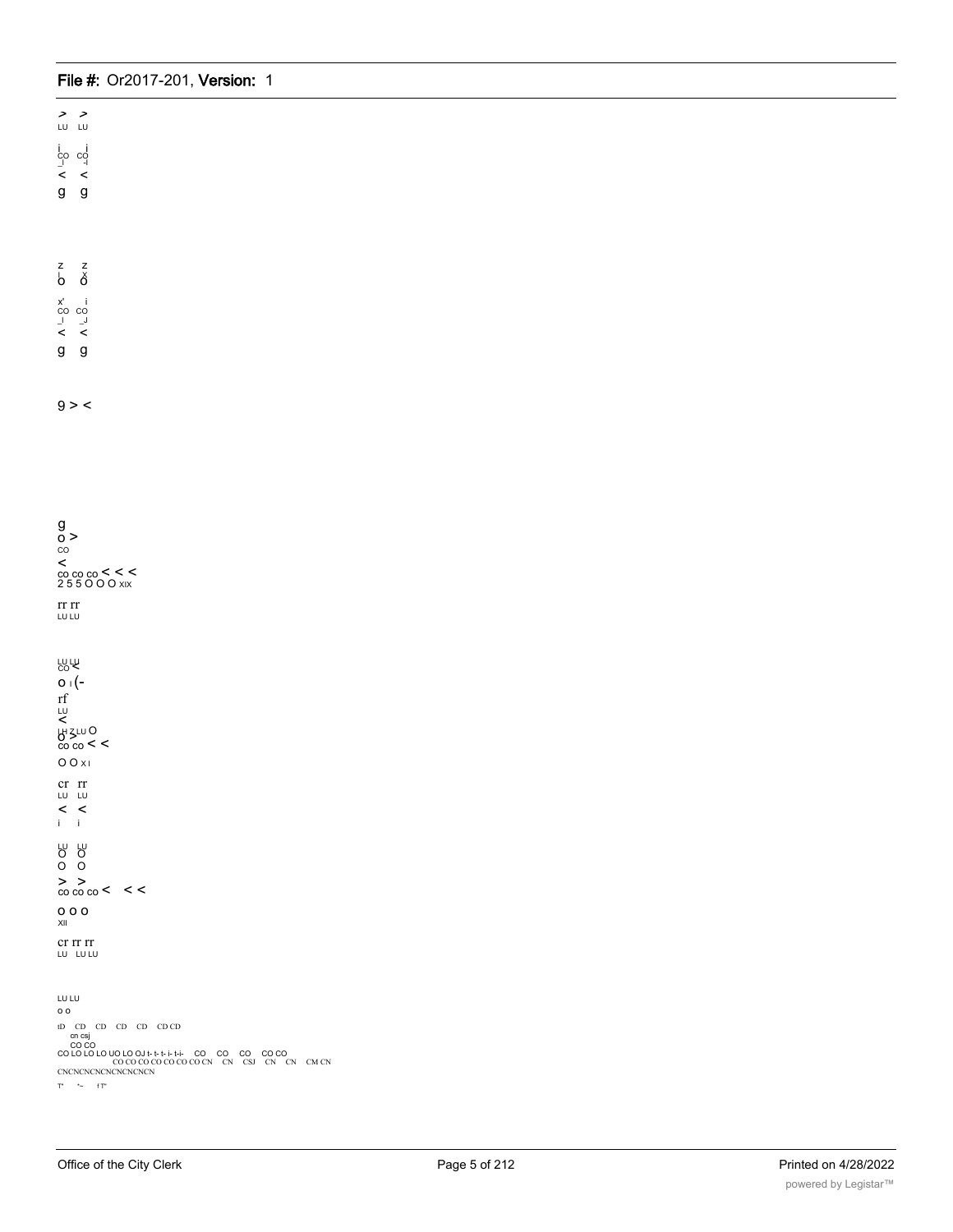> >
LU LU

i i
CO CO
_l -l
< <
g g

z z
l x
o o

x' i
CO CO
_l _J
< <
g g

9 > <

g
o >
CO
<
co co co < < <
2 5 5 O O O XIX

rr rr
LU LU

LU LU
CO <
o I (-
rf
LU
<
LH Z LU O
o >
co co < <
O O X I

cr rr
LU LU
< <
i i

LU LU
O O
O O
> >
co co co < < <

o o o
XII

cr rr rr
LU LU LU

LU LU
o o

tD CD CD CD CD CD CD
cn csj
CO CO
CO LO LO LO UO LO OJ t- t- t- i- t-i- CO CO CO CO CO
CO CO CO CO CO CO CO CN CN CSJ CN CN CM CN
CNCNCNCNCNCNCNCNCN

T" '- f T"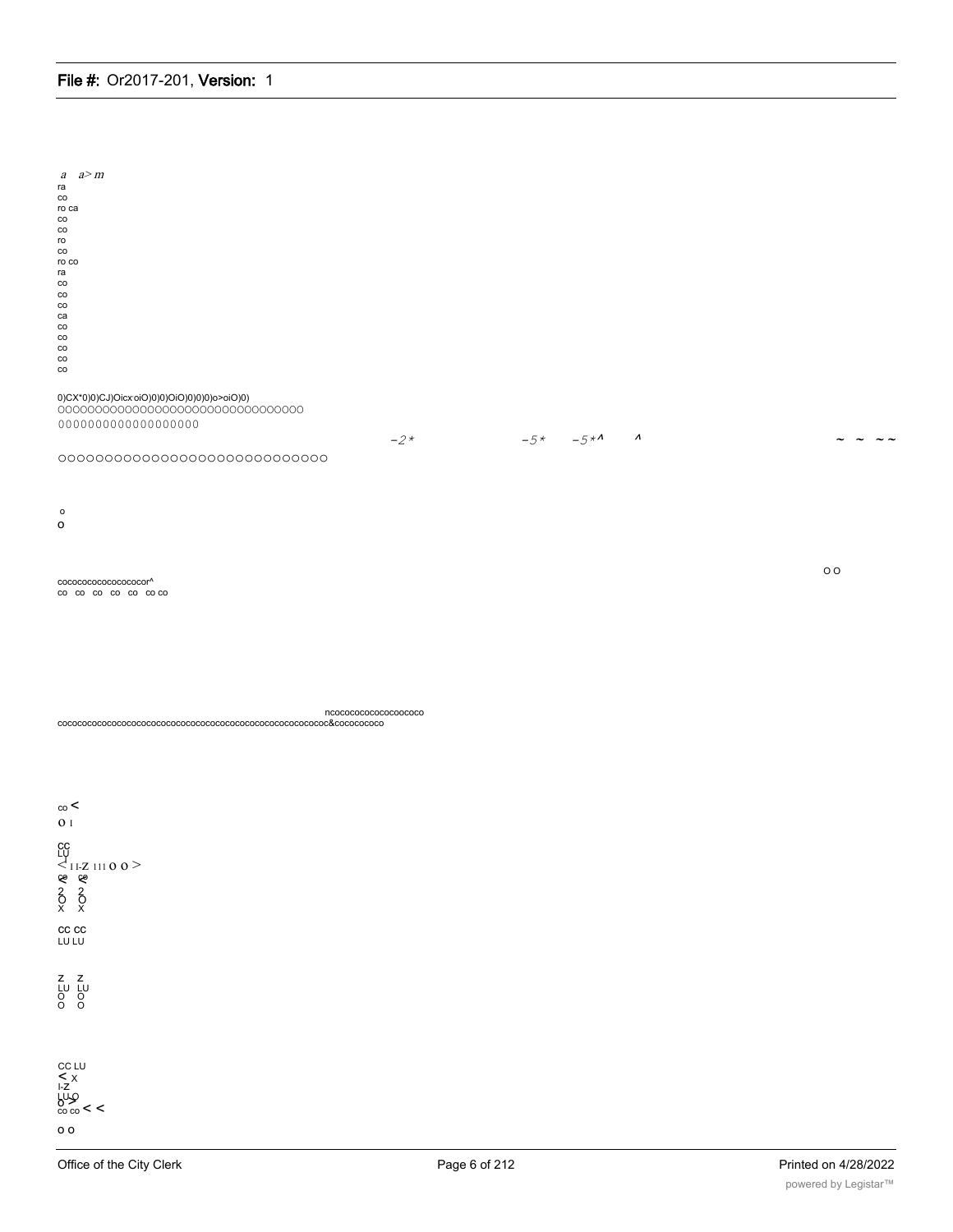a a> m
ra
co
ro ca
co
co
ro
co
ro co
ra
co
co
co
ca
co
co
co
co
co

0)CX*0)0)CJ)Oicx oiO)0)0)OiO)0)0)0)o>oiO)0)
OOOOOOOOOOOOOOOOOOOOOOOOOOOOOOOOO
0000000000000000000

−2* −5* −5*^ ^ ~ ~ ~~

OOOOOOOOOOOOOOOOOOOOOOOOOOOOOO

o
O

O O

cocococococococococor^
co co co co co co co

ncococococococoococo
cocococococococococococococococococococococococococococococ&cococococo

co <
O I

CC
LU
< I I-Z III O O >
ce ce
< <
2 2
O O
X X

CC CC
LU LU

Z Z
LU LU
O O
O O

CC LU
< X
I-Z
LU O
O >
co co < <

O O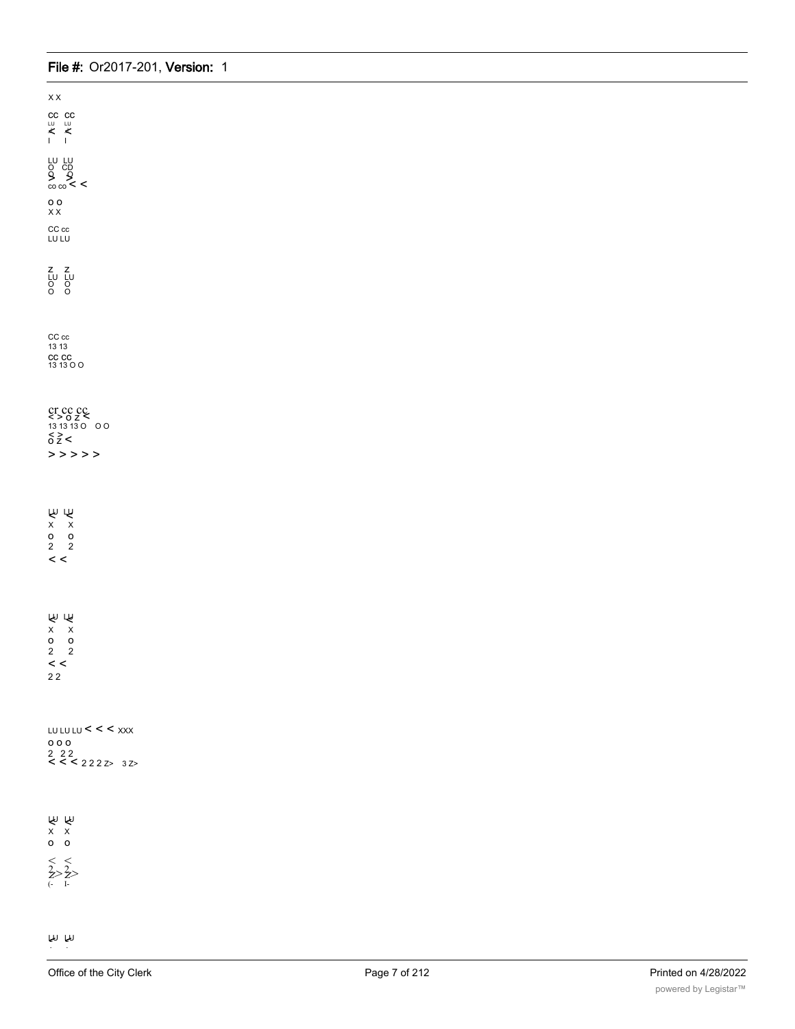X X

CC CC
LU LU
< <
I I

LU LU
O CD
Q Q
> >
co co < <

O O
X X

CC cc
LU LU

Z Z
LU LU
O O
O O

CC cc
13 13
cc cc
13 13 O O

cr cc cc
< > o z <
13 13 13 O O O
< >
o z <
> > > > >

LU LU
< <
x x
o o
2 2
< <

LU LU
< <
x x
o o
2 2
< <
2 2

LU LU LU < < < XXX
o o o
2 2 2
< < < 2 2 2 z> 3 Z>

LU LU
< <
x x
o o
< <
2 2
Z> Z>
(- I-

LU LU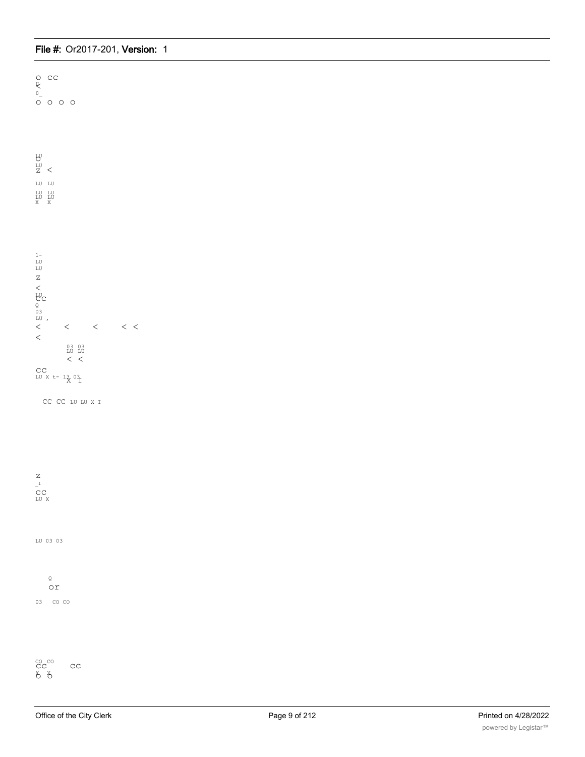O CC
<
0_
O O O O

LU
O
LU
Z <

LU LU

LU LU
LU LU
X X

1-
LU
LU
Z
<
LU
CC
Q
03
LU ,
< < < < <
<
03 03
LU LU
< <

CC
LU X t- 13 03
X I

CC CC LU LU X I

Z
_1
CC
LU X

LU 03 03

Q
or

03 CO CO

CO CO
CC CC
X X
O O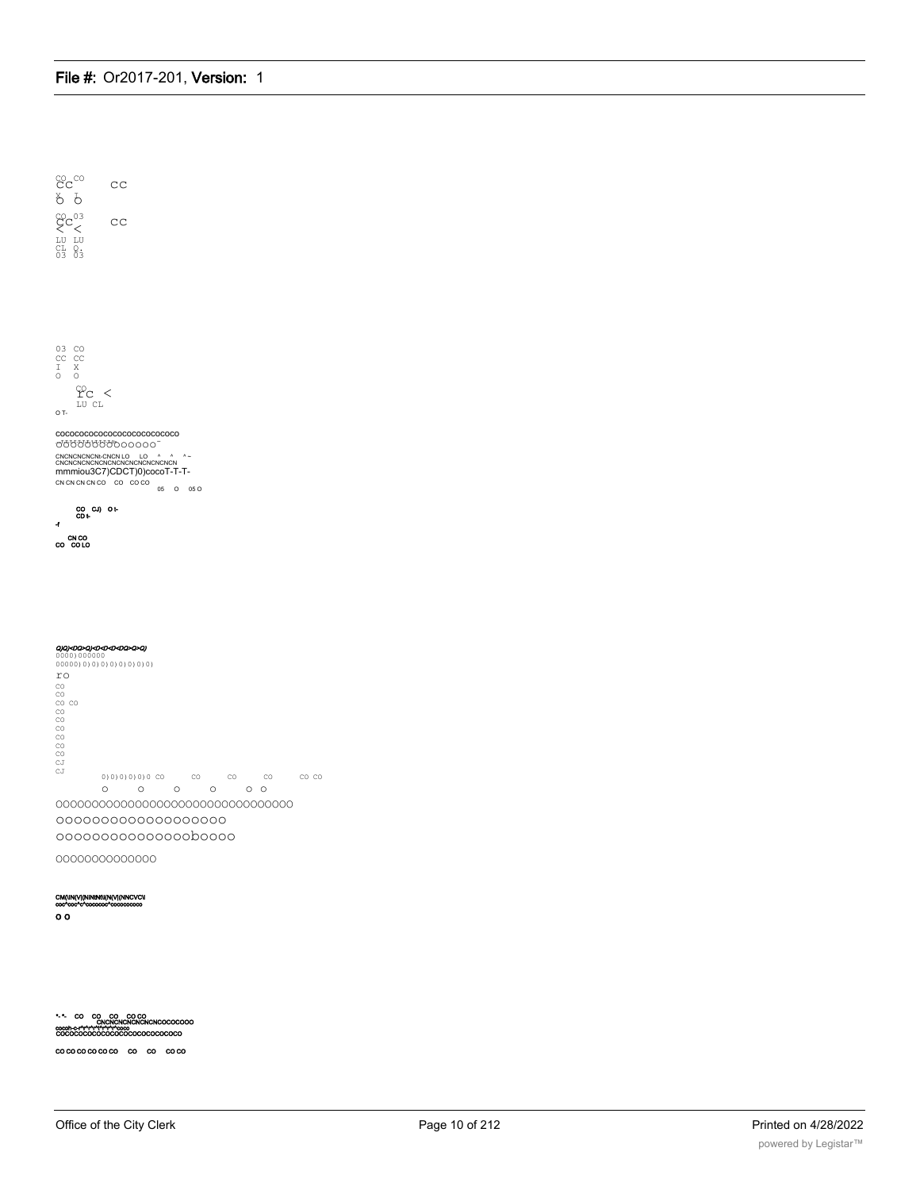CO CO
CC CC
X I
O O

CO 03
CC CC
< <
LU LU
CL Q.
03 03

03 CO
CC CC
I X
O O

CO
I'C <
LU CL
O T-

COCOCOCOCOCOCOCOCOCOCOCOCO
OOOOOOOOOOOOOO

CNCNCNCNCNi-CNCN LO LO ^ ^ ^ ~
CNCNCNCNCNCNCNCNCNCNCNCNCNCN
mmmiou3C7)CDCT)0)cocoT-T-T-
CN CN CN CN CO CO CO CO
05 O 05 O

CO CJ) O t-
CD t-
-I

CN CO
CO CO LO

Q)Q)<DQ>Q)<D<D<DQ>Q>Q)
0000)000000
00000)0)0)0)0)0)0)0)0)0)
ro
CO
CO
CO CO
CO
CO
CO
CO
CO
CO
CJ
CJ
0)0)0)0)0)0)0 CO CO CO CO CO CO
O O O O O O
OOOOOOOOOOOOOOOOOOOOOOOOOOOOOOO
OOOOOOOOOOOOOOOOOOOO
OOOOOOOOOOOOOOObOOOO
OOOOOOOOOOOOOO

CM(\IN(V|(NINININ(\|(N(V|(NNCVC\I
coc^coc^c^cococoo^cococococo
O O

*-*- CO CO CO CO CO
CNCNCNCNCNCNCNCOCOCOOO
cocoh-c-r^r^r^r^r^r^r^r^coco
COCOCOCOCOCOCOCOCOCOCOCOCOCO

CO CO CO CO CO CO CO CO CO CO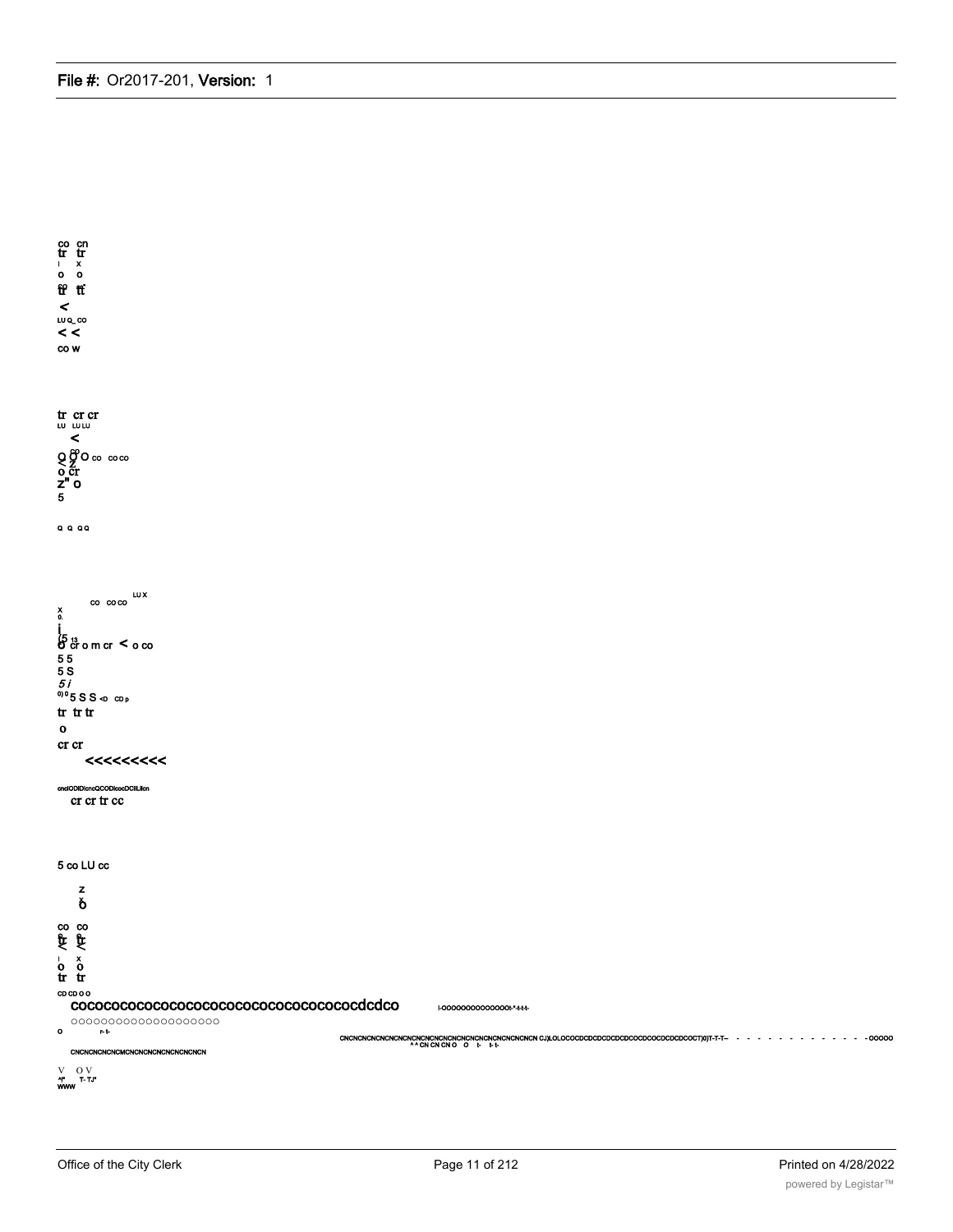co cn
tr tr
i x
o o
tr tt

<
LU Q_ CO
< <
CO W

tr cr cr
LU LU LU
<
Q O O CO CO CO
< Z
o cr
Z" O
5

Q Q Q Q

LU X
CO CO CO
x
0.

i
(5 13
O cr o m cr < o co
5 5
5 S
5 i
0) 0 5 S S <D CD p
tr tr tr
o
cr cr
<<<<<<<<<

cnclODIDicncQCODicocDCIILIlcn
cr cr tr cc

5 co LU cc

z
o

co co
tr tr
< <
i x
o o
tr tr

CD CD O O
cococococococococococococococococdcdco

I-OOOOOOOOOOOOOOt-*-t-t-t-

oooooooooooooooooooo
o r- t-

CNCNCNCNCNCNCNCNCNCNCNCNCNCNCNCNCNCNCNCNCNCNCN CJ)LOLOCOCDCDCDCDCDCDCOCDCOCDCDCDCOCT)0)T-T-T— - - - - - - - - - - - - - - OOOOO
^ ^ CN CN CN O O t- t- t-

CNCNCNCNCNCNCMCNCNCNCNCNCNCNCN

V O V
^I" T- TJ"
WWW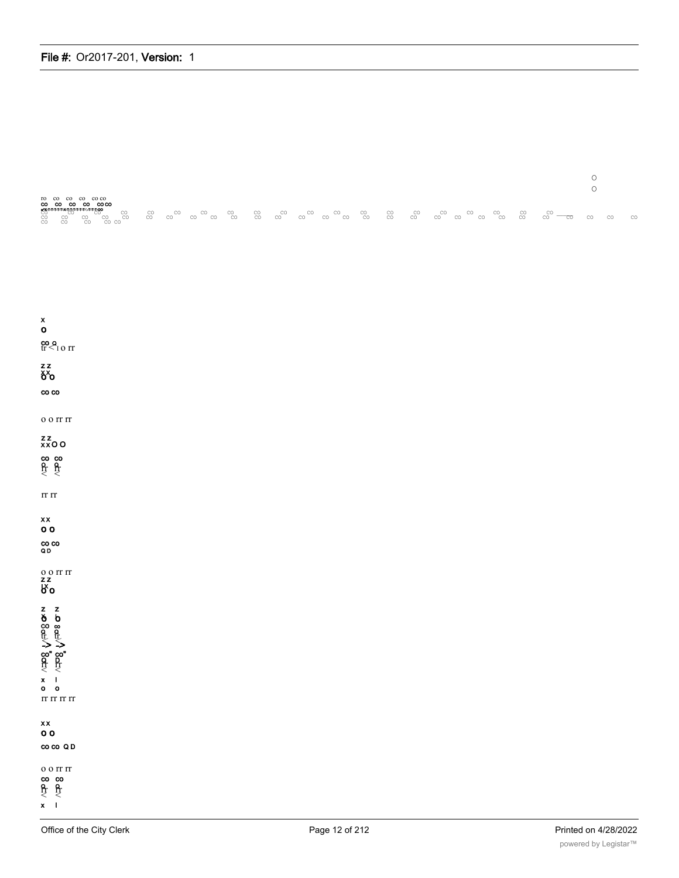O
O

ro co co co co co
CO CO CO CO CO CO
CO CO CO CO CO CO CO CO CO CO CO CO CO CO CO CO CO CO CO CO CO CO CO CO CO CO CO CO CO CO CO CO CO CO CO CO CO CO CO CO CO CO CO CO CO CO CO CO CO

x
o

co o
rr < I o rr

z z
x x
o o

co co

o o rr rr

z z
x x O O

co co
o o
rr rr
< <

rr rr

x x
o o

co co
Q D

o o rr rr
z z
I x
o o

z z
x
o o
co co
o o
rr rr
-> ->
co" co"
o D
rr rr
< <
x I
o o
rr rr rr rr

x x
o o

co co Q D

o o rr rr
co co
o o
rr rr
< <
x I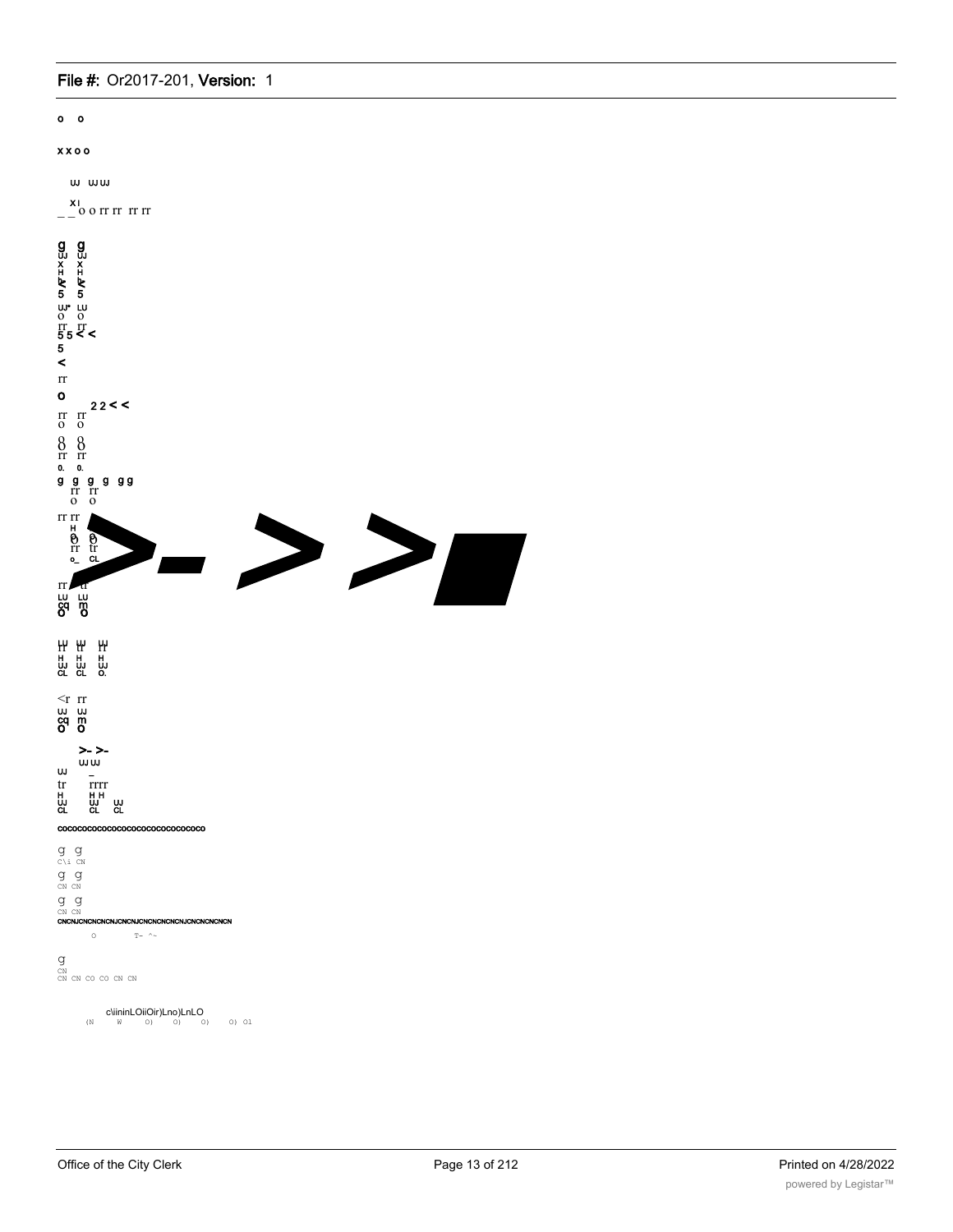o o

x x o o

UJ UJ UJ

_ _ x I o o rr rr rr rr

g g
UJ UJ
x x
H H
Ł Ł
5 5
UJ* LU
o o
rr rr
5 5 < <
5
<
rr
o
2 2 < <
rr rr
o o
8 8
rr rr
0. 0.
g g g g g g
rr rr
o o
rr rr
H
θ θ
rr tr
o_ CL

>- > >

rr rr
LU LU
cq m
O O

LU LU LU
rr tr rr
H H H
UJ UJ UJ
CL CL O.

<r rr
UJ UJ
cq m
O O

>- >-
UJ UJ
UJ _
tr rrrr
H H H
UJ UJ UJ
CL CL CL

COCOCOCOCOCOCOCOCOCOCOCOCOCOCO

g g
C\i CN
g g
CN CN
g g
CN CN
CNCNJCNCNCNCNJCNCNJCNCNCNCNCNJCNCNCNCNCN
O T- ^~

g
CN
CN CN CO CO CN CN

c\iininLOiiOir)Lno)LnLO
(N W O) O) O) O) O1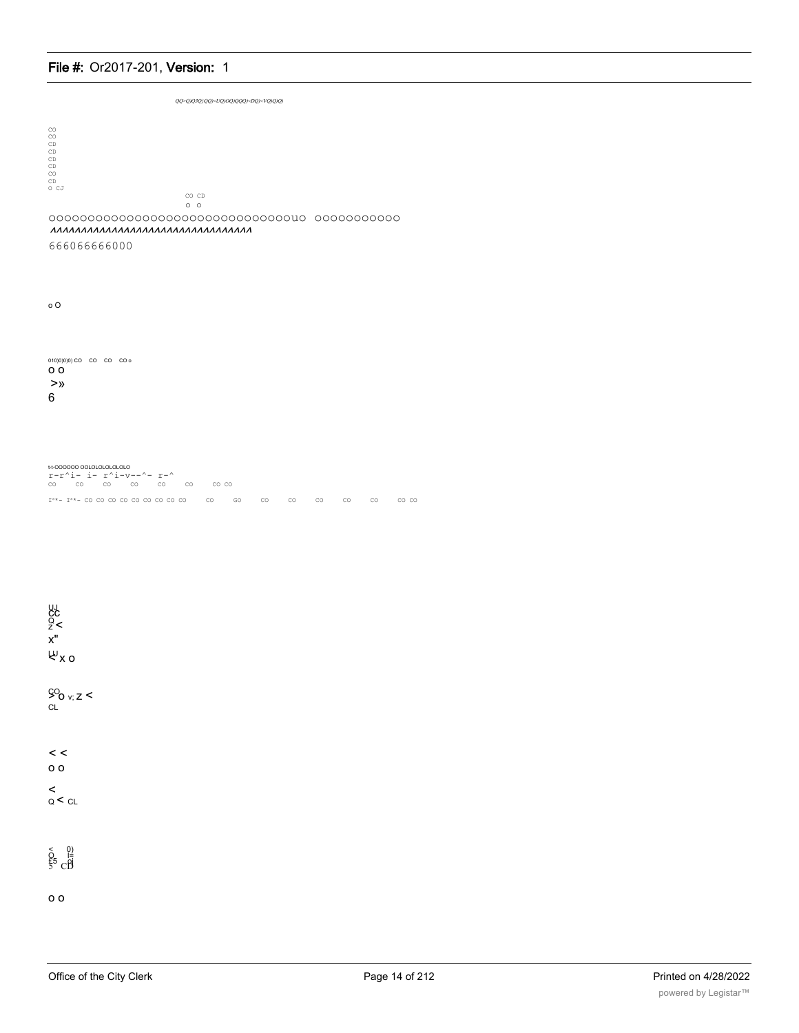QQ>Q)Q3Q)QQ)<UQ)OQ)QQQ)<DQ)<VQ)QQ)

CO
CO
CD
CD
CD
CD
CO
CD
O CJ

CO CD
O O

OOOOOOOOOOOOOOOOOOOOOOOOOOOOOOOuO OOOOOOOOOOO
ΛΛΛΛΛΛΛΛΛΛΛΛΛΛΛΛΛΛΛΛΛΛΛΛΛΛΛΛΛΛΛΛ
666066666000

o O

010)0)0)0) CO CO CO CO o
O O
>»
6

t-I-OOOOOO OOLOLOLOLOLOLO
r-r^i- i- r^i-v--^- r-^
CO CO CO CO CO CO CO CO

I"*- I"*- CO CO CO CO CO CO CO CO CO CO GO CO CO CO CO CO CO CO

UJ
CC
Q
Z <
X"
UJ
< X O

CO
> O v; Z <
CL

< <
O O
<
Q < CL

< 0)
O |=
£5 Ol
5 CD

O O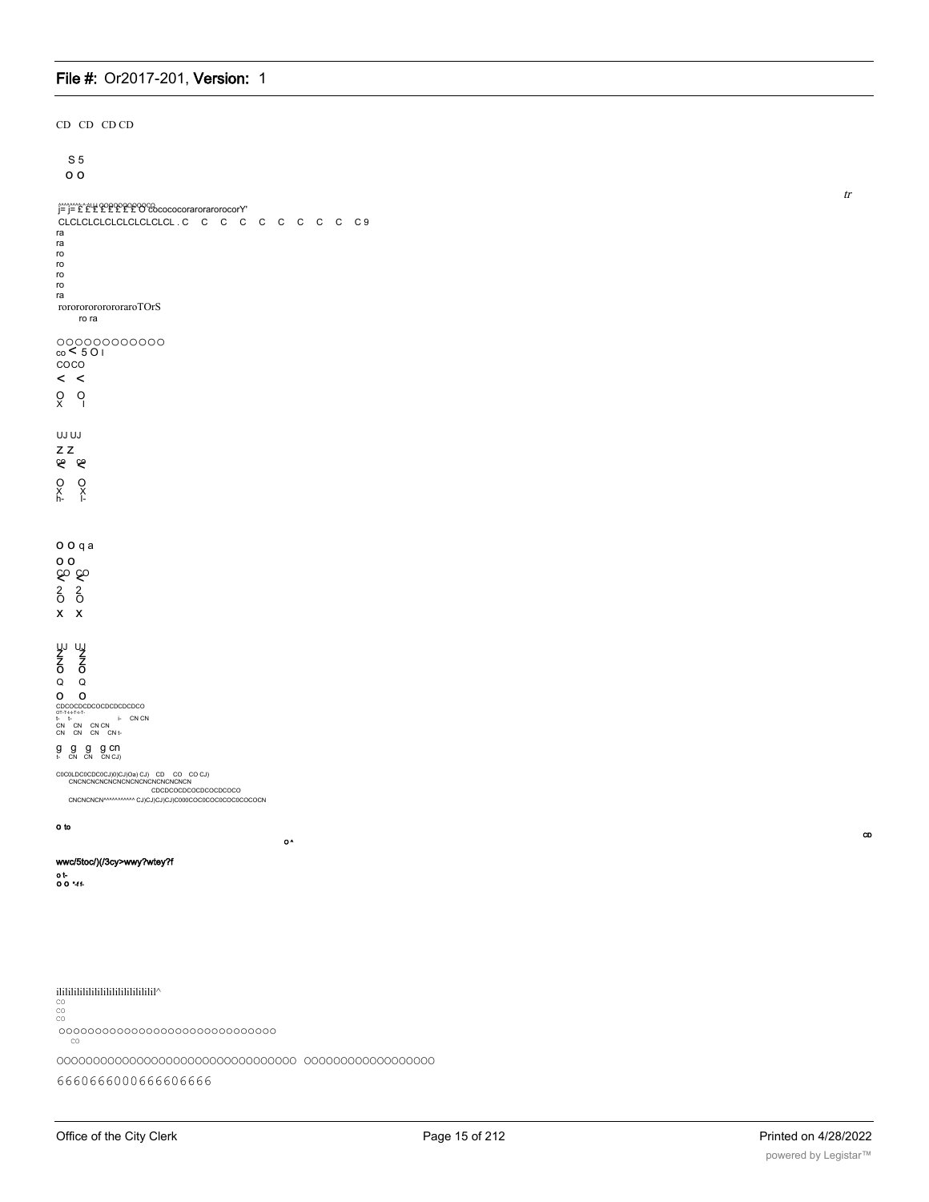CD CD CD CD

S 5
O O

tr

j= j= £ £ £ £ £ £ £ O cococoorarorarorocorY'
CLCLCLCLCLCLCLCLCLCL . C C C C C C C C C C C 9
ra
ra
ro
ro
ro
ro
ra
rorororororororaroTOrS
ro ra

OOOOOOOOOOOO
co < 5 O I
COCO
< <
O O
X I

UJ UJ
Z Z
co co
O O
X X
h- I-

O O q a
O O
CO CO
2 2
O O
X X

UJ UJ
Z Z
Z Z
O O
Q Q
O O
CDCOCDCDCOCDCDCDCDCO
OT-T-t-t-T-t-T-
t- t- i- CN CN
CN CN CN CN
CN CN CN CN t-

g g g g cn
t- CN CN CN CJ)

C0C0LDC0CDC0CJ)0)CJ)0a) CJ) CD CO CO CJ)
CNCNCNCNCNCNCNCNCNCNCNCNCNCN
CDCDCOCDCOCDCOCDCOCO
CNCNCNCN^^^^^^^^^^ CJ)CJ)CJ)CJ)C000COC0COC0COC0COCOCN

o to

o ^

CD

wwc/5toc/)(/3cy>wwy?wtey?f

o t-
o o *-f f-

ilililililililililililililililil^
CO
CO
CO
OOOOOOOOOOOOOOOOOOOOOOOOOOOOOO
CO

OOOOOOOOOOOOOOOOOOOOOOOOOOOOOOOO OOOOOOOOOOOOOOOOOO

6660666000666606666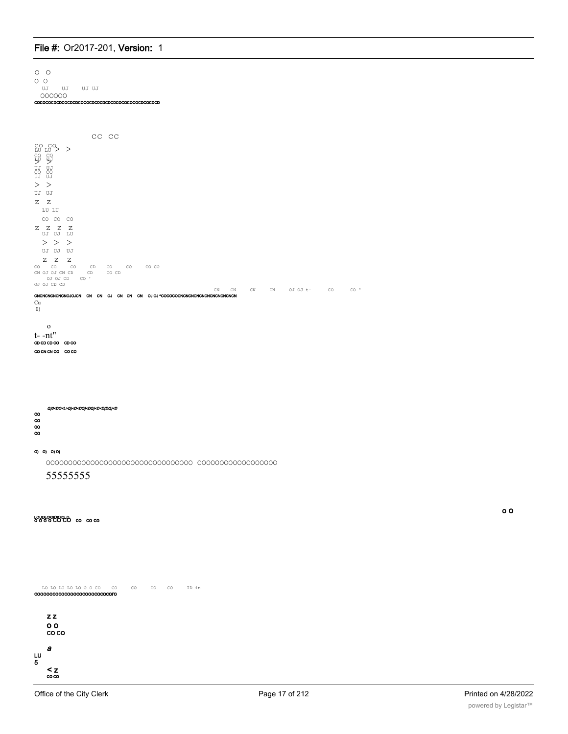O O
O O
UJ UJ UJ UJ
OOOOOO
COCOCOCDCDCOCDCDCOCOCDCDCDCDCDCOCOCOCOCDCOCDCD

CC CC

CO CO
LU LU > >
CO CO
LU UJ
> >
UJ UJ
CO CO
UJ UJ
> >
UJ UJ
Z Z
LU LU
CO CO CO
Z Z Z Z
UJ UJ LU
> > >
UJ UJ UJ
Z Z Z
CO CO CO CD CO CO CO CO
CN OJ OJ CN CD CD CO CD
OJ OJ CD CO '
OJ OJ CD CD
CN CN CN CN OJ OJ t- CO CO '
CNCNCNCNCNOJOJCN CN CN OJ CN CN CN OJ OJ ^COCOCOCNCNCNCNCNCNCNCNCNCN
Cu
0)

o
t- -nt"
CD CD CD CO CD CO
CO CN CN CO CO CO

Q)0<DO<L>Q)<D<DQ)<DQ)<D<D(DQ)<D
CO
CO
CO
CO

O) O) O) O)

OOOOOOOOOOOOOOOOOOOOOOOOOOOOOOOO OOOOOOOOOOOOOOOOOO
55555555

O O

LOUDLOIOIOIOIOLO
O O O O CO CO CO CO CO

LO LO LO LO LO O O CO CO CO CO CO ID in
COOOOOCOCOCOOOCOCOOOCOCOCOrO

Z Z
O O
CO CO

a
LU
5
< Z
CO CO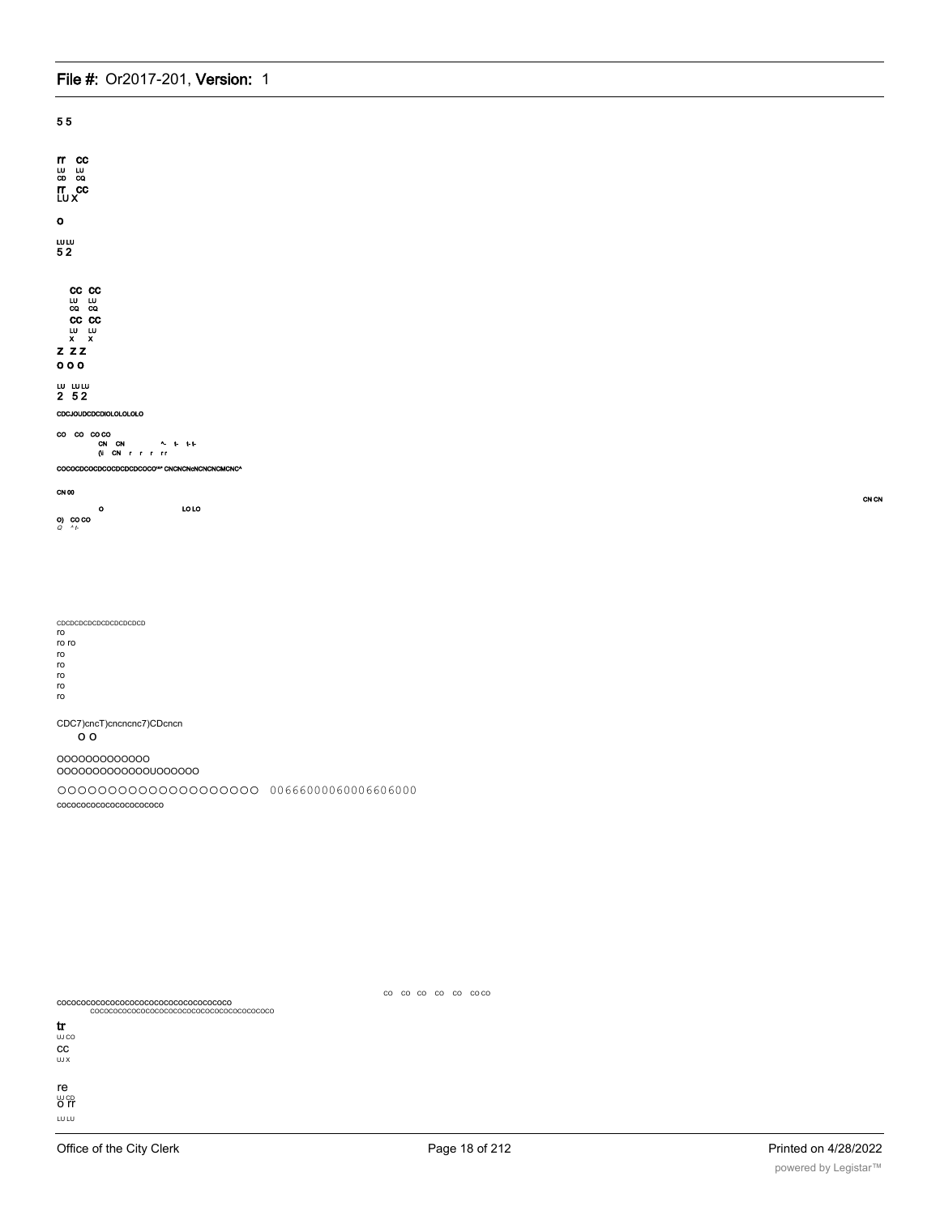5 5

rr CC
LU LU
CD CQ
rr CC
LU X

o

LU LU
5 2

CC CC
LU LU
CQ CQ
CC CC
LU LU
X X
Z Z Z
o o o

LU LU LU
2 5 2

CDCJOUDCDCDIOLOLOLOLO

CO CO CO CO
CN CN ^- t- t- t-
(\i CN r r r r r

COCOCDCOCDCOCDCDCDCOCO^^ CNCNCNcNCNCNCNCMCNC^

CN 00

CN CN

o LO LO

O) CO CO
Q ^ t-

CDCDCDCDCDCDCDCDCDCD
ro
ro ro
ro
ro
ro
ro
ro

CDC7)cncT)cncncnc7)CDcncn
O O

OOOOOOOOOOOOO
OOOOOOOOOOOOOUOOOOOO

OOOOOOOOOOOOOOOOOOOO 00666000060006606000
cocococococococococo

CO CO CO CO CO CO CO

cocococococococococococococococococo
cocococococococococococococococococococo

tr
UJ CO
CC
UJ X

re
UJ CD
O rr
LU LU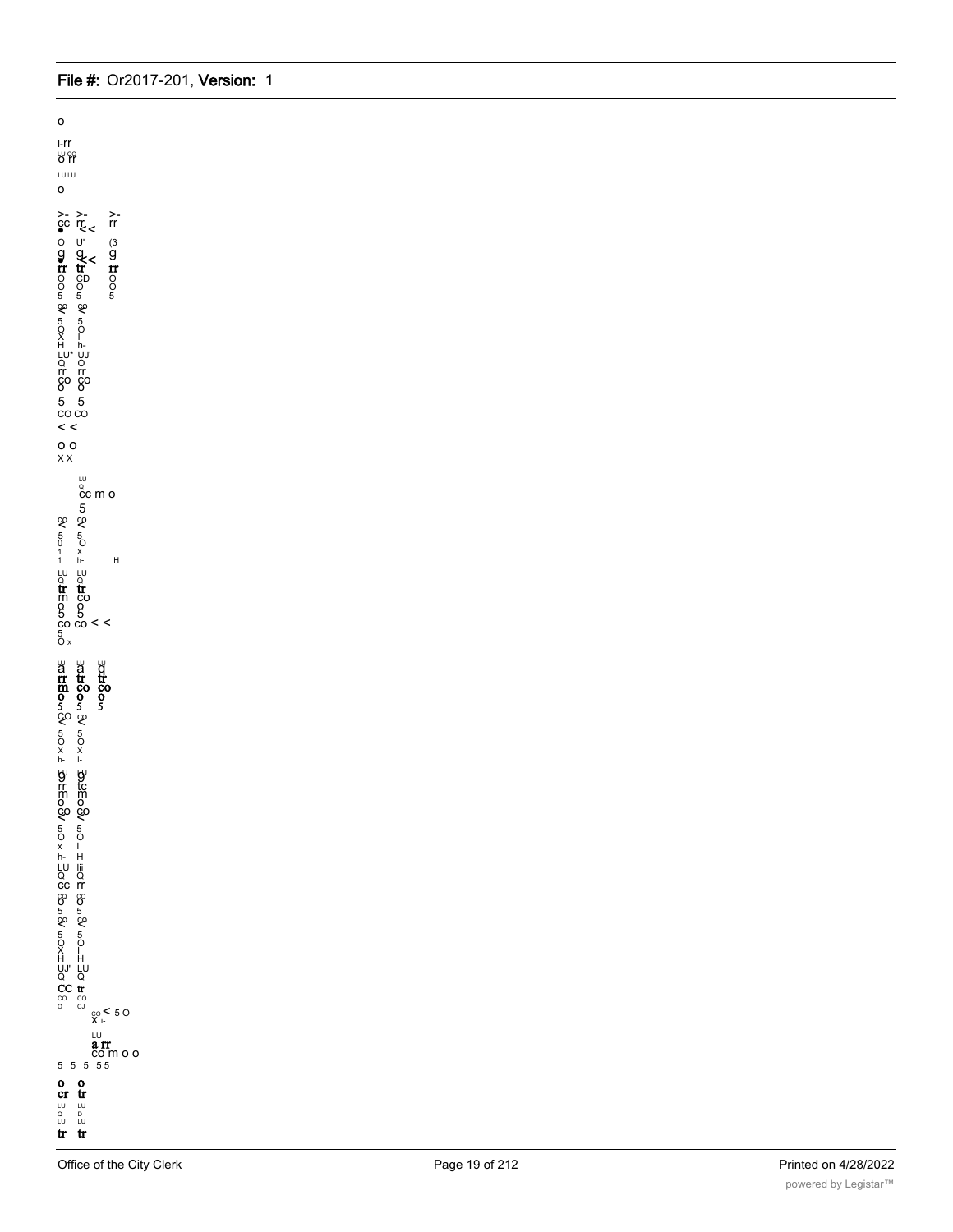o

I-rr
o rr

LU LU

o

>- >- >-
cc rr << rr

o U' (3
g g g
rr tr << rr
O CD O
O O O
5 5 5

5 5
O O
X I
H h-
LU* UJ'
Q O
rr rr
CO CO
O O
5 5
CO CO
< <

o o
x x

LU
Q
cc m o
5

5 5
0 O
1 X
1 h- H
LU LU
Q Q
tr tr
m CO
O O
5 5
CO CO < <
5
O x

a a q
rr tr tr
m co co
o o o
5 5 5

5 5
O O
X X
h- I-

g g
rr tc
m m
o o

5 5
O O
x I
h- H
LU Iii
Q Q
CC rr

5 5

5 5
O O
X I
H H
UJ' LU
Q Q
CC tr
CO CO
O CJ

X < 5 O

LU
a rr
co m o o
5 5 5 5 5

o o
cr tr
LU LU
Q D
LU LU
tr tr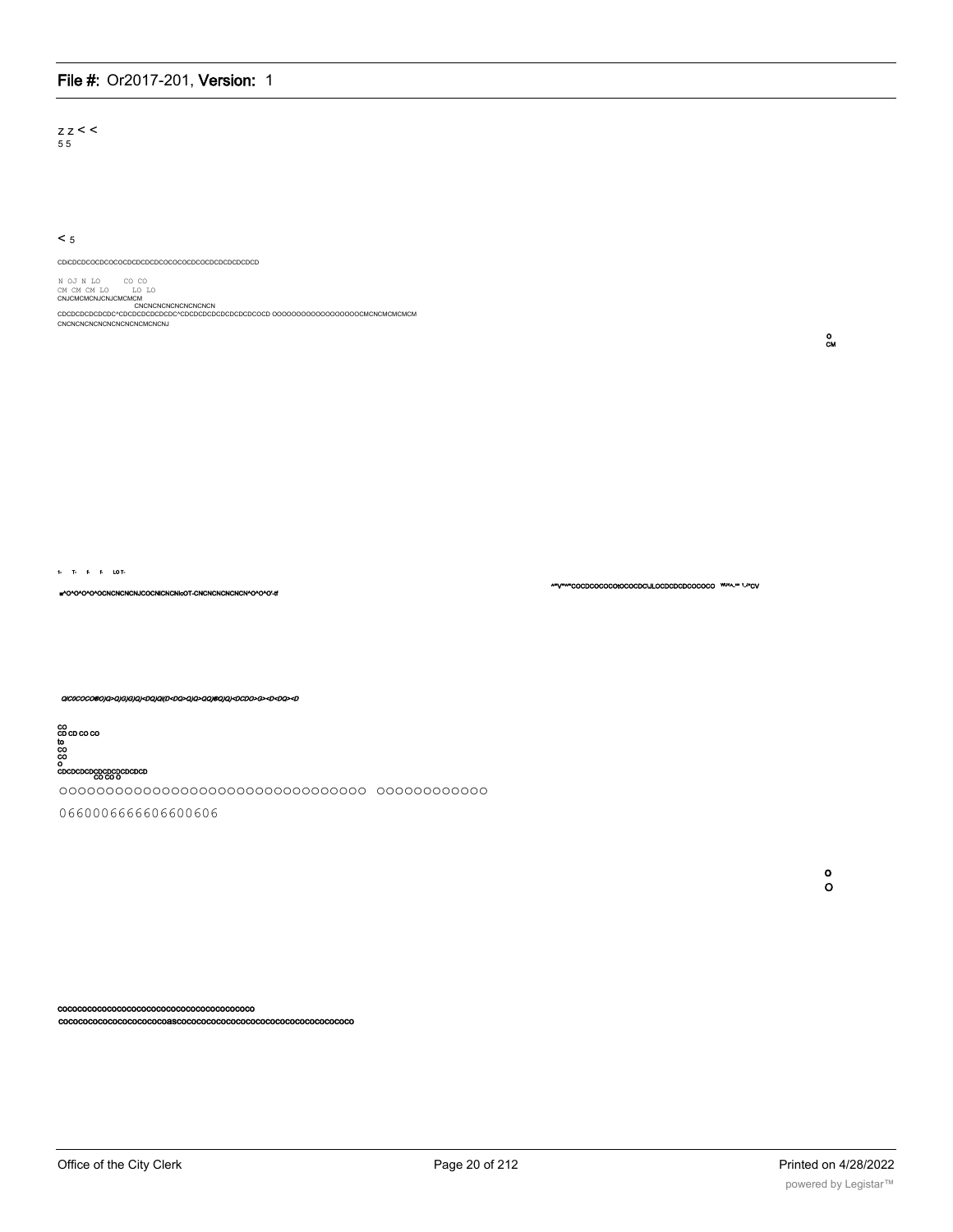z z < <
5 5

< 5

CDiCDCDCOCDCOCOCDCDCDCDCOCOCOCDCOCDCDCDCDCDCD

N OJ N LO CO CO
CM CM CM LO LO LO
CNJCMCMCNJCNJCMCMCM
CNCNCNCNCNCNCNCNCN
CDCDCDCDCDCDC^CDCDCDCDCDCDC^CDCDCDCDCDCDCDCDCOCD OOOOOOOOOOOOOOOOOOCMCNCMCMCMCM
CNCNCNCNCNCNCNCNCNCMCNCNJ

O
CM

1- T- f- f- LO T-

=^O^O^O^O^OCNCNCNCNJCOCNICNCNIcOT-CNCNCNCNCNCN^O^O^O'-tf

^^V^^^COCDCOCOCOtOCOCDC\JLOCDCDCDCOCOCO W^^ T-^CV

QIC0COCO®O)G>Q)G)G)Q)<DQ)QI(D<DG>Q)Q>QQ)®Q)Q)<DCDG>G><D<DG><D

CO
CD CD CO CO
to
CO
CO
O
CDCDCDCDCDCDCDCDCDCD
CO CO O

OOOOOOOOOOOOOOOOOOOOOOOOOOOOOOOOO OOOOOOOOOOOO

06600066666606600606

O
O

COCOCOCOCOCOCOCOCOCOCOCOCOCOCOCOCOCOCOCOCOCO
COCOCOCOCOCOCOCOCOCOCOCOasCOCOCOCOCOCOCOCOCOCOCOCOCOCOCOCOCOCOCOCO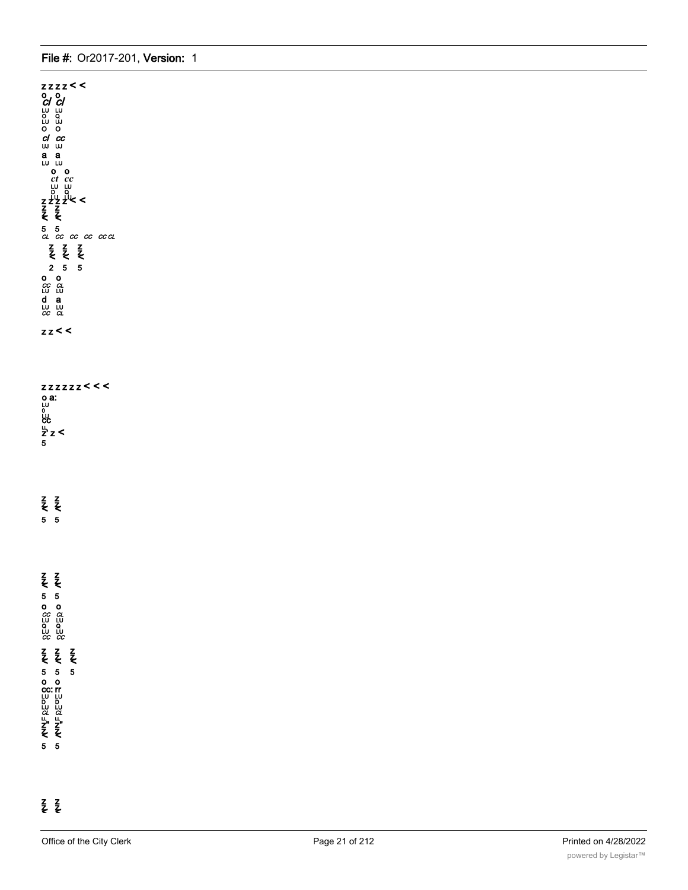z z z z < <
o o
cl cl
LU LU
o o
LU LU
o o
cl cc
LU LU
a a
LU LU
o o
ct cc
LU LU
D Q
z z z z < <
z z
< <
5 5
cl cc cc cc cc cl
z z z
< < <
2 5 5
o o
cc cl
LU LU
d a
LU LU
cc cl

z z < <

z z z z z z < < <
o a:
LU
o
LU
cc
LF
z z <
5

z z
< <
5 5

z z
< <
5 5
o o
cc cl
LU LU
Q Q
LU LU
cc cc

z z z
< < <
5 5 5
o o
cc: rr
LU LU
D D
LU LU
cl cl
LF LF
z" z"
< <
5 5

z z
< <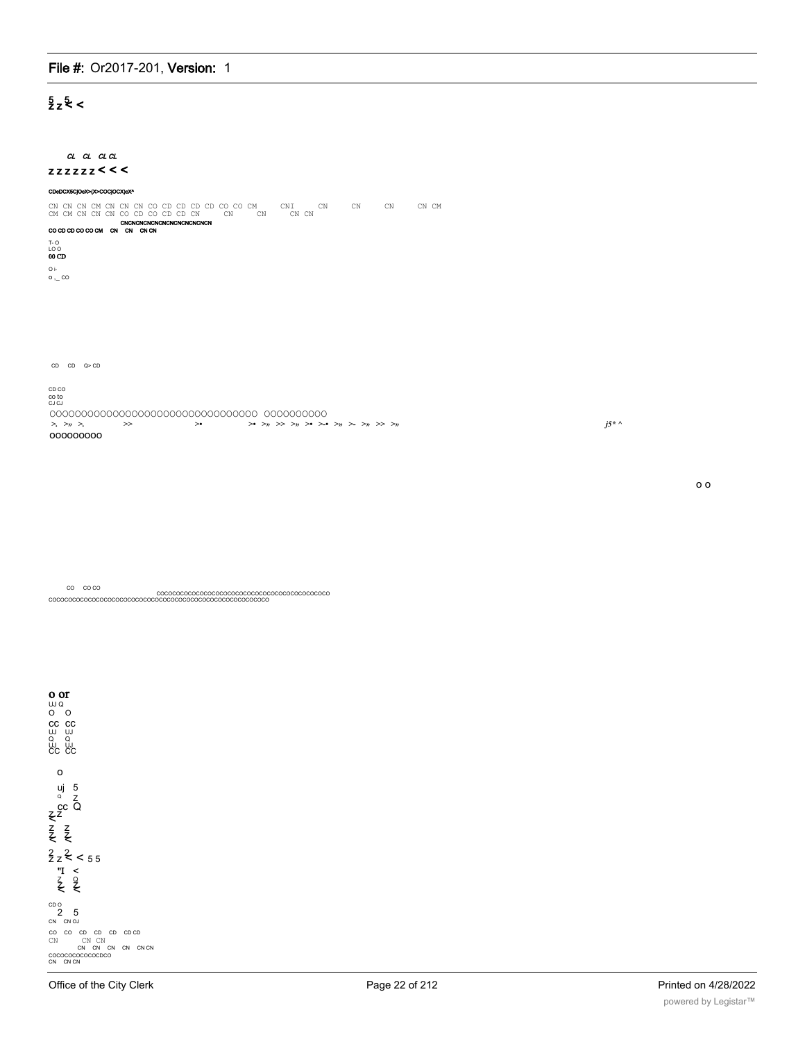5 5
z z < <

CL CL CL CL
z z z z z z < < <

CDcDCXSCjOcX>(X>COCjOCX)cX^

CN CN CN CM CN CN CN CO CD CD CD CD CO CO CM CNI CN CN CN CN CM
CM CM CN CN CN CO CD CO CD CD CN CN CN CN CN

CNCNCNCNCNCNCNCNCNCNCNCN

CO CD CD CO CO CM CN CN CN CN

T- O
LO O
00 CD

O i-
O ._ CO

CD CD Q> CD

CD CO
co to
CJ CJ

OOOOOOOOOOOOOOOOOOOOOOOOOOOOOOOOO OOOOOOOOOO

>. >» >. >> >• >• >» >> >» >• >-• >» >- >» >> >»

j5* ^

OOOOOOOOO

o o

CO CO CO

COCOCOCOCOCOCOCOCOCOCOCOCOCOCOCOCOCOCOCOCOCOCOCOCO
COCOCOCOCOCOCOCOCOCOCOCOCOCOCOCOCOCOCOCOCOCOCOCOCOCOCOCO

o or
UJ Q
O O
CC CC
UJ UJ
Q Q
UJ UJ
CC CC

o

uj 5
Q Z
CC Q
Z Z
<

Z Z
< <

2 2
Z Z < < 5 5

"I <
Z Q
< Z
<

CD O
2 5
CN CN OJ

CO CO CD CD CD CD CD
CN CN CN
CN CN CN CN CN CN

COCOCOCOCOCOCDCO
CN CN CN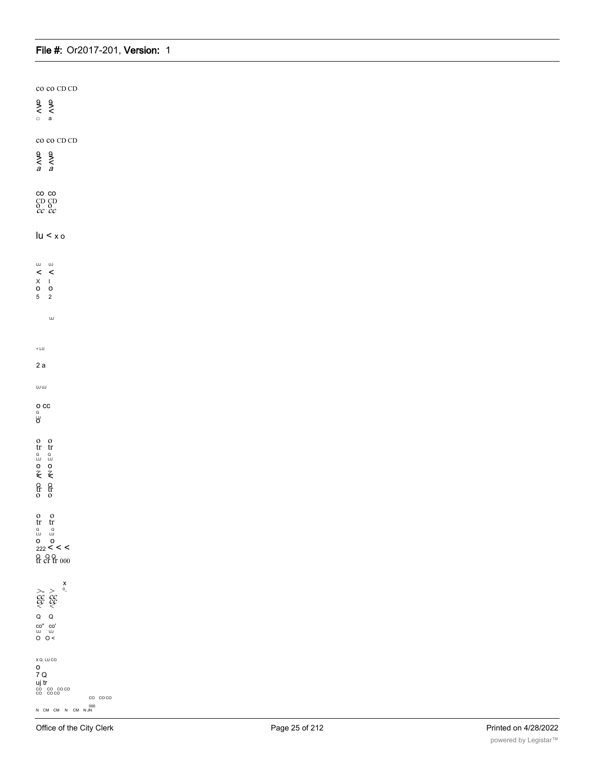co co CD CD

9 9
< <
□ a

co co CD CD

9 9
< <
a a

co co
CD CD
o o
cc cc

lu < x o

UJ UJ
< <
X I
O O
5 2

UJ

< LU

2 a

UJ UJ

O CC
G
LU
O

o o
tr tr
G Q
LU LU
O O
2' 2'
< <
Q Q
tr tr
o o

o o
tr tr
G Q
LU LU
O O
222 < < <
Q Q Q
tr cr tr 000

X
> > 0_
cc cc
cc cc
< <

Q Q

co" co'
UJ UJ
O O <

X Q. LU CO
O
7 Q
uj tr
CO CO CO CO
CO CO CO
CO CO CO
000
N CM CM N CM N JN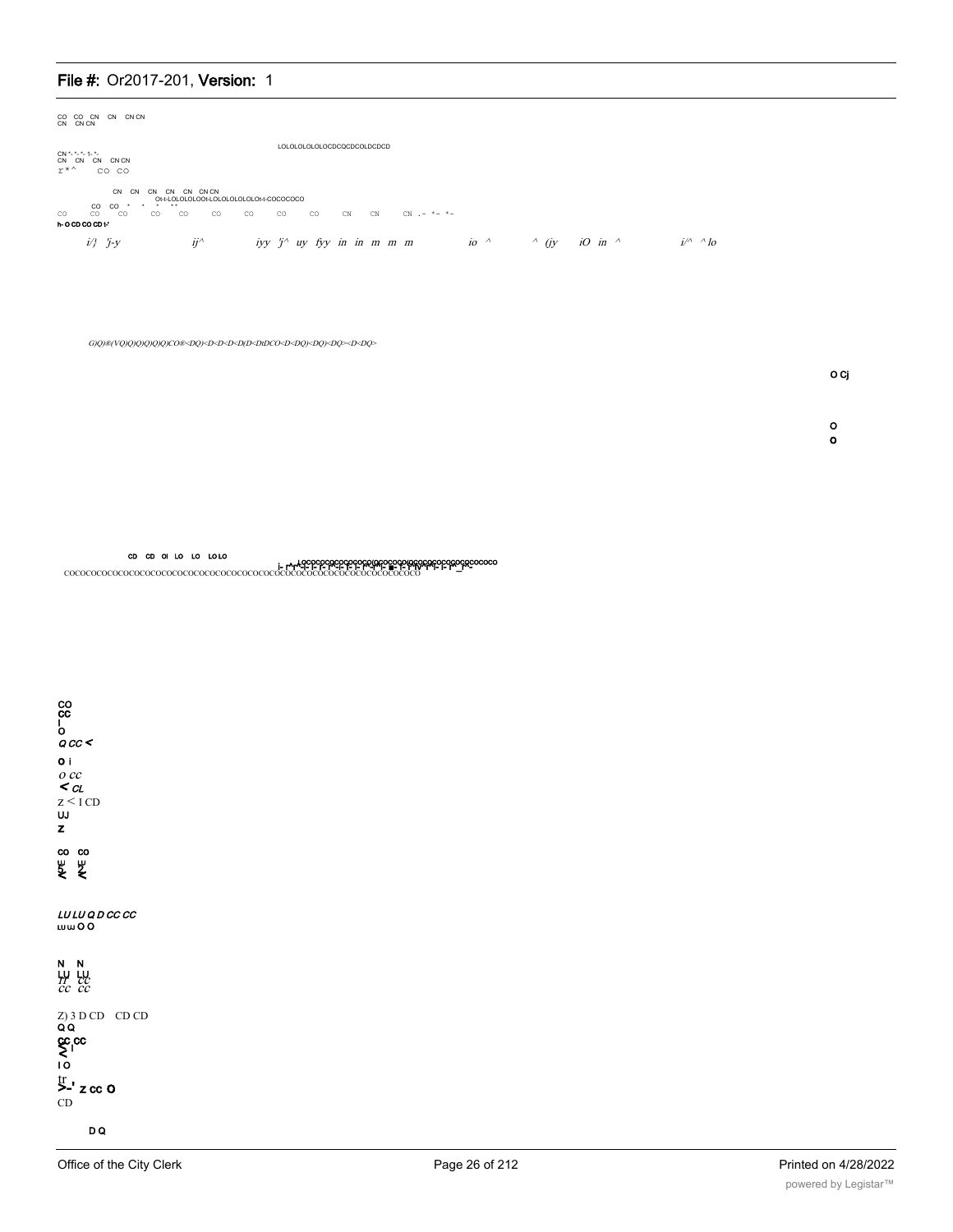CO CO CN CN CN CN
CN CN CN

LOLOLOLOLOLOCDCQCDCOLDCDCD

CN *- *- *- 1- *-
CN CN CN CN CN
r * ^ CO CO

CN CN CN CN CN CN CN
Ot-t-LOLOLOLOOt-LOLOLOLOLOLOt-t-COCOCOCO
CO CO * * * * *
CO CO CO CO CO CO CO CO CO CN CN CN .- *- *-
h- O CD CO CD t-'

*i/} 'j-y ij^ iyy 'j^ uy fyy in in m m m io ^ ^ (jy iO in ^ i/^ ^ lo*

*G)Q)®(VQ)Q)Q)Q)Q)Q)CO®<DQ)<D<D<D<D(D<DtDCO<D<DQ)<DQ)<DQ><D<DQ>*

O Cj

O
O

CD CD OI LO LO LO LO

COCOCOCOCOCOCOCOCOCOCOCOCOCOCOCOCOCOCOCOCOCOCOCOCOCOCOCOCOCOCOCOCOCOCOCOCO

CO
CC
I
O
*Q CC <*

O i
*O CC*
*< CL*
Z < I CD
UJ
Z

CO CO

*LU LU Q D CC CC*
LU LU O O

N N
LU LU
*CC CC*

Z) 3 D CD CD CD
Q Q
CC CC
I O
tr
Z CC O
CD

D Q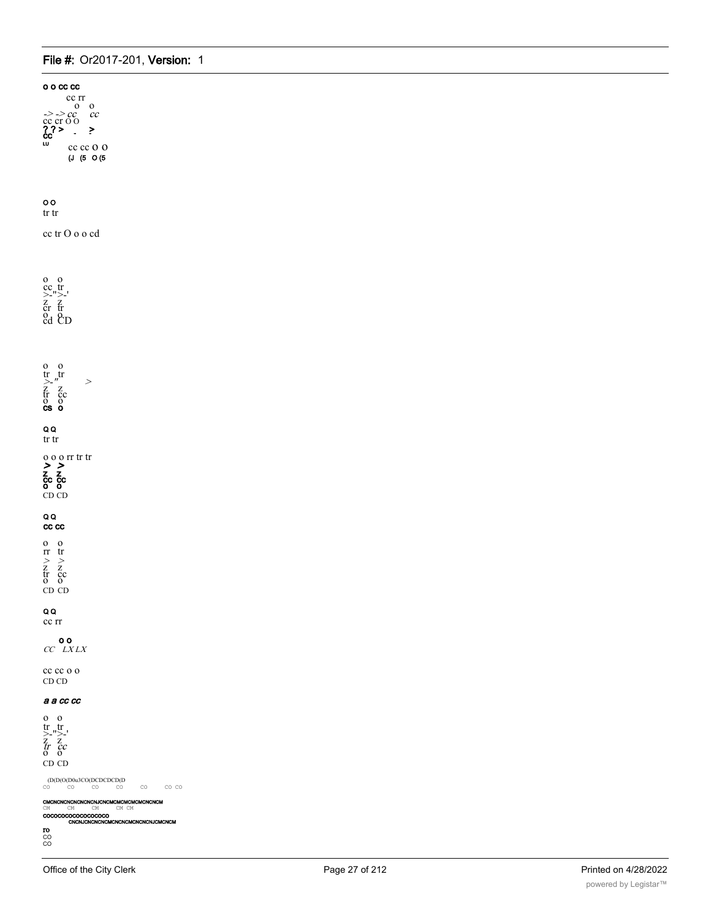o o cc cc

cc rr
o o
-> -> cc cc
cc cr O O
? ? > - >
cc
ω
cc cc O O
(J (5 O (5

o o
tr tr

cc tr O o o cd

o o
cc tr
>-">-'
z z
cr tr
o o
cd CD

o o
tr tr
>-" >
z z
tr cc
o o
CS o

Q Q
tr tr

o o o rr tr tr
> >
z z
cc cc
o o
CD CD

Q Q
cc cc

o o
rr tr
> >
z z
tr cc
o o
CD CD

Q Q
cc rr

o o
CC LX LX

cc cc o o
CD CD

*a a cc cc*

o o
tr tr
>-">-'
z z
*tr cc*
o o
CD CD

(D(D(O(D0u3CO(DCDCDCD(D
CO CO CO CO CO CO CO

CMCNCNCNCNCNCNCNJCNCMCMCMCMCMCNCNCM
CM CM CM CM CM
COCOCOCOCOCOCOCOCO
CNCNJCNCNCNCMCNCNCMCNCNCNCNJCMCNCM
ro
CO
CO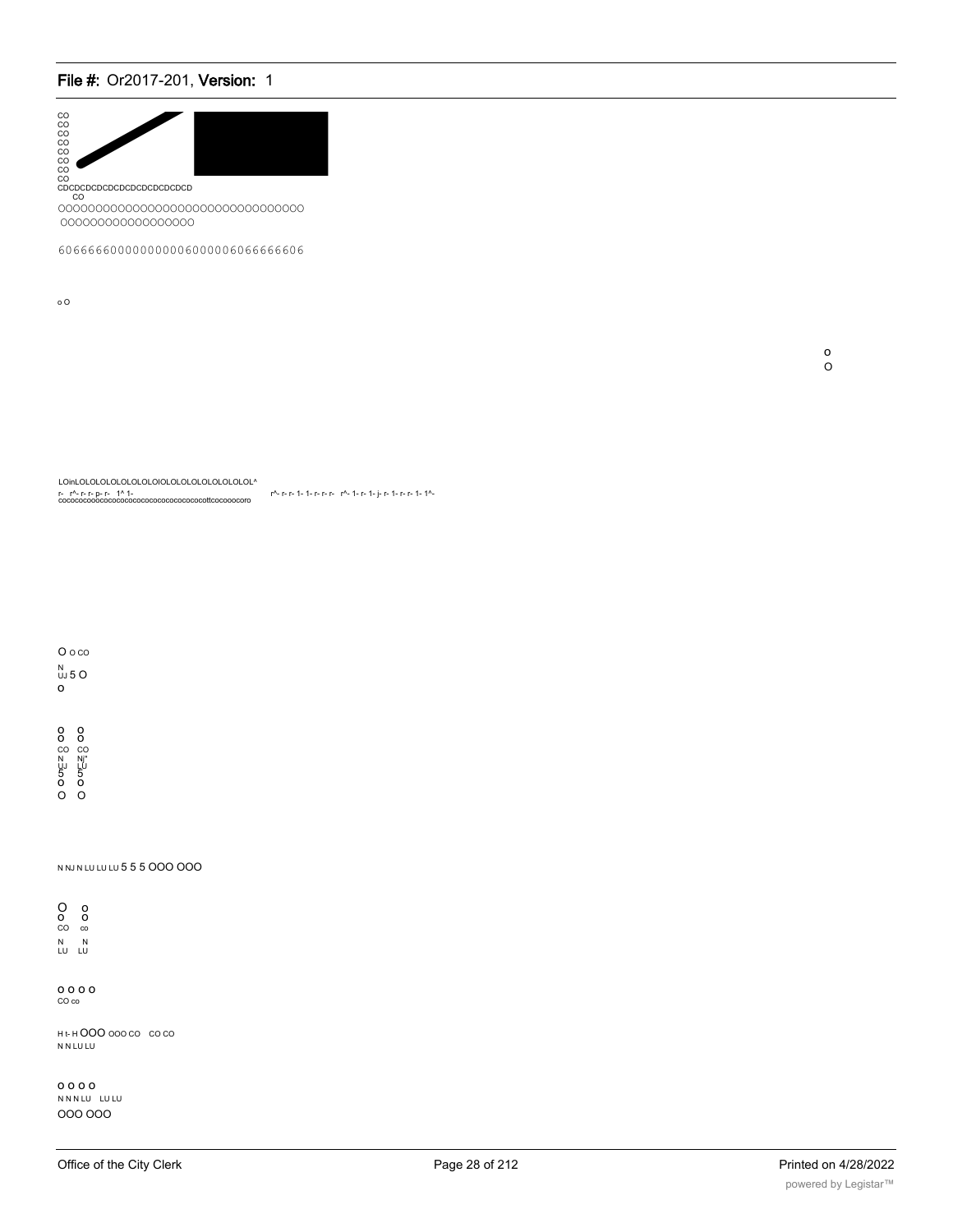CO
CO
CO
CO
CO
CO
CO
CO
CDCDCDCDCDCDCDCDCDCDCDCD
CO
OOOOOOOOOOOOOOOOOOOOOOOOOOOOOOOO
OOOOOOOOOOOOOOOOOO

60666660000000000600000606666606

o O

o
O

LOinLOLOLOLOLOLOLOIOLOLOLOLOLOLOLOL^
r- r^- r- r- p- r- 1^ 1- cocococooococococococococococococottcocooocoro r^- r- r- 1- 1- r- r- r- r^- 1- r- 1- j- r- 1- r- r- 1- 1^-

O o co
N
UJ 5 O
o

o o
o o
CO CO
N Nj"
UJ LU
5 5
o o
O O

N NJ N LU LU LU 5 5 5 OOO OOO

O o
o o
CO co
N N
LU LU

o o o o
CO co

H t- H OOO ooo co co co
N N LU LU

o o o o
N N N LU LU LU
OOO OOO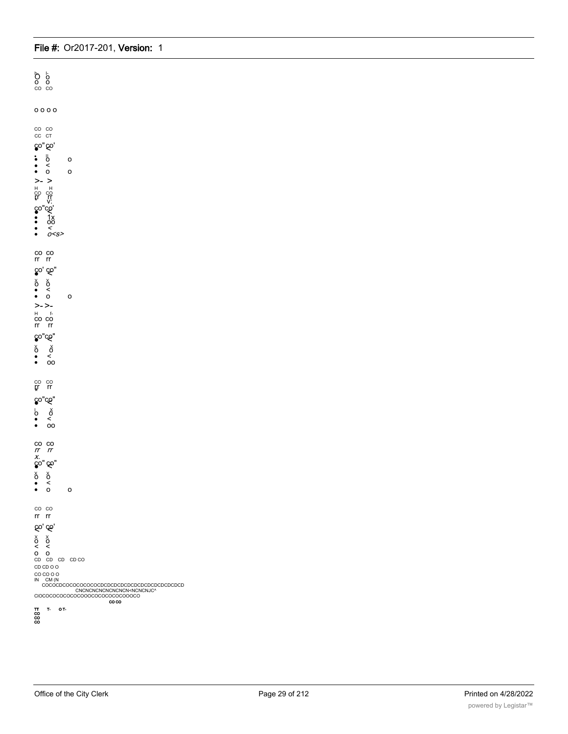O O
O O
CO CO

O O O O

CO CO
CC CT

co" co'

• O O
• <
• O O

>- >
H H
CO CO
rr rr
V:

co" co'
• 1x
• OO
• <
• o<s>

CO CO
rr rr

co' co"

O O
• <
• O O

>- >-
H f-
CO CO
rr rr

co" co"

O O
• <
• OO

CO CO
rr rr

co" co"

O O
• <
• OO

CO CO
rr rr
x.
co" co"

O O
• <
• O O

CO CO
rr rr

co' co'

O O
< <
O O
CD CD CD CD CO
CD CD O O
CO CO O O
IN CM (N
COCOCDCOCOCOCOCOCDCDCDCDCDCDCDCDCDCDCDCDCD
CNCNCNCNCNCNCN<NCNCNJC^
ClOCOCOCOCOCOCOOOCOCOCOCOCOOOCO
CO CO
TT T- O T-
CO
CO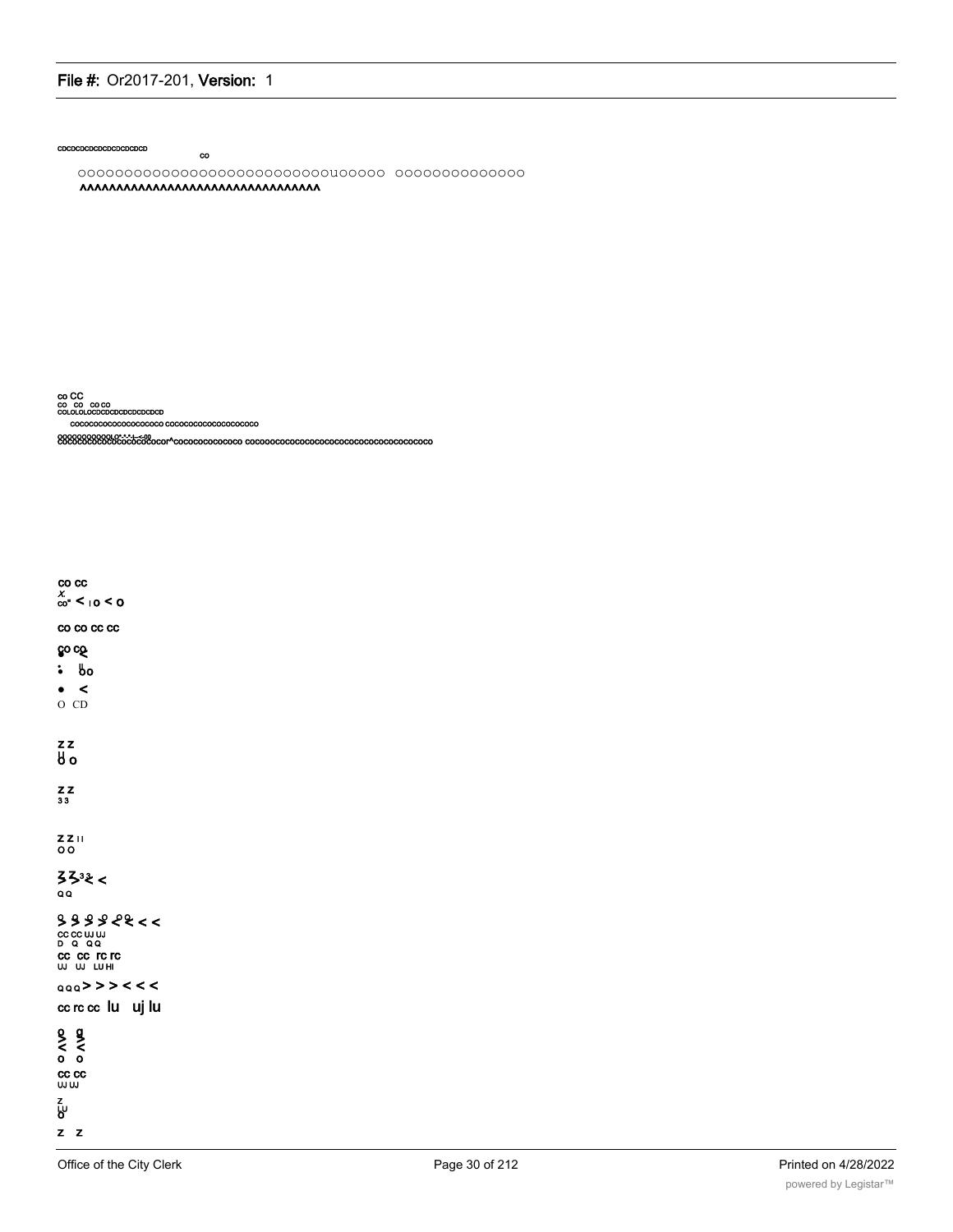CDCDCDCDCDCDCDCDCDCD
CO

OOOOOOOOOOOOOOOOOOOOOOOOOOOO1OOOOO OOOOOOOOOOOOOO
^^^^^^^^^^^^^^^^^^^^^^^^^^^^^^^^^^

co CC
CO CO CO CO
COLOLOLOCDCDCDCDCDCDCDCD
COCOCOCOCOCOCOCOCOCO COCOCOCOCOCOCOCOCOCOCO
COCOCOCOCOCOCOCOCOCOCOCOr^COCOCOCOCOCOCOCO COCOOOCOCOCOCOCOCOCOCOCOCOCOCOCOCOCOCOCO

co cc
x
co" < 10 < o

co co cc cc

co co
• <
: 80
• <
O CD

z z
8 o

z z
3 3

z z 11
o o

z z 3 3 < <
Q Q

> > > > < < < <
cc cc UJ UJ
D Q Q Q
cc cc rc rc
UJ UJ LU HI

Q Q Q > > > < < <

cc rc cc lu uj lu

o o
> >
< <
o o
cc cc
UJ UJ
z
LU
o

z z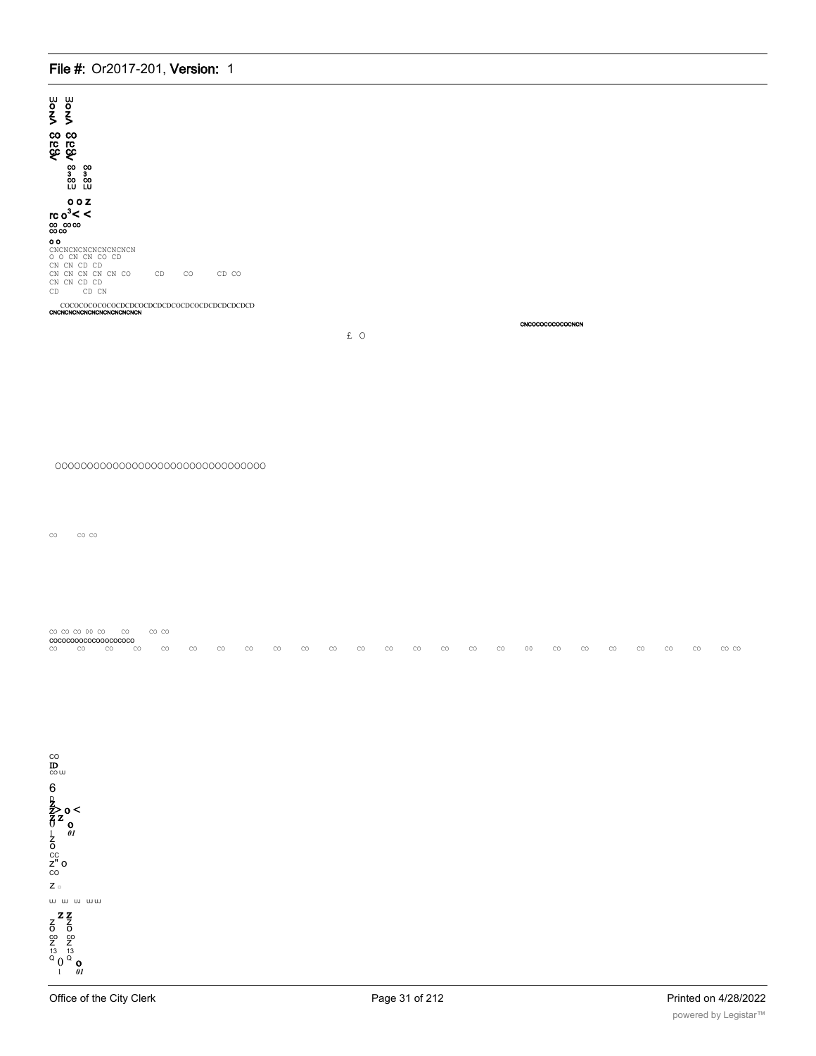UJ UJ
O O
Z Z
> >
CO CO
rc rc
CC CC
< <
CO CO
3 3
CO CO
LU LU

O O Z
rc o³ < <
CO CO CO
CO CO

O O
CNCNCNCNCNCNCNCNCN
O O CN CN CO CD
CN CN CD CD
CN CN CN CN CN CO CD CO CD CO
CN CN CD CD
CD CD CN

COCOCOCOCOCOCDCDCOCDCDCDCOCDCOCDCDCDCDCDCD
CNCNCNCNCNCNCNCNCNCNCNCN

CNCOCOCOCOCOCOCNCN

£ O

OOOOOOOOOOOOOOOOOOOOOOOOOOOOOOOO

CO CO CO

CO CO CO 00 CO CO CO CO
COCOCOOOCOCOOOCOCOCO
CO CO CO CO CO CO CO CO CO CO CO CO CO CO CO CO CO 00 CO CO CO CO CO CO CO CO CO

CO
ID
CO UJ

6
D
Z
Z > o <
Z Z
0 o
01
I
Z
O
CC
Z" O
CO

Z ○

UJ UJ UJ UJ UJ

Z Z
Z Z
O O
CO CO
Z Z
13 13
Q 0 Q o
I 01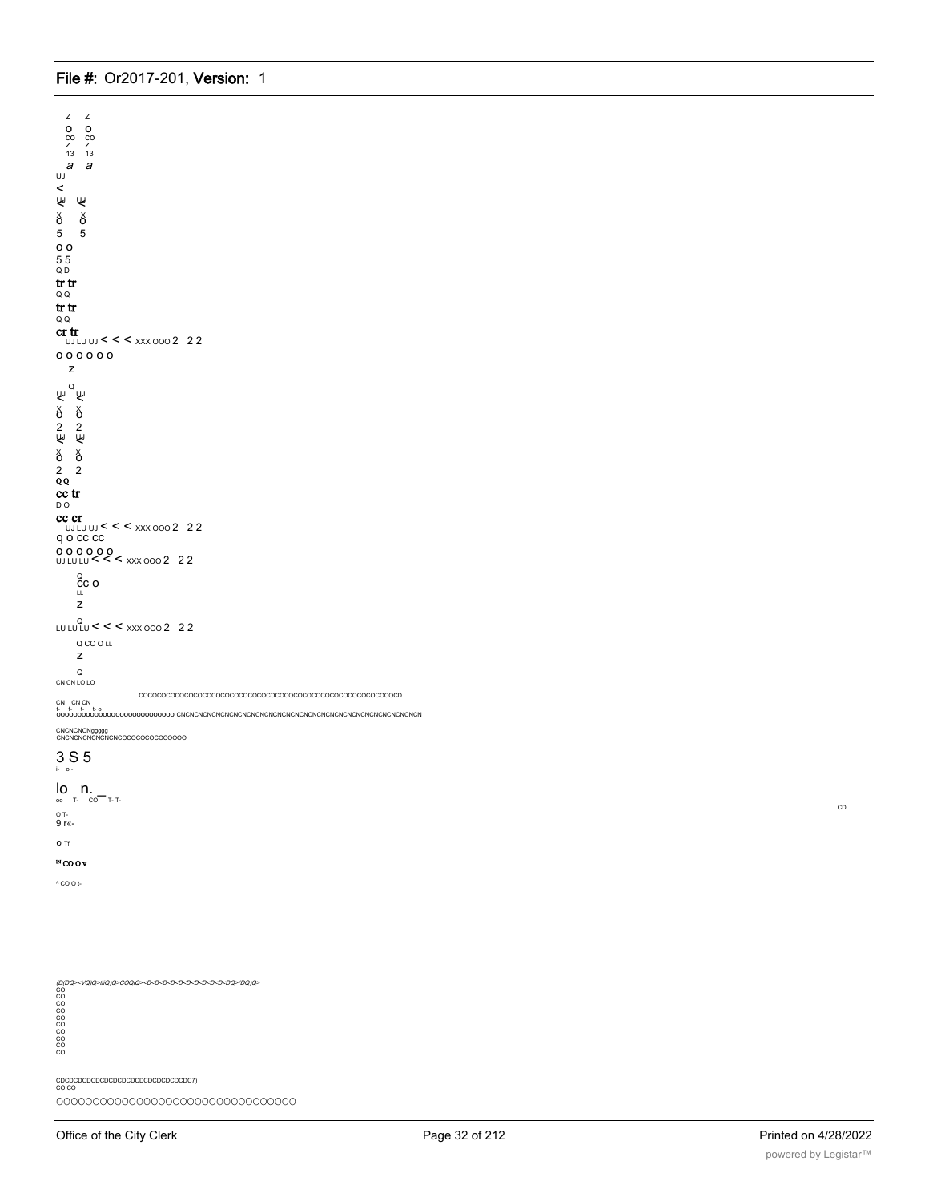Z Z
O O
CO CO
Z Z
13 13
a a
UJ
<
¥ ¥
ö ö
5 5
O O
5 5
Q D
tr tr
Q Q
tr tr
Q Q
cr tr
UJ LU UJ < < < xxx ooo 2 2 2
o o o o o o
Z
Q
¥ ¥
ö ö
2 2
¥ ¥
ö ö
2 2
Q Q
cc tr
D O
cc cr
UJ LU UJ < < < xxx ooo 2 2 2
q o cc cc
o o o o o o
UJ LU LU < < < xxx ooo 2 2 2
Q
cc o
LL
Z
Q
LU LU LU < < < xxx ooo 2 2 2
Q CC O LL
Z
Q
CN CN LO LO
COCOCOCOCOCOCOCOCOCOCOCOCOCOCOCOCOCOCOCOCOCOCOCOCOCOCOCOCOCOCD
CN CN CN
OOOOOOOOOOOOOOOOOOOOOOOOOOO CNCNCNCNCNCNCNCNCNCNCNCNCNCNCNCNCNCNCNCNCNCNCNCNCNCNCNCN
CNCNCNCNggggg
CNCNCNCNCNCNCNCOCOCOCOCOCOCOOOO
3 S 5
lo n. _
oo T- CO T- T-
O T-
9 r«-
O Tf
IN CO O v
^ CO O t-
CD
(D(DQ><VQ)Q>ttiQ)Q>COQiQ><D<D<D<D<D<D<D<D<D<D<DQ>(DQ)Q>
CO
CO
CO
CO
CO
CO
CO
CO
CO
CO
CDCDCDCDCDCDCDCDCDCDCDCDCDCDCDCDC7)
CO CO
OOOOOOOOOOOOOOOOOOOOOOOOOOOOOOOOO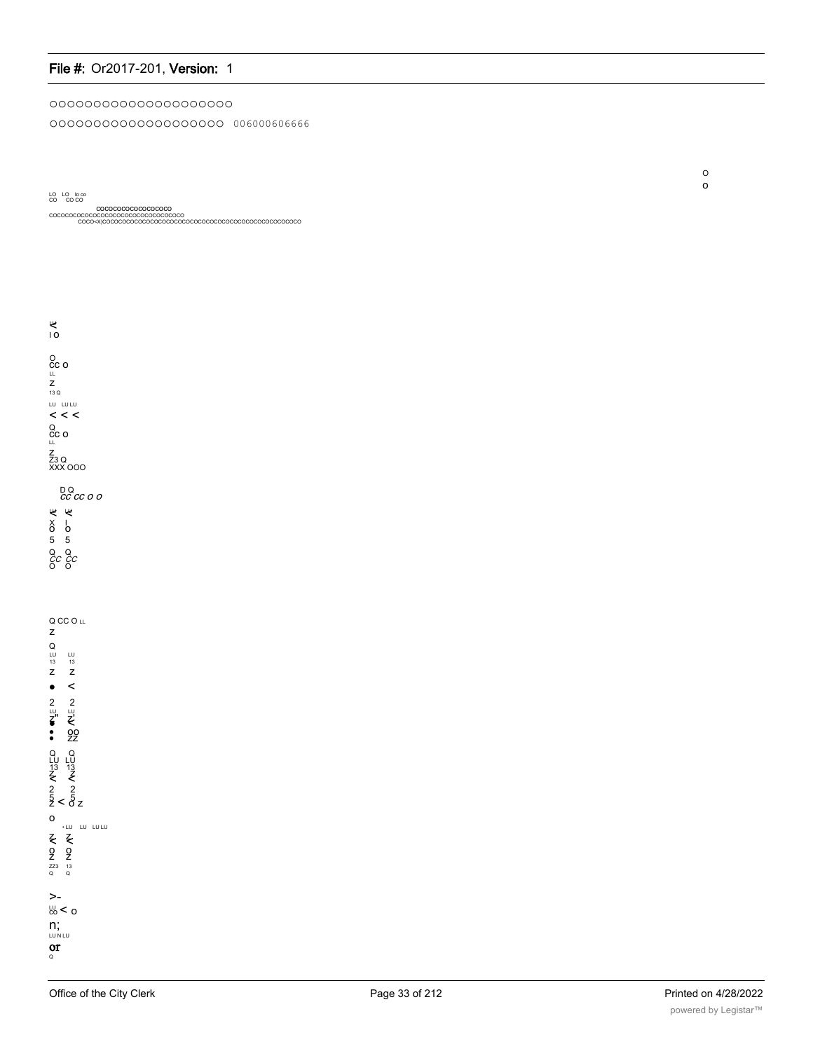OOOOOOOOOOOOOOOOOOOOO

OOOOOOOOOOOOOOOOOOOO 006000606666

O
o

LO LO lo co
CO CO CO

COCOCOCOCOCOCOCOCO
COCOCOCOCOCOCOCOCOCOCOCOCOCOCOCOCOCO
COCO<X)COCOCOCOCOCOCOCOCOCOCOCOCOCOCOCOCOCOCOCOCOCOCOCOCO

I O

O
CC O
LL
Z
13 Q
LU LU LU
< < <
Q
CC O
LL
Z
Z3 Q
XXX OOO

D Q
*CC CC O O*

X I
O O
5 5
Q Q
*CC CC*
O O

Q CC O LL
Z
Q
LU LU
13 13
Z Z
• <
2 2
LU LU
• •
• OO
• ZZ
Q Q
LU LU
13 13
Z Z
2 2
5 < 5
Z O Z
O
• LU LU LU LU
Z Z
O O
Z Z
ZZ3 13
Q Q

>-
LU
CO < O
n;
LU N LU
**or**
Q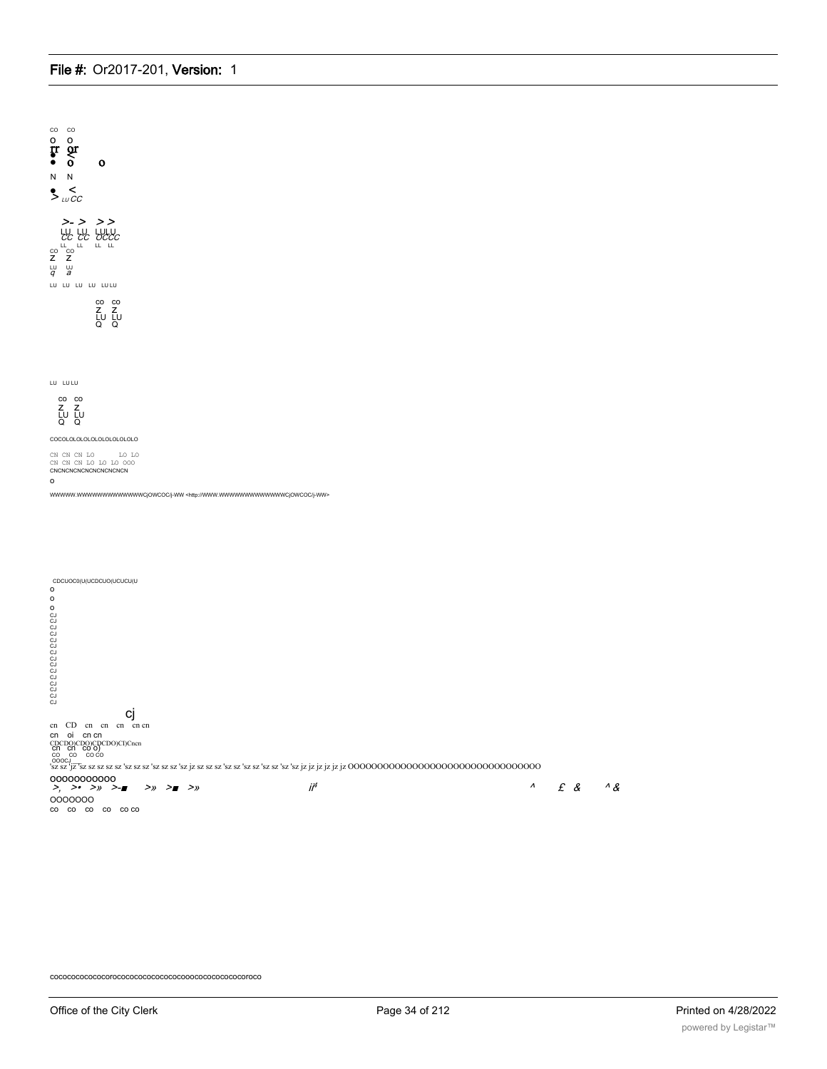CO CO
O O
rr or
• <
• O O
N N
• <
> LU CC

>- > > >
LU LU LULU
CC CC OCCC
LL LL LL LL
CO CO
Z Z
LU UJ
q a

LU LU LU LU LU LU

CO CO
Z Z
LU LU
Q Q

LU LU LU

CO CO
Z Z
LU LU
Q Q

COCOLOLOLOLOLOLOLOLOLOLO

CN CN CN LO LO LO
CN CN CN LO LO LO OOO
CNCNCNCNCNCNCNCNCNCN
O

WWWWW.WWWWWWWWWWWWWCjOWCOC/j-WW <http://WWW.WWWWWWWWWWWWWCjOWCOC/j-WW>

CDCUOC0(U(UCDCUO(UCUCU(U
O
O
O
CJ
CJ
CJ
CJ
CJ
CJ
CJ
CJ
CJ
CJ
CJ
CJ
CJ
CJ
CJ

cj
cn CD cn cn cn cn cn
cn oi cn cn
CDCDO)CDO)CDCDO)CI)Cncn
cn cn co o)
co co co co
OOOCJ
'sz sz 'jz 'sz sz sz sz sz 'sz sz sz 'sz sz sz 'sz jz sz sz sz 'sz sz 'sz sz 'sz sz 'sz 'sz jz jz jz jz jz OOOOOOOOOOOOOOOOOOOOOOOOOOOOOOOOOO

OOOOOOOOOOO
>, >• >» >-■ >» >■ >» ii^4 ^ £ & ^ &
OOOOOOO
CO CO CO CO CO CO

cococococococorococococococococooocococococoroco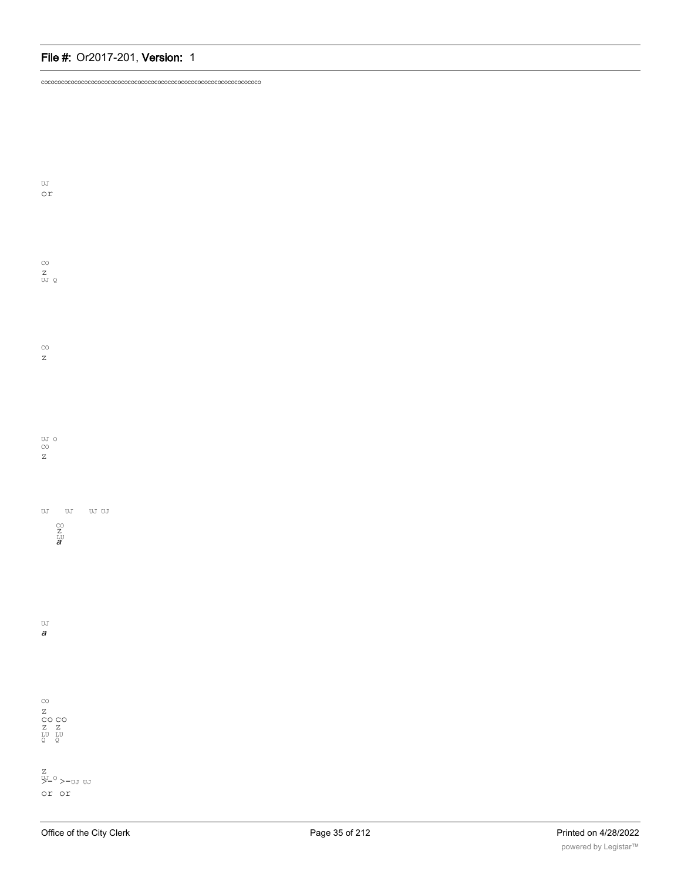cococococococococococococococococococococococococococococococococococococo

UJ
or

CO
Z
UJ Q

CO
Z

UJ O
CO
Z

UJ UJ UJ UJ

CO
Z
LU
*a*

UJ
*a*

CO
Z
CO CO
Z Z
LU LU
Q Q

Z
UJ O >- >-UJ UJ
or or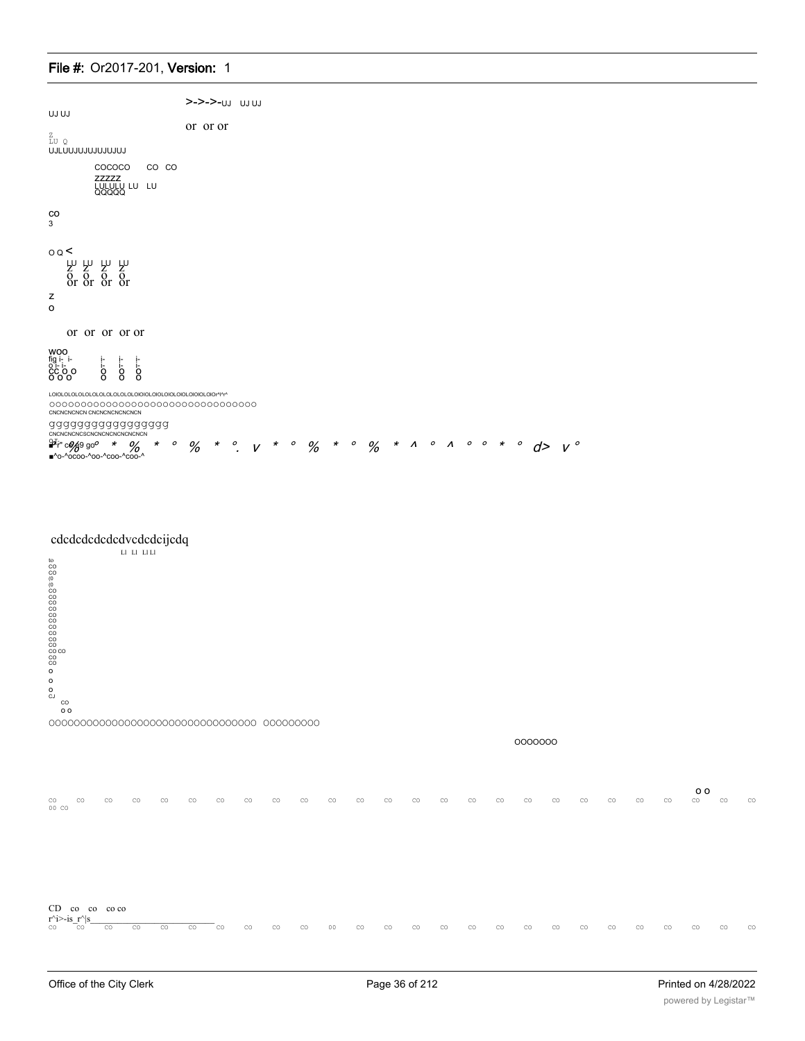>->->-UJ UJ UJ

UJ UJ

or or or

Z
LU Q
UJLUUJUJUJUJUJUJ

COCOCO CO CO
ZZZZZ
LULULU LU LU
QQQQQ

CO
3

O Q <

LU LU LU LU
Z Z Z Z
O O O O
or or or or

Z
O

or or or or or

WOO
fig i- i-
O i- i-
CC O O
O O O

i- i- i-
i- i- i-
O O O
O O O

LOIOLOLOLOLOLOLOLOLOLOIOIOLOIOLOIOLOIOIOLOIOr^I^r^

OOOOOOOOOOOOOOOOOOOOOOOOOOOOOOOOO
CNCNCNCNCN CNCNCNCNCNCNCN

gggggggggggggggg
CNCNCNCNCSCNCNCNCNCNCNCNCN

■^r" c%9 go° * % * ° % * °. v * ° % * ° % * ^ ° ^ ° ° * ° d> v °
■^o-^ocoo-^oo-^coo-^coo-^

cdcdcdcdcdcdvcdcdcijcdq

LI LI LI LI

to
CO
CO
(0
(0
CO
CO
CO
CO
CO
CO
CO
CO
CO
CO
CO CO
CO
CO
O
O
O
CJ
CO
O O

OOOOOOOOOOOOOOOOOOOOOOOOOOOOOOOOO OOOOOOOOO

OOOOOOO

O O

CO CO CO CO CO CO CO CO CO CO CO CO CO CO CO CO CO CO CO CO CO CO CO CO CO CO
OO CO

CD co co co co
r^i>-is_r^|s

CO CO CO CO CO CO CO CO CO CO OO CO CO CO CO CO CO CO CO CO CO CO CO CO CO CO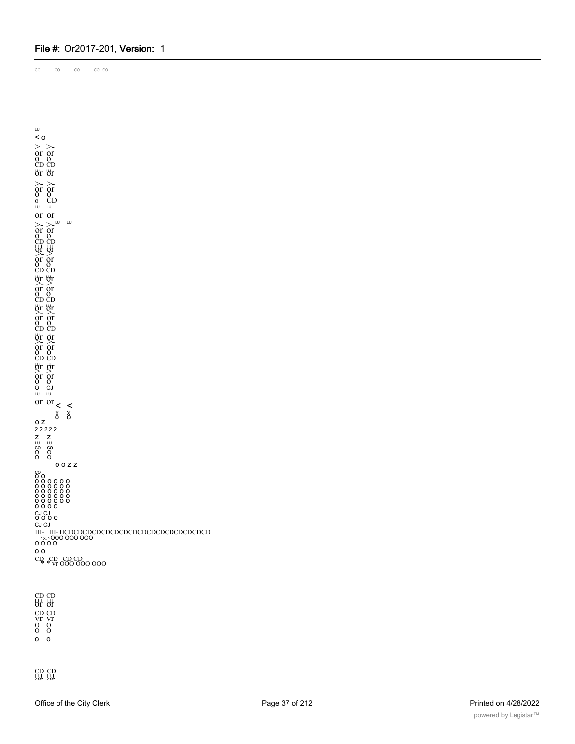CO CO CO CO CO

LU
< O
> >-
or or
O O
CD CD
or or

>- >-
or or
O O
o CD
LU LU
or or
>- >- LU LU
or or
O O
CD CD
or or
>- >
or or
O O
CD CD
or or
>- >
or or
O O
CD CD
or or
>- >-
or or
O O
CD CD
or or
>- >-
or or
O O
CD CD
or or
> >-
or or
O O
O CJ
LU LU
or or < <
x x
O O
O Z
2 2 2 2 2
Z Z
LU LU
CO CO
O O
O O
O O Z Z
CO
O O
O O O O O O
O O O O O O
O O O O O O
O O O O O O
O O O O O O
O O O O
CJ CJ
O O O O
CJ CJ
HI- HI- HCDCDCDCDCDCDCDCDCDCDCDCDCDCDCD
*X ^OOO OOO OOO
O O O O
O O
CD CD CD CD
* * vr OOO OOO OOO

CD CD
or or
CD CD
vr vr
O O
O O
o o

CD CD
LU LU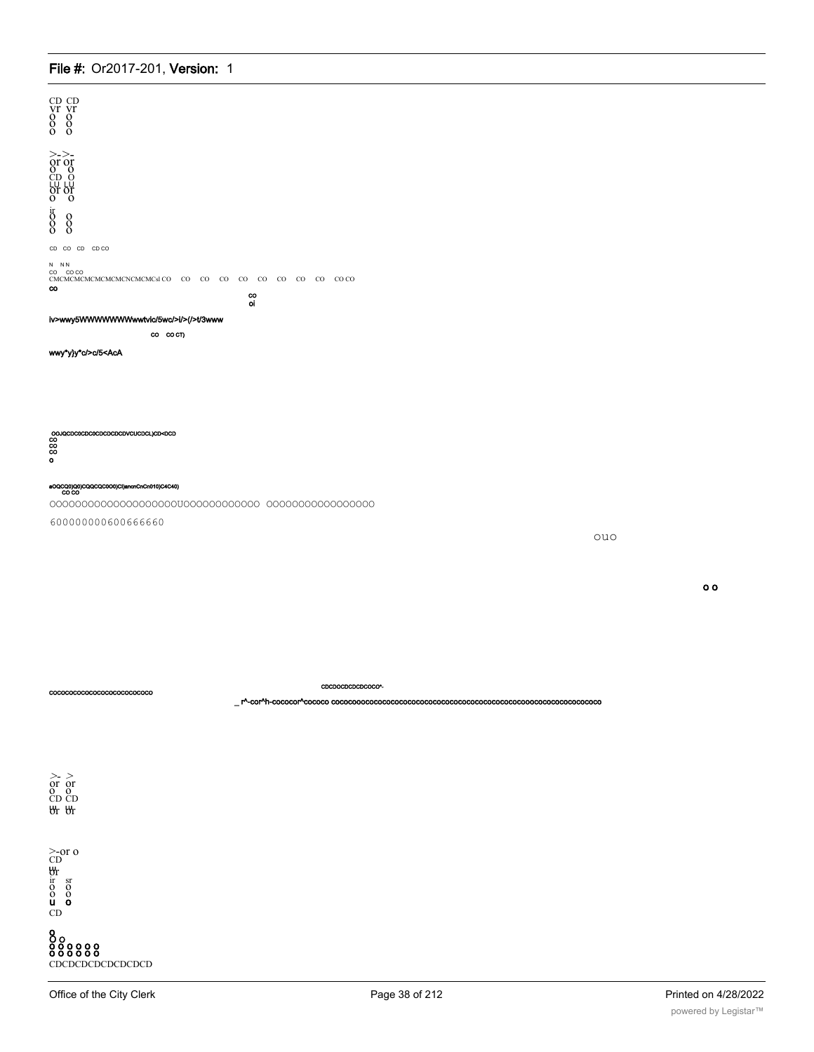CD CD
vr vr
o o
o o
o o

>->-
or or
o o
CD O
LU LU
or or
o o

ir
o o
o o
o o

CD CO CD CD CO

N N N
CO CO CO
CMCMCMCMCMCMCMCNCMCMCsl CO CO CO CO CO CO CO CO CO CO CO

co

co
ol

iv>wwy5WWWWWWWwwtvic/5wc/>i/>(/>t/3www

co co CT)

wwy*y}y*c/>c/5<AcA

OOJQCDC0CDC0CDCDCDCDVCUCDCL)CD<DCD
co
co
co
o

eOQCQ0)Q0)CQQCQC0O0)Cl)encnCnCn010)C4C40)
co co

OOOOOOOOOOOOOOOOOOOOUOOOOOOOOOOOOO OOOOOOOOOOOOOOOOO

600000000600666660

ouo

o o

CDCDOCDCDCDCOCO^-

cococococococococococococo

_ r^-cor^h-cococor^cococo cococooococococococococococococococococococococoococococococococo

>- >
or or
o o
CD CD
UJ UJ
or or

>-or o
CD
UJ
or
ir sr
o o
o o
u o
CD

o
o o
o o o o o o
o o o o o o
CDCDCDCDCDCDCDCD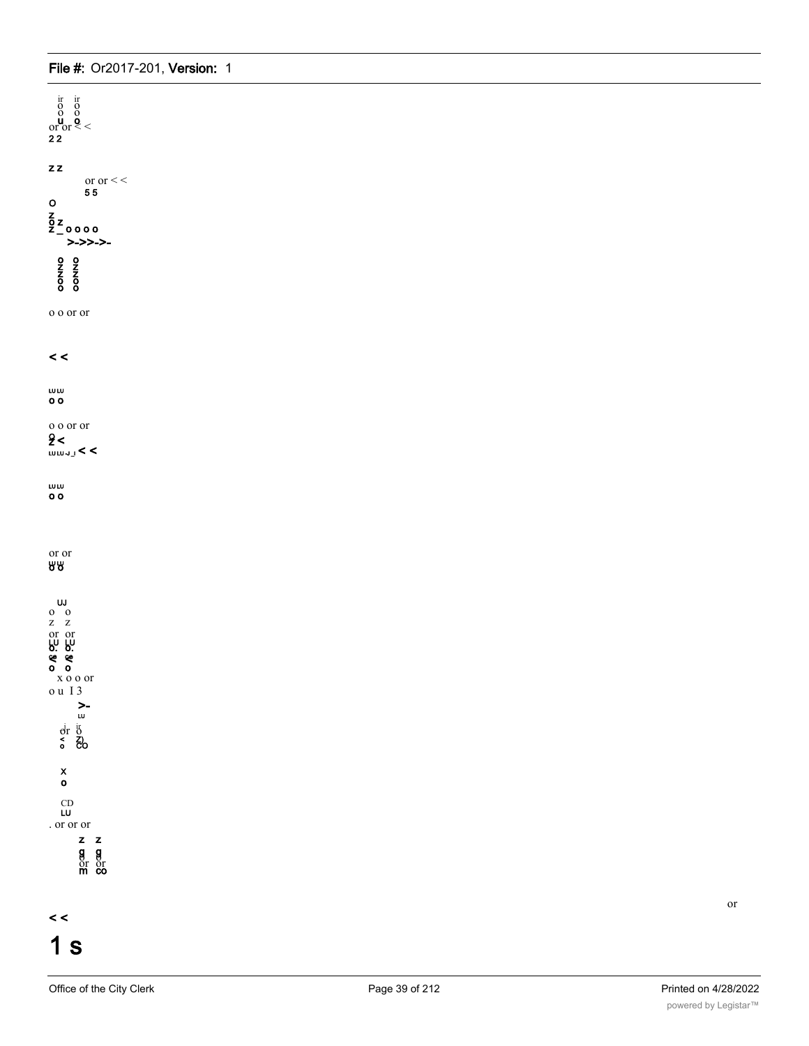ir ir
o o
o o
u o
or or < <
2 2

z z

or or < <
5 5

o

z
o z
z _ o o o o
>->>->-

o o
z z
z z
o o
o o

o o or or

< <

ɯɯ
o o

o o or or
o
z <
ɯɯ-J_l < <

ɯɯ
o o

or or
ɯɯ
o o

ɯ
o o
z z
or or
LU LU
o. o.
≤ ≤
o o
x o o or
o u I 3
>-
ɯ
j ir
or o
< z)
o co

x
o

CD
LU
. or or or
z z
g g
o o
or or
m co

or

< <

1 s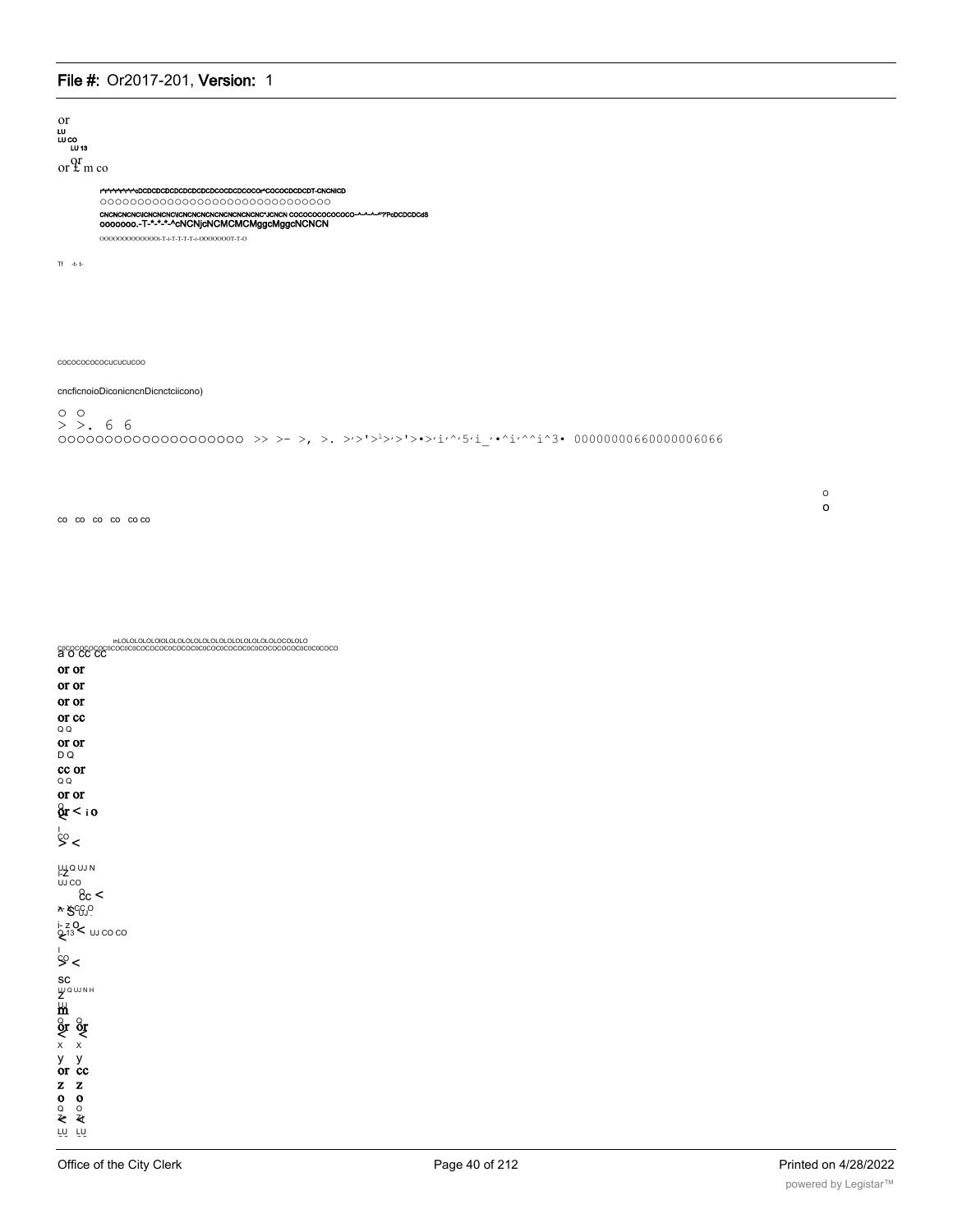or
LU
LU CO
LU 13
or or £ m co

r^r^r^r^r^r^r^r^oDCDCDCDCDCDCDCDCDCOCDCDCOCOr^COCOCDCDCDT-CNCNICD
oooooooooooooooooooooooooooooo
CNCNCNCNCNICNCNCNCNICNCNCNCNCNCNCNCNCNC^JCNCN COCOCOCOCOCOCO~^~^~^~^'?PcDCDCDCdS
ooooooo.-T-*-*-*-^cNCNjcNCMCMCMggcMggcNCNCN
OOOOOOOOOOOOOt-T-t-T-T-T-T-r-OOOOOOOT-T-O

Tf -t- t-

COCOCOCOCOCUCUCUCOO

cncficnoioDiconicncnDicnctciicono)

o o
> >. 6 6
oooooooooooooooooooo >> >- >, >. >'>'>¹>'>'>•>'i'^'5'i_'•^i'^^i^3• 00000000660000006066

o
o

co co co co co co

inLOLOLOLOLOlOLOLOLOLOLOLOLOLOLOLOLOLOLOLOCOLOLO
a o cc cc COCOCOCOCOCOCOCOCOCOCOCOCOCOCOCOCOCOCOCOCOCOCOCOCOCOCOCOCOCOCOCOCOCO

or or
or or
or or
or cc
Q Q
or or
D Q
cc or
Q Q
or or
Q
or < i o

I
CO
> <

LU Q UJ N
I-Z
UJ CO
Q
cc <
x- S CC O
UJ
i- z O
Q 13 < UJ CO CO
<

I
CO
> <

SC
LU Q UJ N H
Z
LU
m
Q Q
or or
< <
x x
y y
or cc
z z
o o
Q Q
< <
LU LU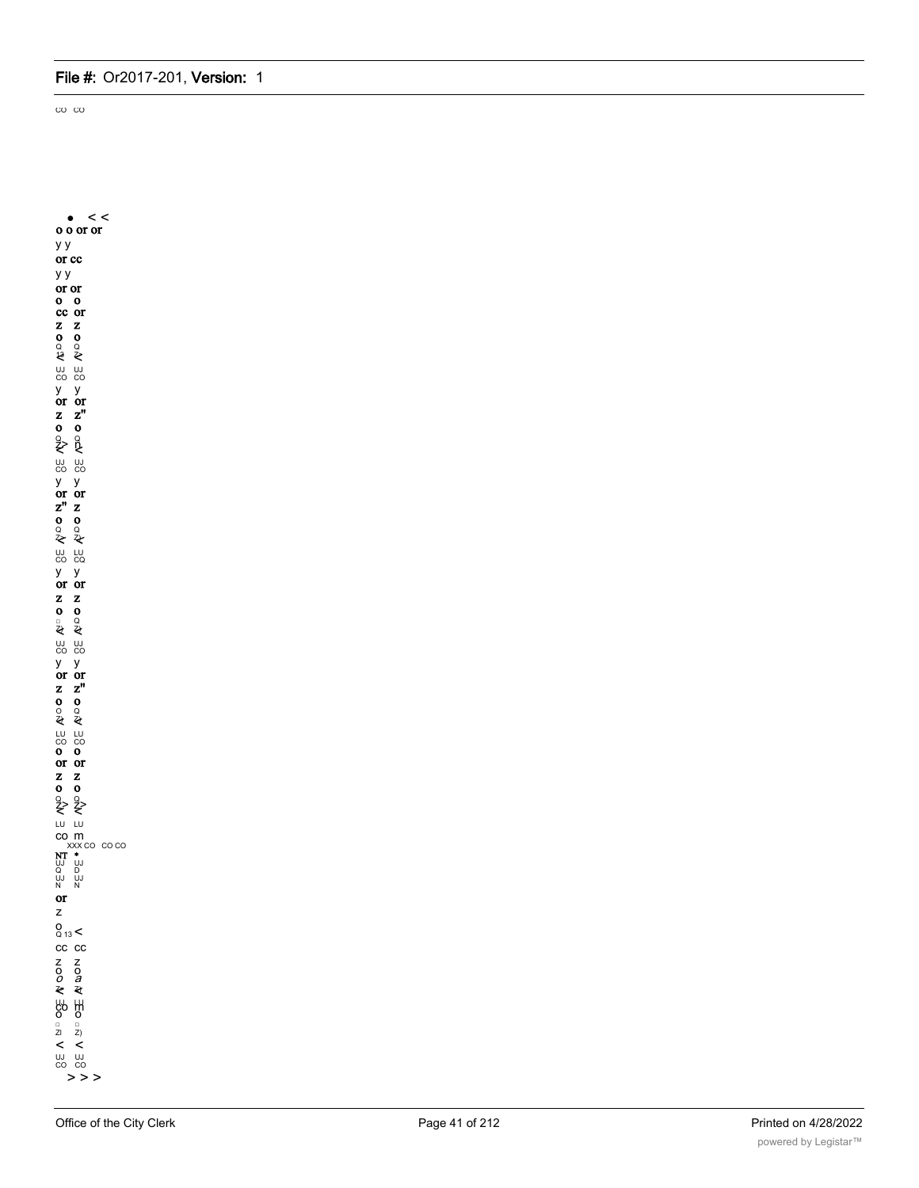CO CO

• < <
o o or or
y y
or cc
y y
or or
o o
cc or
z z
o o
Q Q
UJ UJ
CO CO
y y
or or
z z"
o o
UJ UJ
CO CO
y y
or or
z" z
o o
Q Q
UJ LU
CO CQ
y y
or or
z z
o o
UJ UJ
CO CO
y y
or or
z z"
o o
LU LU
CO CO
o o
or or
z z
o o
LU LU
co m
XXX CO CO CO
NT *
UJ UJ
Q D
UJ UJ
N N
or
z
o
Q 13 <
cc cc
z z
o o
o a
o o
Zl Z)
< <
UJ UJ
CO CO
> > >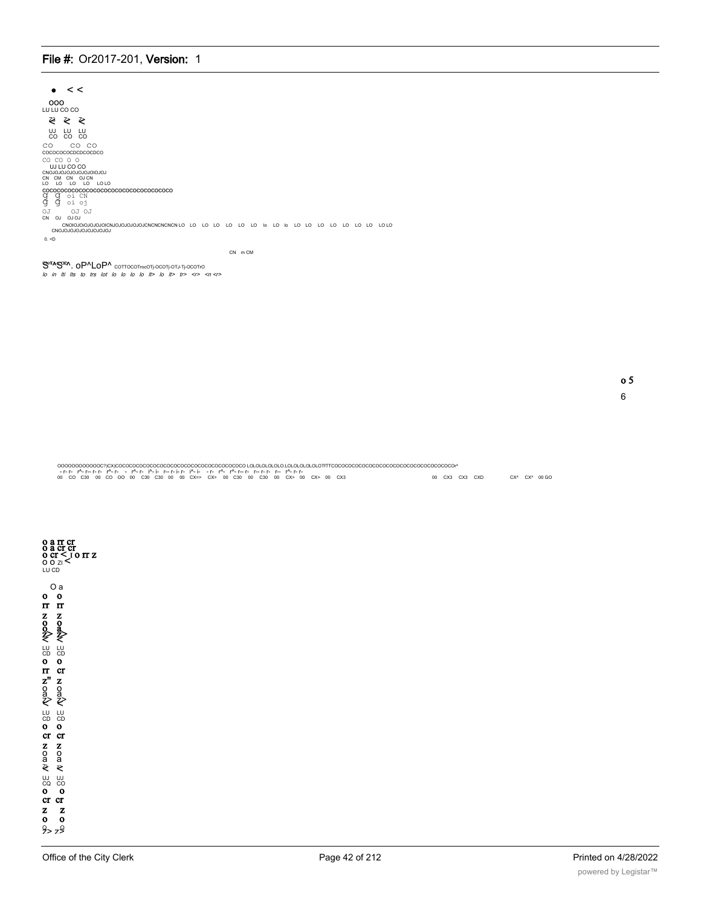• < <

OOO
LU LU CO CO

≷ ≷ ≷

UJ LU LU
CO CO CO

CO CO CO
COCOCOCOCDCDCOCDCO
CO CO O O
UJ LU CO CO
CNOJOJOJOJOJOJOIOJOJ
CN CM CN OJ CN
LO LO LO LO LO LO
COCOCOCOCOCOCOCOCOCOCOCOCOCOCOCOCO
g g oi CN
g g oi oj
OJ OJ OJ
CN OJ OJ OJ
CNOIOJOIOJOJOICNJOJOJOJOJCNCNCNCNCN LO LO LO LO LO LO LO lo LO lo LO LO LO LO LO LO LO LO LO LO
CNOJOJOJOJOJOJOJOJ
0. <D

CN m CM

S^S^. oP^LoP^ COTTOCOTrocOTj-OCOTj-OTJ-Tj-OCOTrO
lo in lti lts to trs lot lo lo lo lo lt> lo lt> tr> <r> <n <r>

o 5
6

OOOOOOOOOOOOC?)CX)COCOCOCOCOCOCOCOCOCOCOCOCOCOCOCOCOCOCOCO LOLOLOLOLOLO LOLOLOLOLOLOTfTTCOCOCOCOCOCOCOCOCOCOCOCOCOCOCOCOCOCOr^
- r- r- r^- r-- r- r- r^- r- - r^- r- i^- i- r-- r- i- r- i^- i- - r- r^- r^- r-- r- r-- r- r- r-- r^- r- r-
00 CO C30 00 CO OO 00 C30 C30 00 00 CX=> CX> 00 C30 00 C30 00 CX> 00 CX> 00 CX3 00 CX3 CX3 CXD CX^ CX^ 00 GO

o a rr cr
o a cr cr
o cr < I o rr z
O O zi <
LU CD

O a
o o
rr rr
z z
o o
o a
z> z>
< <
LU LU
CD CD
o o
rr cr
z" z
o o
a a
z> z>
< <
LU LU
CD CD
o o
cr cr
z z
o o
a a
z z
< <
UJ UJ
CQ CO
o o
cr cr
z z
o o
9 9
z> z>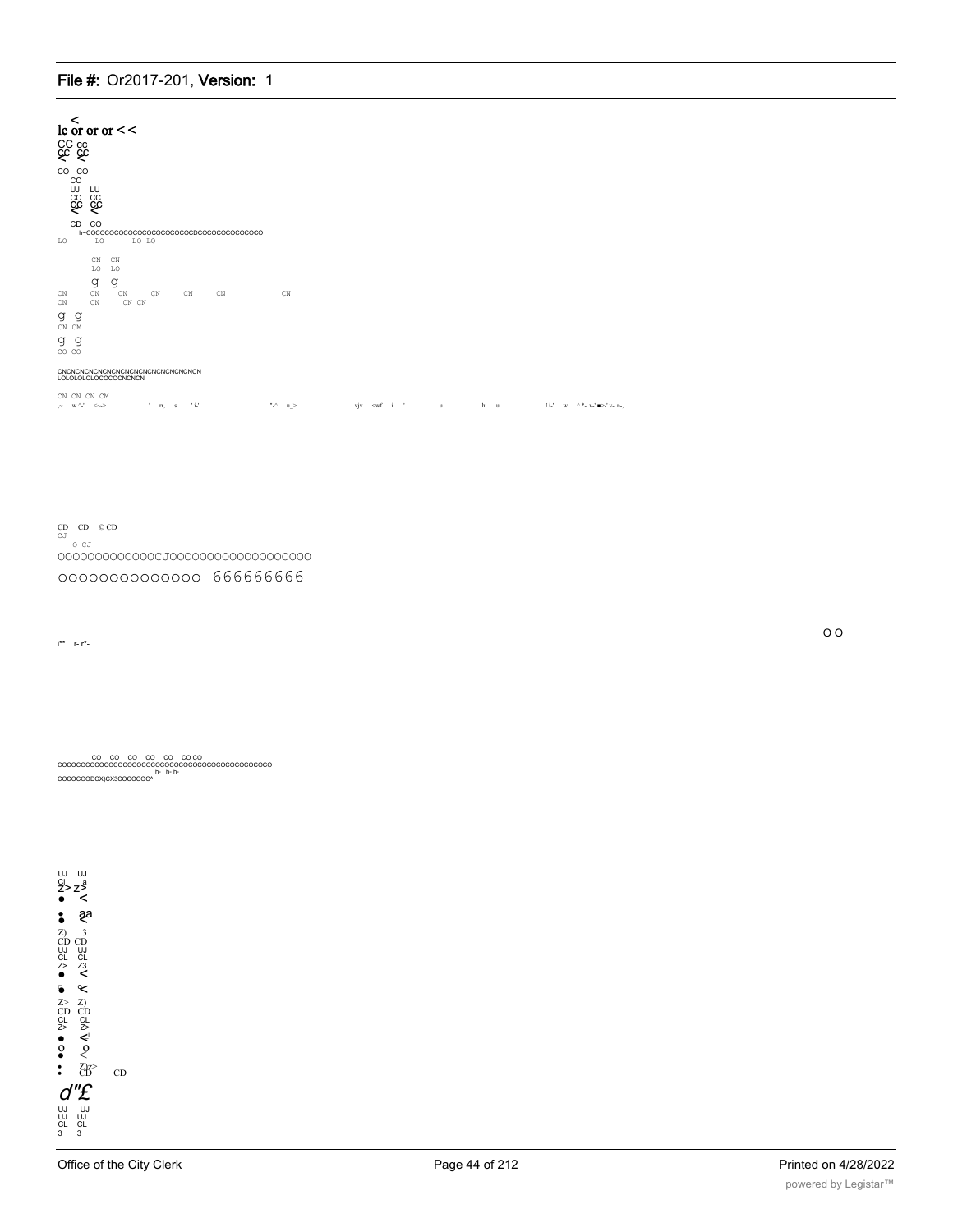<
lc or or or < <

CC cc
CC CC
< <

CO CO
CC
UJ LU
CC CC
CC CC
< <

CD CO
h~COCOCOCOCOCOCOCOCOCOCOCDCOCOCOCOCOCOCO
LO LO LO LO

CN CN
LO LO
g g
CN CN CN CN CN CN CN
CN CN CN CN
g g
CN CM
g g
CO CO

CNCNCNCNCNCNCNCNCNCNCNCNCNCNCN
LOLOLOLOLOCOCOCNCNCN

CN CN CN CM
,~ w ^-' <-~> ' rr, s ' i-' *-^ u_> vjv <wf i ' u hi u ' J i-' w ^ *-' v-' ■>-' v-' u-,

CD CD © CD
CJ
O CJ
OOOOOOOOOOOOOCJOOOOOOOOOOOOOOOOOOO
OOOOOOOOOOOOOO 666666666

i**. r- r*-

O O

CO CO CO CO CO CO CO
COCOCOCOCOCOCOCOCOCOCOCOCOCOCOCOCOCOCOCOCOCOCO
h- h- h-
COCOCOODCX)CX3COCOCOC^

UJ UJ
CL
Z> Z>
● <
● aa
●
Z) 3
CD CD
UJ UJ
CL CL
Z> Z3
● <
● <
Z> Z)
CD CD
CL CL
Z> Z>
● <
O O
● <
● Z)Z>
● CD CD
d"£
UJ UJ
UJ UJ
CL CL
3 3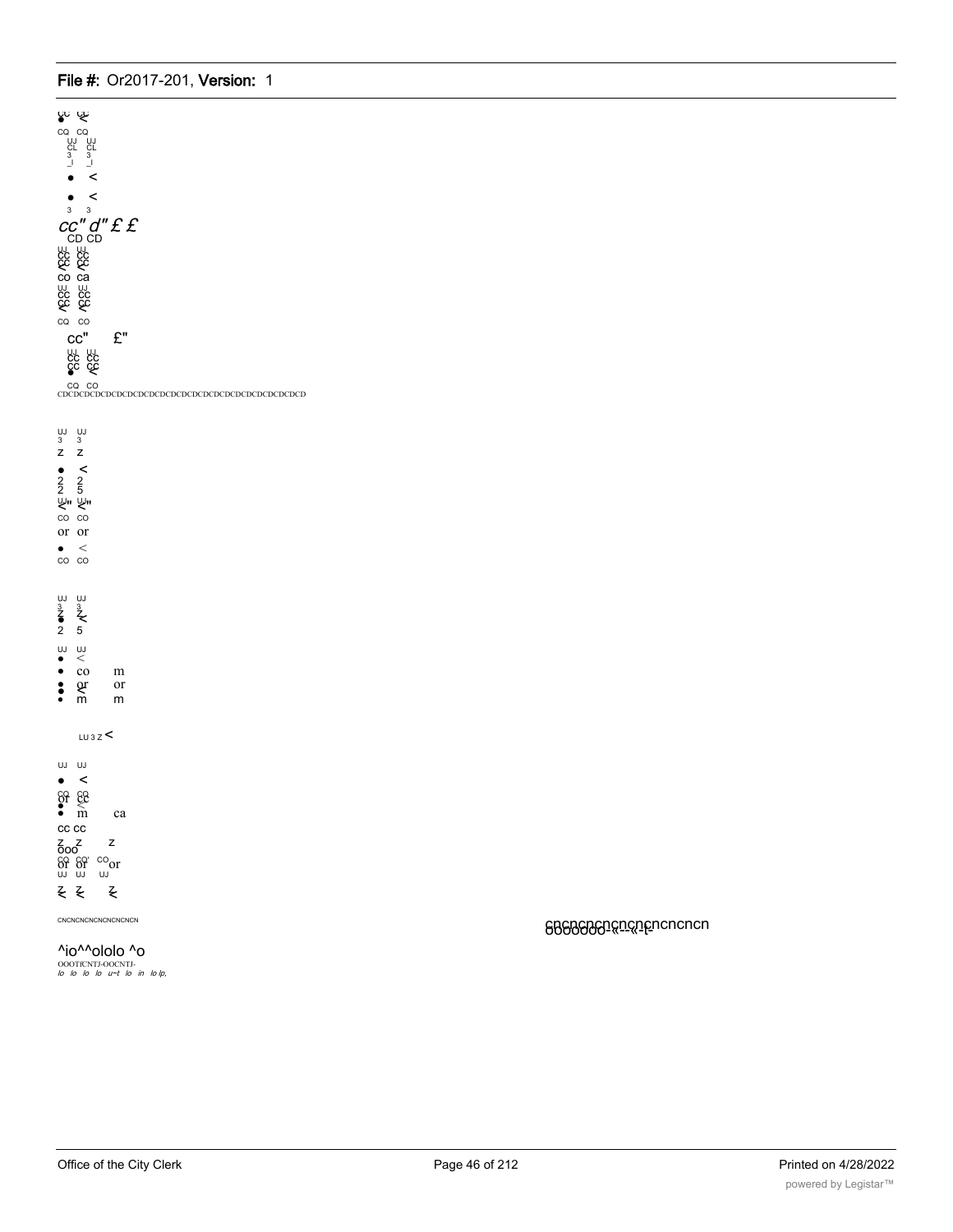cc cc

CQ CQ

UJ UJ
CL CL
3 3
_I _I

• <

• <

3 3

cc" d" £ £

CD CD

UJ UJ
CC CC
CC CC
< <

co ca

UJ UJ
CC CC
CC CC
< <

CQ CO

CC" £"

UJ UJ
CC CC
CC CC
• <

CQ CO

CDCDCDCDCDCDCDCDCDCDCDCDCDCDCDCDCDCDCDCDCDCDCDCDCD

UJ UJ
3 3
Z Z
• <
2 2
2 5
UJ" UJ"
< <

CO CO

or or

• <

CO CO

UJ UJ
3 3
Z Z
• <
2 5

UJ UJ
• <
• co m
• or or
• m m

LU 3 Z <

UJ UJ
• <
CO CQ
or cc
• <
• m ca

CC CC

Z Z Z
ooo

CQ CQ' CO
or or or
UJ UJ UJ

Z Z Z
< < <

CNCNCNCNCNCNCNCN

cncncncncncncncncncn
oooooo-«--«-t-

^io^^ololo ^o

OOOTfCNTJ-OOCNTJ-

*lo lo lo lo u~t lo in lo lp,*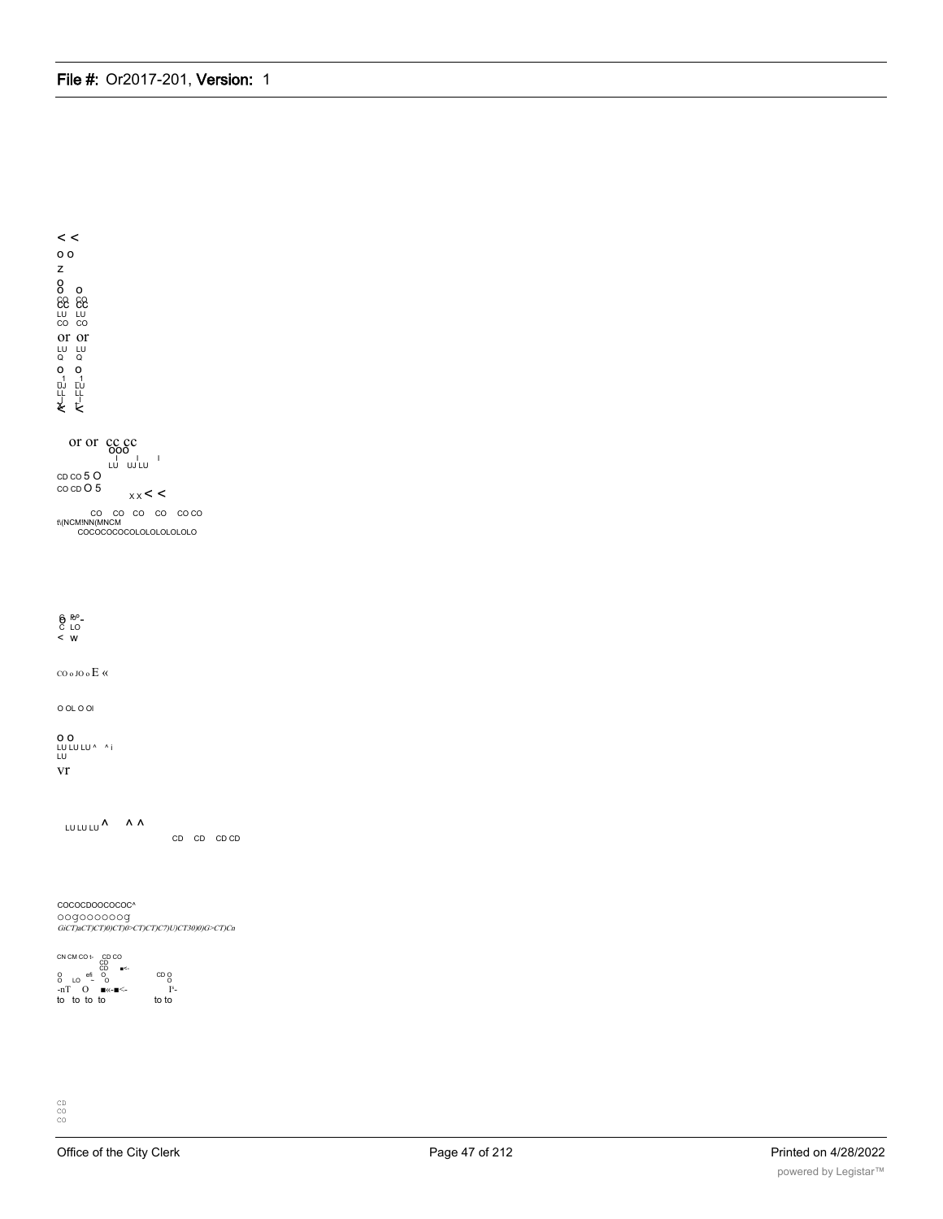< <
o o
z
o
o o
co co
cc cc
LU LU
CO CO
or or
LU LU
Q Q
o o
1 1
UJ LU
LL LL
< <

or or cc cc
ooo
LU UJ LU

CD CO 5 O
CO CD O 5
x x < <

CO CO CO CO CO CO
t\(NCM!NN(MNCM
COCOCOCOCOLOLOLOLOLOLO

o Rp-
C LO
< w

CO o JO o E «

O OL O OI

O O
LU LU LU ^ ^ i
LU
vr

LU LU LU ^ ^ ^
CD CD CD CD

COCOCDOOCOCOC^
oogoooooog
GiCT)aCT)CT)0)CT)0>CT)CT)C7)U)CT30)0)G>CT)Cn

CN CM CO t- CD CO
CD
CD
O LO efi O CD O
O - O O
-nT O ■«-■<- I³-
to to to to to to

CD
CO
CO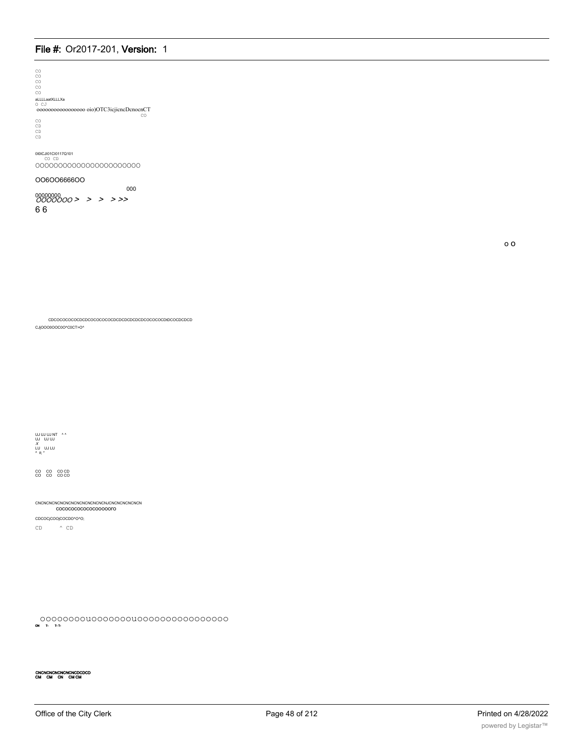CO
CO
CO
CO
CO
aLLLLaatXLLLXa
O CJ
oooooooooooooooo oio)OTC3icjieneDcnocnCT
CO
CO
CD
CD
CD

0l0ICJI01CI0117Q101
CO CD
OOOOOOOOOOOOOOOOOOOOOO

OO6OO6666OO

000

00000000
OOOOOOO > > > > >>

6 6

o O

CDCOCOCOCOCDCDCOCOCOCOCDCDCDCDCDCDCOCOCOCDtDCOCDCDCD
CJjOOO0OOC0O^C0CT>O^

UJ UJ UJ NT ^ ^
UJ UJ UJ
X
LU UJ LU
^ it; *

CO CO CO CD
CO CO CO CO

CNCNCNCNCNCNCNCNCNCNCNCNJCNCNCNCNCNCN
COCOCOCOCOCOCOOOOOrO

CDCOCjCOOjCOCDO^O^O;

CD ^ CD

OOOOOOOOUOOOOOOOOUOOOOOOOOOOOOOOOO
CN T- T-T-

CNCNCNCNCNCNCNCDCDCD
CM CM CN CM CM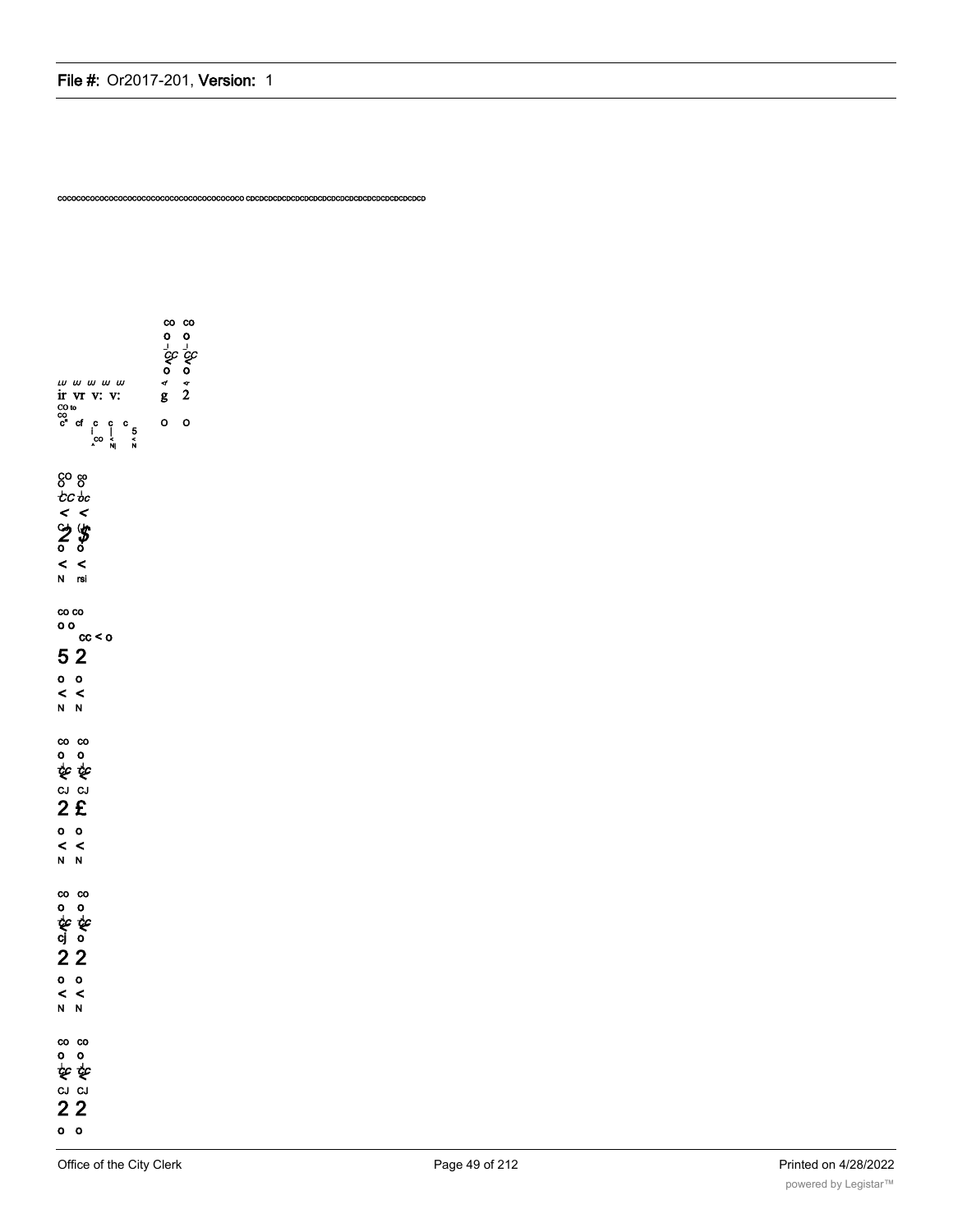cococococococococococococococococococococo cdcdcdcdcdcdcdcdcdcdcdcdcdcdcdcdcdcdcdcd

co co
o o
cc cc
o o
g 2

ш ш ш ш ш
ir vr v: v:
co to
co
c" cf c c c 5
i |
co < <
^ N| N

o o

co co
o o
cc oc
< <
2 $
o o
< <
N rsi

co co
o o
cc < o
5 2
o o
< <
N N

co co
o o
cc cc
CJ CJ
2 £
o o
< <
N N

co co
o o
cc cc
cj o
2 2
o o
< <
N N

co co
o o
cc cc
CJ CJ
2 2
o o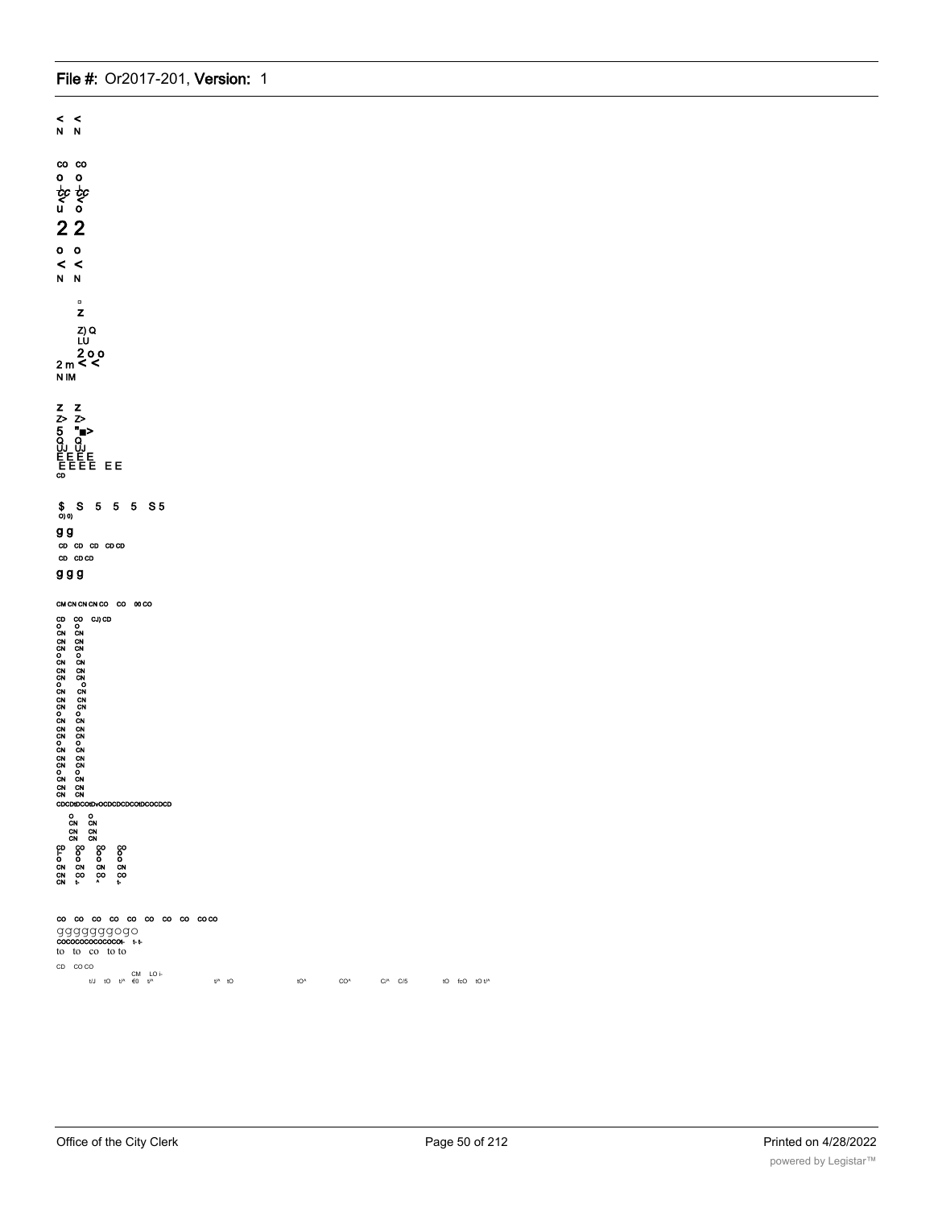< <
N N

CO CO
o o
u o
2 2
o o
< <
N N

Z

Z) Q
LU
2 o o
2 m < <
N IM

Z Z
Z> Z>
5
Q Q
UJ UJ
E E E E
E E E E E E
CD

$ S 5 5 5 S 5
O) 0)

g g

CD CD CD CD CD
CD CD CD

g g g

CM CN CN CN CO CO 00 CO

CD CO CJ) CD
o o
CN CN
CN CN
CN CN
o o
CN CN
CN CN
CN CN
o o
CN CN
CN CN
CN CN
o o
CN CN
CN CN
CN CN
o o
CN CN
CN CN
CN CN
o o
CN CN
CN CN
CN CN

CDCDtDCOtDvOCDCDCDCOtDCOCDCD

o o
CN CN
CN CN
CN CN

CO CO CO CO CO CO CO CO CO CO
g g g g g g g o g o
COCOCOCOCOCOCOt- t- t-
to to co to to
CD CO CO
CM LO i-
t/J tO t/^ €0 t/^ t/^ tO tO^ CO^ C/^ C/5 tO fcO tO t/^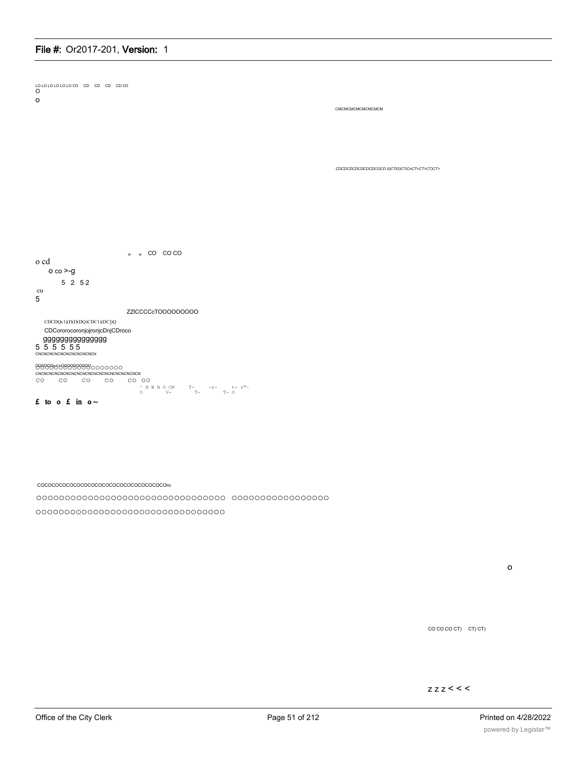LO LO LO LO LO LO CO CD CD CD CD CD
O
o

CMCMCMCMCMCMCMCM

CDCDCDCDCDCDCDCOCO 0)CTIO)CTiCnCT>CT>CT)CT>

w w CO CO CO

o cd

o co >-g

5 2 52

cu
5

ZZICCCCcTOOOOOOOOO

CDCDQc1)(D(D(DQ)CDC1)(DC])Q

CDCororocoronjojronjcDnjCDroco

ggggggggggggggg
5 5 5 5 5 5
CNCNCNCNCNCNCNCNCNCNCN

OOOOOOOOOOOOOOOOOOOOOOOO
CNCNCNCNCNCNCNCNCNCNCNCNCNCNCNCNCNCNCN
CO CO CO CO CO OO
^ N W N O CM T- -r- t- r"~
O V- T- T- O

**£ to o £ in o~**

COCOCOCOCOCOCOCOCOCOCOCOCOCOCOCOCOCOro

OOOOOOOOOOOOOOOOOOOOOOOOOOOOOOOOO OOOOOOOOOOOOOOOOO

OOOOOOOOOOOOOOOOOOOOOOOOOOOOOOOOO

o

CO CO CO CT) CT) CT)

z z z < < <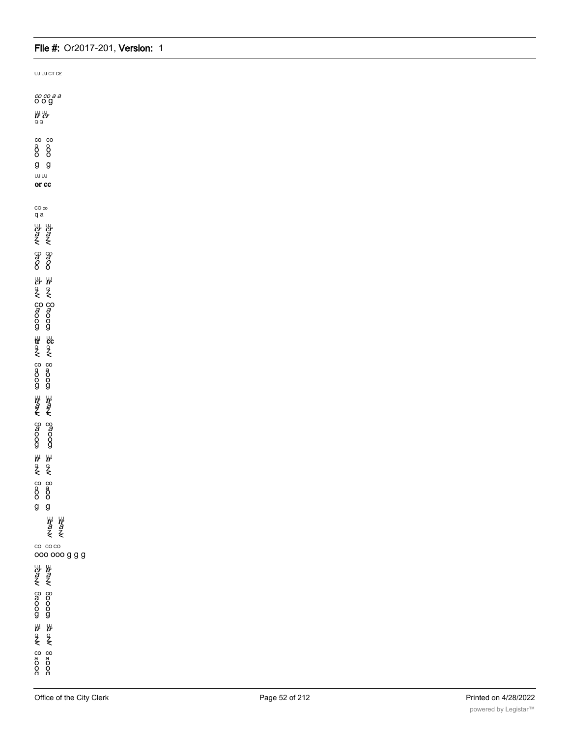UJ UJ CT CE

co co a a
o o g

UJ UJ
tr cr
Q Q

co co
o o
o o
o o
g g

UJ UJ
or cc

CO co
q a

UJ UJ
cr cr
a a
z z
< <

co co
a a
o o
o o

UJ UJ
cr tr
o o
z z
< <

co co
a a
o o
o o
g g

UJ UJ
tr cc
o o
z z
< <

co co
q a
o o
o o
g g

UJ UJ
tr tr
a a
z z
< <

co co
a a
o o
o o
g g

UJ UJ
tr tr
o o
z z
< <

co co
o a
o o
o o
g g

UJ UJ
tr tr
a a
z z
< <

co co co
ooo ooo g g g

UJ UJ
cr tr
a a
z z
< <

co co
a o
o o
o o
g g

UJ UJ
tr tr
o o
z z
< <

co co
a a
o o
o o
g g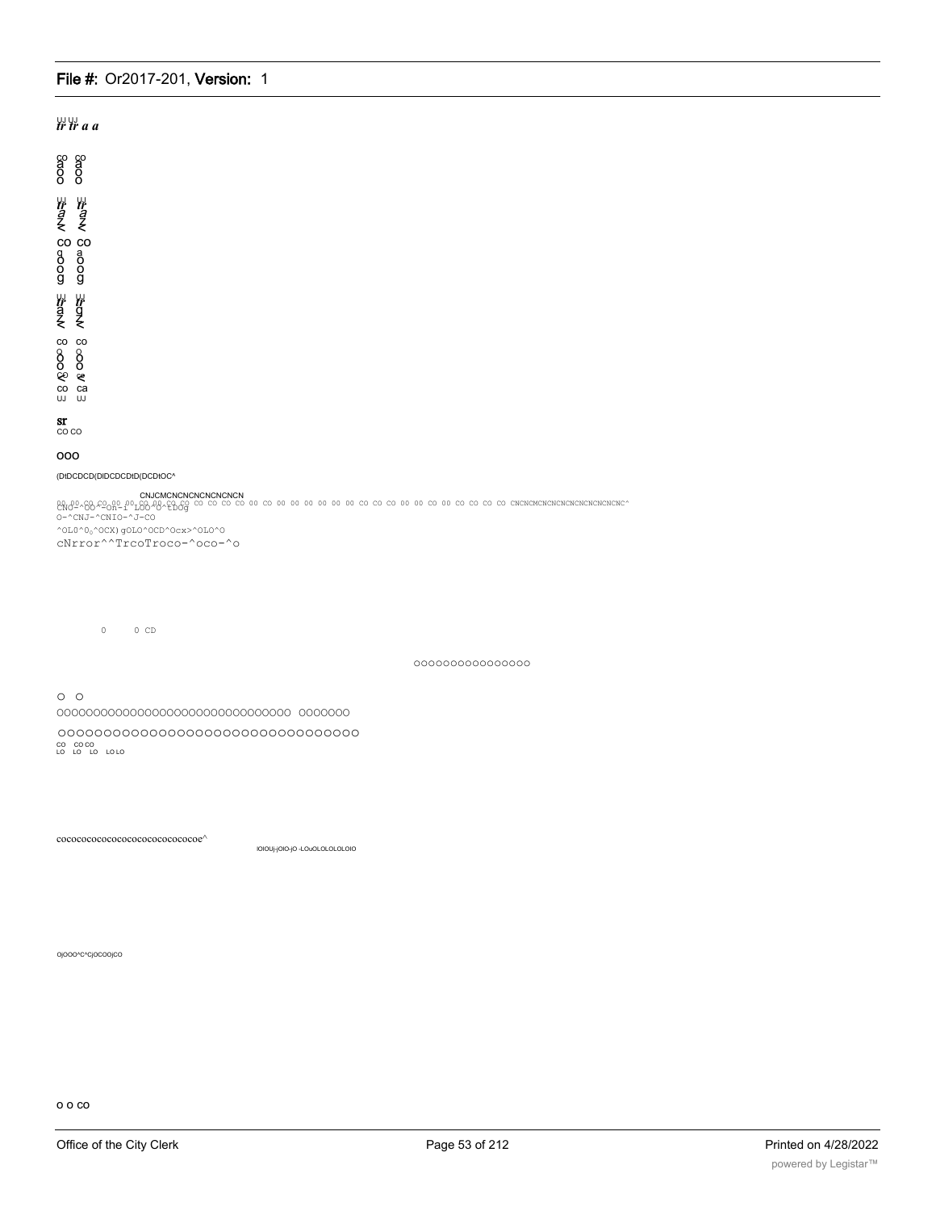tr tr a a

co co
a a
o o
o o

tr tr
a a
z z
< <

co co
q a
o o
o o
g g

tr tr
a g
z z
< <

co co
o o
o o
o o
< <
co ca
UJ UJ

sr
CO CO

OOO

(DtDCDCD(DlDCDCDtD(DCDtOC^

CNJCMCNCNCNCNCNCNCN
CNO-^OO^-On-i LOO^O^tDOg CO CO CO CO 00 CO 00 00 00 00 00 00 CO CO CO 00 00 CO 00 CO CO CO CO CNCNCMCNCNCNCNCNCNCNCNCNC^

O-^CNJ-^CNIO-^J-CO

^OL0^0o^OCX)gOLO^OCD^Ocx>^OLO^O

cNrror^^TrcoTroco-^oco-^o

0 0 CD

oooooooooooooooo

o o

oooooooooooooooooooooooooooooooo ooooooo

oooooooooooooooooooooooooooooooo

CO CO CO
LO LO LO LO LO

cococococococococococococoe^

lOlOUj-jOlO-jO -LOuOLOLOLOLOlO

OjOOO^C^CjOCOOjCO

o o co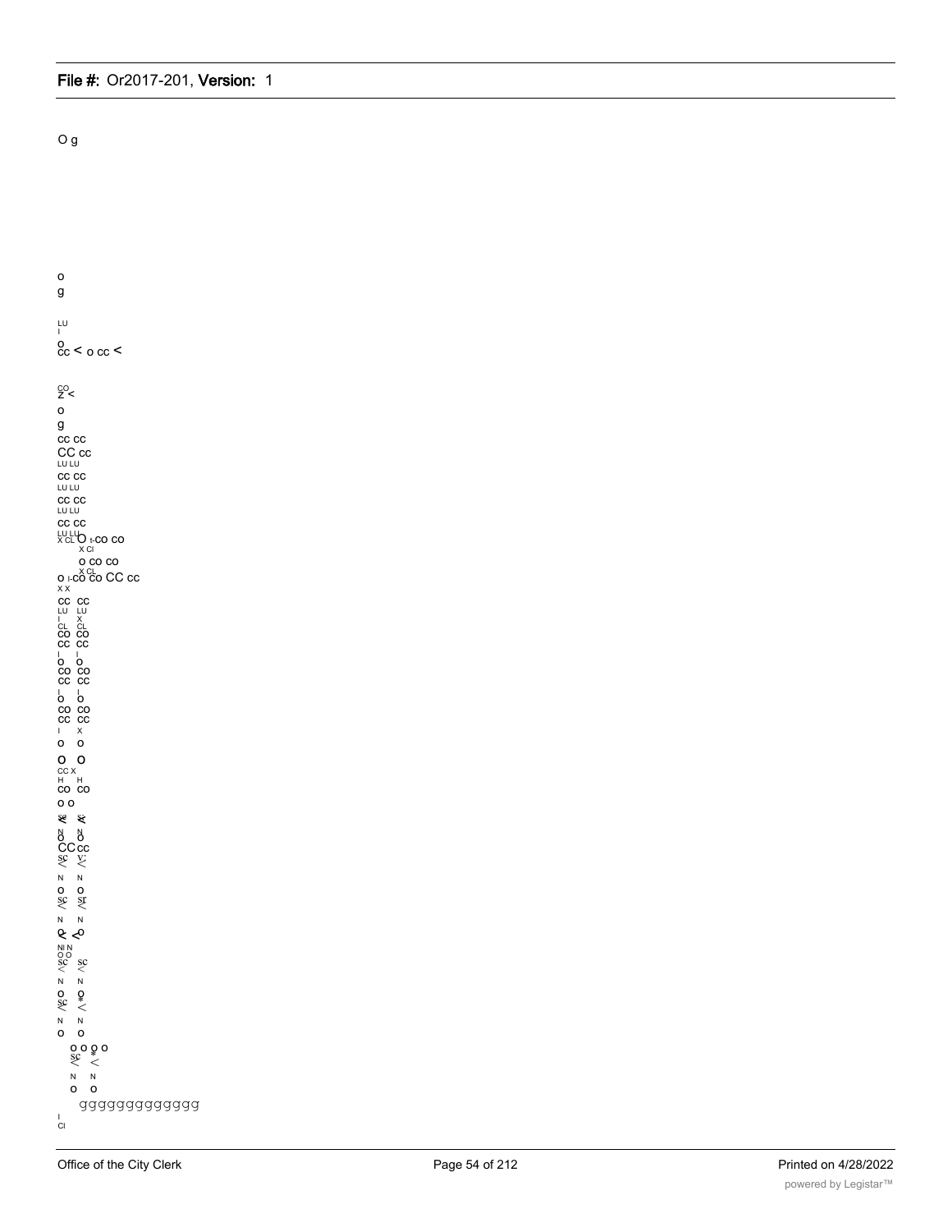O g

o
g

LU
I
o
cc < o cc <

CO
Z <
o
g
cc cc
CC cc
LU LU
cc cc
LU LU
cc cc
LU LU
cc cc
LU LU
X CL O I-co co
X Cl
o co co
X CL
o I-co co CC cc
X X
cc cc
LU LU
I X
CL CL
co co
cc cc
I I
o o
co co
cc cc
I I
o o
co co
cc cc
I X
o o
O O
CC X
H H
co co
o o
N N
o o
CC cc
SC
N N
o o
SC
N N
NI N
O O
SC SC
N N
o o
SC
N N
o o
o o o o
SC
N N
o o
ggggggggggggg
I
Cl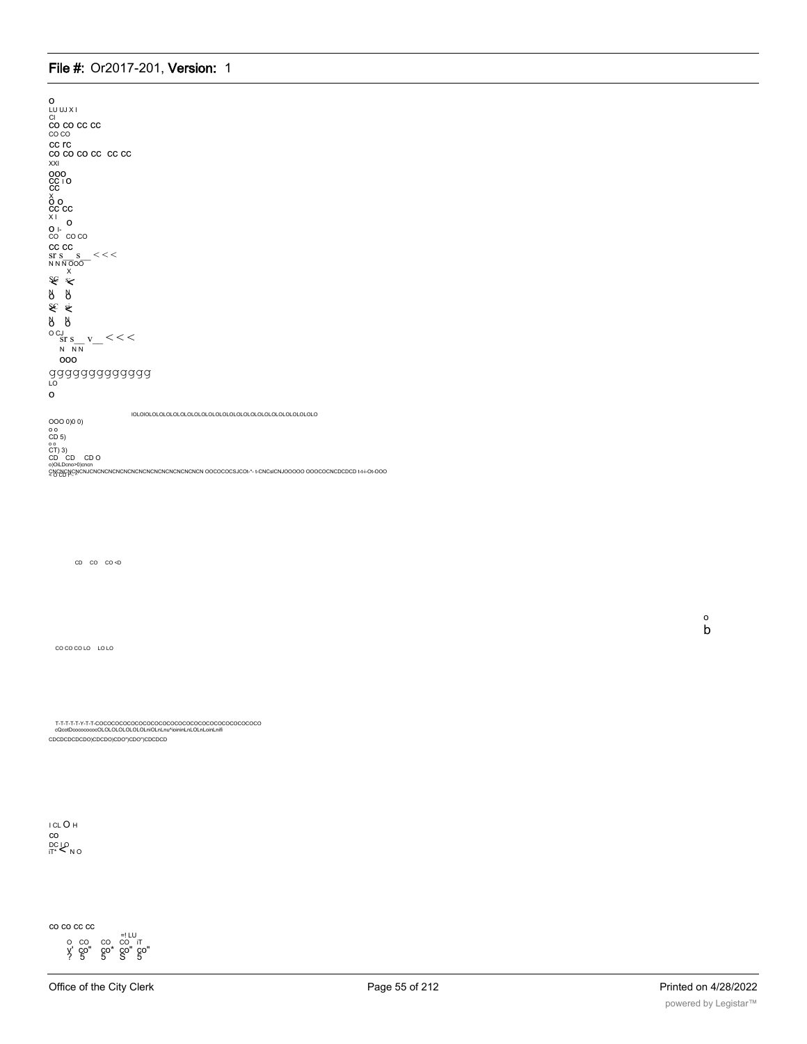O
LU UJ X I
CI
CO CO CC CC
CO CO
CC rC
CO CO CO CC CC CC
XXI
OOO
CC I O
CC
X
O O
CC CC
X I
O
O I-
CO CO CO
CC CC
Sr S S <<<
N N N OOO
X
SC ⊀
N N
O O
SC ⊀
N N
O O
O CJ
Sr S v <<<
N N N
OOO
gggggggggggg
LO
O

IOLOIOLOLOLOLOLOLOLOLOLOLOLOLOLOLOLOLOLOLOLOLOLOLOLOLO
OOO 0)0 0)
o o
CD 5)
o o
CT) 3)
CD CD CD O
o)OiLDcno>0)cncn
CNCNCNCNCNJCNCNCNCNCNCNCNCNCNCNCNCNCNCN OOCOCOCSJCOt-"- t-CNCsICNJOOOOO OOOCOCNCDCDCD t-t-i-Ot-OOO
< O CD I- ^

CD CO CO <D

o
b

CO CO CO LO LO LO

T-T-T-T-Y-T-T-COCOCOCOCOCOCOCOCOCOCOCOCOCOCOCOCOCOCOCOCOCO
cQcotDcocococococOLOLOLOLOLOLOLnIOLnLnu^ioininLnLOLnLoinLnifi
CDCDCDCDCDO)CDCDO)CDO")CDO")CDCDCD

I CL O H
CO
DC LO
iT* < N O

CO CO CC CC
=I LU
O CO CO CO iT
y' co" co* co" co"
? 5" 5" S" 5"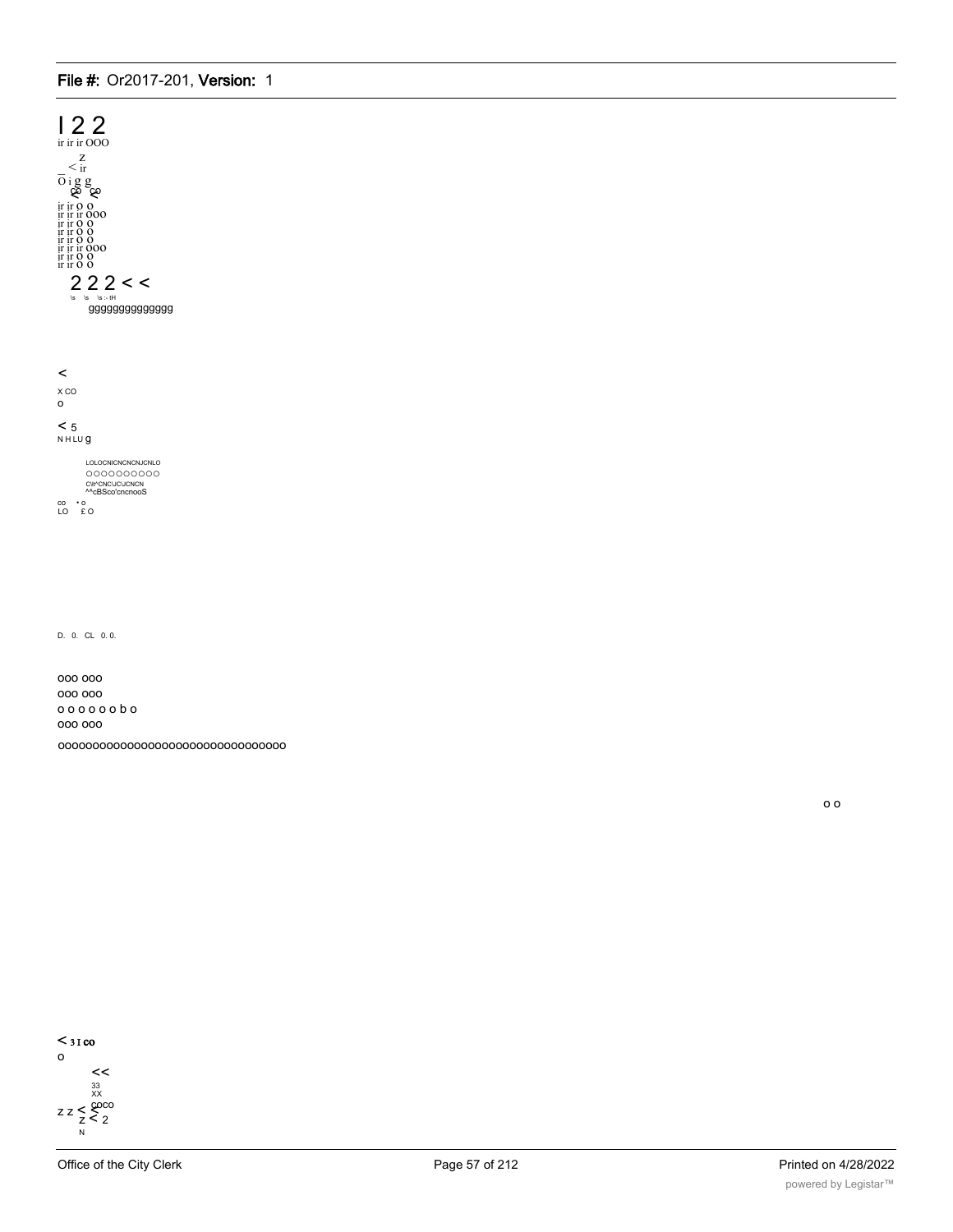I 2 2
ir ir ir OOO
Z
_ < ir
O i g g
co co
ir ir O O
ir ir ir OOO
ir ir O O
ir ir O O
ir ir O O
ir ir ir OOO
ir ir O O
ir ir O O

2 2 2 < <
\s \s \s :- tH
gggggggggggggg

<
X CO
o

< 5
N H LU g

LOLOCNICNCNCNJCNLO
OOOOOOOOOO
C\t^CNC\JC\JCNCN
^^cBSco'cncnooS

co • o
LO £ O

D. 0. CL 0. 0.

ooo ooo
ooo ooo
o o o o o o b o
ooo ooo
oooooooooooooooooooooooooooooooo

o o

< 3 I co
o
<<
33
XX
z z < coco
z < 2
N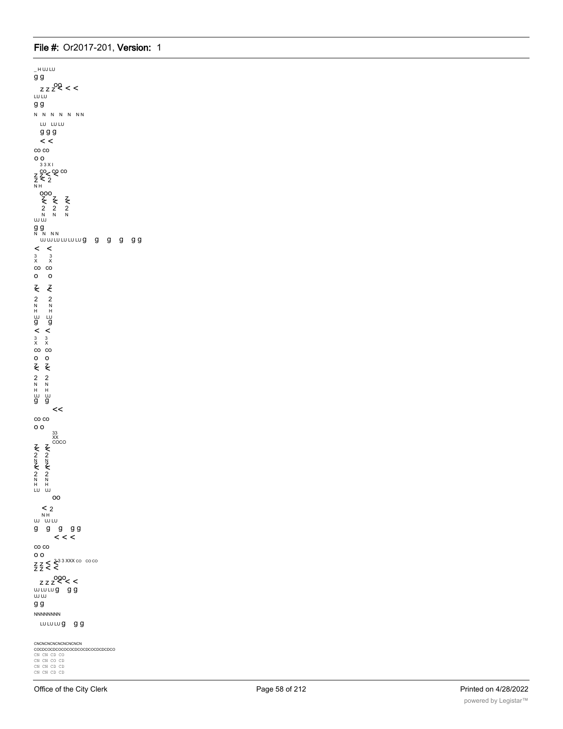_ H UJ LU

g g

z z z oo < <

LU LU

g g

N N N N N NN

LU LU LU

g g g

< <

CO CO

O O

3 3 X I

Z Z CO < CO CO

Z < 2

N H

OOO

Z Z Z

< < <

2 2 2

N N N

UJ UJ

g g

N N NN

UJ UJ LU LU LU LU g g g g g g

< <

3 3

X X

CO CO

O O

Z Z

< <

2 2

N N

H H

UJ LU

g g

< <

3 3

X X

CO CO

O O

Z Z

< <

2 2

N N

H H

UJ UJ

g g

<<

CO CO

O O

33

XX

COCO

Z Z

< <

2 2

N N

Z Z

< <

2 2

N N

H H

LU UJ

OO

< 2

N H

UJ UJ LU

g g g g g

< < <

CO CO

O O

Z Z < 3 3 3 XXX CO CO CO

Z Z < <

z z z ooo < <

UJ LU LU g g g

UJ UJ

g g

NNNNNNNN

LU LU LU g g g

CNCNCNCNCNCNCNCN

COCDCOCDCOCOCOCDCOCDCOCDCDCDCO

CN CN CD CO

CN CN CO CD

CN CN CD CD

CN CN CD CD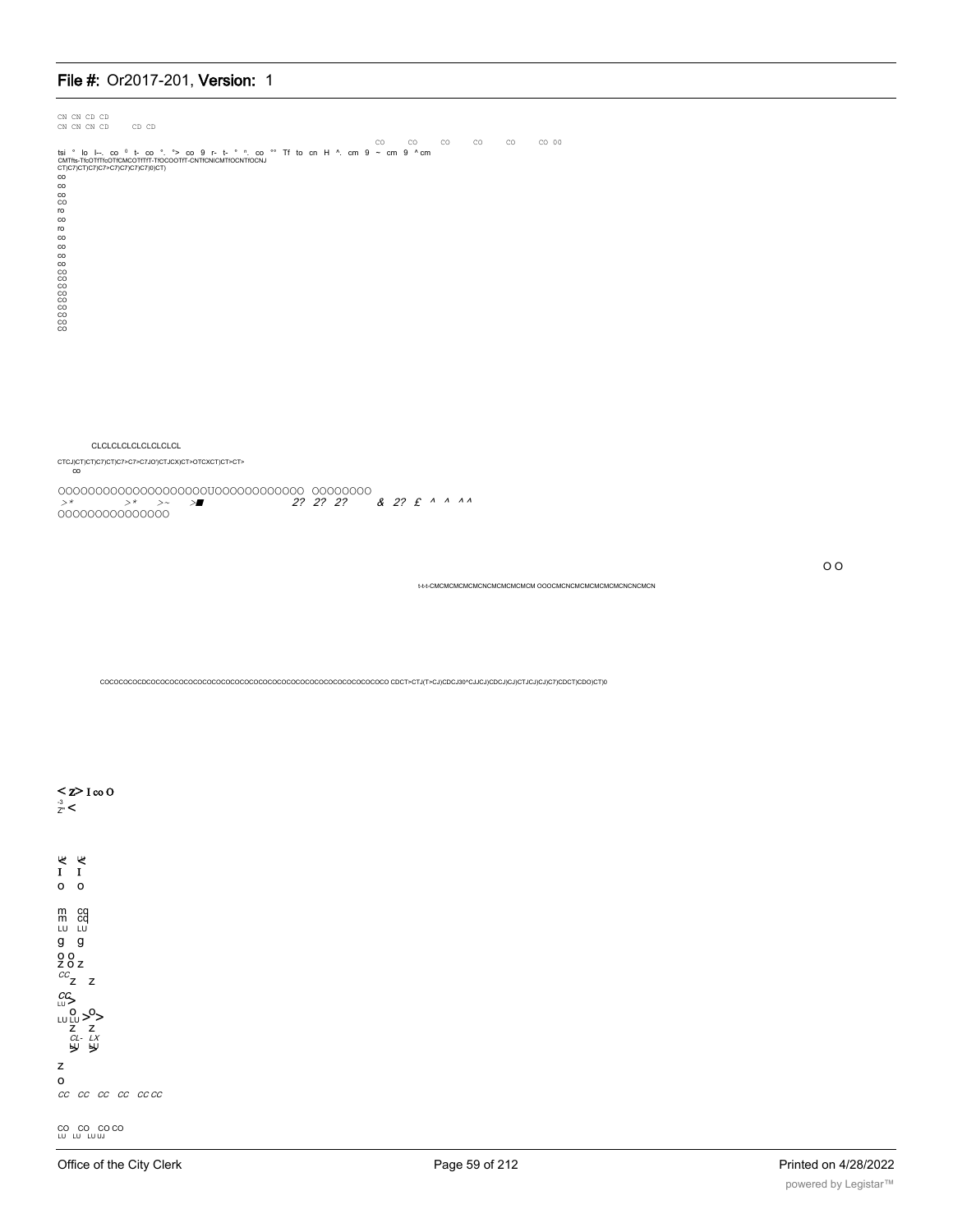CN CN CD CD
CN CN CN CD CD CD

CO CO CO CO CO CO 00

tsi ° lo I--. co ° t- co °. °> co 9 r- t- ° ". co °° Tf to cn H ^. cm 9 ~ cm 9 ^cm
CMTfts-TfcOTfTfcOTfCMCOTfTfT-TfOCOOTfT-CNTfCNfCMTfOCNTfOCNJ
CT)C7)CT)C7)C7>C7)C7)C7)C7)0)CT)

co
co
co
CO
ro
co
ro
co
co
co
co
CO
CO
CO
CO
CO
CO
CO
CO
CO

CLCLCLCLCLCLCLCLCL

CTCJ)CT)CT)C7)CT)C7>C7>C7JO')CTJCX)CT>OTCXCT)CT>CT>
co

OOOOOOOOOOOOOOOOOOOOUOOOOOOOOOOOOO OOOOOOOO
>* >* >~ >■ 2? 2? 2? & 2? £ ^ ^ ^^
OOOOOOOOOOOOOOO

O O

t-t-t-CMCMCMCMCMCNCMCMCMCMCM OOOCMCNCMCMCMCMCMCNCNCMCN

COCOCOCOCDCOCOCOCOCOCOCOCOCOCOCOCOCOCOCOCOCOCOCOCOCOCOCOCOCOCOCO CDCT>CTJ(T>CJ)CDCJ30^CJJCJ)CDCJ)CJ)CTJCJ)CJ)C7)CDCT)CDO)CT)0

< z> I co O
-3
Z" <

Ł Ł
I I
o o

m cq
m cq
LU LU
g g
o o
z o z
cc z z
cc
LU >
o o
LU LU > >
z z
CL- LX
LU LU
z
o
cc cc cc cc cc cc

CO CO CO CO
LU LU LU UJ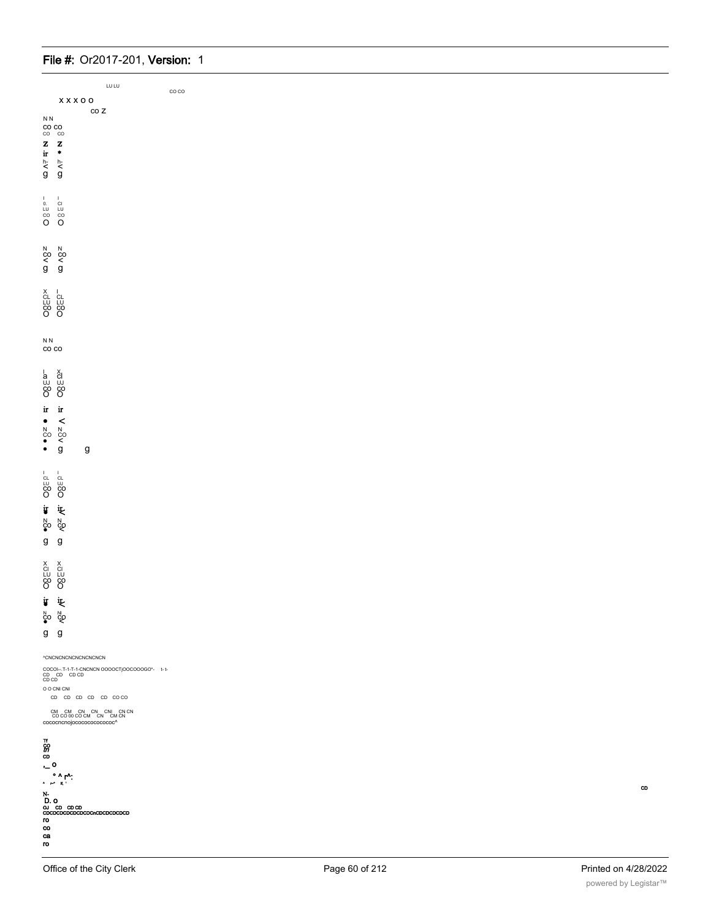LU LU

CO CO

X X X O O

CO Z

N N
CO CO
CO CO
Z Z
ir *
h- h-
< <
g g

I I
0. CI
LU LU
CO CO
O O

N N
CO CO
< <
g g

X I
CL CL
LU LU
CO CO
O O

N N
CO CO

I X
a CI
UJ UJ
CO CO
O O

ir ir
• <
N N
CO CO
• <
• g g

I I
CL CL
LU LU
CO CO
O O

ir ir
• <
N N
CO CO
• <
g g

X X
CI CI
LU LU
CO CO
O O

ir ir
• <
N NI
CO CO
• <
g g

^CNCNCNCNCNCNCNCNCN

COCOI—T-1-T-1-CNCNCN OOOOCTjOOCOOOGO"- t- t-
CD CD CD CD
CD CD

O O CNI CNI

CD CD CD CD CD CO CO

CM CM CN CN CNI CN CN
CO CO 00 CO CM CN CM CN
cococncnojococococococoCoc^

Tf
CO
m
CD
,_ O
° ^ r^:
^ r-" K '
N-
D. O
OJ CD CD CD
CDCDCDCDCDCDCDCnCDCDCDCDCD
ro
co
ca
ro

CD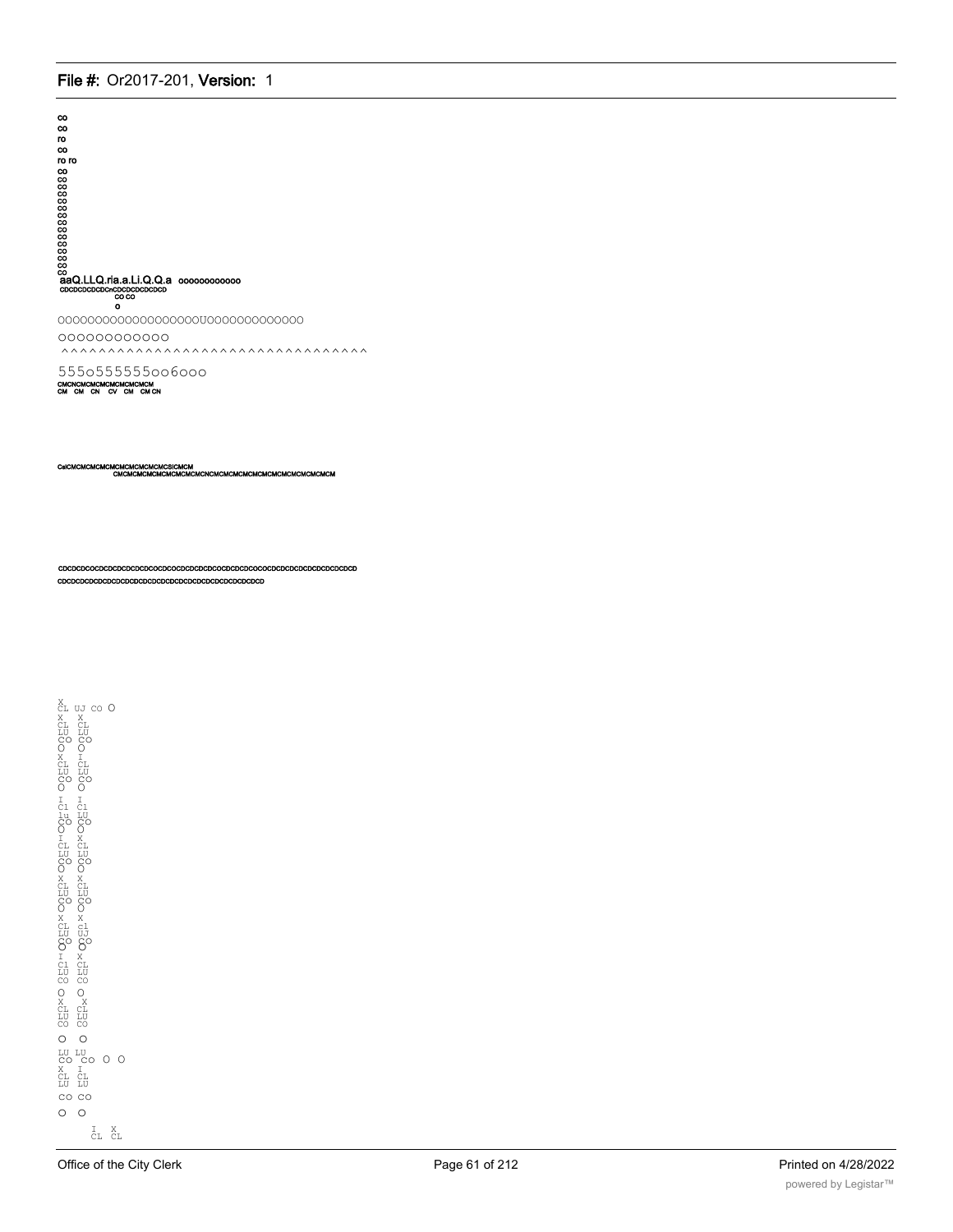co
co
ro
co
ro ro
co
co
co
co
co
co
co
co
co
co
co
co
co

aaQ.LLQ.ria.a.Li.Q.Q.a oooooooooooo
CDCDCDCDCDCnCDCDCDCDCDCD
CO CO
o

ooooooooooooooooooUooooooooooooo

oooooooooooo

^^^^^^^^^^^^^^^^^^^^^^^^^^^^^^^^

555o555555oo6ooo
CMCNCMCMCMCMCMCMCMCM
CM CM CN CV CM CM CN

CslCMCMCMCMCMCMCMCMCMCMCSICMCM
CMCMCMCMCMCMCMCMCNCMCMCMCMCMCMCMCMCMCMCMCMCM

CDCDCDCOCDCDCDCDCDCDCOCDCOCDCDCDCDCOCDCDCDCOCOCDCDCDCDCDCDCDCDCD
CDCDCDCDCDCDCDCDCDCDCDCDCDCDCDCDCDCDCDCDCDCD

X
CL UJ CO O
X X
CL CL
LU LU
CO CO
O O
X I
CL CL
LU LU
CO CO
O O
I I
C1 C1
lu LU
CO CO
O O
I X
CL CL
LU LU
CO CO
O O
X X
CL CL
LU LU
CO CO
O O
X X
CL c1
LU UJ
CO CO
O O
I X
C1 CL
LU LU
CO CO
O O
X X
CL CL
LU LU
CO CO
O O
LU LU
CO CO O O
X I
CL CL
LU LU
CO CO
O O
I X
CL CL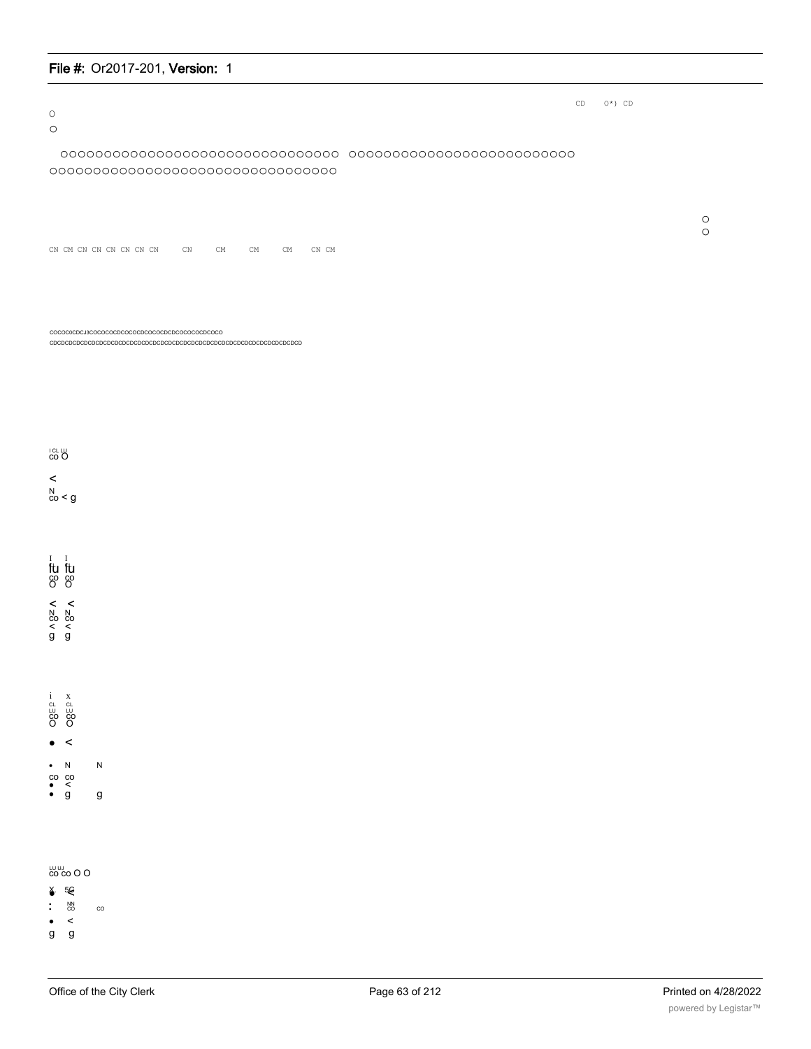CD O*) CD

O

O

OOOOOOOOOOOOOOOOOOOOOOOOOOOOOOO OOOOOOOOOOOOOOOOOOOOOOOOO
OOOOOOOOOOOOOOOOOOOOOOOOOOOOOOOO

O
O

CN CM CN CN CN CN CN CN CN CM CM CM CN CM

COCOCOCDCJ3COCOCOCDCOCOCDCOCOCDCDCOCOCOCDCOCO
CDCDCDCDCDCDCDCDCDCDCDCDCDCDCDCDCDCDCDCDCDCDCDCDCDCDCDCDCDCDCDCDCD

I CL LU
co O

<
N
co < g

I I
fu fu
co co
O O

< <
N N
co co
< <
g g

i x
CL CL
LU LU
co co
O O

• <

• N N
co co
• <
• g g

LU UJ
co co O O

X 5C
• <
: NN
• CO co
• <
g g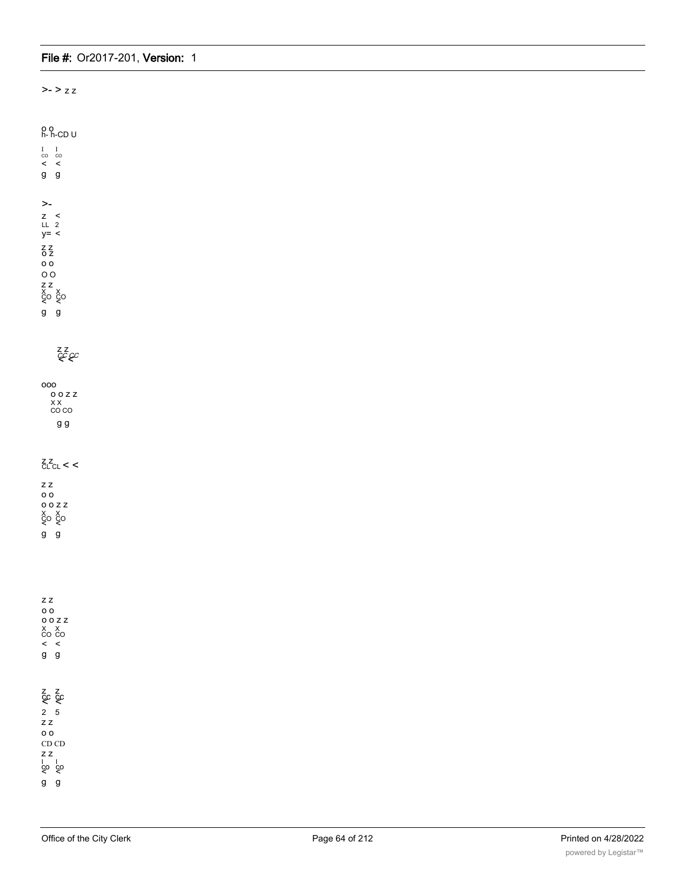>- > z z

o o
h- h-CD U

I I
co co
< <
g g

>-
z <
LL 2
y= <

z z
o z
o o
O O
z z
x x
co co
< <
g g

z z
cc cc
< <

ooo
o o z z
x x
co co
g g

z z
cl cl < <

z z
o o
o o z z
x x
co co
< <
g g

z z
o o
o o z z
x x
co co
< <
g g

z z
cc cc
< <
2 5
z z
o o
CD CD
z z
I I
co co
< <
g g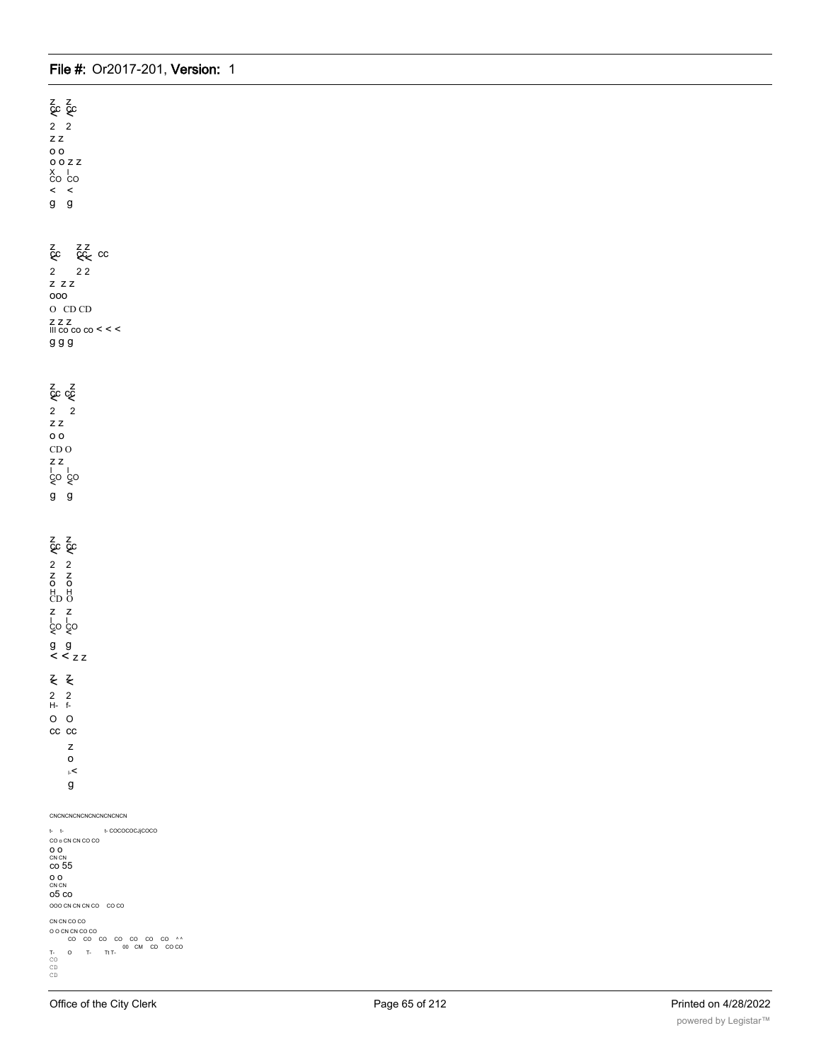z z
cc cc
< <
2 2
z z
o o
o o z z
X I
CO CO
< <
g g

z z z
cc cc cc
< < <
2 2 2
z z z
ooo
O CD CD
z z z
III co co co < < <
g g g

z z
cc cc
< <
2 2
z z
o o
CD O
z z
I I
CO CO
< <
g g

z z
cc cc
< <
2 2
z z
o o
H H
CD O
z z
I I
CO CO
< <
g g
< < z z

z z
< <
2 2
H- f-
O O
cc cc
z
o
I-<
g

CNCNCNCNCNCNCNCNCNCN

t- t- t- COCOCOCJjCOCO
CO o CN CN CO CO
o o
CN CN
co 55
o o
CN CN
o5 co
OOO CN CN CN CO CO CO

CN CN CO CO
O O CN CN CO CO
CO CO CO CO CO CO CO ^ ^
00 CM CD CO CO
T- O T- Tt T-
CO
CD
CD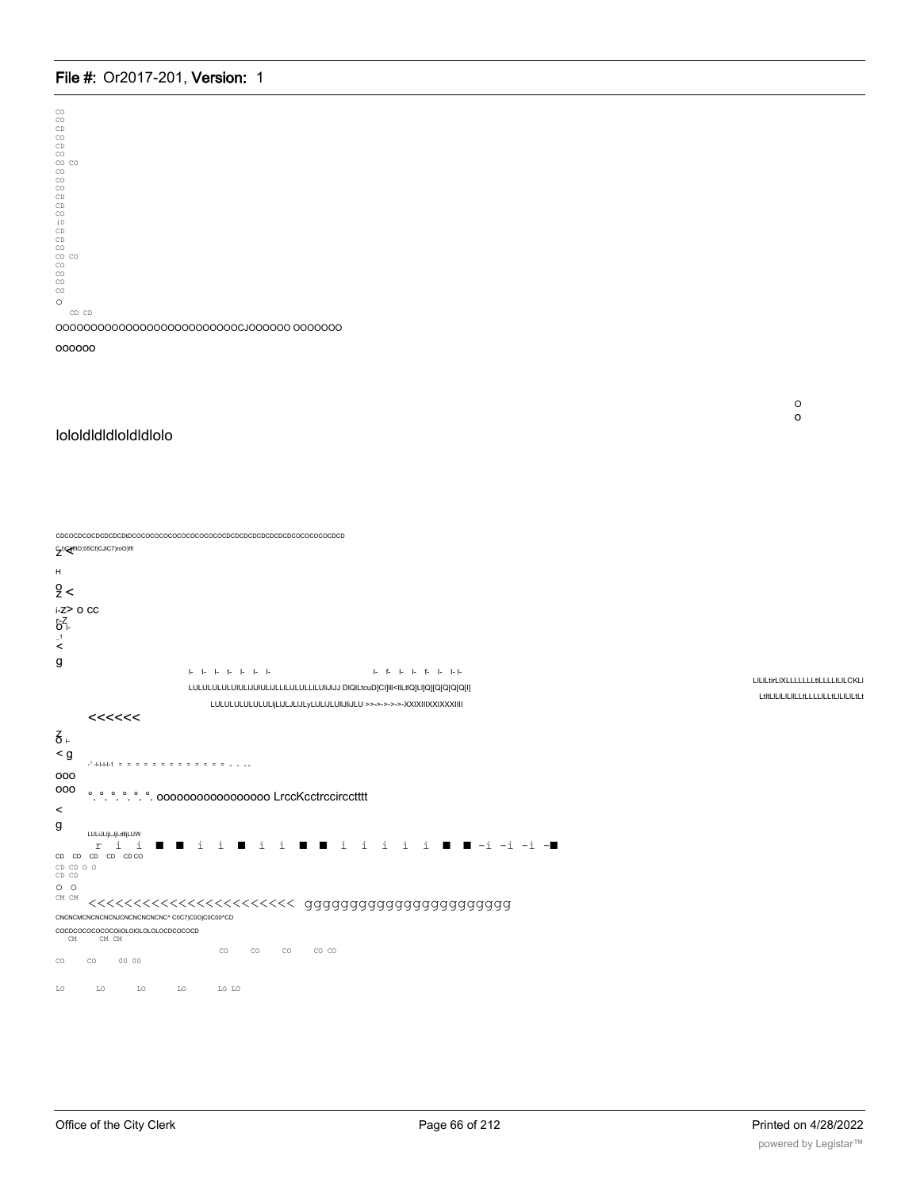CO
CO
CD
CO
CD
CO
CO CO
CO
CO
CO
CD
CD
CO
(O
CD
CD
CO
CO CO
CO
CO
CO
CO
O
CD CD

OOOOOOOOOOOOOOOOOOOOOOOOOOCJOOOOOO OOOOOOO

oooooo

O
o

lololdldldloldldlolo

CDCOCDCOCDCDCDCDtDCOCOCOCOCOCOCOCOCOCOCDCDCDCDCDCDCDCOCOCOCOCDCD

z'< CJ)CJiffiO;05CT)CJIC7)roO)ffl

H

o
z <

i-z> o cc

r-Z
o i-

_1
<

g

l- l- l- t- l- l- l- l- f- l- l- f- l- l-l-

LULULULULUlULIJlJlULIJLLILIJLULLILUlilJlJJ DIQlLtcuD]Cl]lll<llLtlQ]Ll]Q][Q[Q[Q[l]

LULULULULULULIjLIJLJLIJLyLIJLIJLUlIJliJLU >>->->->->-XXIXIIIXXIXXXIIII

LILILtirLIXLLLLLLLLtlLLLLILILCKLI

LtltLILILILILLtLLLLILLtLILILILtLt

<<<<<<

Z
o i-

< g

-'-l-l-l-l-1 = = = = = = = = = = = = = = . . . . .

ooo

ooo °. °. °. °. °. °. oooooooooooooooo LrccKcctrccircctttt

<

g

LULIJLIjLJjLdlljLUW

r i i ■ ■ i i ■ i i ■ ■ i i i i i ■ ■ -i -i -i -■

CD CD CD CD CD CO

CD CD O O
CD CD

O O

CM CM

<<<<<<<<<<<<<<<<<<<<<<< gggggggggggggggggggggg

CNCNCMCNCNCNCNJCNCNCNCNCNC^ C0C7)C0OjC0C00^CD

COCDCOCOCOCOCOiOLOlOLOLOLOCDCOCOCD

CM CM CM

CO CO CO CO CO

CO CO 00 00

LO LO LO LO LO LO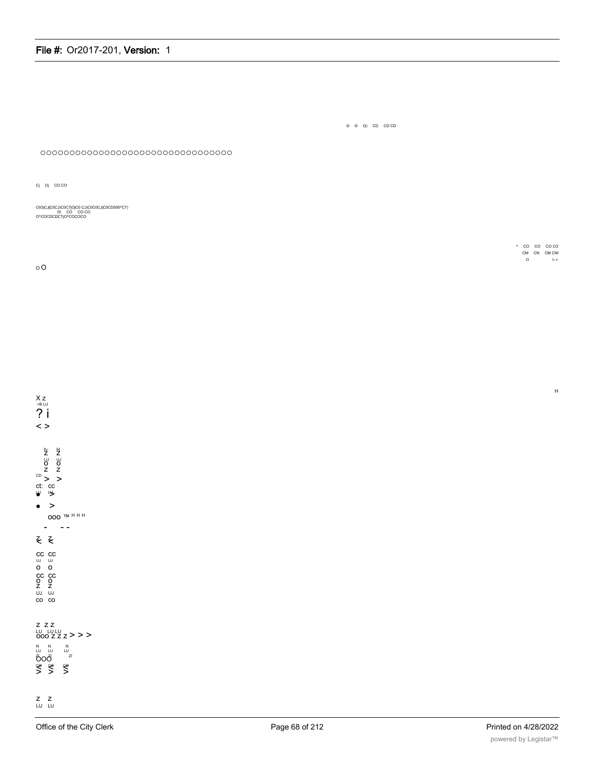© © Q) CD CD CD

OOOOOOOOOOOOOOOOOOOOOOOOOOOOOOOOO

Cj Oj CO CO

O)O)CJ)C0CJ)C0C7)O)C0 CJ)C0C0CJ)C0CD000^C7)
Ol CO CO CO
O^COCDCDCT)O^COCOCO

^ CO CO CO CO
CM CN CM CNI
O t- r-

o O

H

X z
<B LU
? i
< >

h- H
Z Z
LU UJ
O O
Z Z
CD > >
ct: cc
LU LU
• >
• >
ooo ™ H H H
\- - -

Z Z
< <

cc cc
UJ UJ
o o
cc cc
O O
Z Z
UJ UJ
co co

Z Z Z
LU LU LU
ooo z z z > > >

N N N
LU LU LU
Zl Zl Zl
ooo

Z Z
LU LU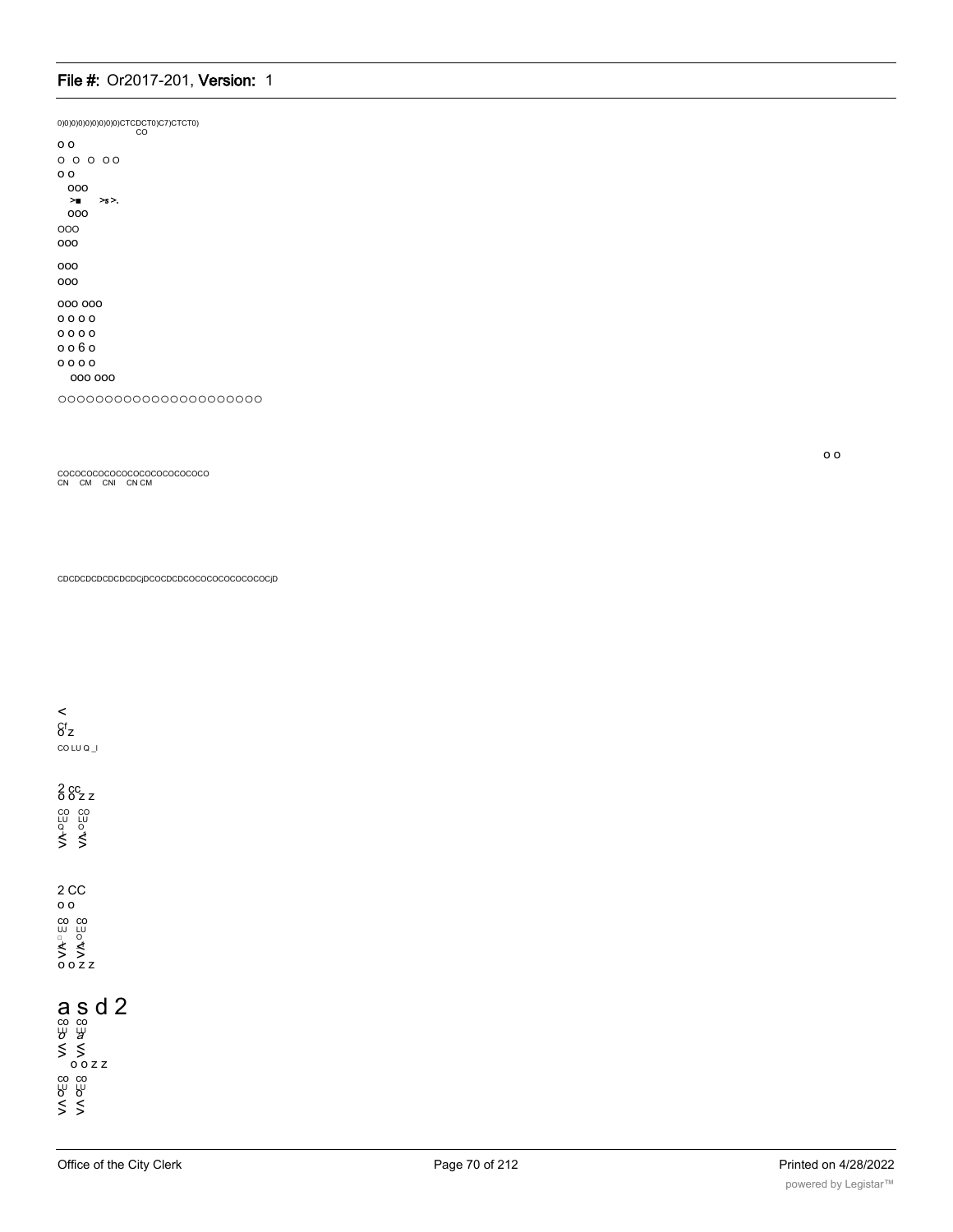0)0)0)0)0)0)0)0)0)CTCDCT0)C7)CTCT0)
CO

o o

O O O OO

o o

ooo

>■ >s >.

ooo

OOO

ooo

ooo

ooo

ooo ooo

o o o o

o o o o

o o 6 o

o o o o

ooo ooo

ooooooooooooooooooooo

o o

COCOCOCOCOCOCOCOCOCOCOCO

CN CM CNI CN CM

CDCDCDCDCDCDCDCjDCOCDCDCOCOCOCOCOCOCOCjD

<

Cf
o z

CO LU Q _I

2 cc
o o z z

CO CO
LU LU
Q O
V/- V/-
< <

2 CC

o o

CO CO
UJ LU
□ O
V/- V/-
< <
o o z z

a s d 2

CO CO
LU LU
Q a
V/ V/
< <
o o z z

CO CO
LU LU
Q Q
V/ V/
< <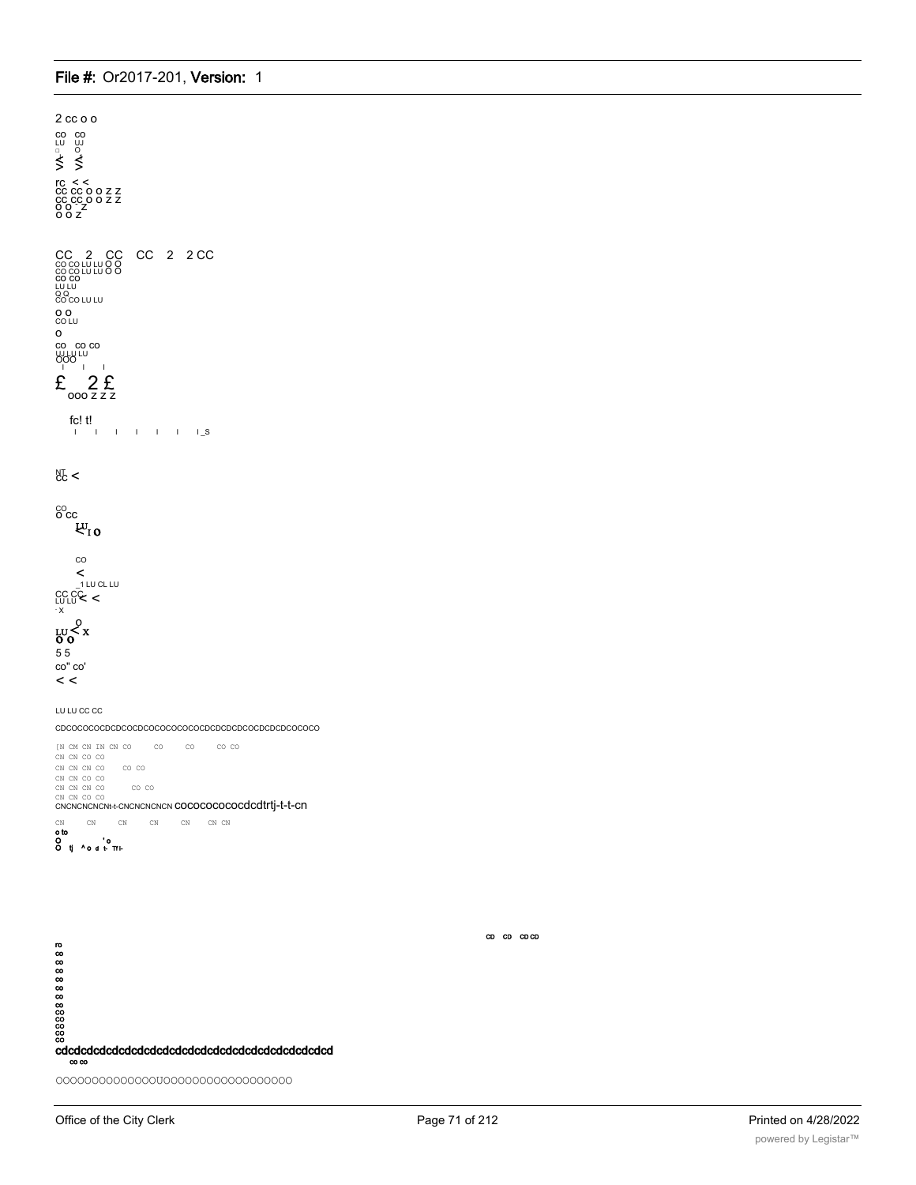2 cc o o

co co
LU UJ
□ O
^ ^
> >

rc < <
cc cc o o z z
cc cc o o z z
o o z
o o z

CC 2 CC CC 2 2 CC
CO CO LU LU O O
CO CO LU LU O O
CO CO
LU LU
Q Q
CO CO LU LU

o o
CO LU

o

co co co
LU LU LU
OOO

£ 2 £
ooo z z z

fc! t!
I I I I I I I_S

NT
CC <

CO
O CC
LU
< I O

CO
<
_1 LU CL LU
CC CC
LU LU < <
- X

O
LU < X
O O

5 5
co" co'
< <

LU LU CC CC

CDCOCOCOCDCDCOCDCOCOCOCOCOCDCDCDCDCOCDCDCDCOCOCO

[N CM CN IN CN CO CO CO CO CO
CN CN CO CO
CN CN CN CO CO CO
CN CN CO CO
CN CN CN CO CO CO
CN CN CO CO
CNCNCNCNCNt-t-CNCNCNCNCN cococococococdcdtrtj-t-t-cn

CN CN CN CN CN CN CN
o to
o 'o
O tj ^ o d t- TT-t-

co co co co

ro
co
co
co
co
co
co
co
co
co
co
co
co
co
cdcdcdcdcdcdcdcdcdcdcdcdcdcdcdcdcdcdcdcdcd
co co

OOOOOOOOOOOOOOUOOOOOOOOOOOOOOOOOO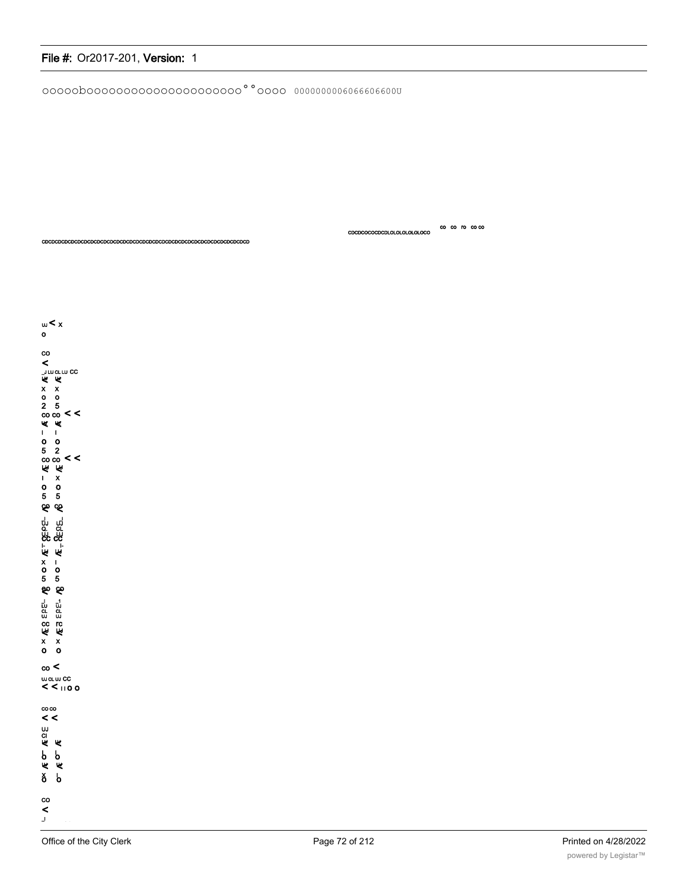ooooobooooooooooooooooooo°°oooo 0000000006066606600U

CDCDCOCOCDCDLOLOLOLOLOCO ∞ co ro co co

CDCDCDCDCDCDCDCDCDCDCDCDCDCDCDCDCDCDCDCDCDCDCDCDCDCDCDCDCDCDCD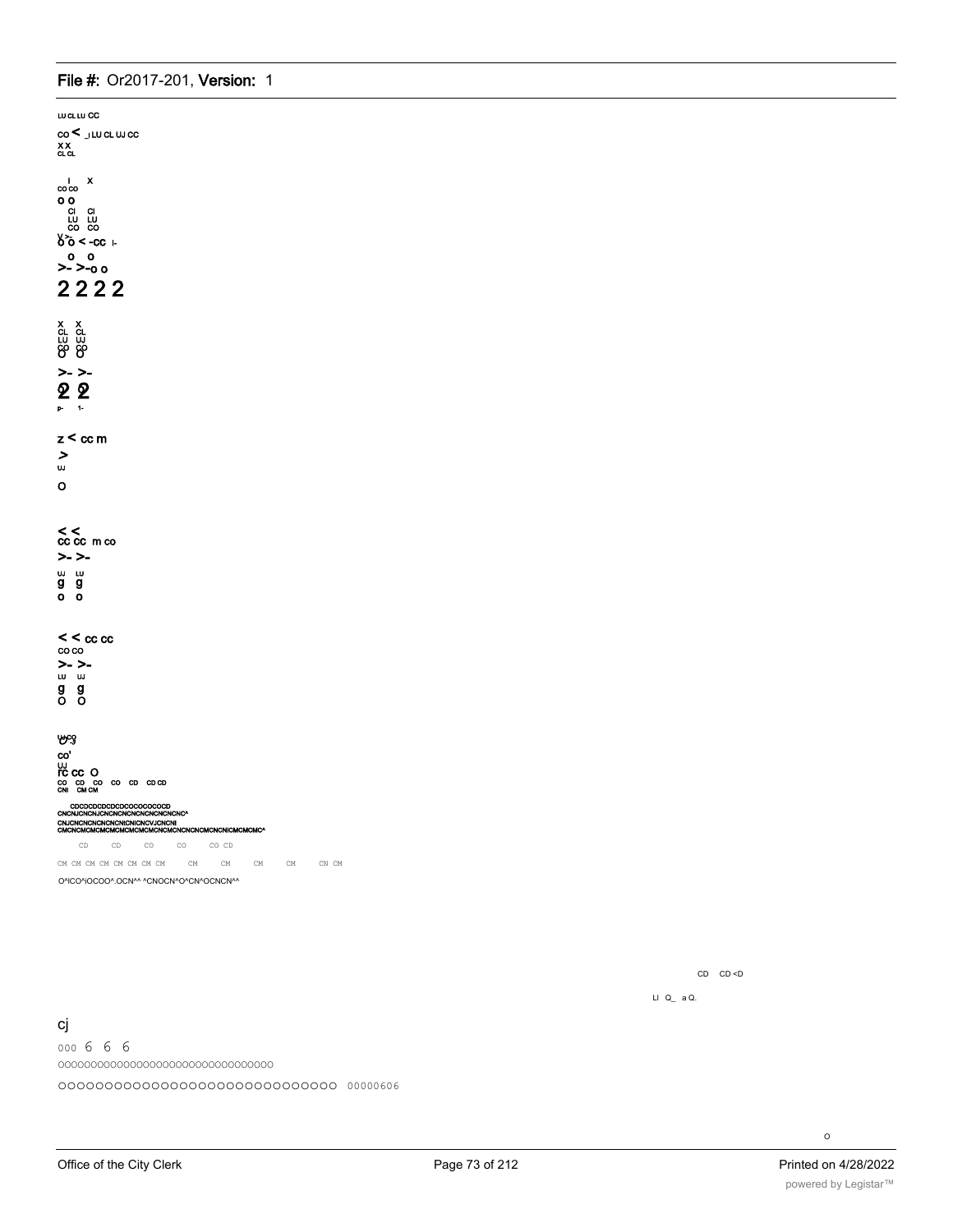LU CL LU CC

CO < _l LU CL UJ CC
X X
CL CL

I X
CO CO

O O
CI CI
LU LU
CO CO
O O < -CC I-

O O
>- >-O O

2 2 2 2

X X
CL CL
LU UJ
CO CO
O O

>- >-

2 2

P- 1-

Z < CC m

>
UJ

O

< <
CC CC m CO

>- >-

UJ LU
g g
O O

< < CC CC
CO CO
>- >-
LU UJ
g g
O O

UJ CO

CO'
UJ
rc CC O
CO CD CO CO CD CD CD
CNI CM CM

CDCDCDCDCDCDCOCOCOCOCD
CNCNJCNCNJCNCNCNCNCNCNCNCNC^
CNJCNCNCNCNCNCNICNICNCVJCNCNI
CMCNCMCMCMCMCMCMCMCNCMCNCNCNCMCNCNICMCMCMC^

CD CD CO CO CO CD

CM CM CM CM CM CM CM CM CM CM CM CM CN CM

O^ICO^IOCOO^.OCN^^ ^CNOCN^O^CN^OCNCN^^

CD CD <D

LI Q_ a Q.

cj

000 6 6 6

OOOOOOOOOOOOOOOOOOOOOOOOOOOOOOOOO

OOOOOOOOOOOOOOOOOOOOOOOOOOOOOO 00000606

O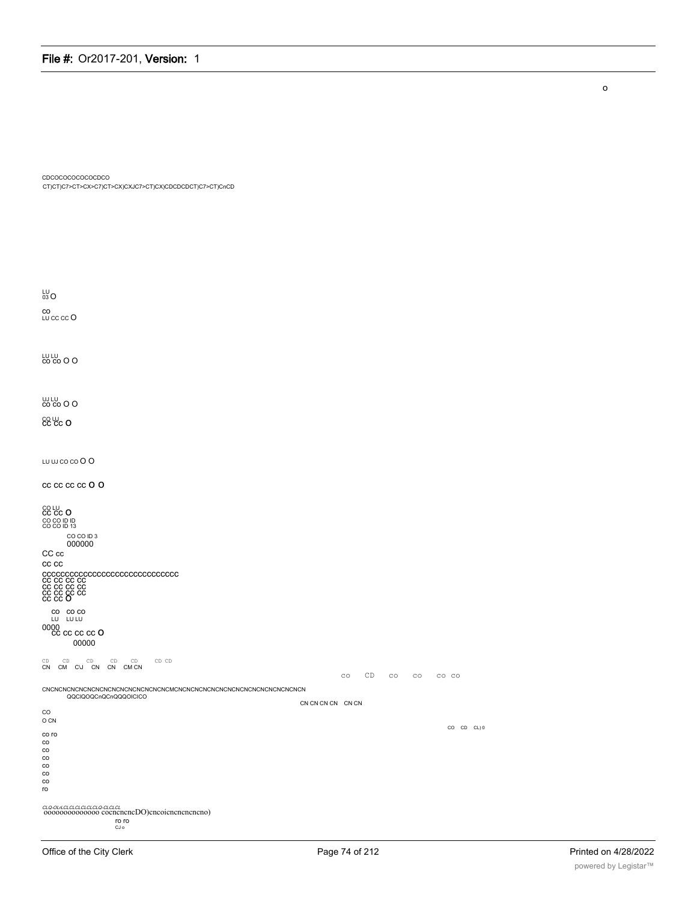o

CDCOCOCOCOCOCDCO
CT)CT)C7>CT>CX>C7)CT>CX)CXJC7>CT)CX)CDCDCDCT)C7>CT)CnCD

LU
03 O

CO
LU CC CC O

LU LU
CO CO O O

UJ LU
CO CO O O

CO UJ
CC CC O

LU UJ CO CO O O

CC CC CC CC O O

CO LU
CC CC O
CO CO ID ID
CO CO ID 13

CO CO ID 3
000000

CC cc

CC CC

CCCCCCCCCCCCCCCCCCCCCCCCCCCCCC
CC CC CC CC
CC CC CC CC
CC CC CC CC
CC CC O

CO CO CO
LU LU LU

0000
CC CC CC CC O
00000

CD CD CD CD CD CD CD
CN CM CJ CN CN CM CN

CO CD CO CO CO CO

CNCNCNCNCNCNCNCNCNCNCNCNCNCNCNCMCNCNCNCNCNCNCNCNCNCNCNCNCNCNCN
QQCIQOQCnQCnQQQOICICO

CN CN CN CN CN CN

CO
O CN

CO CD CL) 0

CO ro
CO
CO
CO
CO
CO
CO
ro

CLQ-OLrLCLCLCLCLCLCLQ-CLCLCL
oooooooooooooo cocncncncDO)cncoicncncncncno)
ro ro
CJ o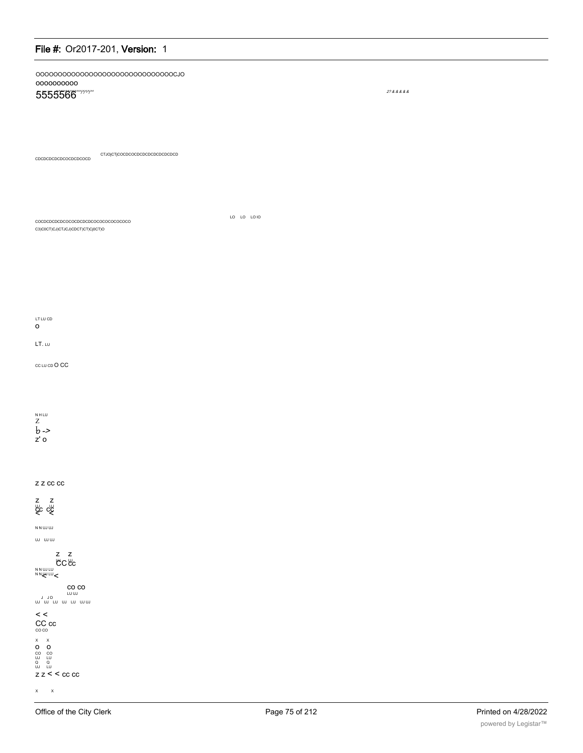OOOOOOOOOOOOOOOOOOOOOOOOOOOOOOOCJO
oooooooooo
5555566

27 & & & & &

CDCDCDCDCDCOCDCDCOCD CTJOjCTjCOCDCOCDCDCDCDCDCDCDCD

COCDCDCDCDCOCOCDCDCDCOCOCOCOCOCOCO
C3)C0CT)CJ)CTJCJ)CDCT)CT)Cj0CT)O

LO LO LO IO

LT LU CD
O

LT. LU

CC LU CD O CC

N H LU
Z
b ->
z' o

Z Z CC CC

Z Z
CC CC
< <

N N UJ UJ

UJ UJ UJ

Z Z
CC CC
N N UJ LU
N N LU LU <

CO CO
LU UJ
J JD
UJ UJ LU UJ LU UJ UJ

< <
CC cc
CO CO

X X
O O
CO CO
UJ LU
Q Q
UJ LU
Z Z < < CC CC

X X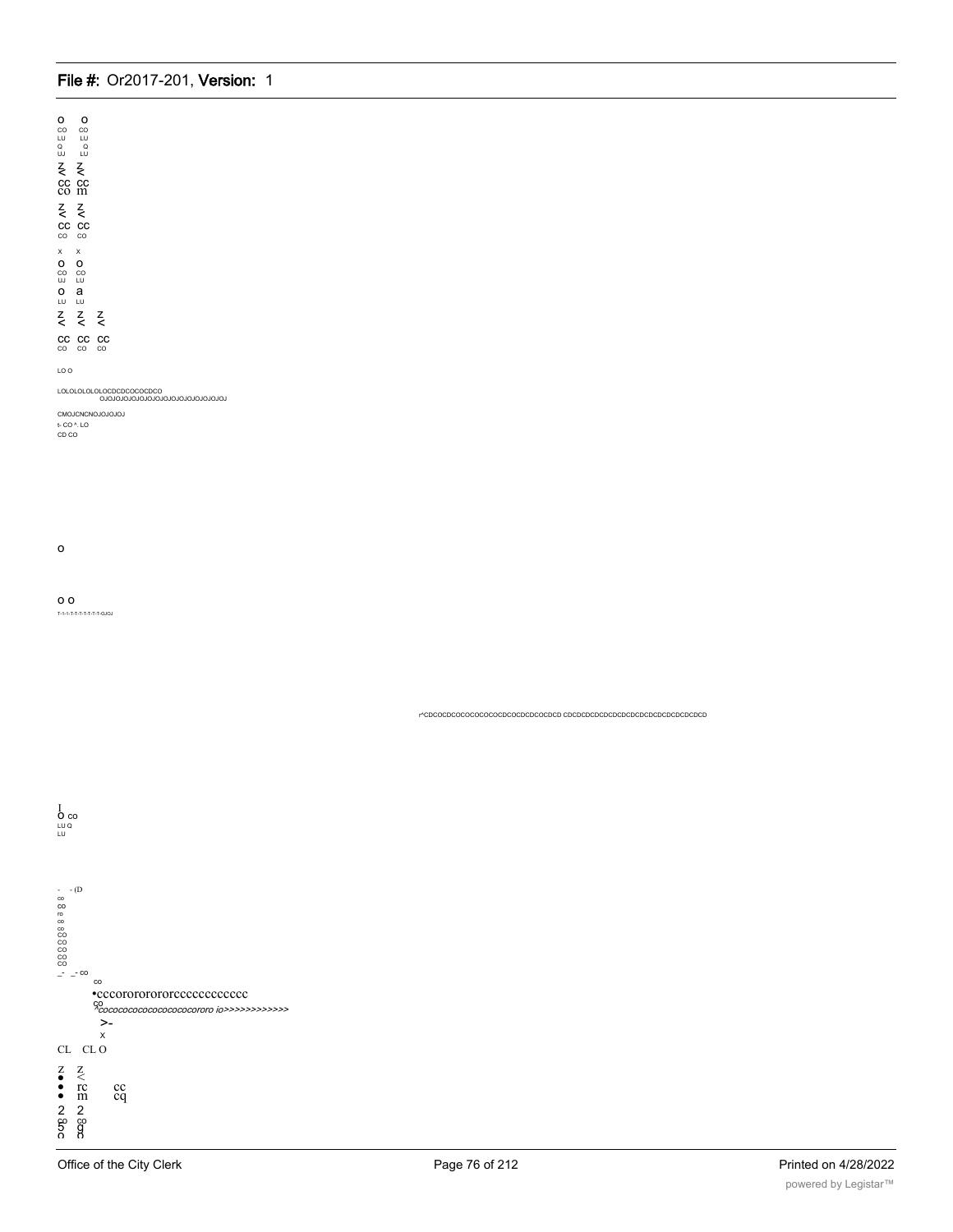o o
CO CO
LU LU
Q Q
UJ LU

Z Z
< <
CC CC
CO m

Z Z
< <
CC CC
CO CO

x x
O O
CO CO
UJ LU
O a
LU LU

Z Z Z
< < <
CC CC CC
CO CO CO

LO O

LOLOLOLOLOLOCDCDCOCOCDCO
OJOJOJOJOJOJOJOJOJOJOJOJOJOJOJOJ

CMOJCNCNOJOJOJOJ
t- CO ^. LO
CD CO

o

o o
T-1-1-T-T-T-T-T-T-OJOJ

r^CDCOCDCOCOCOCOCOCDCOCDCDCOCDCD CDCDCDCDCDCDCDCDCDCDCDCDCDCDCD

I
O CO
LU Q
LU

- - (D
co
CO
ro
co
co
CO
CO
CO
CO
CO
_- _- co
co
•cccorororororccccccccccc
co
^cocococococococococororo io>>>>>>>>>>>>
>-
x
CL CL O

Z Z
• <
• rc cc
• m cq
2 2
co co
5 g
o o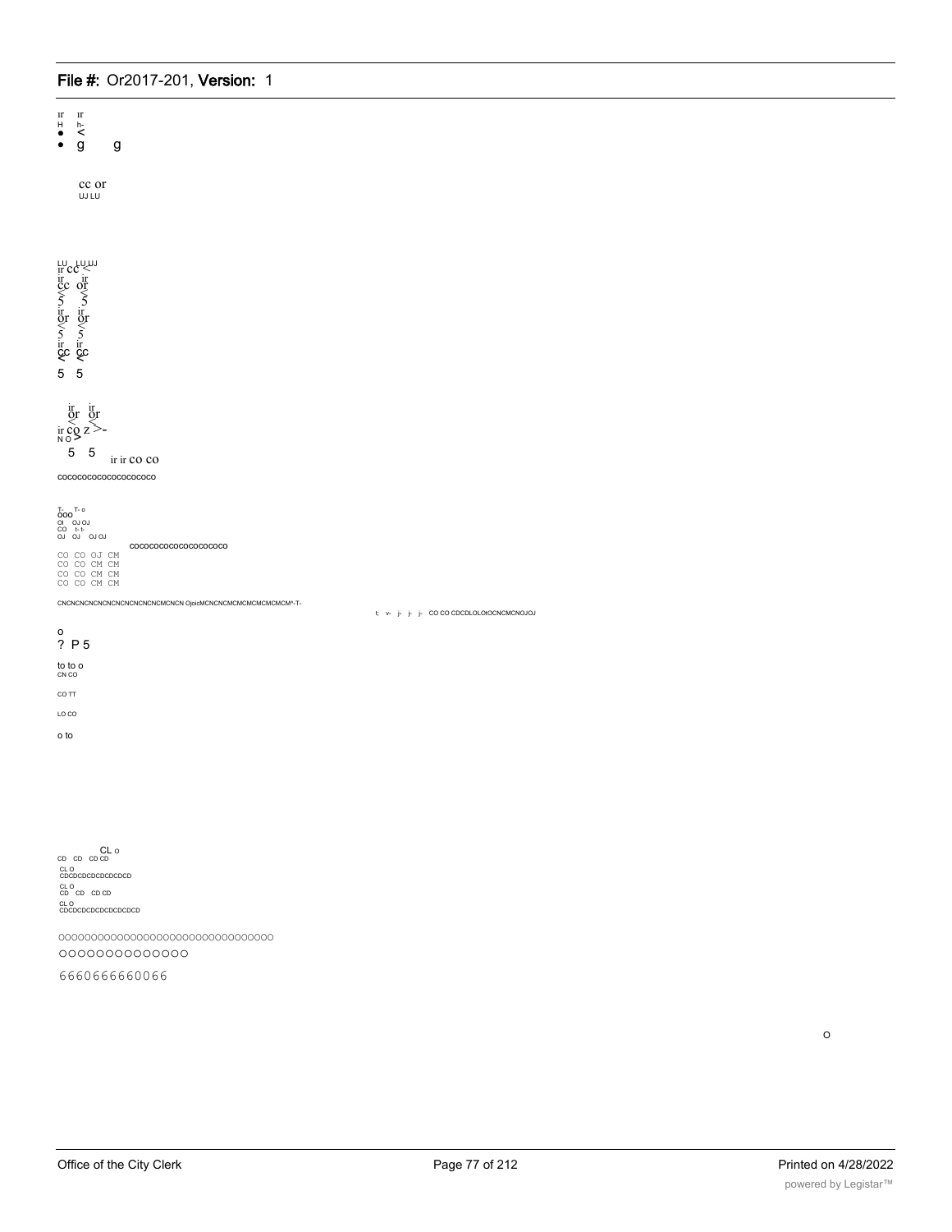ır ır
H h-
• <
• g g

cc or
UJ LU

LU LU UJ
ir cc <
ir ir
cc or
< <
5 5
ir ir
or or
< <
5 5
ir ir
cc cc
< <
5 5

ir ir
or or
< <
ir co z >-
N O >
5 5
ir ir co co

cococococococococococo

T- T- o
ooo
OI OJ OJ
CO t- t-
OJ OJ OJ OJ

cococococococococococo

CO CO OJ CM
CO CO CM CM
CO CO CM CM
CO CO CM CM

CNCNCNCNCNCNCNCNCNCNCMCNCN OjoicMCNCNCMCMCMCMCMCM^-T-

t: v- j- j- j- CO CO CDCDLOLOtOCNCMCNOJOJ

o
? P 5

to to o
CN CO

CO TT

LO CO

o to

CL o
CD CD CD CD

CL O
CDCDCDCDCDCDCDCD

CL O
CD CD CD CD

CL O
CDCDCDCDCDCDCDCDCD

OOOOOOOOOOOOOOOOOOOOOOOOOOOOOOOO
OOOOOOOOOOOOOO

6660666660066

o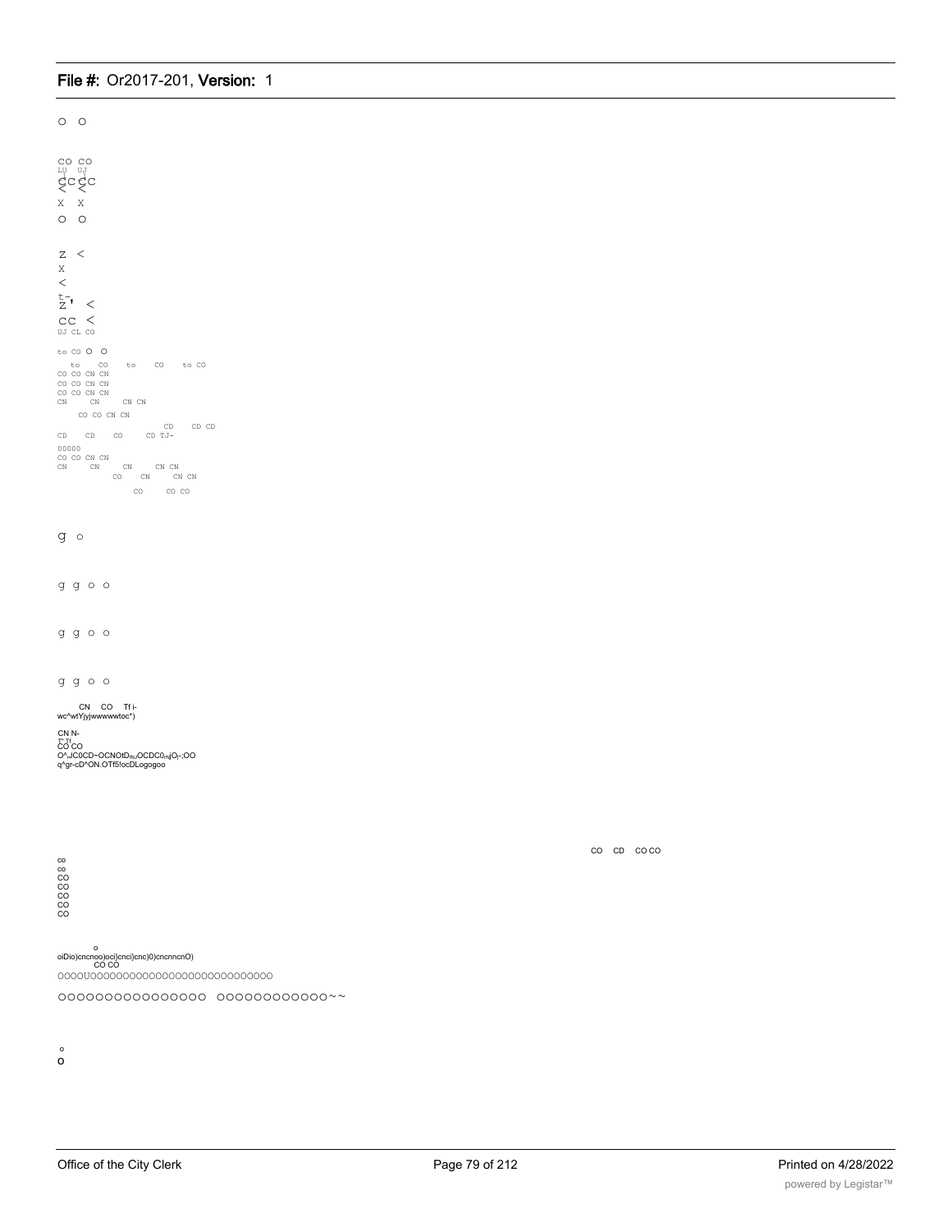o o

CO CO
LU UJ
ccc c
< <
X X
o o

Z <
X
<
t-
Z' <
CC <
UJ CL CO

to CO O O
to CO to CO to CO
CO CO CN CN
CO CO CN CN
CO CO CN CN
CN CN CN CN
CO CO CN CN
CD CD CD
CD CD CO CD TJ-
00000
CO CO CN CN
CN CN CN CN CN
CO CN CN CN
CO CO CO

g o

g g o o

g g o o

g g o o

CN CO Tf i-
wc^wtYjyjwwwwwtoc*)

CN N-
T Tf
CO CO
O^JC0CD~OCNOtD$_{(N)}$OCDC0$_{(N)}$jO$_{(-}$:OO
q^gr-cD^ON.OTf5!ocDLogogoo

CO CD CO CO

co
co
CO
CO
CO
CO
CO

o
oiDio)cncnoo)oci)cnci)cnc)0)cncnncnO)
CO CO
OOOOUOOOOOOOOOOOOOOOOOOOOOOOOOOO

OOOOOOOOOOOOOOOO OOOOOOOOOOOO~~

o
o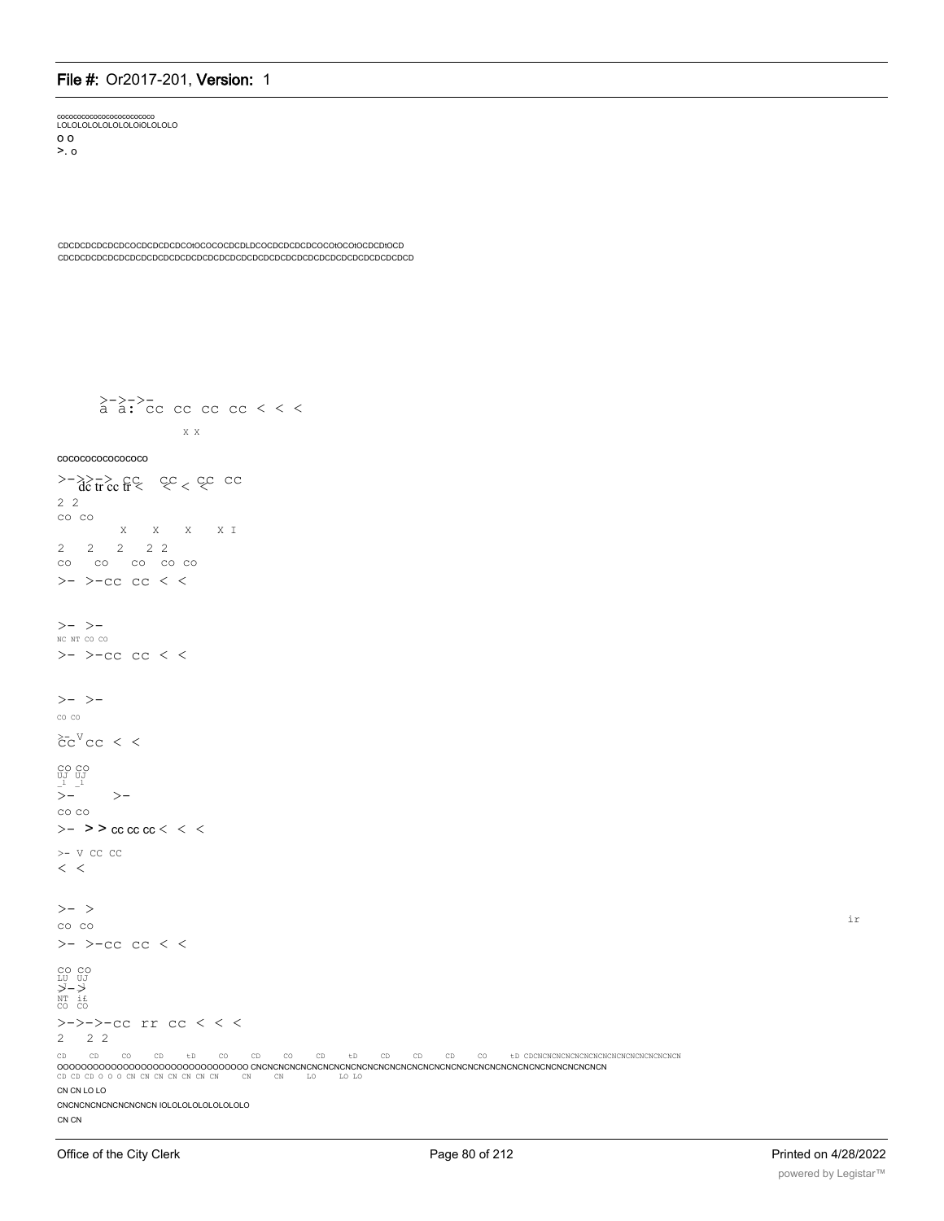cocococococococococococo
LOLOLOLOLOLOLOLOLOLOLO
o o
>. o

CDCDCDCDCDCDCOCDCDCDCDCOtOCOCOCDCDLDCOCDCDCDCDCOCOtOCOtOCDCDtOCD
CDCDCDCDCDCDCDCDCDCDCDCDCDCDCDCDCDCDCDCDCDCDCDCDCDCDCDCDCDCDCDCD

>->->-
a a: cc cc cc cc < < <

x x

cococococococoooco

>->>-> cc cc cc cc
dc tr cc tr < < < <

2 2
co co
X X X X I
2 2 2 2 2
co co co co co
>- >-cc cc < <

>- >-
NC NT CO CO
>- >-cc cc < <

>- >-
CO CO
>- V
cc cc < <

CO CO
UJ UJ
_I _I
>- >-
co co
>- > > cc cc cc < < <

>- V CC CC
< <

>- >
co co
>- >-cc cc < <

ir

CO CO
LU UJ
>- >
NT i£
CO CO
>->->-cc rr cc < < <
2 2 2

CD CD CO CD tD CO CD CO CD tD CD CD CD CO tD CDCNCNCNCNCNCNCNCNCNCNCNCNCNCN
OOOOOOOOOOOOOOOOOOOOOOOOOOOOOO CNCNCNCNCNCNCNCNCNCNCNCNCNCNCNCNCNCNCNCNCNCNCNCNCNCNCNCNCNCNCNCN
CD CD CD O O O CN CN CN CN CN CN CN CN CN LO LO LO
CN CN LO LO
CNCNCNCNCNCNCNCNCN IOLOLOLOLOLOLOLOLO
CN CN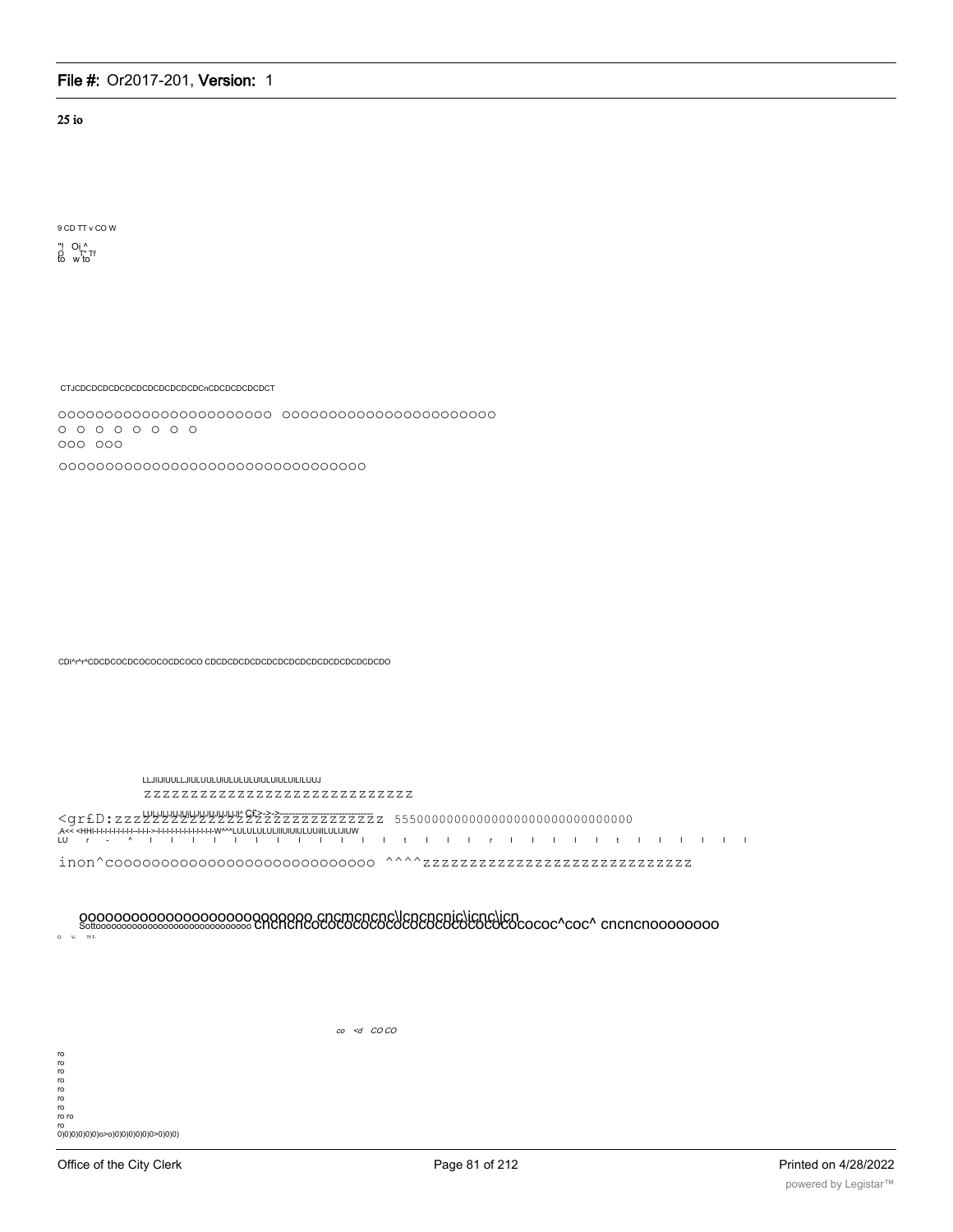25 io

9 CD TT v CO W

"! Oi ^
O T' Tf
to w to

CTJCDCDCDCDCDCDCDCDCDCDCnCDCDCDCDCDCT

OOOOOOOOOOOOOOOOOOOOOOO OOOOOOOOOOOOOOOOOOOOOOO
O O O O O O O O
OOO OOO

OOOOOOOOOOOOOOOOOOOOOOOOOOOOOOOOO

CDI^r^r^CDCDCOCDCOCOCOCDCOCO CDCDCDCDCDCDCDCDCDCDCDCDCDCDCDO

LLJIIJIUULLJIULUULUIULULULUIULUIULUILILUUJ

ZZZZZZZZZZZZZZZZZZZZZZZZZZZZZ

<grfD:zzzZZZZZZZZZZZZZZZZZZZZZZZZZZ 5550000000000000000000000000000

LULJILIJUJUjLUJJLIJLIJLJ-JI^ CC>->->

,A<< <HHI-I-I-I-I-I-I-I-I-I--I-I-I->-I-I-I-I-I-I-I-I-I-I-I-I-W^^^LULULULULIIIUIUIULUUIILULIJIUW

LU r - ^ I I I I I I I I I I I I I t I I I r I I I I I t I I I I I I

inon^cooooooooooooooooooooooooooo ^^^^zzzzzzzzzzzzzzzzzzzzzzzzzzzz

ooooooooooooooooooooooooooo cncmcncnc\lcncncnic\icnc\icn
Softoooooooooooooooooooooooooooo cncncncococococococococococococococoplay^coc^ cncncnoooooooo

O V- Tf T-

co <d CO CO

ro
ro
ro
ro
ro
ro
ro
ro ro
ro
0)0)0)0)0)0)o>o)0)0)0)0)0)0>0)0)0)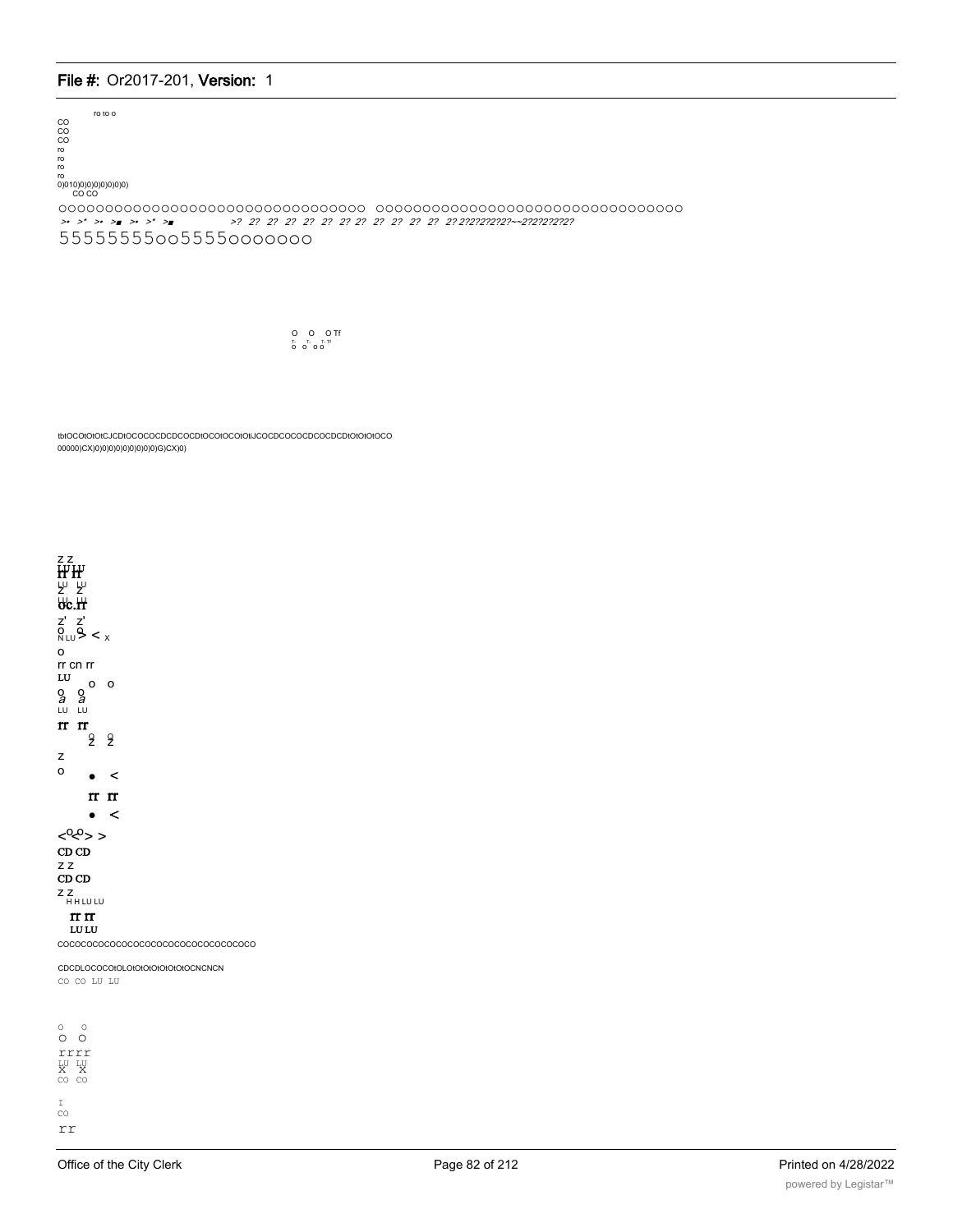ro to o
CO
CO
CO
ro
ro
ro
ro
0)010)0)0)0)0)0)0)0)
CO CO

OOOOOOOOOOOOOOOOOOOOOOOOOOOOOOOO OOOOOOOOOOOOOOOOOOOOOOOOOOOOOOOO

>• >* >• >■ >• >* >■ >? 2? 2? 2? 2? 2? 2? 2? 2? 2? 2? 2? 2? 2?2?2?2?2?2?~~2?2?2?2?2?

55555555oo5555ooooooo

O O O Tf
T- T- T- Tf
o o o o

tbtOCOtOtOtCJCDtOCOCOCDCDCOCDtOCOtOCOtOtiJCOCDCOCOCDCOCDCDtOtOtOtOCO
00000)CX)0)0)0)0)0)0)0)0)0)G)CX)0)

z z
LU LU
rr rr
LU LU
z z
LU LU
oc.rr
z' z'
o o
N LU > < x
o
rr cn rr
LU
o o
o o
a a
LU LU
rr rr
o o
z z
z
o
• <
rr rr
• <
<o o> >
CD CD
z z
CD CD
z z
H H LU LU
rr rr
LU LU
COCOCOCOCOCOCOCOCOCOCOCOCOCOCOCOCO

CDCDLOCOCOtOLOtOtOtOtOtOtOCNCNCN
CO CO LU LU

o o
O O
rrrr
LU LU
X X
CO CO

I
CO
rr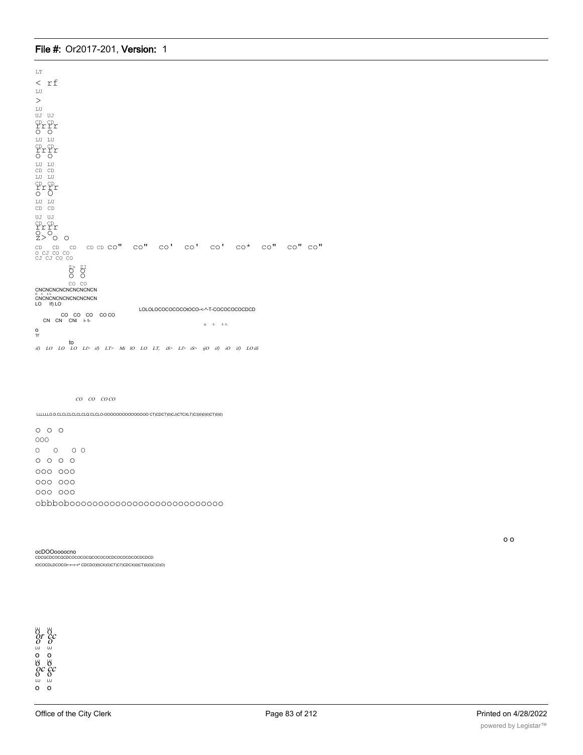LT

< rf

LU

>

LU

UJ UJ

CD CD
rrrr
O O

LU LU

CD CD
rrrr
O O

LU LU

CD CD

LU LU

CD CD
rrrr
O O

LU LU

CD CD

UJ UJ

CD CD
rrrr
O O
Z> O O

CD CD CD CD CD CO" CO" CO' CO' CO' CO* CO" CO" CO"

O CJ CO CO

CJ CJ CO CO

Z> ZI
O O
O O

CO CO

CNCNCNCNCNCNCNCNCN

CNCNCNCNCNCNCNCNCN

LO If) LO

LOLOLOCOCOCOCOtOCO-<-^-T-COCOCOCOCDCD

CO CO CO CO CO

CN CN CNI i- t-

o T- T- T-

o

Tf

to

*if) LO LO LO Lf> if) LT> Mi lO LO LT, iS> Lf> iS> ijO if) iO if) LO ifi*

*CO CO CO CO*

LLLLLLO.D.CLCLCLCLCLCLQ.CLCLO-OOOOOOOOOOOOOOO CT)CDCT)0)CJ)CTCXLT)C3)0)0)0)CT)0)0)

O O O

OOO

O O O O

O O O O

OOO OOO

OOO OOO

OOO OOO

obbbobooooooooooooooooooooooooo

o o

ocDOOooooocno

CDCQCDCOCQCDCOCOCOCQCOCOCOCDCOCOCDCOCDCDCD

tOCOCDLDCOCOr--r--r--r^ CDCDO)0)CX)O)CT)C7)CDCX)0)CT)0)O)C)O)O)

LU LU
O O
*or cc*
*O O*
LU UJ
O O
LU LU
O O
*oc cc*
O O
LU LU
O O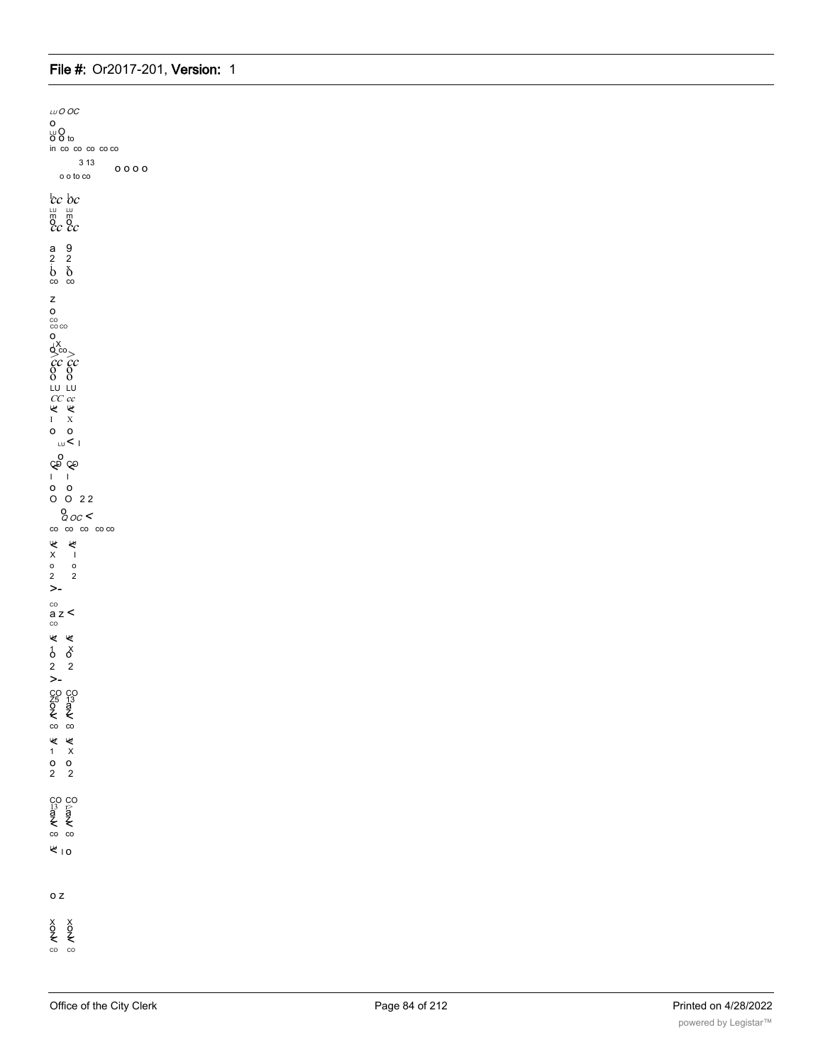LU O OC

o
LU O
O O to
in co co co co co

3 13
o o to co
o o o o

cc bc
LU LU
m m
O O
cc cc

a 9
2 2
b δ
co co

z
o
co
co co
o
d X co
cc cc
O O
O O
LU LU
CC cc
K K
I X
o o
LU < I

o
CD CO
I I
o o
O O 2 2

o
Q OC <
co co co co co

K K
X I
o o
2 2
>-

co
a z <
co

K K
1 X
O O
2 2
>-

CO CO
Z5 13
9 a
< <
co co

K K
1 X
o o
2 2

CO CO
13
a a
Z Z
< <
co co

K I O

o z

X X
O O
Z Z
< <
co co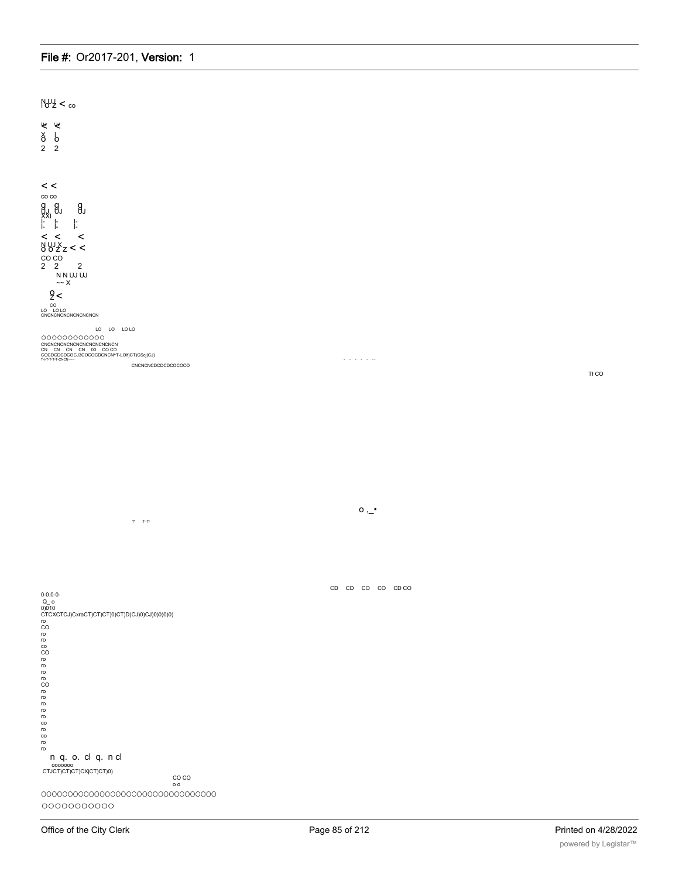NUJ
l o z < co

ɮ ɮ
x l
o o
2 2

< <
co co
g g g
UJ UJ UJ
XXI
l- l- l-
l- l- l-
< < <
N UJ X
o o z z < <
CO CO
2 2 2
N N UJ UJ
~~ X

9
z <
co
LO LO LO
CNCNCNCNCNCNCNCNCN

LO LO LO LO

OOOOOOOOOOOO
CNCNCNCNCNCNCNCNCNCNCN
CN CN CN CN 00 CO CO
COCDCDCDCOCJ3COCOCDCNCN^T-LOf(CT)CSc|)CJ)
T-t-T-T-T-T-CNCN~~~
CNCNCNCDCDCDCOCOCO

. . . . . . ..

Tf CO

o ,_•

T' T- Tf

CD CD CO CO CD CO

0-0.0-0-
Q_ o
0)010
CTCXCTCJ)CxraCT)CT)CT)0)CT)D)CJ)0)CJ)0)0)0)0)
ro
CO
ro
ro
co
CO
ro
ro
ro
ro
CO
ro
ro
ro
ro
ro
co
ro
co
ro
ro

n q. o. cl q. n cl
ooooooo
CTJCT)CT)CT)CX|CT)CT)0)

CO CO
o o

OOOOOOOOOOOOOOOOOOOOOOOOOOOOOOOO
OOOOOOOOOOO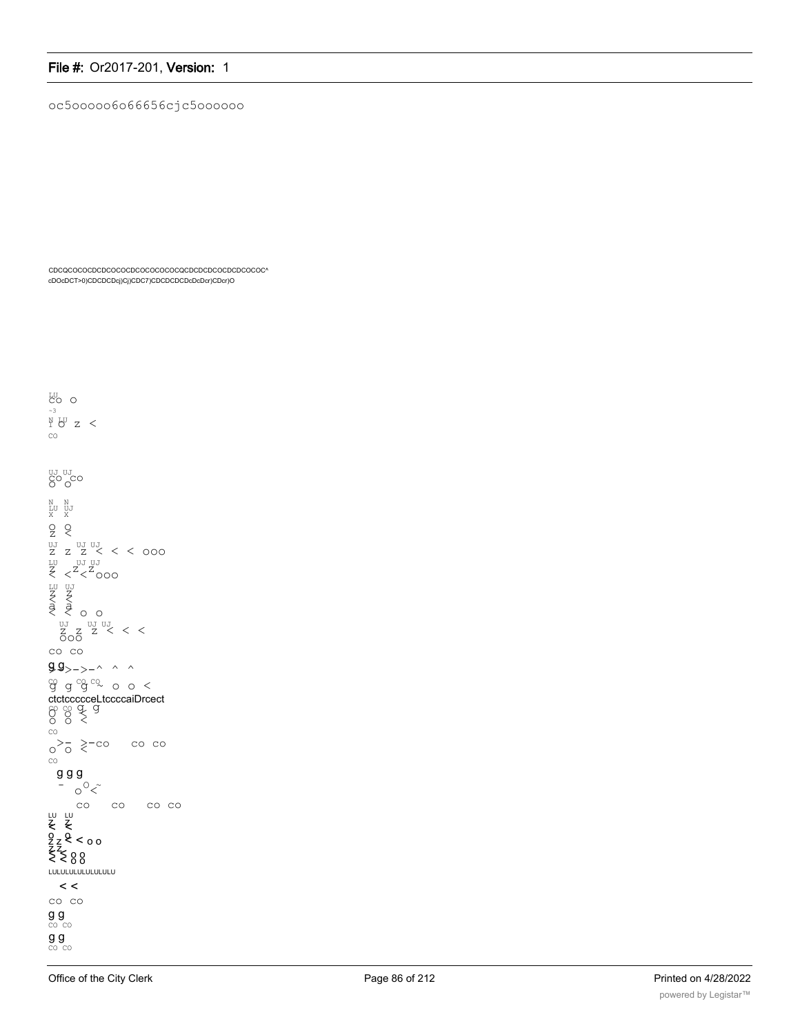oc5ooooo6o66656cjc5oooooo

CDCQCOCOCDCDCOCOCDCOCOCOCOCQCDCDCDCOCDCDCOCOC^
cDOcDCT>0)CDCDCDcj)Cj)CDC7)CDCDCDCDcDcDcr)CDcr)O

LU
CO O
~3
N LU
I O z <
CO

UJ UJ
CO CO
O O

N N
LU UJ
X X

O O
Z <

UJ UJ UJ
Z z Z < < < ooo

LU UJ UJ
Z < Z < Z ooo
<

LU UJ
Z Z
< <
a a
< < o o

UJ UJ UJ
Z z Z < < <
OOO

CO CO

g g
> >-->-^ ^ ^

CO CO CO
g g g ~ o o <

ctctccccceLtccccaiDrcect
CO CO
O O < g
O O <

CO

> >-co co co
O O <

CO

g g g
- O <
O ~

CO CO CO CO

LU LU
Z Z
< <

O O
Z z < < o o
Z Z
< < o o
o o

LULULULULULULULU

< <

CO CO

g g
CO CO

g g
CO CO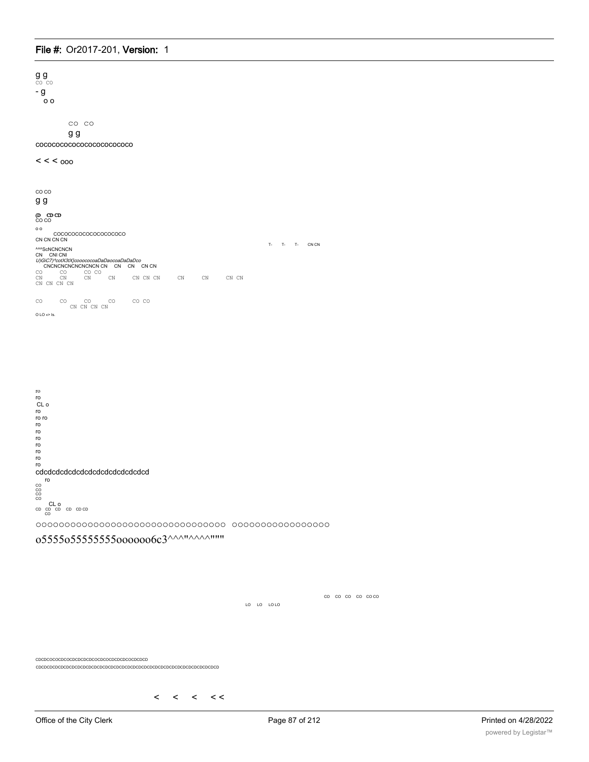g g
CO CO
- g
o o

CO CO
g g
cococococococococococo

< < < ooo

CO CO
g g

(D CD CD
CO CO

o o
COCOCOCOCOCOCOCOCO
CN CN CN CN

T- T- T- CN CN

^^^ScNCNCNCN
CN CNI CNI
*U)GiC7)^cotX3tX}cooococoaDaDaocoaDaDaDco*
CNCNCNCNCNCNCN CN CN CN CN CN
CO CO CO CO
CN CN CN CN CN CN CN CN CN CN CN
CN CN CN CN

CO CO CO CO CO CO
CN CN CN CN

O LO «> ls.

ro
ro
CL o
ro
ro ro
ro
ro
ro
ro
ro
ro
ro
cdcdcdcdcdcdcdcdcdcdcdcdcd
ro
CO
CO
CO
CO
CL o
CD CD CD CD CD CD
CO

OOOOOOOOOOOOOOOOOOOOOOOOOOOOOOOO OOOOOOOOOOOOOOOOO

o5555o55555555oooooo6c3^^^"^^^^""'

CO CO CO CO CO CO

LO LO LO LO

CDCDCOCOCDCOCDCDCDCDCOCDCOCDCDCDCOCDCDCD
CDCDCDCDCDCDCDCDCDCDCDCDCDCDCDCDCDCDCDCDCDCDCDCDCDCDCDCDCDCDCDCD

< < < < <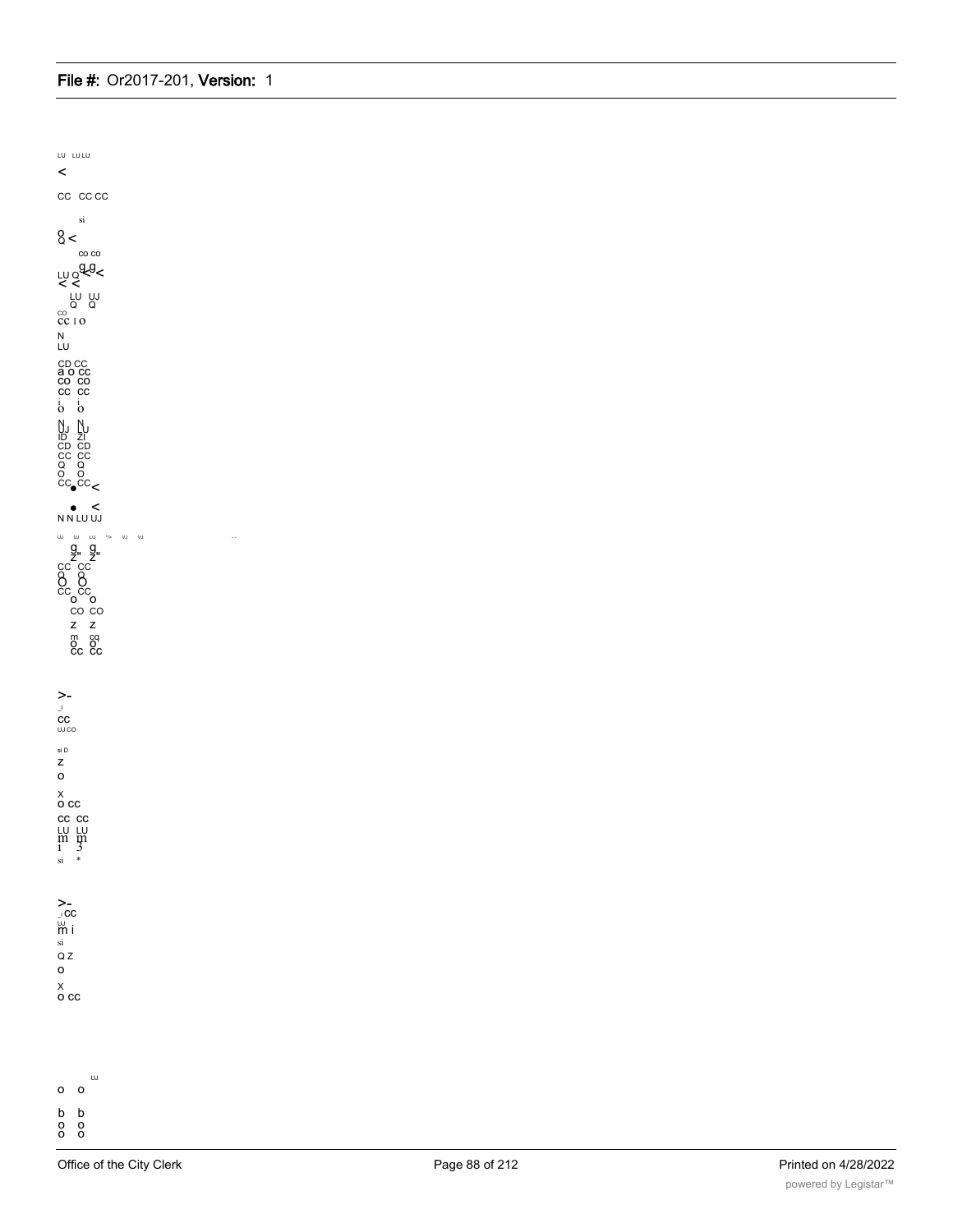LU LU LU

<

CC CC CC

si

o
Q <

CO CO

LU Q q g <
< <

LU UJ
Q Q

CO
CC I O

N
LU

CD CC
a o CC
CO CO
CC CC
i i
o o

N N
UJ LU
ID ZI
CD CD
CC CC
Q Q
O O
CC ● CC <

● <
N N LU UJ

UJ UJ LU VJ VJ

g g
Z" Z"
CC CC
O O
O O
CC CC
o o
CO CO
Z Z
m cq
O O
CC CC

>-
_I
CC
UJ CO

si D
Z
O

X
O CC

CC CC
LU LU
m m
I 3
si *

>-
_I CC
UJ
m i
si
Q Z
O

X
O CC

UJ
o o

b b
o o
o o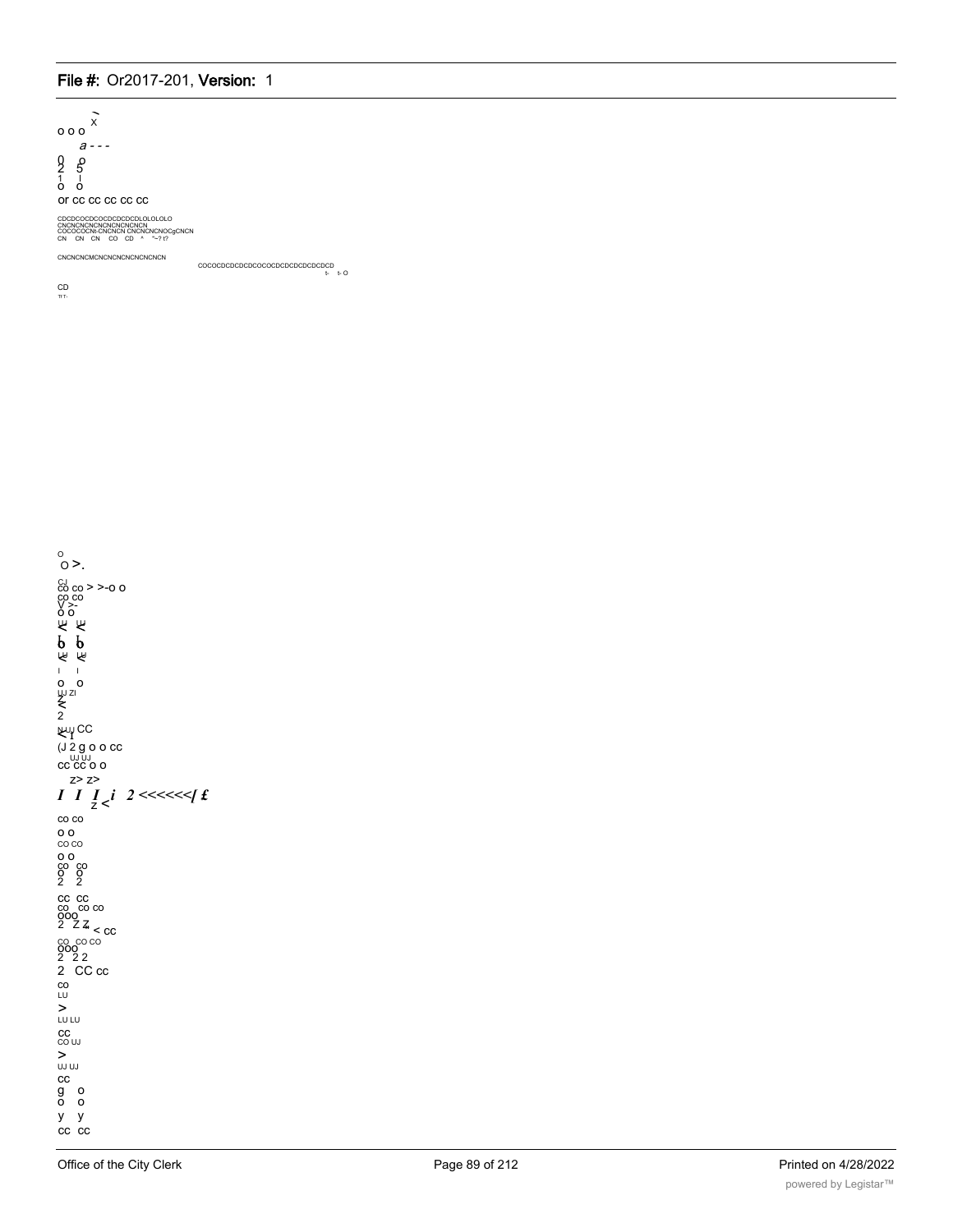x
o o o
a - - -
0 o
2 5
1 I
o o
or cc cc cc cc cc

CDCDCOCDCOCDCDCDCDLOLOLOLO
CNCNCNCNCNCNCNCNCNCN
COCOCOCNt-CNCNCN CNCNCNCNOCgCNCN
CN CN CN CO CD ^ ^~? t?

CNCNCNCMCNCNCNCNCNCNCNCN

COCOCDCDCDCDCOCOCDCDCDCDCDCDCD
t- t- O

CD
TI T-

o
O >.
CJ
co co > >-o o
co co
V >-
o o
UJ UJ
< <
b b
UJ UJ
< <
I I
o o
UJ ZI
Z
<
2
N UJ CC
< I
(J 2 g o o cc
UJ UJ
cc cc o o
z> z>
*I I I i 2 <<<<<</ £*
z <
co co
o o
co co
o o
co co
o o
2 2
cc cc
co co co
ooo
2 Z Z < cc
co co co
ooo
2 2 2
2 CC cc
co
LU
>
LU LU
cc
CO UJ
>
UJ UJ
cc
g o
o o
y y
cc cc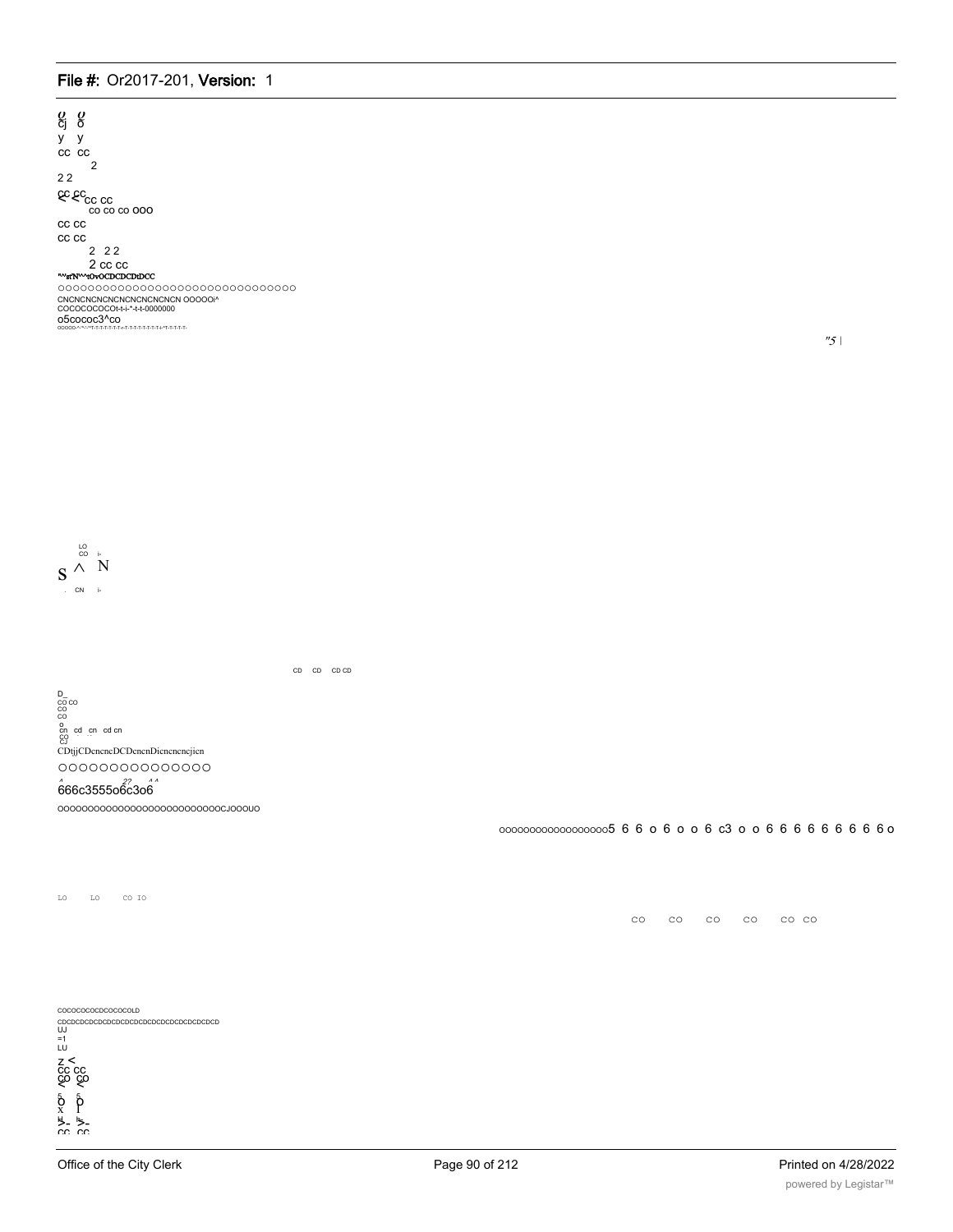o o
cj o
y y
cc cc
2
2 2
cc cc cc cc
co co co ooo
cc cc
cc cc
2 2 2
2 cc cc
"^st'N"^tOvOCDCDCDtDCC
oooooooooooooooooooooooooooooo
CNCNCNCNCNCNCNCNCNCNCN OOOOOi^
COCOCOCOCOt-t-i-*-t-t-0000000
o5cococ3^co
ooooo-^-^-^T-T-T-T-T-T-T-T-T-T-T-T-T-T-T-T-T-

"5 |

LO
CO
S ^ N
. CN

CD CD CD CD

D_
CO CO
CO
CO
o
cn cd cn cd cn
CO
C3
CDtjjCDeneneDCDenenDienenenejien
oooooooooooooo
666c3555o6c3o6
oooooooooooooooooooooooooocJOOOUO

oooooooooooooooooo5 6 6 o 6 o o 6 c3 o o 6 6 6 6 6 6 6 6 6 o

LO LO CO IO

CO CO CO CO CO CO

COCOCOCOCDCOCOCOLD
CDCDCDCDCDCDCDCDCDCDCDCDCDCDCDCDCDCD
UJ
=1
LU
Z <
CC CC
CO CO
< <
o o
x l
>- >-
CC CC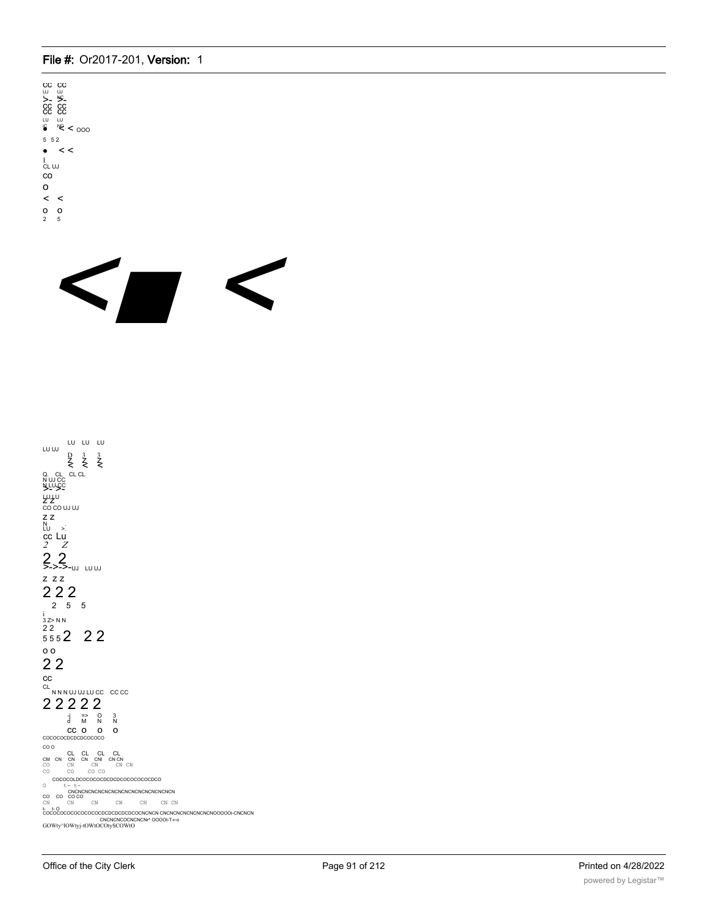CC CC
UJ UJ
>- >-
CC CC
CC CC
LU LU
• < < OOO
5 5 2
• < <
I
CL UJ
CO
O
< <
O O
2 5

< <

LU LU LU
LU UJ
D 3 3
Z Z Z
< < <
Q. CL CL CL
N UJ CC
N LU CC
>- >-
LU LU
Z Z
CO CO UJ UJ
Z Z
N
LU >.
cc Lu
2 Z
2 2
>->->-UJ LU UJ
Z Z Z
2 2 2
2 5 5
i
3 Z> N N
2 2
5 5 5 2 2 2
O O
2 2
CC
CL
N N N UJ UJ LU CC CC CC
2 2 2 2 2
-j => O 3
d M N N
CC O O O
COCOCOCDCDCDCOCOCO
CO O
CL CL CL CL
CM CN CN CN CNI CN CN
CO CN CN CN CN
CO CO CO CO
COCOCOLDCOCOCOCDCDCDCOCOCOCOCDCO
O t- t-
CNCNCNCNCNCNCNCNCNCNCNCNCNCNCN
CO CO CO CO
CN CN CN CN CN CN CN
t- t- O
COCOCOCOCOCOCOCOCDCDCDCDCDCOCNCNCN CNCNCNCNCNCNCNOOOOOi-CNCNCN
CNCNCNCOCNCNCNr^ OOOOt-T-r-o
GOWty^lOWtyj-tOWtOCOtySCOWtO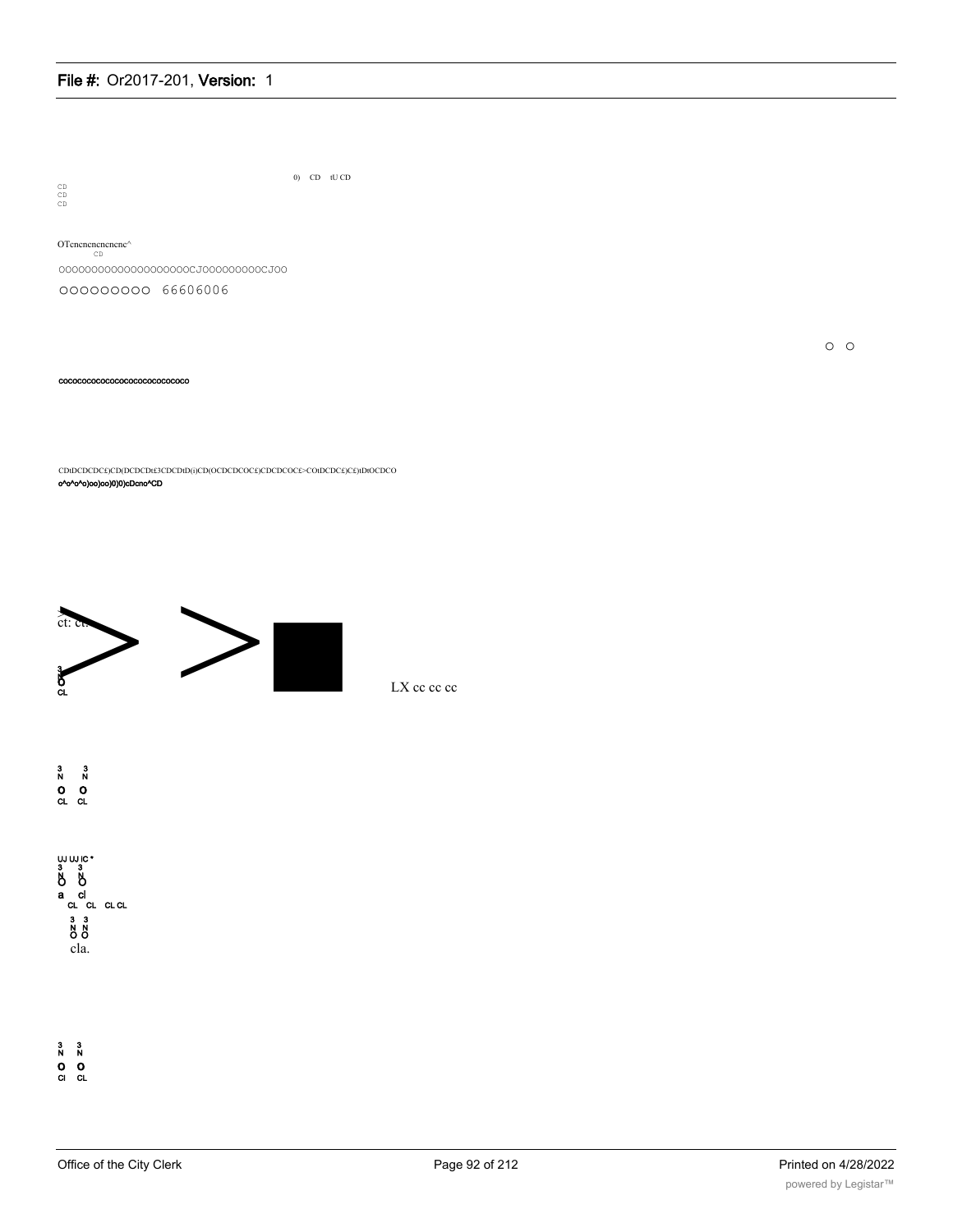0) CD tU CD

CD
CD
CD

OTenenenenenene^
CD

OOOOOOOOOOOOOOOOOOOOCJOOOOOOOOOCJOO

OOOOOOOOO 66606006

O O

cocococococococococococococo

CDtDCDCDC£)CD(DCDCDt£3CDCDtD(i)CD(OCDCDCOC£)CDCDCOC£>COtDCDC£)C£)tDtOCDCO

o^o^o^o)oo)oo)0)0)cDcno^CD

ct: ct.

3
N
O
CL

LX cc cc cc

3 3
N N
O O
CL CL

UJ UJ IC *
3 3
N N
O O
a cl
CL CL CL CL
3 3
N N
O O
cla.

3 3
N N
O O
Cl CL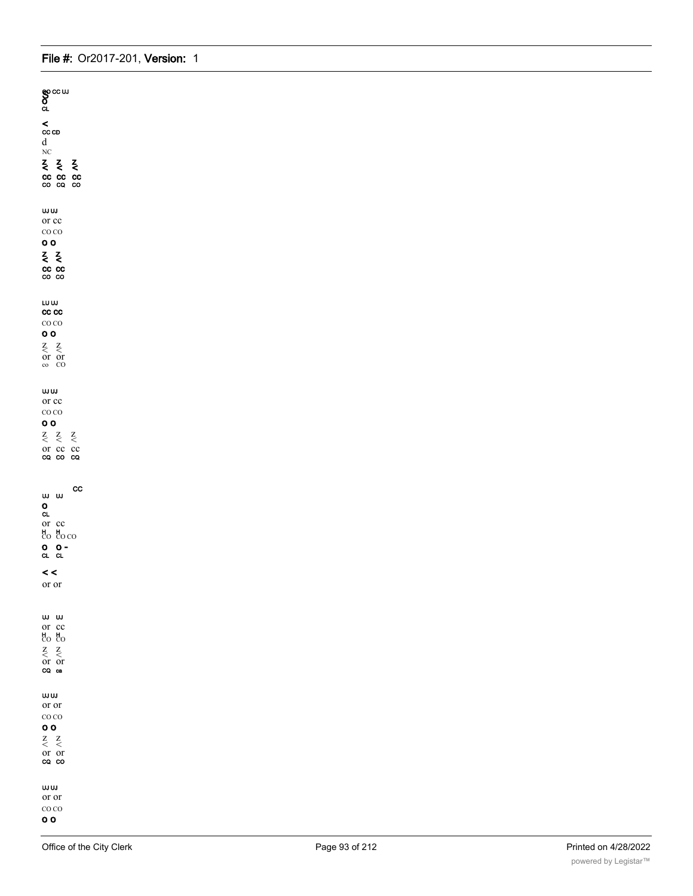SO CC UJ
O
CL

<
CC CD
d
NC
Z Z Z
< < <
CC CC CC
CO CQ CO

UJ UJ
or cc
CO CO
O O
Z Z
< <
CC CC
CO CO

LU UJ
CC CC
CO CO
O O
Z Z
< <
or or
co CO

UJ UJ
or cc
CO CO
O O
Z Z Z
< < <
or cc cc
CQ CO CQ

CC
UJ UJ
O
CL
or cc
H H
CO CO CO
O O -
CL CL

< <
or or

UJ UJ
or cc
H H
CO CO
Z Z
< <
or or
CQ ca

UJ UJ
or or
CO CO
O O
Z Z
< <
or or
CQ CO

UJ UJ
or or
CO CO
O O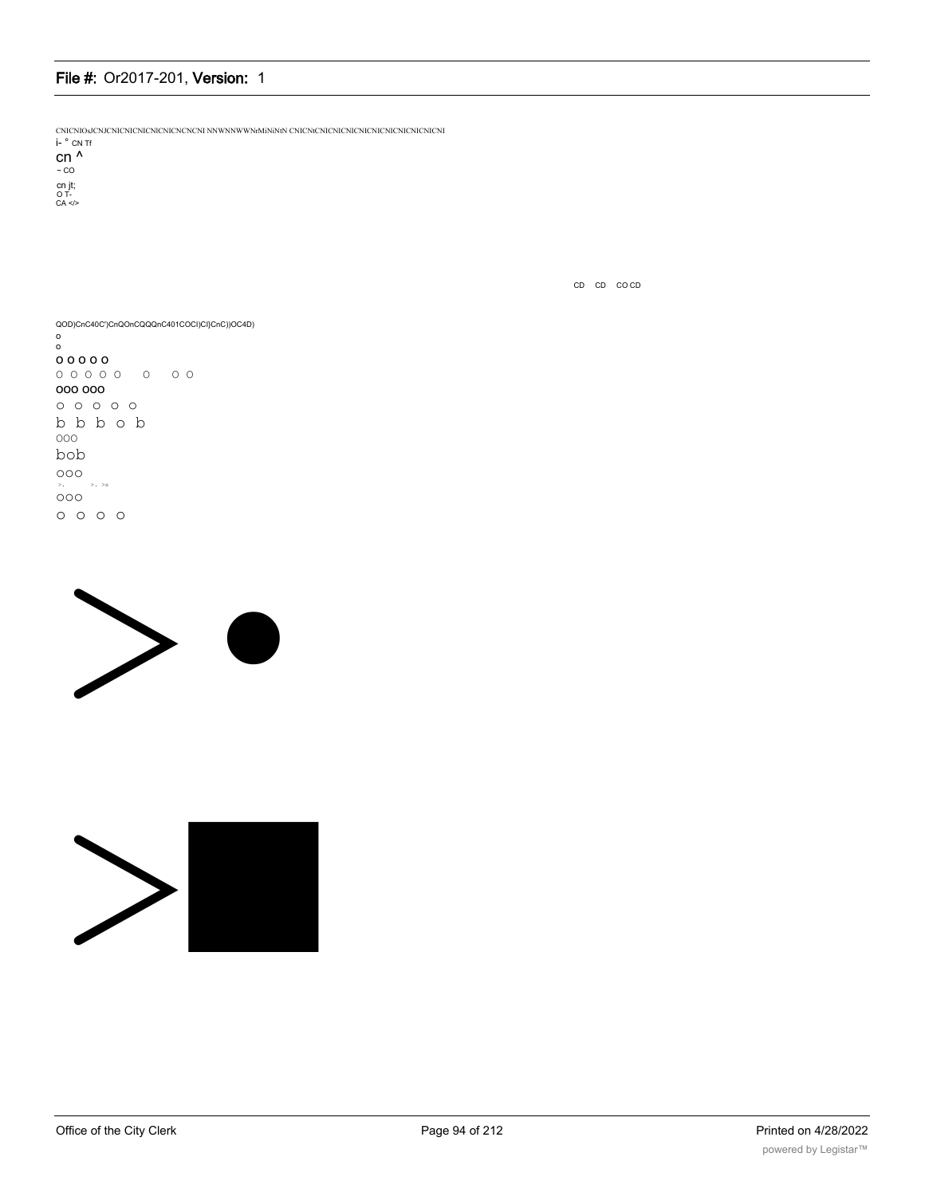CNICNIOsJCNJCNICNICNICNlCNICNCNCNI NNWNNWWNrMiNiNtN CNICNtCNICNICNICNICNICNICNICNICNICNI

i- ° CN Tf

cn ^

~ CO

cn jt;

O T-

CA </>

CD CD CO CD

QOD)CnC40C')CnQOnCQQQnC401COCI)CI}CnC))OC4D)

o

o

o o o o o

o o o o o o o o

ooo ooo

o o o o o

b b b o b

ooo

bob

ooo

>. >. >=

ooo

o o o o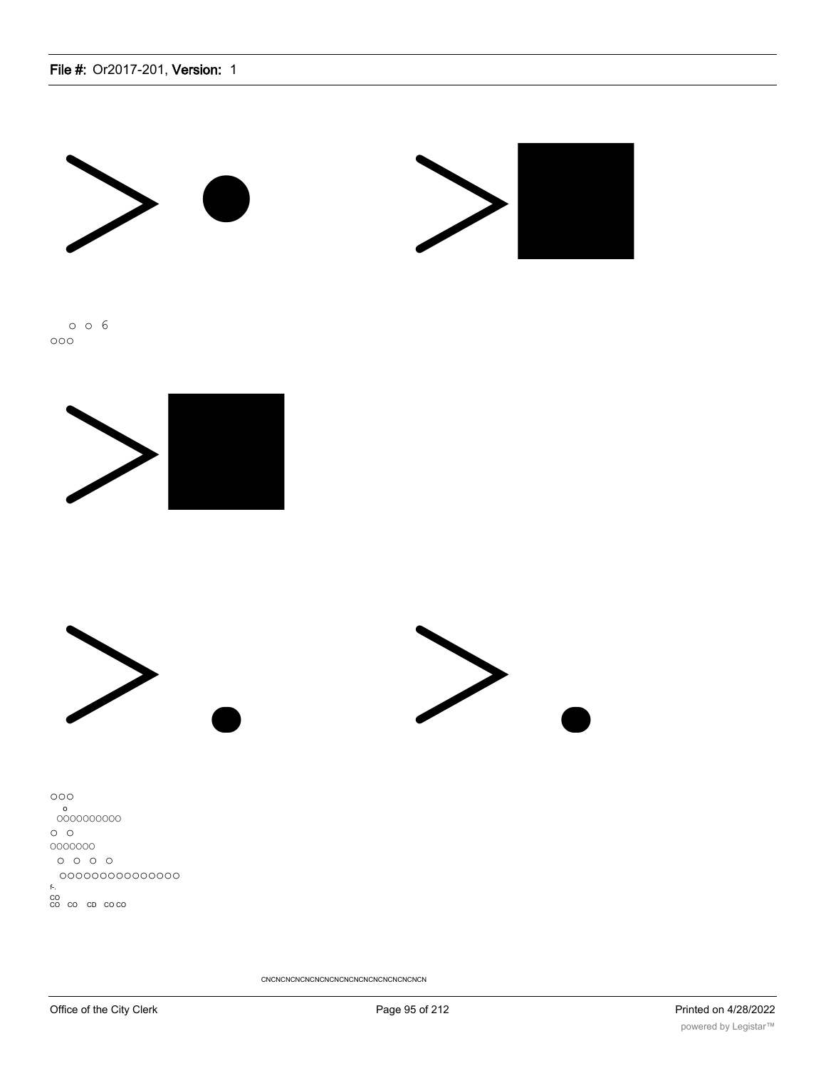o o 6
ooo

ooo
o
oooooooooo
o o
ooooooo
o o o o
ooooooooooooooo
f-.
CO
CO CO CD CO CO

CNCNCNCNCNCNCNCNCNCNCNCNCNCNCNCN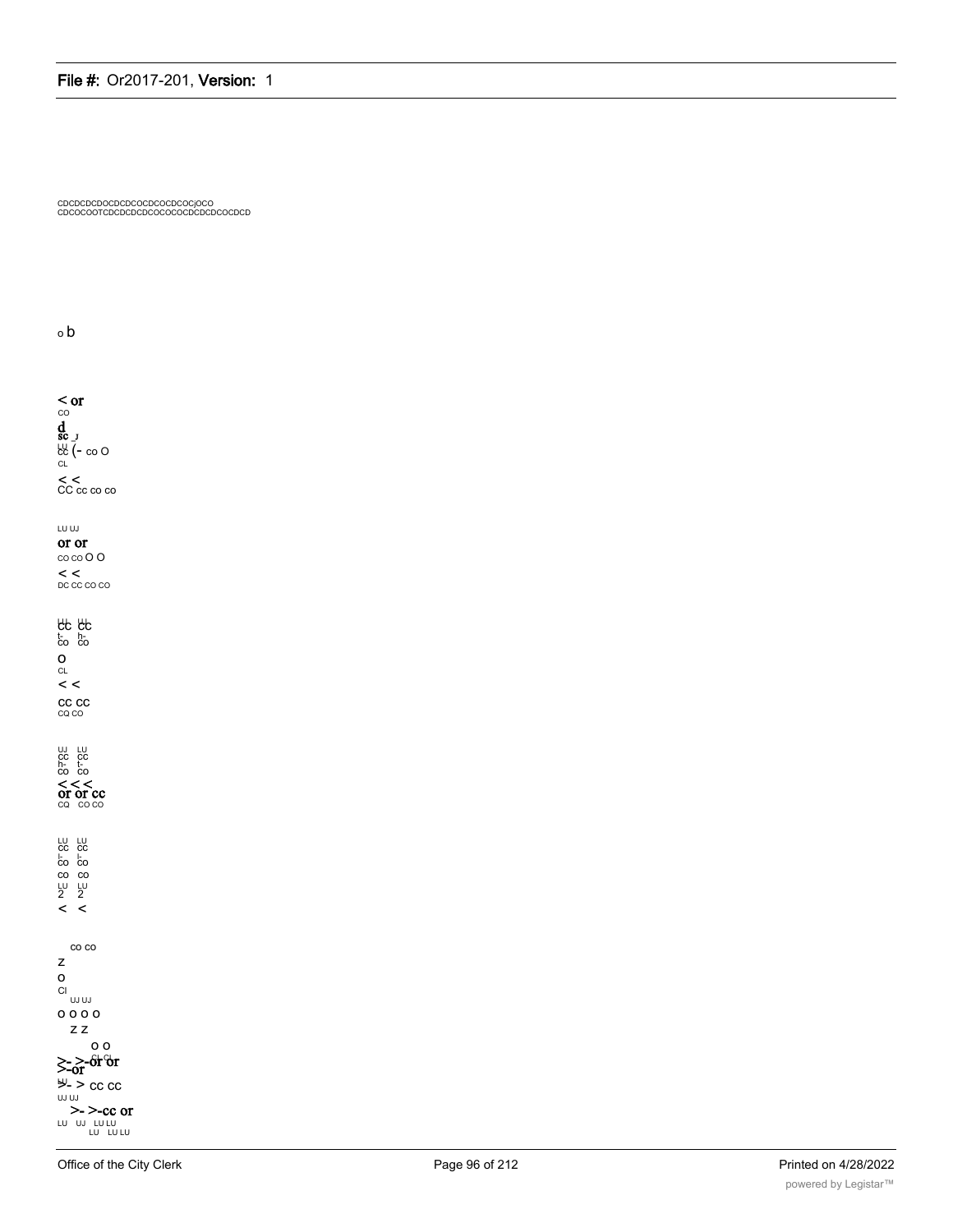CDCDCDCDOCDCDCOCDCOCDCOCjOCO
CDCOCOOTCDCDCDCDCOCOCOCDCDCDCOCDCD

o b

< or
CO
d
sc _J
LU
cc (- co O
CL
< <
CC cc co co

LU UJ
or or
co co O O
< <
DC CC CO CO

LU LU
cc cc
t- h-
co co
O
CL
< <
CC CC
CQ CO

UJ LU
cc cc
h- t-
co co
< < <
or or cc
CQ CO CO

LU LU
cc cc
I- I-
co co
CO CO
LU LU
2 2
< <

CO CO
Z
O
CI
UJ UJ
O O O O
Z Z
O O
>- >-or or
>-or
LU
>- > CC CC
UJ UJ
>- >-cc or
LU UJ LU LU
LU LU LU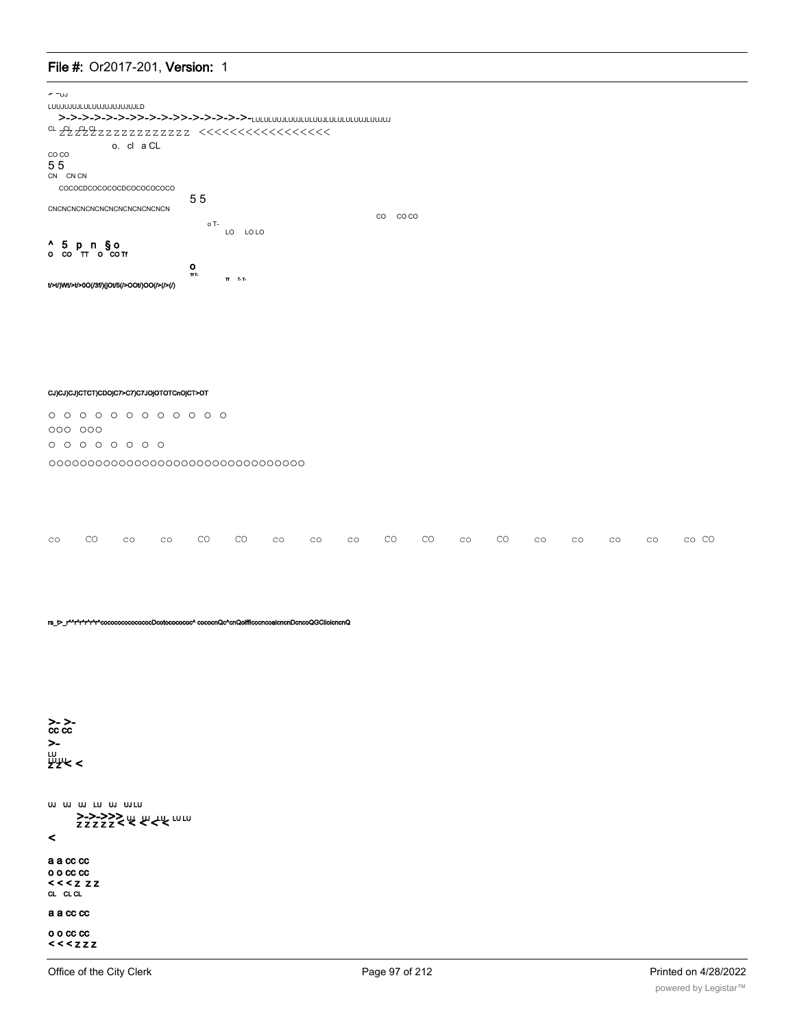LUUJUJUJLULUUJUJUJUJUJLD

>->->->->->->>->->->>->->->->->-LULULUUJLUUJLULUUJLULULULUUJLUUJUJ

CL CL CL CL ZZZZZZZZZZZZZZZZ <<<<<<<<<<<<<<<<<

o. cl a CL

CO CO

5 5

CN CN CN

COCOCDCOCOCOCDCOCOCOCOCO

5 5

CNCNCNCNCNCNCNCNCNCNCNCNCN

CO CO CO

o T-

LO LO LO

^ 5 p n §o

o CO TT o CO Tf

o

TT T-

TT T-T-

t/>t/)Wt/>t/>0O(/3f/)(jOt/5(/>OOt/)OO(/>(/>(/)

CJ)CJ)CJ)CTCT)CDOjC7>C7)C7JOjOTOTCnOjCT>OT

O O O O O O O O O O O O O

OOO OOO

O O O O O O O O

OOOOOOOOOOOOOOOOOOOOOOOOOOOOOOOO

CO CO CO CO CO CO CO CO CO CO CO CO CO CO CO CO CO CO CO

rs_t>_r^^r^r^r^r^cococococococDcotocococ^ cococnQc^cnQolfflcocncoalcncnDcncoQGCliolcncnQ

>- >-

CC CC

>-

LU LU LU

Z Z < <

UJ UJ UJ LU UJ UJ LU

>->->>> UJ UJ LU LU LU

Z Z Z Z Z < < < <

<

a a CC CC

O O CC CC

< < < Z Z Z

CL CL CL

a a CC CC

O O CC CC

< < < Z Z Z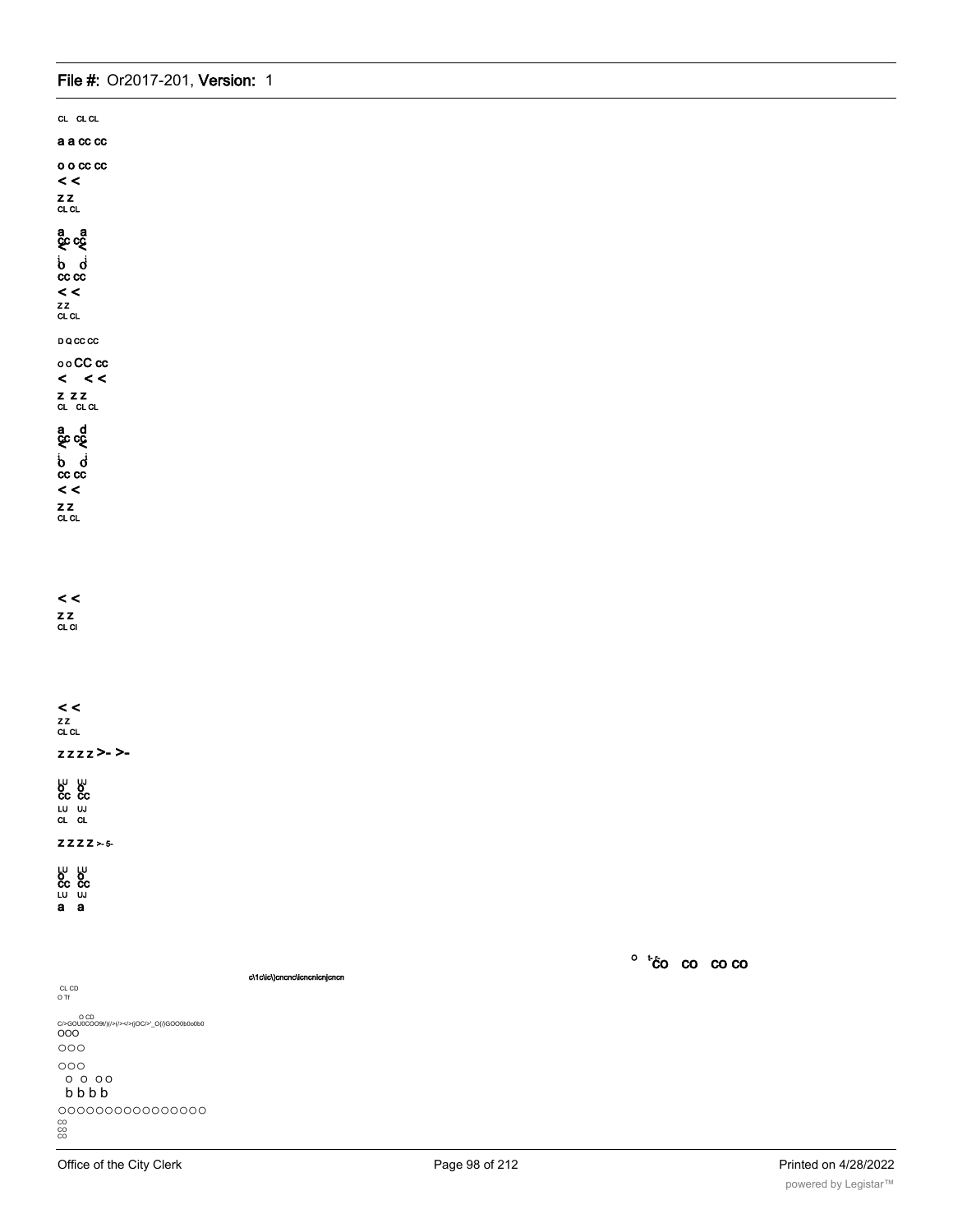CL CL CL

a a cc cc

o o cc cc
< <
z z
CL CL

a a
cc cc
< <
o o
cc cc
< <
z z
CL CL

D Q cc cc

o o CC cc
< < <
z z z
CL CL CL

a d
cc cc
< <
o o
cc cc
< <
z z
CL CL

< <
z z
CL Cl

< <
z z
CL CL

z z z z >- >-

LU LU
o o
cc cc
LU UJ
CL CL

Z Z Z Z >- 5-

LU LU
o o
cc cc
LU UJ
a a

o t-t-co co co co

c\1c\ic\)cncnc\icncnicnjcncn

CL CD
O Tf

O CD
C/>GOU0COO9t/)(/>(/></>(jOC/>'_O(/)GOO0b0o0b0
OOO

OOO

OOO
O O OO
b b b b
OOOOOOOOOOOOOOOO
co
co
co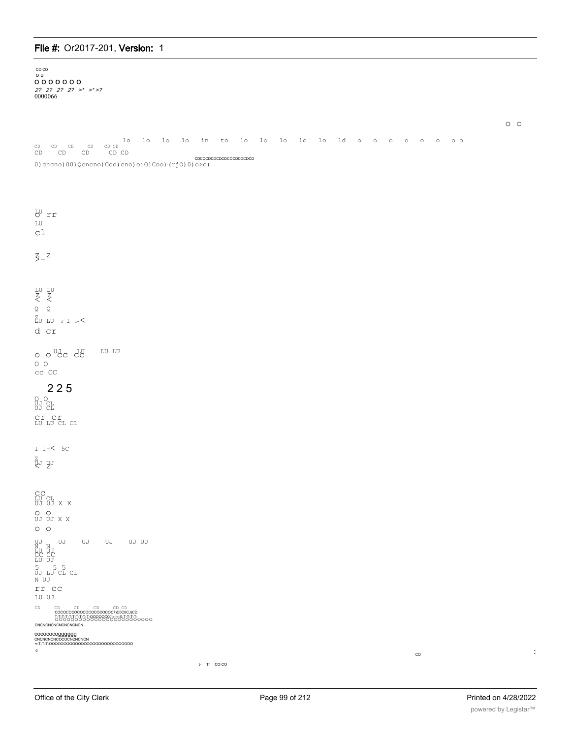CO CO
O U
O O O O O O O
2? 2? 2? 2? >* >* >?
0000066

O O

lo lo lo lo in to lo lo lo lo lo ld o o o o o o o o
CD CD CD CD CD CD
CD CD CD CD CD
CDCDCDCDCDCDCOCDCDCDCD
0)cncno)00)Qcncno)Coo)cno)oiO]Coo)(rjO)0)o>o)

LU
O rr
LU
cl

Z
>_Z

LU LU
Z Z
< <
Q Q
Z
LU LU _J I t-<
d cr

o o UJ LU LU LU
CC CC
O O
cc CC

2 2 5

O O
UJ CL
UJ CL
cr cr
LU LU CL CL

I I-< 5C
Z
UJ UJ
< Z

CC
LU CL
UJ UJ X X
O O
UJ UJ X X
O O

UJ UJ UJ UJ UJ UJ
N N
LU UJ
CC CC
LU UJ
5 5 5
UJ LU CL CL
N UJ
rr cc
LU UJ

CD CD CD CD CD CO
COCOCOCOCOCOCOCOCOCOC7)C0C0CJ)CD
T-T-T-T-T-T-T-T-T-T-QOOOQOOO-<-X-T-T-T-T-
OOOOOOOOOOOOOOOOOOOOOOOOOO
CNCNCNCNCNCNCNCNCN

cocococoggggggg
CNCNCNCNCOCOCNCNCNCN
T-T-T-OOOOOOOOOOOOOOOOOOOOOOOOOOOO
0

CO

t- Tf CO CO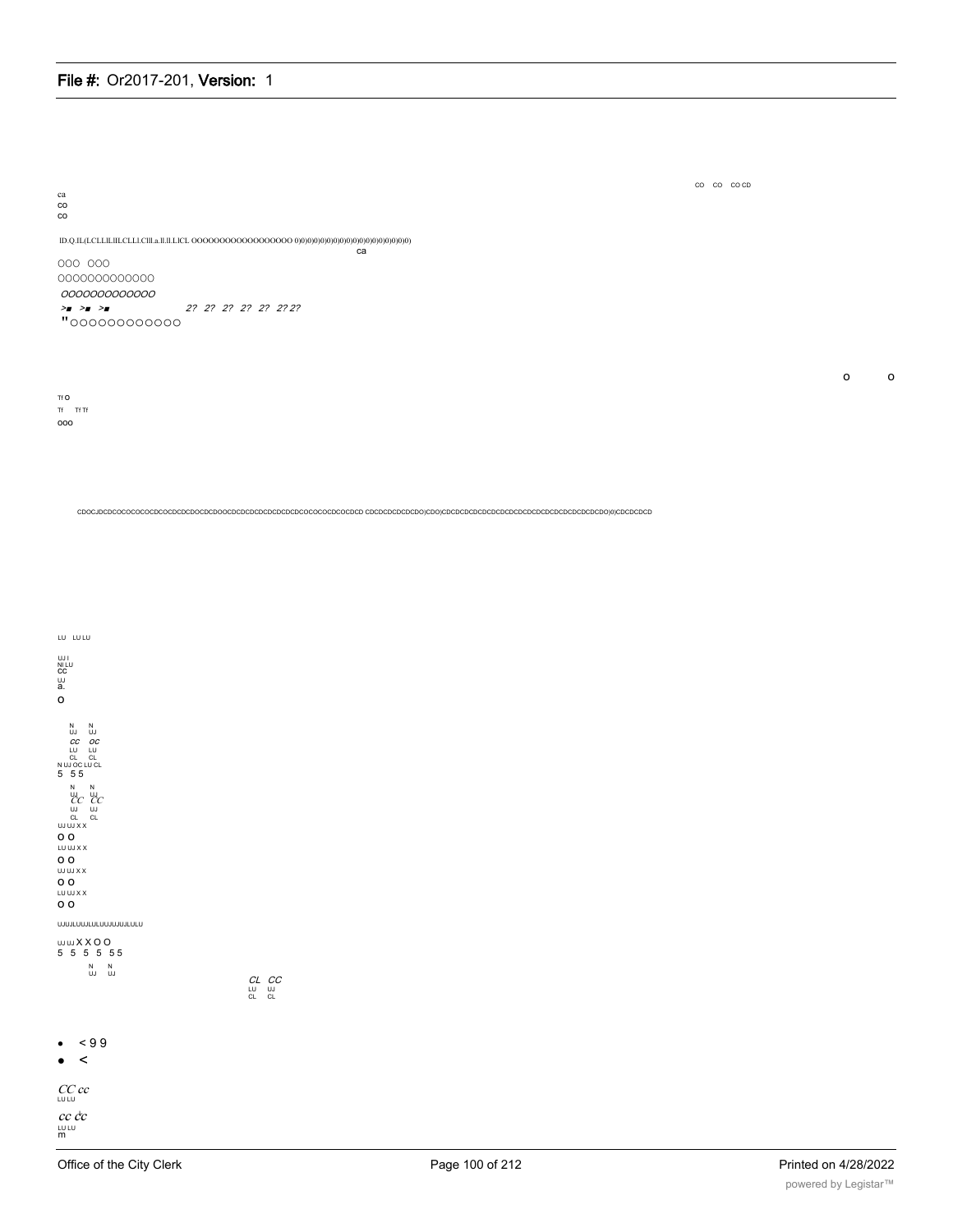CO CO CO CD

ca
CO
CO

ID.Q.IL(LCLL.IL.IIL.CLLI.CIII.a.Il.Il.LlCL OOOOOOOOOOOOOOOOOO 0)0)0)0)0)0)0)0)0)0)0)0)0)0)0)0)0)0)0)0)0)

ca

OOO OOO

OOOOOOOOOOOOO

*OOOOOOOOOOOO*

*>■ >■ >■ 2? 2? 2? 2? 2? 2? 2? 2?*

"OOOOOOOOOOOO

o o

Tf O

Tf Tf Tf

OOO

CDOCJDCDCOCOCOCOCDCOCDCDCDOCDCDOOCDCDCDCDCDCDCDCDCOCOCOCDCOCDCD CDCDCDCDCDCDO)CDO)CDCDCDCDCDCDCDCDCDCDCDCDCDCDCDCDCDCDO)0)CDCDCDCD

LU LU LU

UJ I
NI LU
CC
UJ
a.
O

N N
UJ UJ
*CC OC*
LU LU
CL CL
N UJ OC LU CL
5 5 5

N N
UJ UJ
*CC CC*
UJ UJ
CL CL
UJ UJ X X
O O
LU UJ X X
O O
UJ UJ X X
O O
LU UJ X X
O O

UJUJLUUJLULUUJUJUJLULU

UJ UJ X X O O
5 5 5 5 5 5

N N
UJ UJ

*CL CC*
LU UJ
CL CL

- < 9 9
- <

*CC cc*
LU LU

*cc cc*
LU LU
m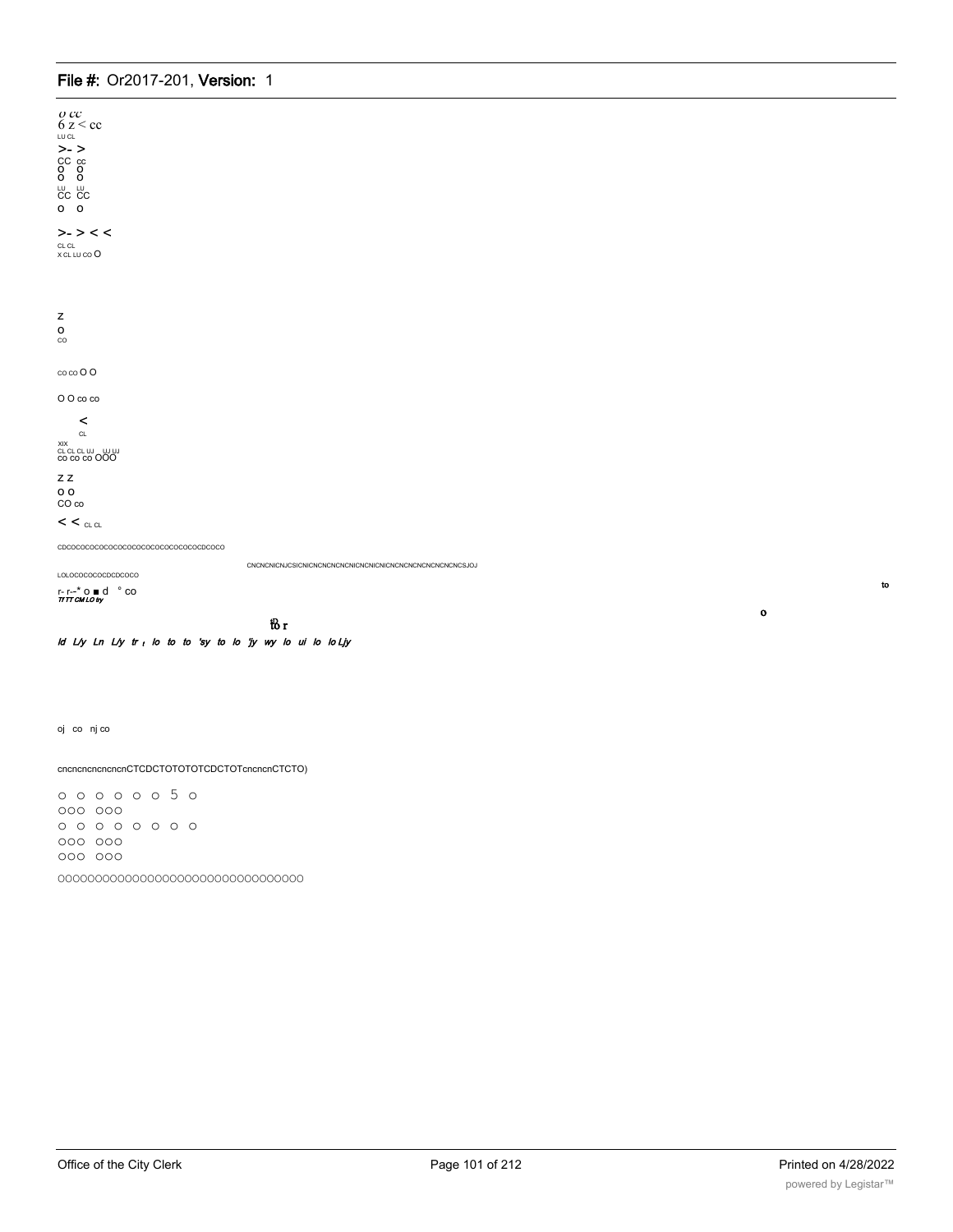o cc
6 z < cc
LU CL
>- >
CC cc
O O
O O
LU LU
CC CC
O O

>- > < <
CL CL
X CL LU CO O

Z
O
CO

CO CO O O

O O co co

<
CL
XIX
CL CL CL UJ UJ UJ
co co co OOO

Z Z
O O
CO co

< < CL CL

CDCOCOCOCOCOCOCOCOCOCOCOCOCOCOCDCOCO

CNCNCNICNJCSICNICNCNCNCNICNCNICNICNCNCNCNCNCNCNCSJOJ

LOLOCOCOCOCDCDCOCO

to

r- r--* o ■ d ° co
*Tf TT CM LO ty*

o

*Id L/y Ln L/y tr t lo to to 'sy to lo 'jy wy lo ui lo lo Ljy*

oj co nj co

cncncncncncncnCTCDCTOTOTOTCDCTOTcncncnCTCTO)

o o o o o o 5 o
ooo ooo
o o o o o o o o
ooo ooo
ooo ooo

oooooooooooooooooooooooooooooooo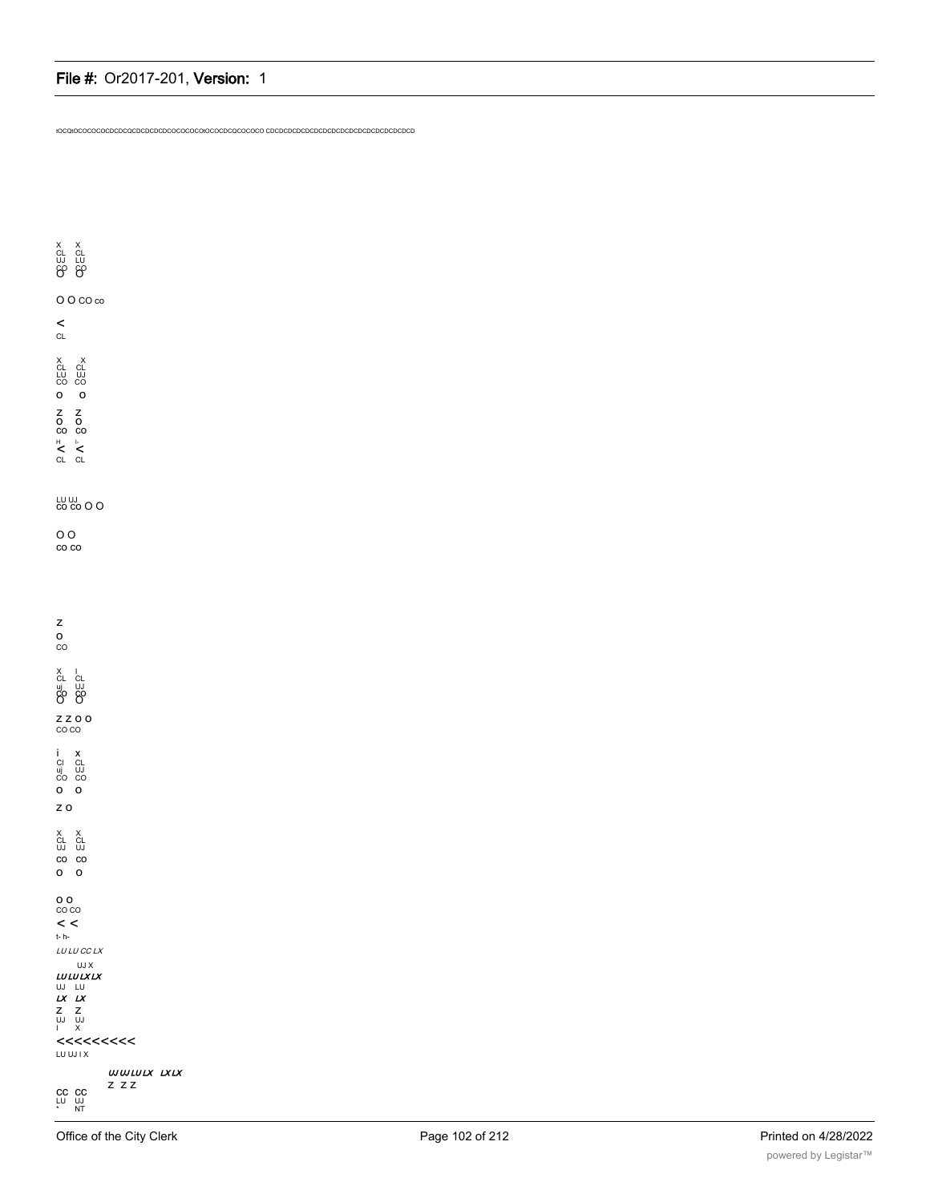tOCQtOCOCOCOCDCDCQCDCDCDCDCOCOCOCOtOCOCDCQCOCOCO CDCDCDCDCDCDCDCDCDCDCDCDCDCDCD

X X
CL CL
UJ LU
CO CO
O O

O O CO co

<
CL

X X
CL CL
LU UJ
CO CO
O O

Z Z
O O
CO CO
H I-
< <
CL CL

LU UJ
CO CO O O

O O
CO CO

Z
O
CO

X I
CL CL
uj UJ
CO CO
O O

Z Z O O
CO CO

i X
Cl CL
uj UJ
CO CO
O O

Z O

X X
CL CL
UJ UJ
CO CO
O O

O O
CO CO
< <
t- h-
*LU LU CC LX*

UJ X
***LU LU LX LX***
UJ LU
***LX LX***
Z Z
UJ UJ
I X
<<<<<<<<<
LU UJ I X

***UJ UJ LU LX LX LX***
Z Z Z

CC CC
LU UJ
* NT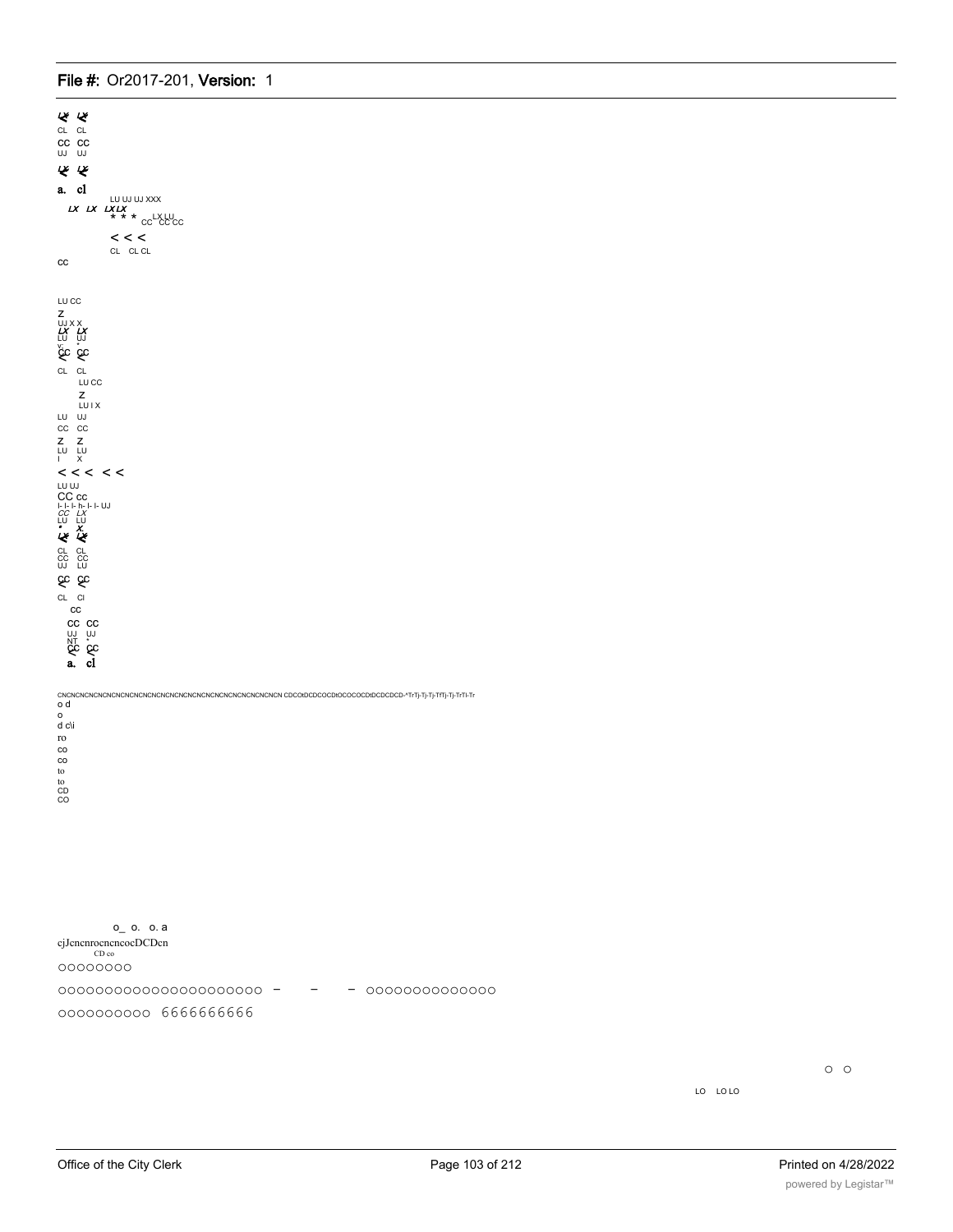LX LX
CL CL
CC CC
UJ UJ
LX LX
a. cl
LU UJ UJ XXX
LX LX LX LX
* * * CC LX LU CC CC
< < <
CL CL CL
CC

LU CC
Z
UJ X X
LX LX
LU UJ
CC CC
< <
CL CL
LU CC
Z
LU I X
LU UJ
CC CC
Z Z
LU LU
I X
< < < < <
LU UJ
CC cc
I- I- I- h- I- I- UJ
CC LX
LU LU
* X
LX LX
CL CL
CC CC
UJ LU
CC CC
< <
CL Cl
CC
CC CC
UJ UJ
NT *
CC CC
< <
a. cl

CNCNCNCNCNCNCNCNCNCNCNCNCNCNCNCNCNCNCNCNCNCNCNCNCNCN CDCOtDCDCOCDtOCOCOCDtDCDCDCD-*TrTj-Tj-Tj-TfTj-Tj-TrTI-Tr
o d
o
d c\i
ro
co
co
to
to
CD
CO

o_ o. o. a
cjJcncnrocncncocDCDcn
CD co
OOOOOOOO
OOOOOOOOOOOOOOOOOOOOOO - - - OOOOOOOOOOOOOO
OOOOOOOOOO 6666666666

O O
LO LO LO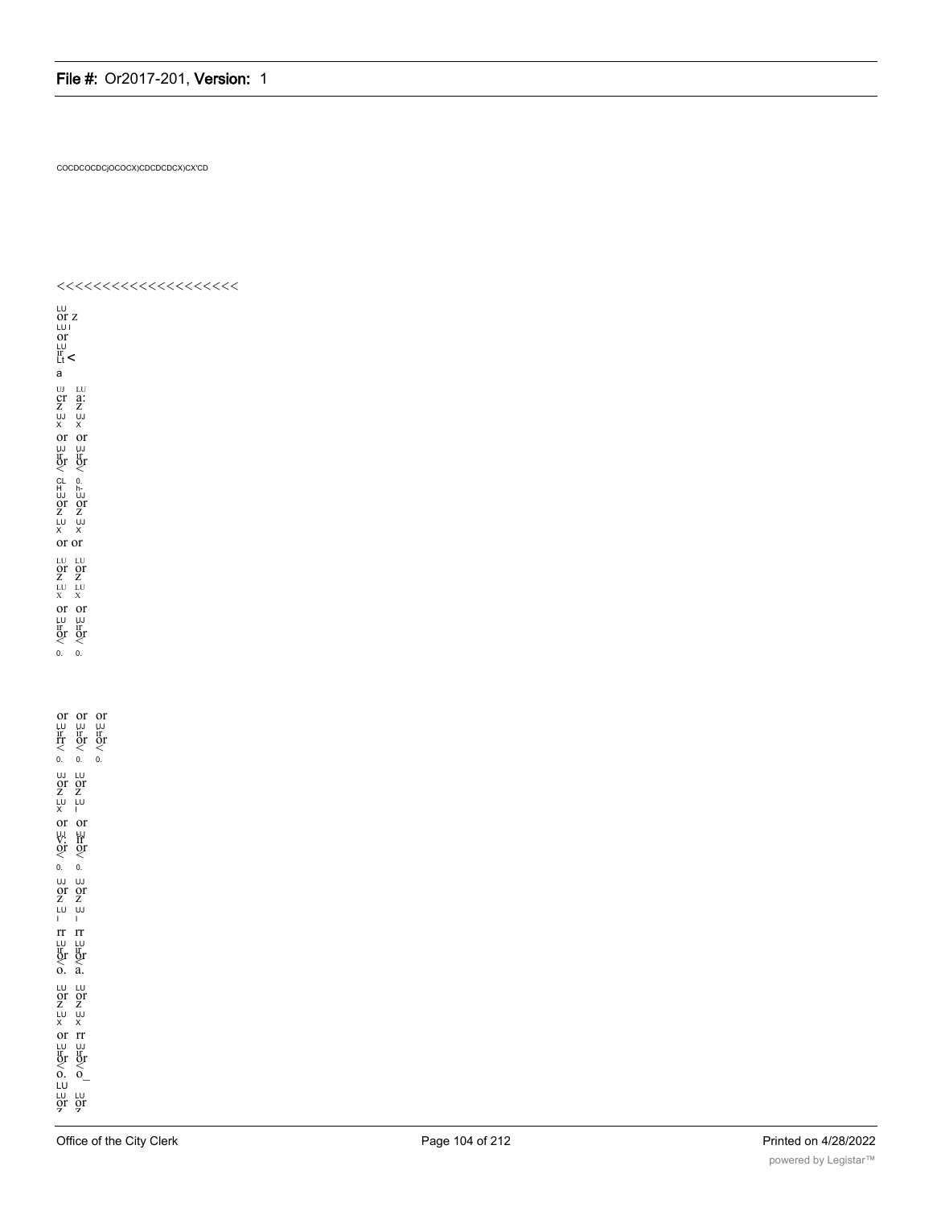COCDCOCDCjOCOCX)CDCDCDCX)CX'CD

<<<<<<<<<<<<<<<<<<<<

LU
or z
LU I
or
LU
ir
Lt <
a

UJ LU
cr a:
Z Z
UJ UJ
X X
or or
UJ UJ
ir ir
or or
< <
CL 0.
H h-
UJ UJ
or or
Z Z
LU UJ
X X
or or

LU LU
or or
Z Z
LU LU
X X
or or
LU UJ
ir ir
or or
< <
0. 0.

or or or
LU UJ UJ
ir ir ir
rr or or
< < <
0. 0. 0.

UJ LU
or or
Z Z
LU LU
X I
or or
UJ UJ
V: ir
or or
< <
0. 0.

UJ UJ
or or
Z Z
LU UJ
I I
rr rr
LU LU
ir ir
or or
< <
o. a.

LU LU
or or
Z Z
LU UJ
X X
or rr
LU UJ
ir ir
or or
< <
o. o_
LU
LU LU
or or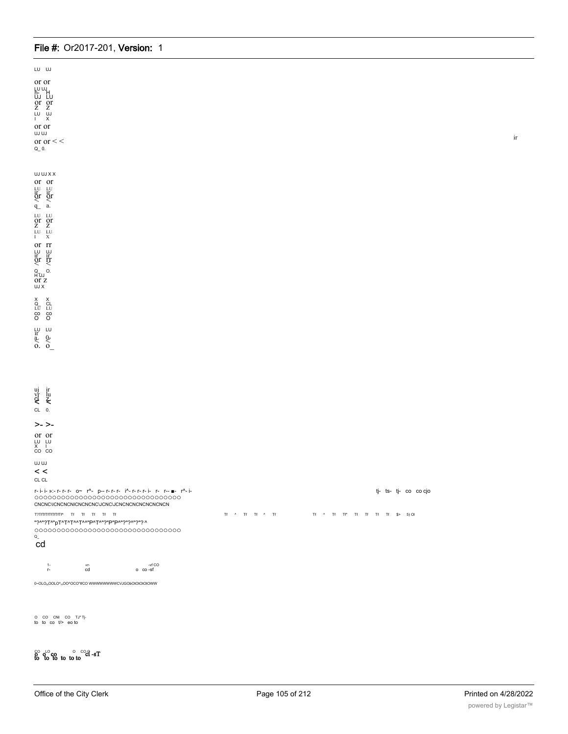LU UJ

or or
LU UJ
h- H
UJ LU
or or
Z Z
LU UJ
I X

or or
UJ UJ
or or < <
Q_ 0.

ir

UJ UJ X X
or or
LU LU
ir ir
or or
< <
q_ a.

LU LU
or or
Z Z
LU LU
I X

or rr
LU UJ
ir ir
or rr
< <
Q O.
H UJ
or z
UJ X

X X
Q_ CL
LU LU
co co
O O

LU LU
ir
a- 0-
< <
o. o_

uj ir
vr lu
ql z
< <
CL 0.

>- >-
or or
LU LU
X I
CO CO

UJ UJ
< <
CL CL

r- i- i- »:- r- r- r- o~ r^- p-- r- r- r- i^- r- r- r- i- r- r-- ■- r^- i- tj- ts- tj- co co cjo
oooooooooooooooooooooooooooooooo
CNCNC\ICNCNCNICNCNCNC\JCNC\JCNCNCNCNCNCNCN

T?TfTfTfTfTfTfTfTf^ Tf Tf Tf Tf Tf Tf ^ Tf Tf ^ Tf Tf ^ Tf Tf* Tf Tf Tf Tf $> 5) Ol
"?^"?T^pT^T^T^^T^^"P^T^"?"P"P^"?"?^"?"?:^
oooooooooooooooooooooooooooooooo
Q_
cd

1- xr- -vf CO
r- cd o co -sf

0~OLO„OOLO^„OO^OCO^tfCO WWWWWWWWCVJGObOtOtOtOtOWW

O CO CNI CO TJ* Tj-
to to co t/> eo to

CO LO O CO O
o o co ci -sT
to to to to to to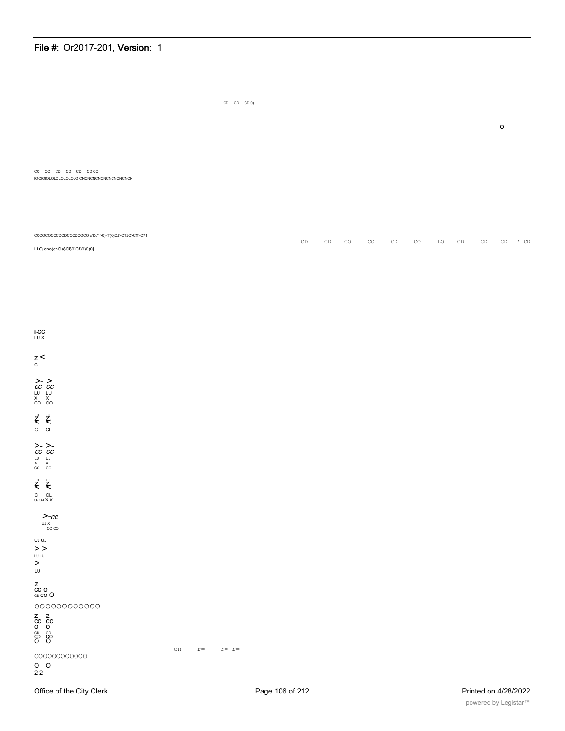CD CD CD 0)

o

CO CO CD CD CD CD CO
IOIOIOIOLOLOLOLOLO CNCNCNCNCNCNCNCNCN

COCOCOCOCDCDCOCDCOCO c"Dc"r>0)<T)O)CJ>CTJO>CX>C71

CD CD CO CO CD CO LO CD CD CD ' CD

LLQ.cno)cnQa}Ci)0)Cf)0)0)0]

ii-CC
LU X

z <
CL

>- >
CC CC
LU LU
X X
CO CO

LU LU
Z Z
< <
Cl Cl

>- >-
CC CC
LU UJ
X X
CO CO

LU UJ
Z Z
< <
Cl CL
UJ UJ X X

>-CC
UJ X
CO CO

UJ UJ
> >
LU LU
>
LU

Z
CC O
CD CO O

OOOOOOOOOOOO

Z Z
CC CC
O O
CD CD
CO CO
O O

cn r= r= r=

OOOOOOOOOOOO

O O
2 2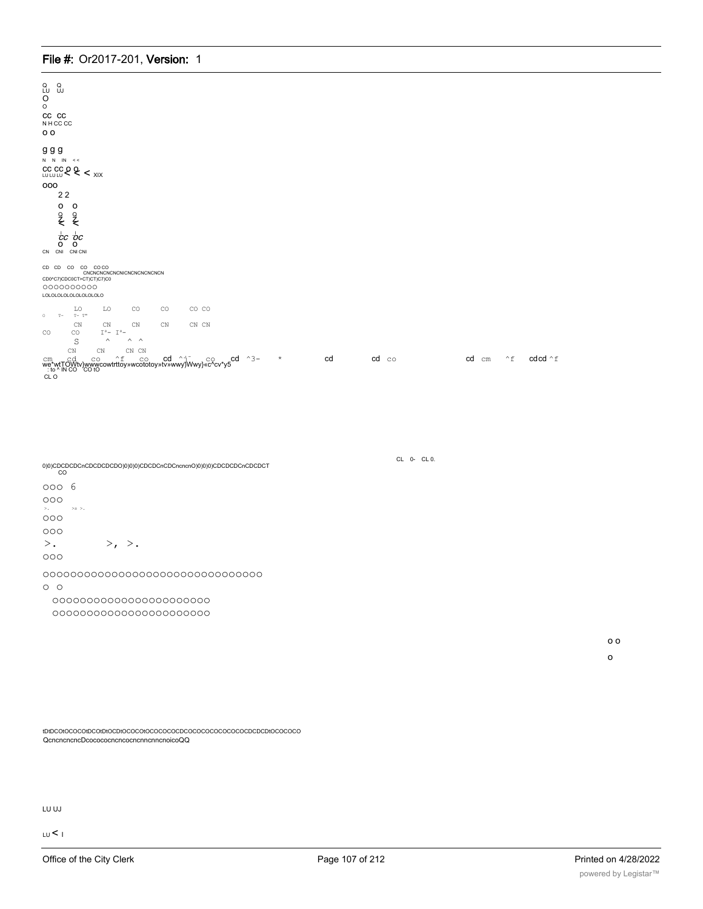O O
LU UJ
O
O
CC CC
N H CC CC
O O

g g g
N N IN < <
CC CC O O
LU LU LU < < < XIX
OOO
2 2
O O
9 9
< <
CC OC
O O
CN CNI CNI CNI

CD CD CO CO CO CO
CNCNCNCNCNCNICNCNCNCNCNCN
CD0*C7)CDC0CT>CT)CT)C7)C0
OOOOOOOOOO
LOLOLOLOLOLOLOLOLO

LO LO CO CO CO CO
O T- T- T"
CN CN CN CN CN CN
CO CO I"- I"-
S ^ ^ ^
CN CN CN CN
cm cd co ^f co cd ^i- co cd ^3- * cd cd co cd cm ^f cdcd ^f
we*wtTOWtv}wwwcowtrttoy»wcototoy»tv»wwy}Wwy}«c*cv*y5
: to ^ IN CO CO tO
CL O

CL 0- CL 0.
0)0)CDCDCDCnCDCDCDCDO)0)0)0)CDCDCnCDCncncnO)0)0)0)CDCDCDCnCDCDCT
CO

OOO 6
OOO
>. >s >.
OOO
OOO
>. >, >.
OOO

OOOOOOOOOOOOOOOOOOOOOOOOOOOOOOO
O O
OOOOOOOOOOOOOOOOOOOOOO
OOOOOOOOOOOOOOOOOOOOOO

O O
O

tDtDCOtOCOCOtDCOtDtOCDtOCOCOtOCOCOCOCDCOCOCOCOCOCOCOCDCDCDtOCOCOCO
QcncncncncDcocococncncocncnncnncnoicoQQ

LU UJ

LU < I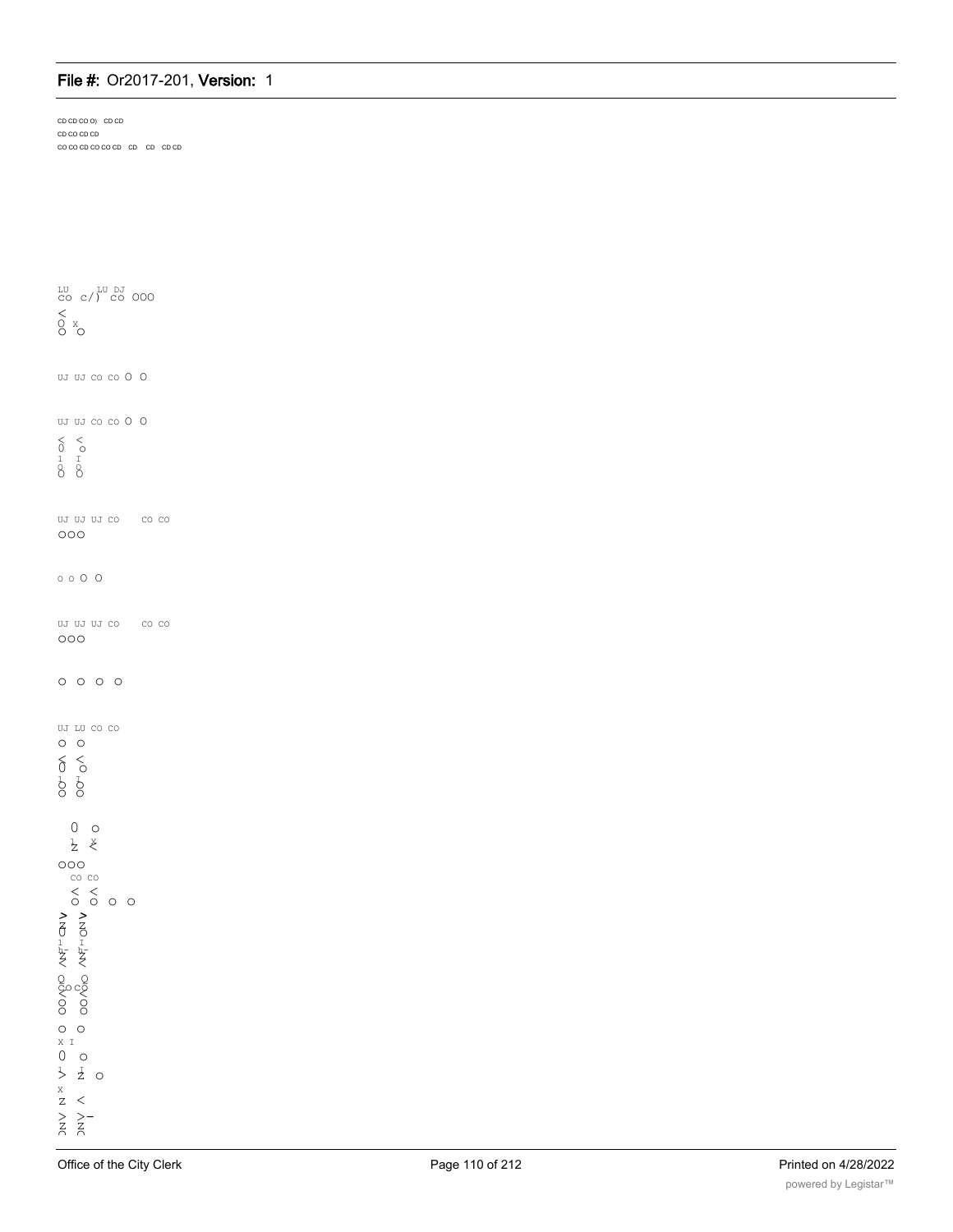CD CD CO O) CD CD
CD CO CD CD
CO CO CD CO CO CD CD CD CD CD

LU LU DJ
CO c/) CO OOO
<
O X
O O

UJ UJ CO CO O O

UJ UJ CO CO O O
< <
0 o
1 I
Q Q
O O

UJ UJ UJ CO CO CO
OOO

o o O O

UJ UJ UJ CO CO CO
OOO

O O O O

UJ LU CO CO
O O
< <
0 O
I I
O O
O O

0 o
1 X
Z <

OOO
CO CO
< <
O O O O
> >
Z Z
O O
1 I
h- h-
Z Z
< <
Q Q
CO CO
< <
O O
O O
O O
X I
0 o
1 I
> Z O
X
Z <
> >-
Z Z
O O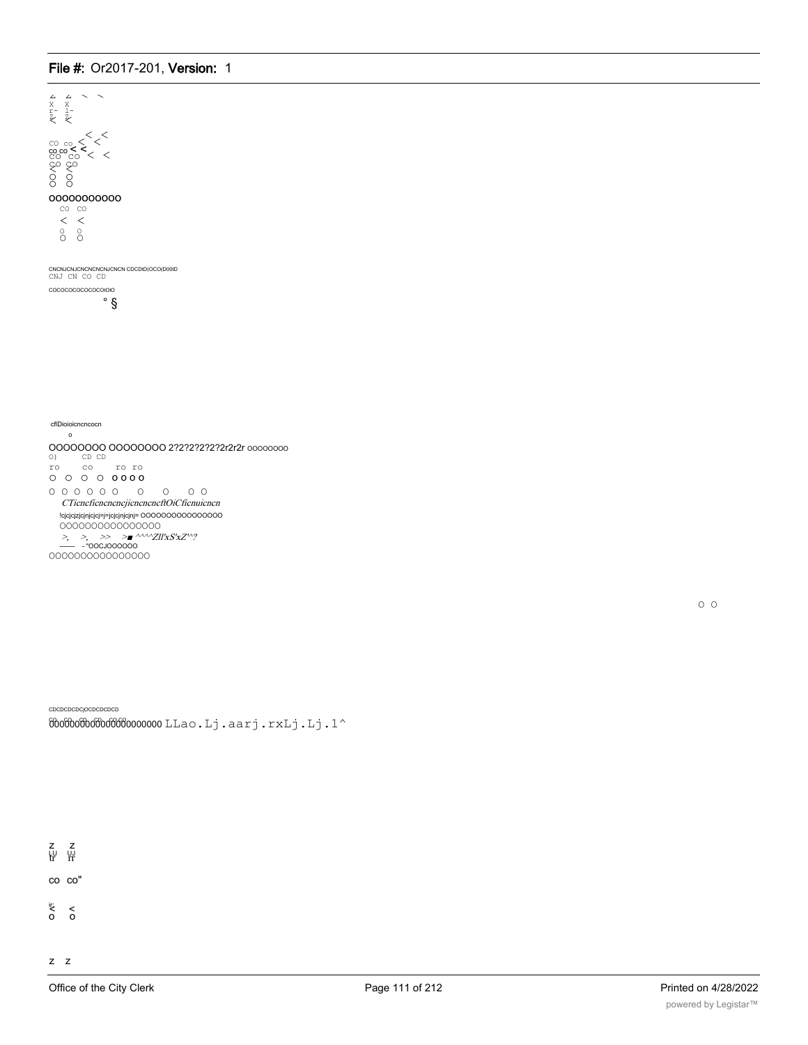Z Z ~ ~
X X
r- 1-
< <

CO co < <
co co < <
CO CO < <
CO CO
< <
O O
O O

OOOOOOOOOOO

CO CO
< <
O O
O O

CNCNJCNJCNCNCNCNJCNCN CDCDtD(OCO(D00tD
CNJ CN CO CD

COCOCOCOCOCOCOtOtO

° §

cflDioioicncncocn

o

OOOOOOOO OOOOOOOO 2?2?2?2?2?2r2r2r oooooooo

O) CD CD

ro co ro ro

O O O O O O O O

O O O O O O O O O O

*CTicncficncncncjicncncncftOiCficnuicncn*

!cjcjcjzjcjnjcjcj=j=jcjcjnjcjnj= OOOOOOOOOOOOOOO

OOOOOOOOOOOOOOOO

*>, >, >> >■ ^^^^Zll'xS'xZ'^?*

------- - "OOCJOOOOOO

OOOOOOOOOOOOOOOO

O O

CDCDCDCDCjOCDCDCDCD

OOOOOOOOOOOOOOOOOOOO LLao.Lj.aarj.rxLj.Lj.1^

Z Z
LU UJ
tr rr

co co"

< <
o o

z z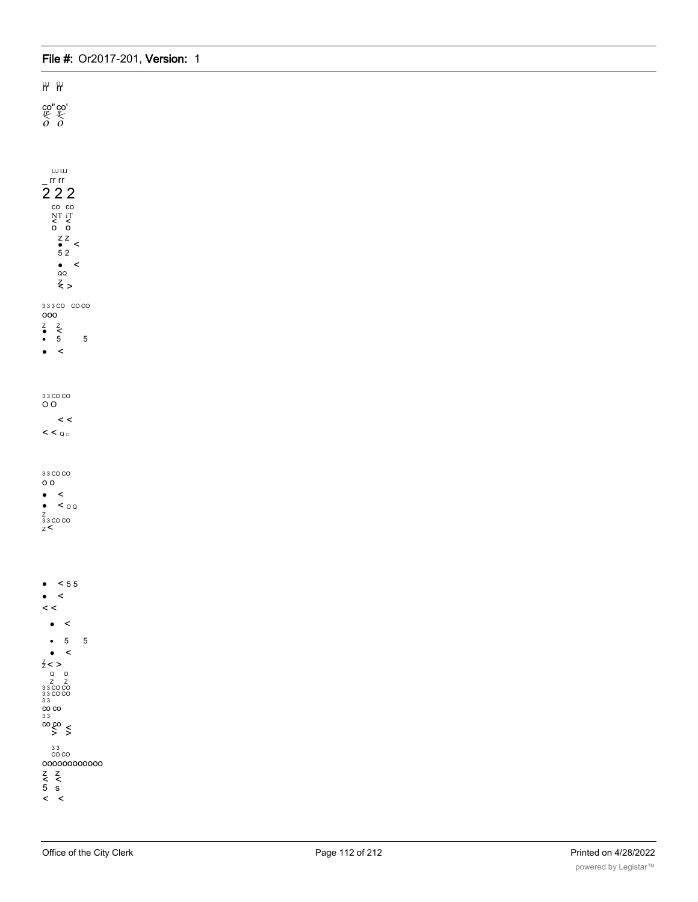UJ UJ
rr rr

co" co'
$\leq$ $\leq$
o o

UJ UJ
_ rr rr
2 2 2
co co
NT iT
< <
o o
z z
• <
5 2
• <
QQ
Z
< >

3 3 3 CO CO CO
ooo
z z
• <
• 5 5
• <

3 3 CO CO
O O
< <
< < Q □

3 3 CO CO
o o
• <
• < O Q
z
3 3 CO CO
z <

• < 5 5
• <
< <
• <
• 5 5
• <
z
z < >
Q D
Z' Z
3 3 CO CO
3 3 CO CO
3 3
co co
3 3
co co
> <
< >

3 3
CO CO
ooooooooooo
z z
< <
5 s
< <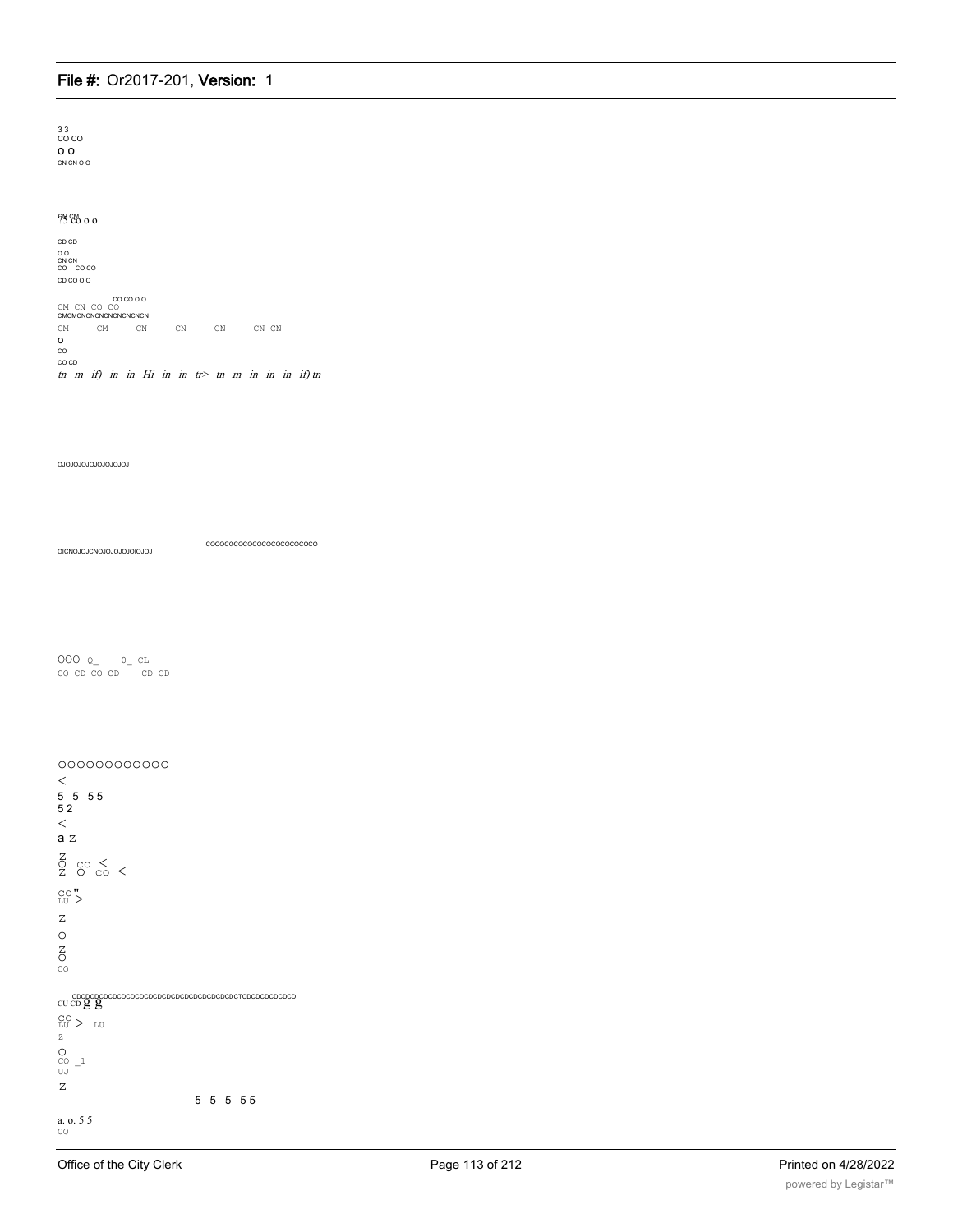3 3
CO CO
O O
CN CN O O

CM CM
7.5 CO O O

CD CD
O O
CN CN
CO CO CO
CD CO O O

CO CO O O
CM CN CO CO
CMCMCNCNCNCNCNCNCNCN
CM CM CN CN CN CN CN
O
CO
CO CD
tn m if) in in Hi in in tr> tn m in in in if) tn

OJOJOJOJOJOJOJOJOJ

COCOCOCOCOCOCOCOCOCOCOCO
OICNOJOJCNOJOJOJOJOIOJOJ

OOO Q_ 0_ CL
CO CD CO CD CD CD

OOOOOOOOOOOO
<
5 5 5 5
5 2
<
a Z
Z
O CO <
Z O CO <
CO "
LU >
Z
O
Z
O
CO

CDCDCDCDCDCDCDCDCDCDCDCDCDCDCDCDCDCDCDCDCTCDCDCDCDCDCD
CU CD g g
CO
LU > LU
Z
O
CO _l
UJ
Z
5 5 5 5 5

a. o. 5 5
CO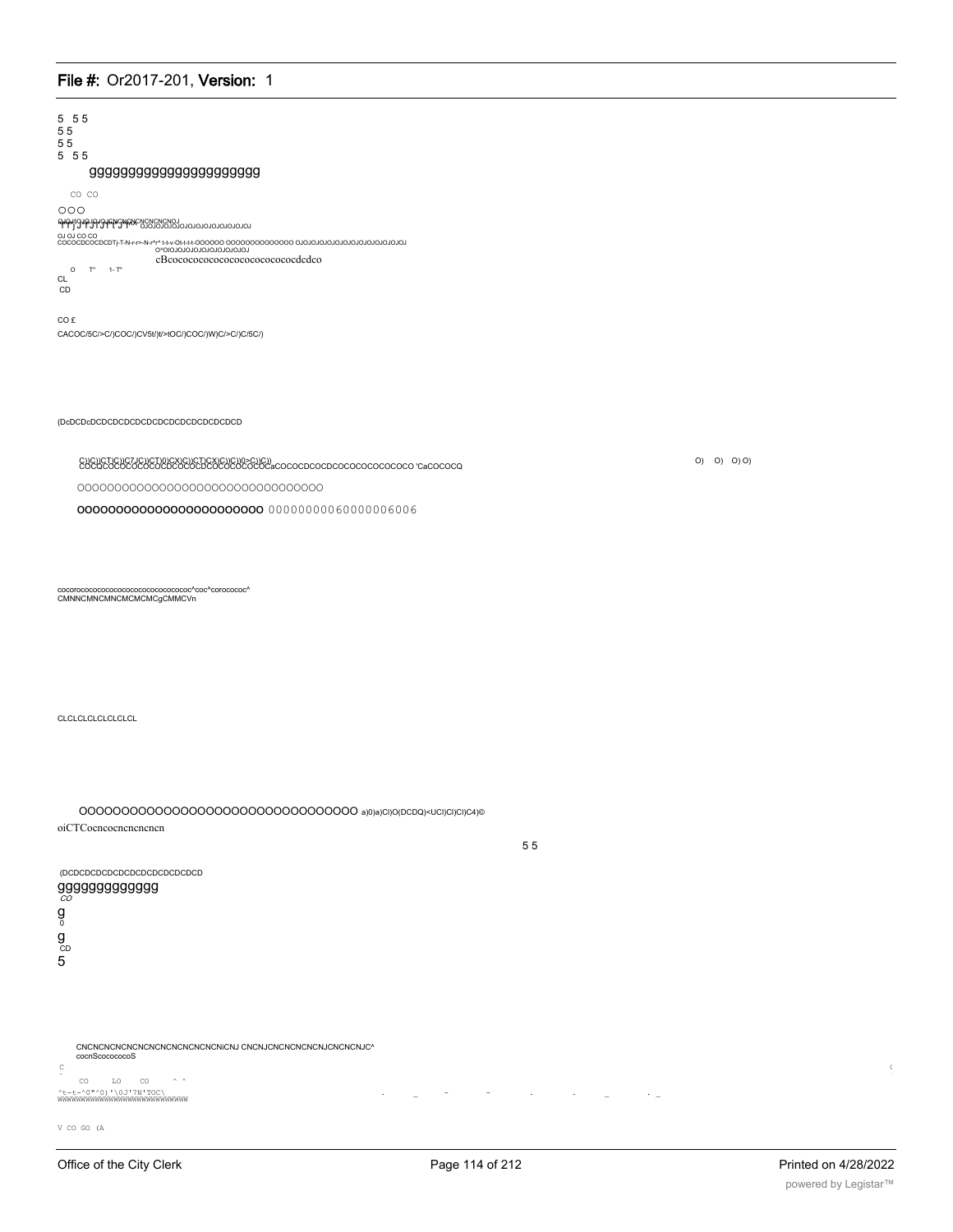5 5 5
5 5
5 5
5 5 5

ggggggggggggggggggggg

CO CO

OOO

OJOJOJOJOJOJCNCNCNCNCNCNOJ OJOJOJOJOJOJOJOJOJOJOJOJOJOJ

OJ OJ CO CO
COCOCDCOCDCDTj-T-N-r-r>-N-r*r* t-t-v-Ot-t-t-t-OOOOOO OOOOOOOOOOOOOO OJOJOJOJOJOJOJOJOJOJOJOJOJOJ
O^OIOJOJOJOJOJOJOJOJOJOJ
cBcococococococococococococdcdco

O T" 1- T"
CL
CD

CO £
CACOC/5C/>C/)COC/)CV5t/)t/>tOC/)COC/)W)C/>C/)C/5C/)

(DcDCDcDCDCDCDCDCDCDCDCDCDCDCDCD

C))C))CT)C))C7J()C))CT)0)CX)C))CT)CX)C))C))0>C))C))
COCQCOCOCOCOCOCDCOCDCOCOCOCOCOCOCaCOCOCDCOCDCOCOCOCOCOCOCO 'CaCOCOCQ

O) O) O) O)

OOOOOOOOOOOOOOOOOOOOOOOOOOOOOOOOOOO

oooooooooooooooooooooooo 0000000006000000600 6

cocorococococococococococococococ^coc^corococoC^
CMNNCMNCMNCMCMCMCgCMMCVn

CLCLCLCLCLCLCLCL

OOOOOOOOOOOOOOOOOOOOOOOOOOOOOOOO a)0)a)Cl)O(DCDQ)<UCl)Cl)Cl)C4)©
oiCTCocncocnenenenen

5 5

(DCDCDCDCDCDCDCDCDCDCDCDCD
gggggggggggg
CO
g
0
g
CD
5

CNCNCNCNCNCNCNCNCNCNCNCNiCNJ CNCNJCNCNCNCNCNJCNCNCNJC^
cocnScocococoS
C
CO LO CO ^ ^
^t-t-^0"^0)'\0J'7N'TOC\
WWWWWWWWWWWWWWWWWWWWWWWWWW

V CO GO (A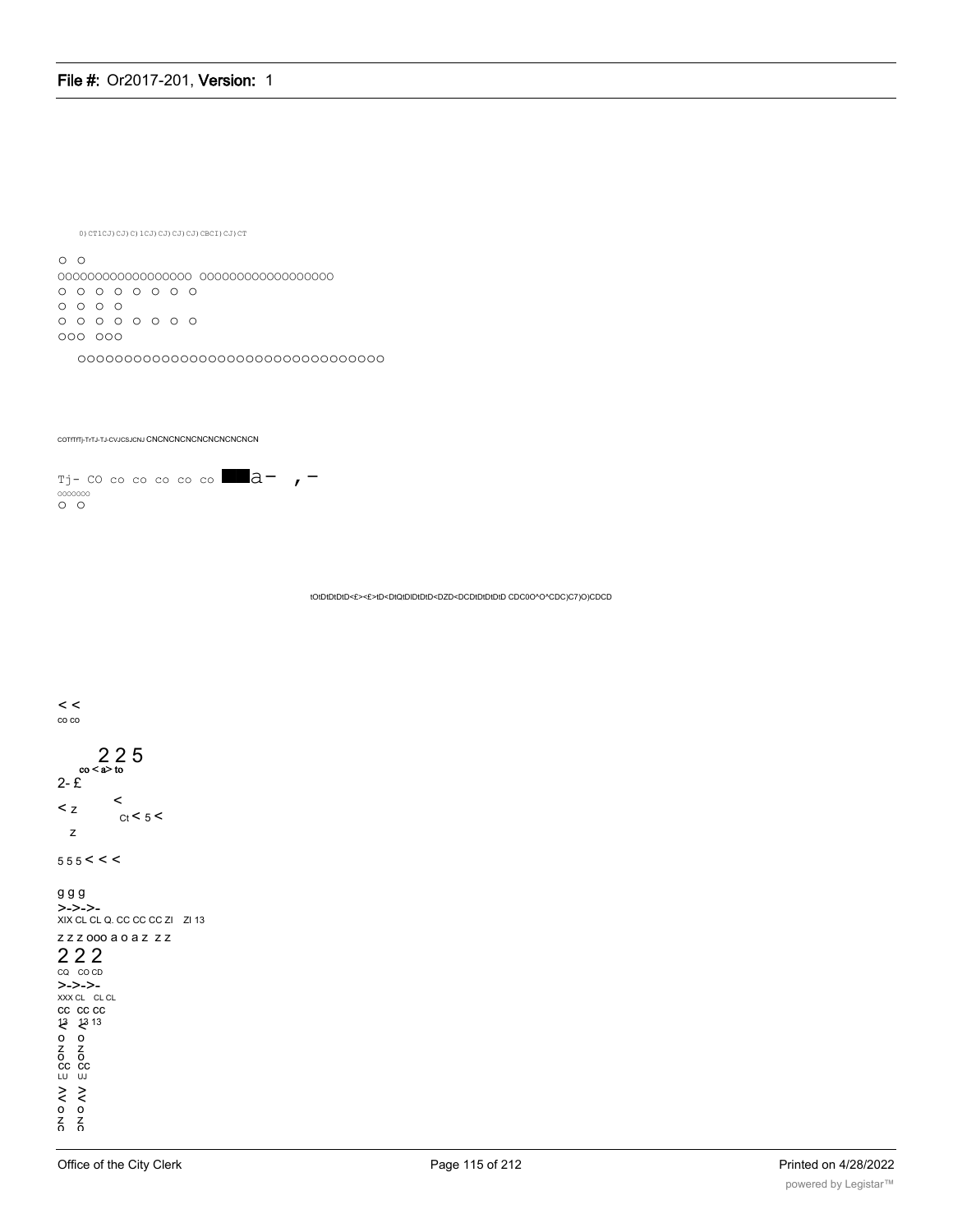0)CT1CJ)CJ)C)1CJ)CJ)CJ)CJ)CBCI)CJ)CT

O O
OOOOOOOOOOOOOOOOOO OOOOOOOOOOOOOOOOOO
O O O O O O O O
O O O O
O O O O O O O O
OOO OOO

OOOOOOOOOOOOOOOOOOOOOOOOOOOOOOOOO

COTfTfTj-TrTJ-TJ-CVJCSJCNJ CNCNCNCNCNCNCNCNCNCN

Tj- CO co co co co co a- , -
OOOOOOO
O O

tOtDtDtDtD<£><£>tD<DtQtDlDtDtD<DZD<DCDtDtDtDtD CDC0O^O^CDC)C7)O)CDCD

< <
co co

2 2 5
co < a> to
2- £
< z
<
Ct < 5 <
z

5 5 5 < < <

g g g
>->->-
XIX CL CL Q. CC CC CC ZI ZI 13
z z z ooo a o a z z z
2 2 2
CQ CO CD
>->->-
XXX CL CL CL
CC CC CC
13 13 13
< <
o o
z z
o o
CC CC
LU UJ
> >
< <
o o
z z
o o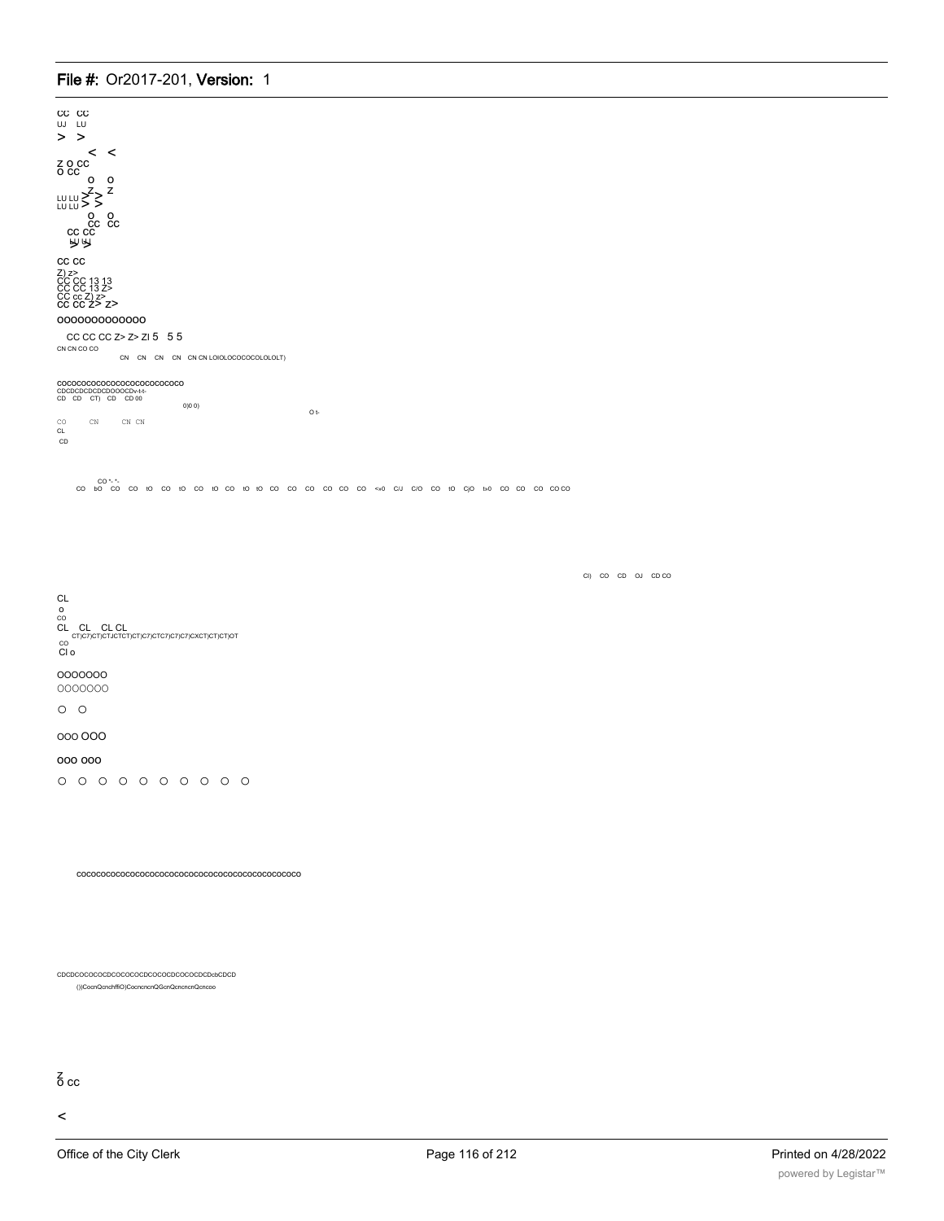CC CC
UJ LU
> >
< <
Z O CC
O CC
O O
Z Z
LU LU > >
LU LU > >
O O
CC CC
CC CC
> >

CC CC
Z) z>
CC CC 13 13
CC CC 13 Z>
CC cc Z) z>
CC CC Z> z>

OOOOOOOOOOOOO

CC CC CC Z> Z> ZI 5 5 5
CN CN CO CO
CN CN CN CN CN CN LO(OLOCOCOLOLOLT)

COCOCOCOCOCOCOCOCOCOCOCOCO
CDCDCDCDCDCDOOOCDv-t-t-
CD CD CT) CD CD 00
0)0 0)
O t-
CO CN CN CN
CL
CD

CO "- "-
CO bO CO CO tO CO tO CO tO CO tO tO CO CO CO CO CO CO <x0 C/J C/O CO tO CjO tx0 CO CO CO CO CO

Cl) CO CD OJ CD CO

CL
o
CO
CL CL CL CL
CT)C7)CT)CTJCTCT)CT)C7)CTC7)C7)C7)CXCT)CT)CT)OT
CO
Cl o

OOOOOOO
OOOOOOO

O O

OOO OOO

OOO OOO

O O O O O O O O O O

COCOCOCOCOCOCOCOCOCOCOCOCOCOCOCOCOCOCOCOCOCOCO

CDCDCOCOCOCDCOCOCOCDCOCOCDCOCOCDCDcbCDCD
())CocnQcnchffiO)CocncncnQGcnQcncncnQcncoo

Z
O CC

<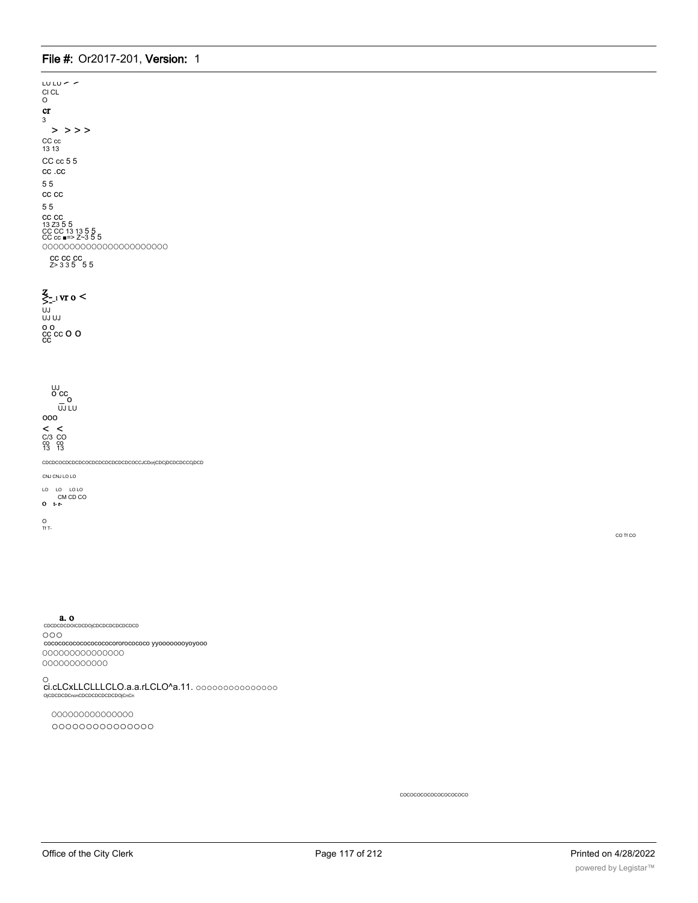LU LU ⌐ ⌐
CI CL
O
cr
3
> > > >
CC cc
13 13
CC cc 5 5
cc .cc
5 5
cc cc
5 5
cc cc
13 Z3 5 5
CC CC 13 13 5 5
CC cc ■=> Z~3 5 5
OOOOOOOOOOOOOOOOOOOOOO
cc cc cc
Z> 3 3 5 5 5

Z
>-_ı vr o <
UJ
UJ UJ
o o
cc cc O O
cc

UJ
O cc
_ o
UJ LU
ooo
< <
C/3 CO
co co
13 13

CDCDCOCDCDCDCOCDCDCDCDCDCDCDCOCCJCDcrjCDCjDCDCDCCCjDCD

CNJ CNJ LO LO

LO LO LO LO
CM CD CO
o t- r-

O
Tf T-

CO Tf CO

a. o
CDCDCDCDOICDCDOjCDCDCDCDCDCDCD
OOO
cococococococococororococoo yyoooooooyoyooo
OOOOOOOOOOOOOOO
OOOOOOOOOOOO

O
ci.cLCxLLCLLLCLO.a.a.rLCLO^a.11. ooooooooooooooo
OjCDCDCDCnсnCDCDCDCDCDCDOjCnCn

OOOOOOOOOOOOOOO
OOOOOOOOOOOOOOO

cococococococococoо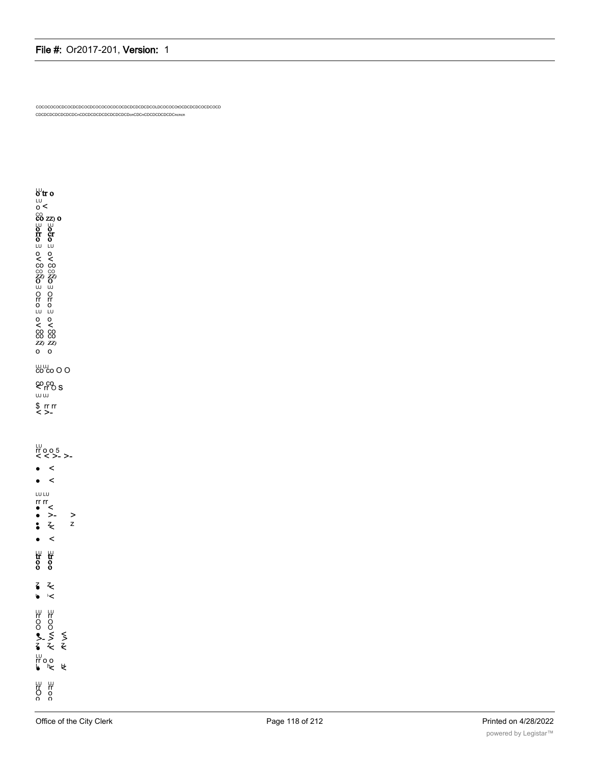COCOCOCOCDCOCDCDCOCDCOCOCOCOCOCDCDCDCDCOLDCOCOCOtOCDCDCDCOCDCOCD
CDCDCDCDCDCDCDCnCDCDCDCDCDCDCDCDcnCDCnCDCDCDCDCDCncncn

LU
o tr o
LU
o <
CO
CO ZZ) O
LU UJ
O O
rr cr
O O
LU LU
o o
< <
CO CO
CO CO
ZZ) ZZ)
O O
UJ UJ
O O
rr rr
O O
LU LU
o o
< <
CO CO
CO CO
ZZ) ZZ)
o o

UJ UJ
CO CO O O

CO CO
< rr O S
UJ UJ

$ rr rr
< >-

LU
rr o o 5
< < >- >-

• <

• <

LU LU
rr rr
• <
• >- >
• Z Z
• <
• <

LU UJ
tr tr
O O
O O

Z Z
• <
• <

LU LU
rr rr
O O
O O
• < <
>- >- >-
Z Z Z
• < <

LU
rr o o
• h< t<

LU UJ
rr rr
O o
o o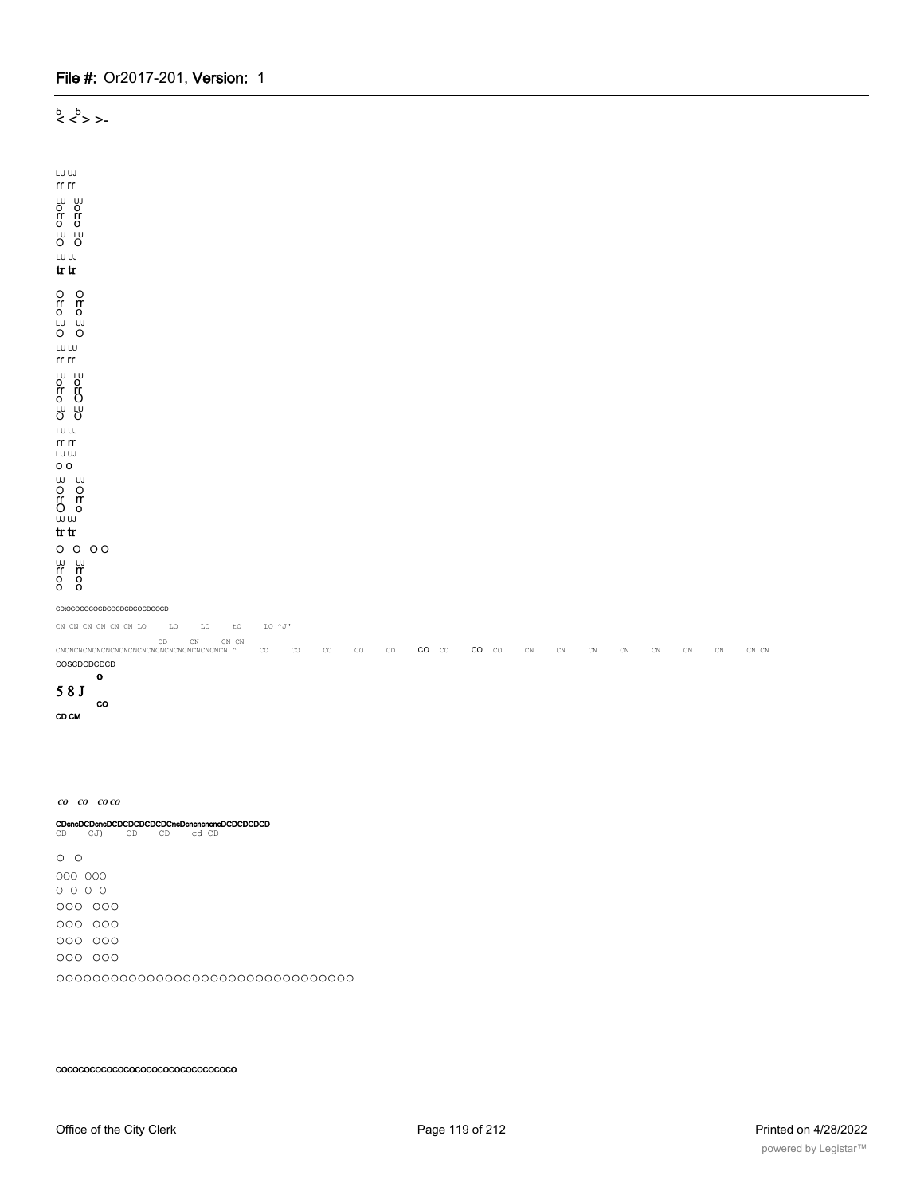ъ ъ
< <> >-

LU UJ
rr rr
LU UJ
O O
rr rr
O O
LU LU
O O
LU UJ
tr tr

O O
rr rr
O O
LU UJ
O O
LU LU
rr rr

LU LU
O O
rr rr
O O
LU LU
O O
LU UJ
rr rr
LU UJ
O O
UJ UJ
O O
rr rr
O O
UJ UJ
tr tr
O O OO
UJ UJ
rr rr
O O
O O

CDtOCOCOCOCDCOCDCDCOCDCOCD

CN CN CN CN CN CN LO LO LO tO LO ^J"

CD CN CN CN
CNCNCNCNCNCNCNCNCNCNCNCNCNCNCNCNCNCN ^ CO CO CO CO CO CO CO CO CO CN CN CN CN CN CN CN CN CN

COSCDCDCDCD

o
5 8 J
CO
CD CM

*co co co co*

CDcncDCDcncDCDCDCDCDCDCncDcncncncncDCDCDCDCD
CD CJ) CD CD cd CD

O O
OOO OOO
O O O O
OOO OOO
OOO OOO
OOO OOO
OOO OOO
OOOOOOOOOOOOOOOOOOOOOOOOOOOOOOOO

COCOCOCOCOCOCOCOCOCOCOCOCOCOCOCO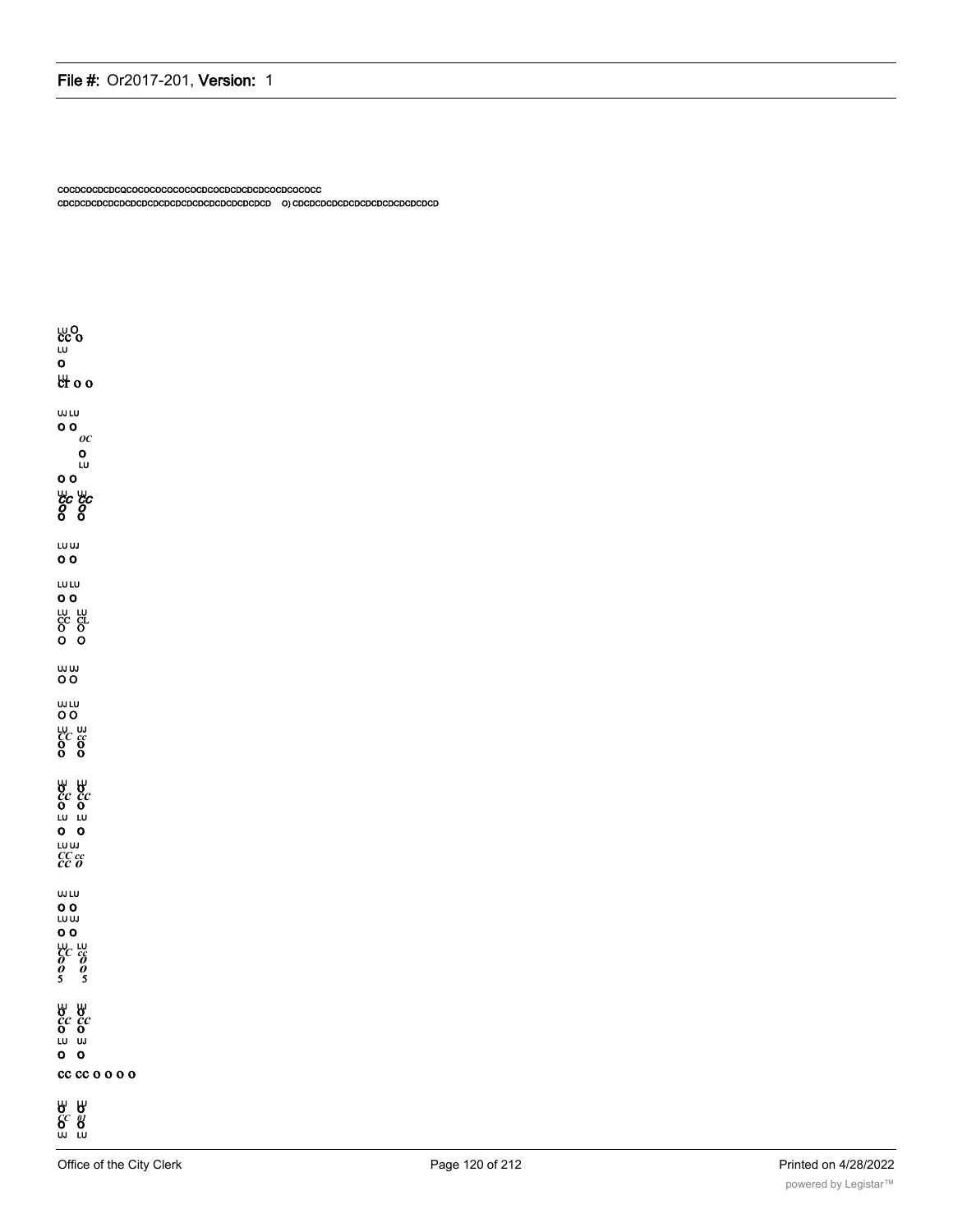COCDCOCDCDCQCOCOCOCOCOCOCDCOCDCDCDCDCOCDCOCOCC
CDCDCDCDCDCDCDCDCDCDCDCDCDCDCDCDCDCDCD O) CDCDCDCDCDCDCDCDCDCDCDCD

LU O
CC O
LU
O
LU
CC O O

UJ LU
O O
OC
O
LU
O O
LU LU
CC CC
O O
O O

LU UJ
O O

LU LU
O O
LU LU
CC CL
O O
O O

UJ UJ
O O

UJ LU
O O
LU UJ
CC cc
O O
O O

LU LU
O O
cc CC
O O
LU LU
O O
LU UJ
CC cc
CC O

UJ LU
O O
LU UJ
O O
LU LU
CC cc
O O
O O
5 5

LU LU
O O
cc CC
O O
LU UJ
O O
cc cc O O O O

LU LU
O O
CC tu
O O
UJ LU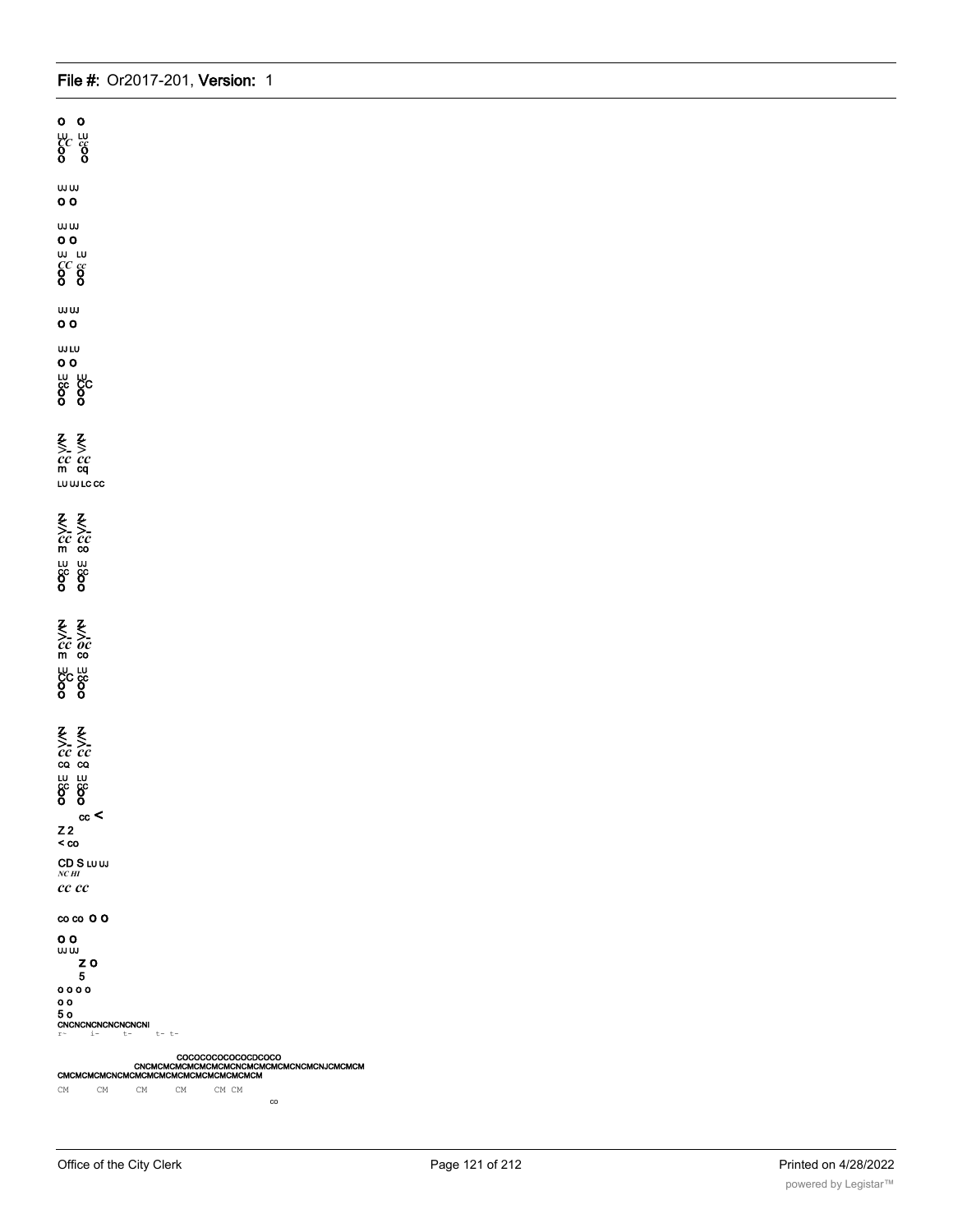o o

LU LU
CC cc
o o
o o

UJ UJ
o o

UJ UJ
o o
UJ LU
CC cc
o o
o o

UJ UJ
o o

UJ LU
o o
LU LU
cc CC
o o
o o

Z Z
>- >-
cc cc
m cq
LU UJ LC CC

Z Z
>- >-
cc cc
m co
LU UJ
cc cc
o o
o o

Z Z
>- >-
cc oc
m co
LU LU
CC cc
o o
o o

Z Z
>- >-
cc cc
cq cq
LU LU
cc cc
o o
o o

cc <
Z 2
< co

CD S LU UJ
*NC HI*
*cc cc*

co co O O

o o
UJ UJ
Z O
5
o o o o
o o
5 o
CNCNCNCNCNCNCNCNI
r- i- t- t- t-

COCOCOCOCOCOCDCOCO
CNCMCMCMCMCMCMCNCMCMCMCNCMCNCMCNJCMCMCM
CMCMCMCMCNCMCMCMCMCMCMCMCMCMCMCM
CM CM CM CM CM CM
co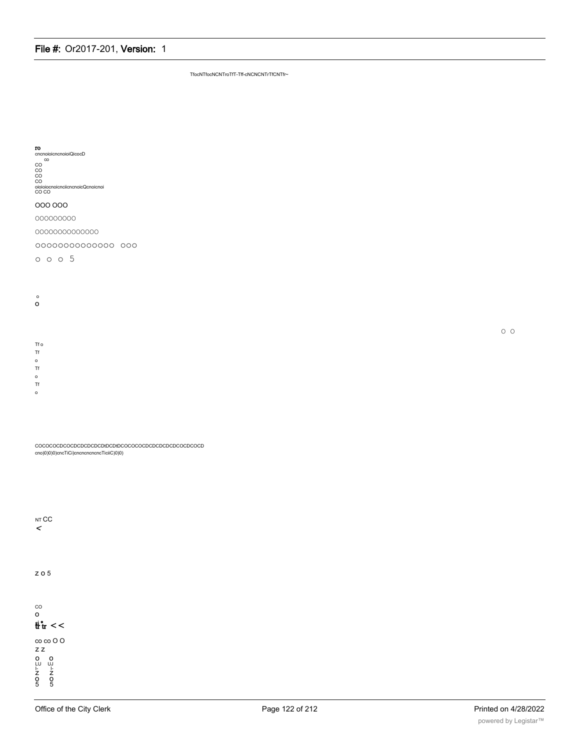TfocNTfocNCNTroTfT-Tff-cNCNCNTrTfCNTfr~

ro
cncnoioicncnoioiQicocD
co
CO
CO
CO
CO
oioioiocnoicnciicncnoicQcnoicnoi
CO CO

OOO OOO

OOOOOOOOO

OOOOOOOOOOOOOO

OOOOOOOOOOOOOO OOO

O O O 5

o
O

O O

Tf o
Tf
o
Tf
o
Tf
o

COCOCOCDCOCDCDCDCDCDtDCDtDCOCOCOCDCDCDCDCDCOCDCOCD
cno)0)0)0)cncTiCi)cncncncncncTiciiC)0)0)

NT CC
<

Z O 5

CO
O
tt tr < <

co co O O
Z Z
O O
LU UJ
I- I-
Z Z
O O
5 5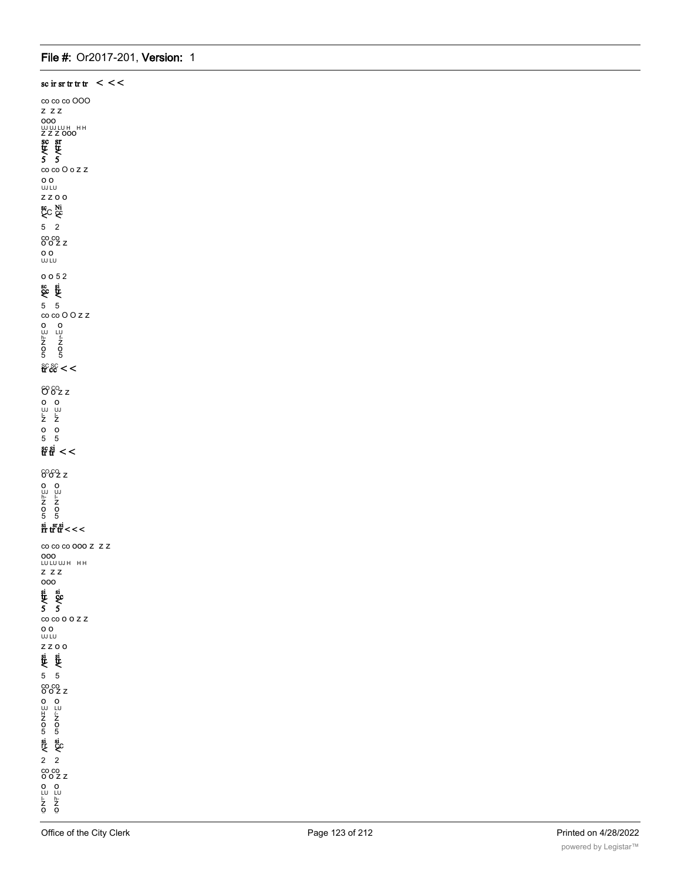sc ir sr tr tr tr < <<

co co co OOO
Z ZZ
OOO
UJ UJ LU H HH
Z Z Z OOO
sc sr
tr tr
< <
5 5
co co O o Z Z
O O
UJ LU
Z Z O O
sc Ni
CC cc
< <
5 2
co co
O O Z Z
O O
UJ LU

O O 5 2
sc si
cc tr
< <
5 5
co co O O Z Z
O O
UJ LU
h- I-
Z Z
O O
5 5
sc sc
tr cc < <

co co
O O Z Z
O O
UJ UJ
I- I-
Z Z
O O
5 5
sc si
tr tr < <

co co
O O Z Z
O O
UJ UJ
h- I-
Z Z
O O
5 5
si sr si
rr tr tr < < <

co co co OOO Z Z Z
OOO
LU LU UJ H HH
Z ZZ
OOO
si si
tr cc
< <
5 5
co co O O Z Z
O O
UJ LU
Z Z O O
si si
tr tr
< <
5 5
co co
O O Z Z
O O
UJ LU
H I-
Z Z
O O
5 5
si si
rr cc
< <
2 2
co co
O O Z Z
O O
LU LU
I- h-
Z Z
O O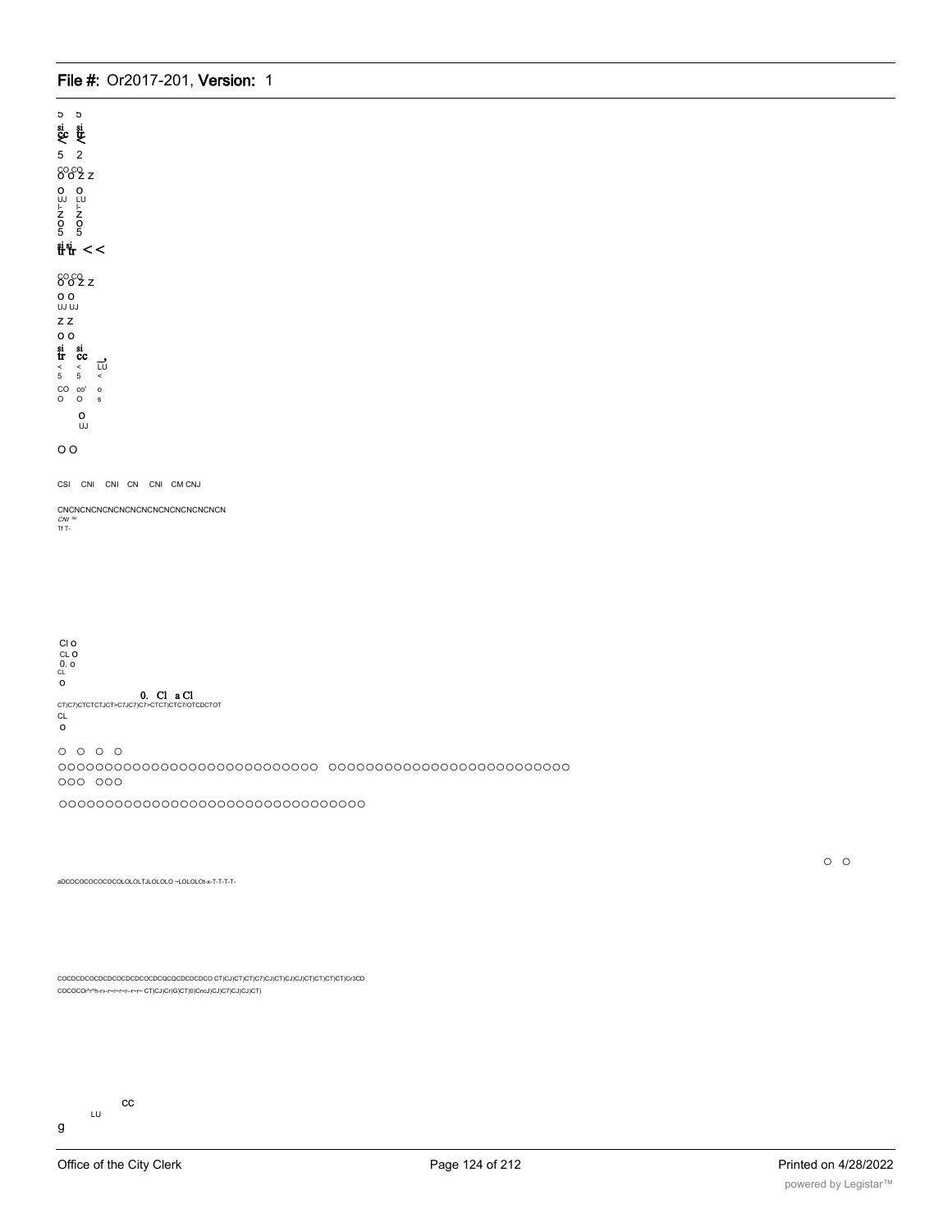ɔ ɔ
si si
cc tr
< <
5 2
CO CO
O O Z Z

O O
UJ LU
I- I-
Z Z
O O
5 5

si si
tr tr < <

CO CO
O O Z Z
O O
UJ UJ
Z Z
O O
si si
tr cc
< < LU
5 5 <
CO co' o
O O s
O
UJ

O O

CSI CNI CNI CN CNI CM CNJ

CNCNCNCNCNCNCNCNCNCNCNCNCNCNCN
CNI ™
Tf T-

Cl o
CL O
0. o
CL
O
0. Cl a Cl
CT)C7)CTCTCTJCT>C7JC7)C7>CTCT)CTC7/OTCDCTOT
CL
O

O O O O
OOOOOOOOOOOOOOOOOOOOOOOOOOOO OOOOOOOOOOOOOOOOOOOOOOOOOO
OOO OOO

OOOOOOOOOOOOOOOOOOOOOOOOOOOOOOOOOO

O O

aDCOCOCOCOCOCOLOLOLTJLOLOLO ~LOLOLOt-x-T-T-T-T-

COCDCDCOCDCDCOCDCDCOCDCQCQCDCDCDCO CT)CJ)CT)CT)C7)CJ)CT)CJ)CJ)CT)CT)CT)CT)Cr3CD
COCOCO/^r^h-r»-r~r~r~r~r~ CT)CJ)Cr)G)CT)0)CncJ)CJ)C7)CJ)CJ)CT)

CC
LU
g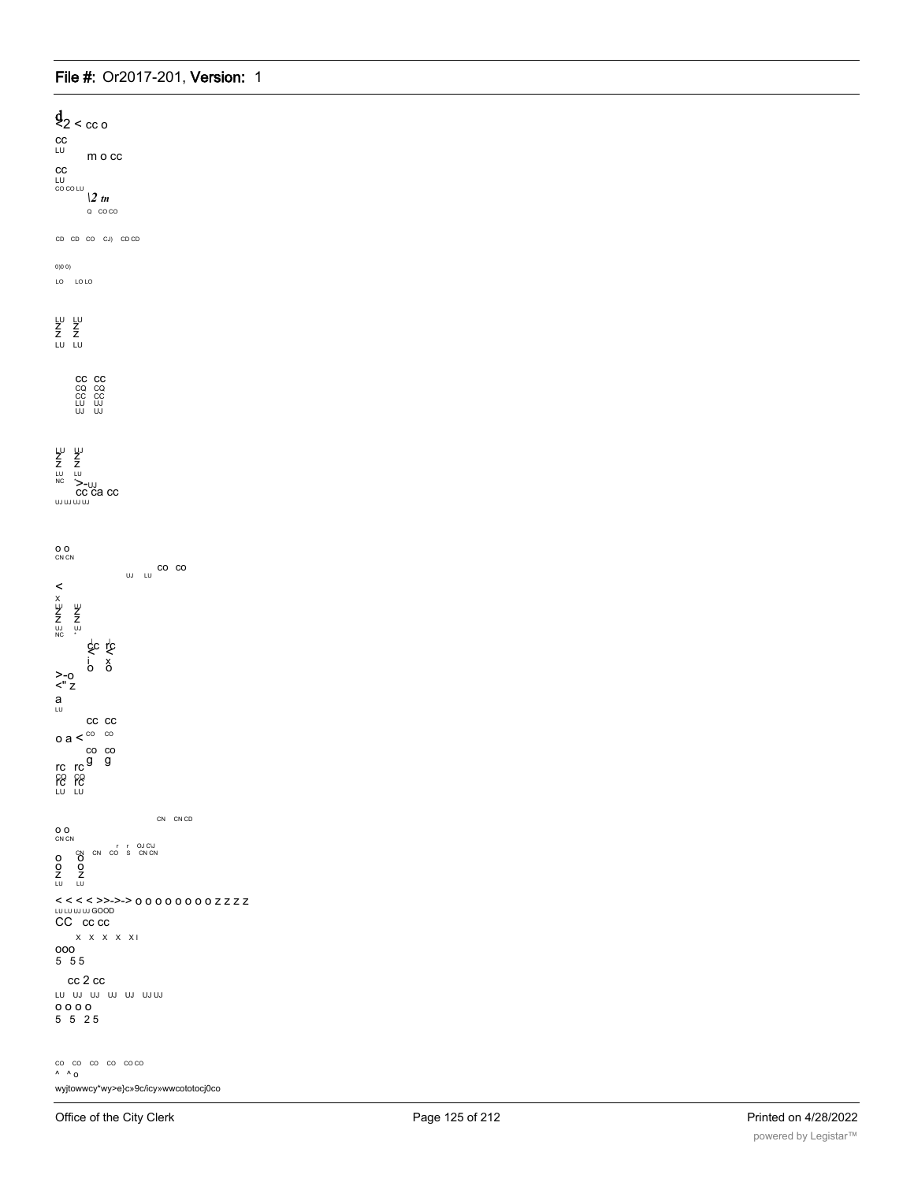d
<2 < cc o

cc
LU
m o cc

cc
LU
CO CO LU
\2 tn
Q CO CO

CD CD CO CJ) CD CD

0)0 0)

LO LO LO

LU LU
Z Z
Z Z
LU LU

cc cc
CQ CQ
CC CC
LU UJ
UJ UJ

LU UJ
Z Z
Z Z
LU LU
NC
>-UJ
cc ca cc
UJ UJ UJ UJ

o o
CN CN

UJ LU co co

<
X
LU
Z Z
Z Z
UJ UJ
NC

cc rc
< <
i x
o o

>-o
<" z

a
LU

cc cc
o a < CO CO
co co
rc rc g g
CO CO
rc rc
LU LU

CN CN CD

o o
CN CN

r r OJ CJ
CN CN CO S CN CN

o o
o o
z z
LU LU

< < < < >>->-> o o o o o o o o o z z z z
LU LU UJ UJ GOOD
CC cc cc
X X X X X I
ooo
5 5 5

cc 2 cc
LU UJ UJ UJ UJ UJ UJ
o o o o
5 5 2 5

CO CO CO CO CO CO
^ ^ o
wyjtowwcy*wy>e}c»9c/icy»wwcototocj0co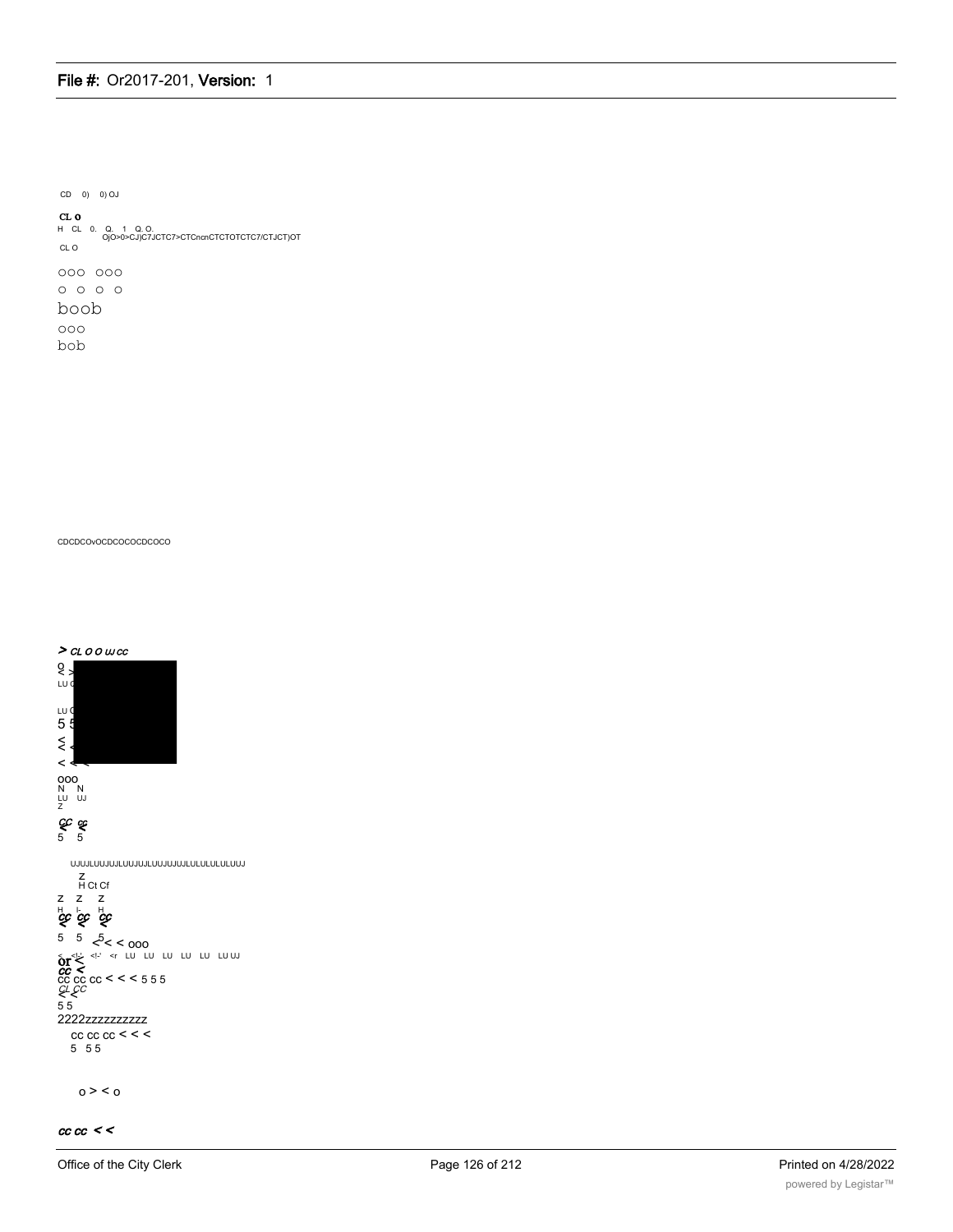CD 0) 0) OJ

CL o
H CL 0. Q. 1 Q. O.
OjO>0>CJ)C7JCTC7>CTCncnCTCTOTCTC7/CTJCT)OT
CL O

OOO OOO
O O O O
boob
OOO
bob

CDCDCOvOCDCOCOCDCOCO

> CL O O UJ CC
O
< >
LU C

LU C
5 5
<
< <
< < <
OOO
N N
LU UJ
Z

CC cc
< <
5 5

UJUJLUUJUJLUUJUJLUUJUJUJLULULULUUJ
Z
H Ct Cf
Z Z Z
H I- H
CC CC CC
< < <
5 5 5 < < < OOO
< <!-' <!-' <r LU LU LU LU LU LU UJ
or <
cc <
CC CC CC < < < 5 5 5
CL CC
< <
5 5
2222zzzzzzzzz
CC CC CC < < <
5 5 5

o > < o

cc cc < <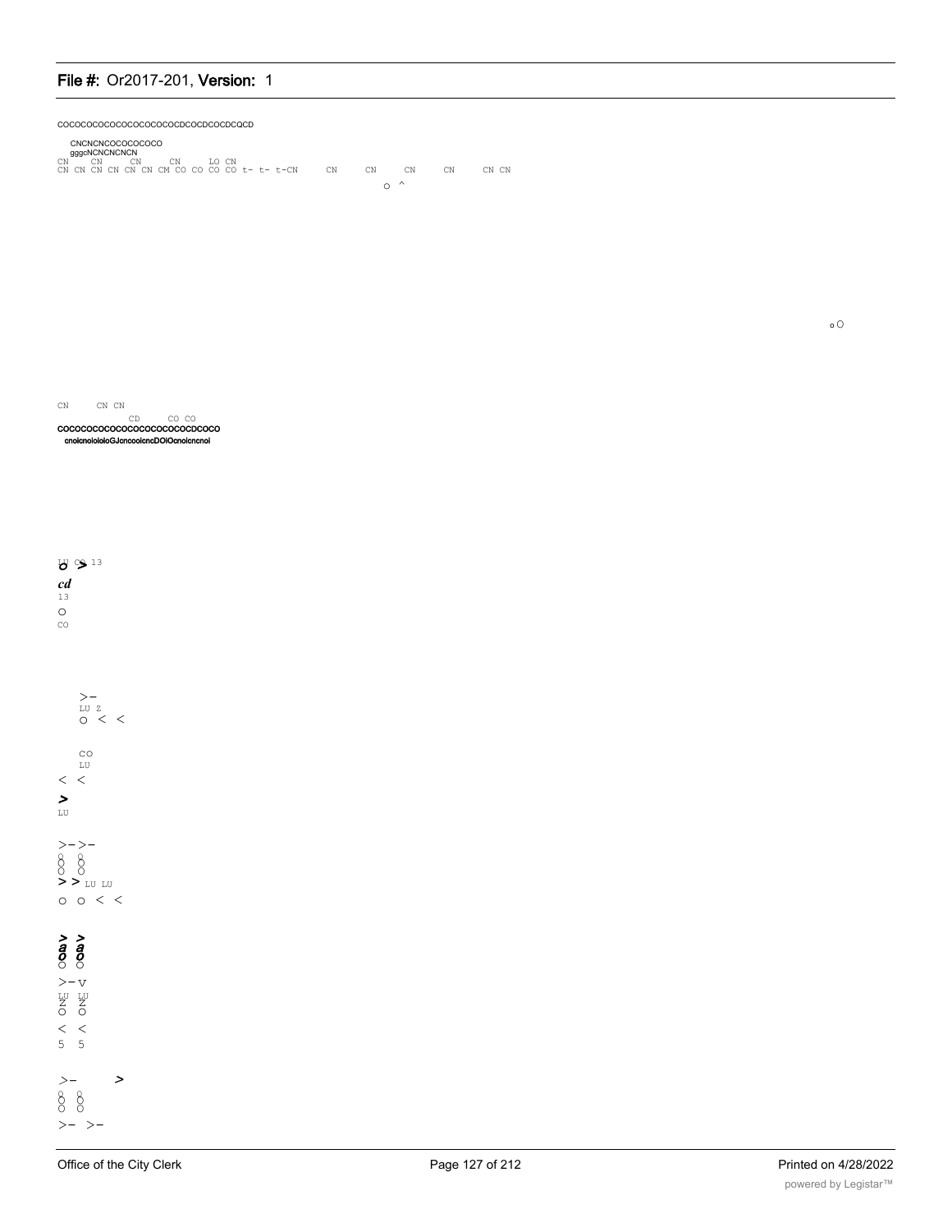COCOCOCOCOCOCOCOCOCOCDCOCDCOCDCQCD

CNCNCNCOCOCOCOCO
gggcNCNCNCNCN
CN CN CN CN LO CN
CN CN CN CN CN CN CM CO CO CO CO t- t- t-CN CN CN CN CN CN CN

o ^

o O

CN CN CN
CD CO CO
COCOCOCOCOCOCOCOCOCOCOCDCOCO
cnoicnoioioioGJcncooicncDOiOcnoicncnoi

LU CO 13
cd
13
O
CO

>-
LU Z
O < <

CO
LU
< <
>
LU

>->-
O O
O O
> > LU LU
O O < <

> >
a a
o o
O O
>- v
LU LU
Z Z
O O
< <
5 5

>- >
O O
O O
>- >-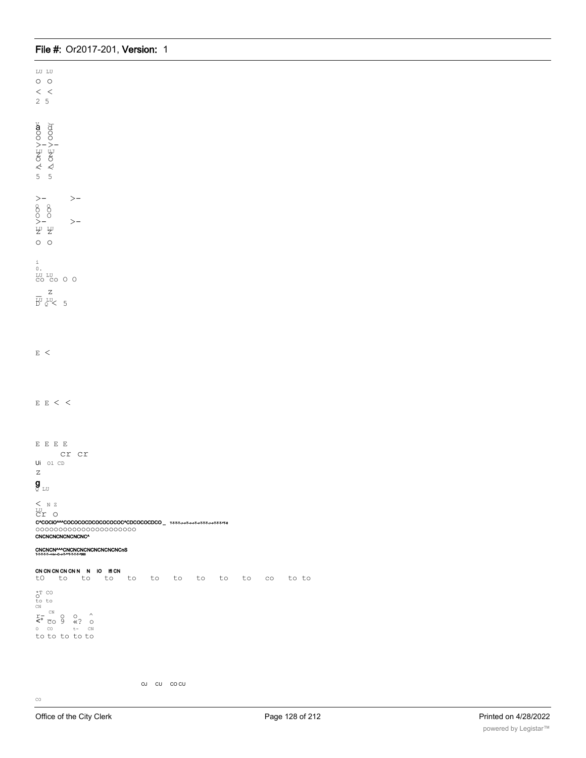LU LU
O O
< <
2 5

a d
O O
O O
>- >-
LU LU
Z Z
O O
< <
5 5

>- >-
O O
O O
O O
>- >-
LU LU
Z Z
O O

i
0.
LU LU
co co O O

Z
LU LU
D Q < 5

E <

E E < <

E E E E
cr cr
Ui 01 CD
Z
g
Q LU
< N Z
LU
cr o
C^COCIO^^^COCOCOCDCOCOCOCOC^CDCOCOCDCO _ T-T-T-T-.--r-T--.--r-T--r-T-T-T-.--r-T-T-T-^T-0
0000000000000000000000
CNCNCNCNCNCNCNC^

CNCNCN^^^CNCNCNCNCNCNCNCNCnS
T-T-T-T-T---<-i-r--C--r-T-^^T-T-T-T-^000

CN CN CN CN CN N N IO ifl CN
tO to to to to to to to to to co to to

*T CO
O
to to
CN
CN
r- O O ^
<° CO 9 «? O
0 CO t- CN
to to to to to

OJ CU CO CU

CO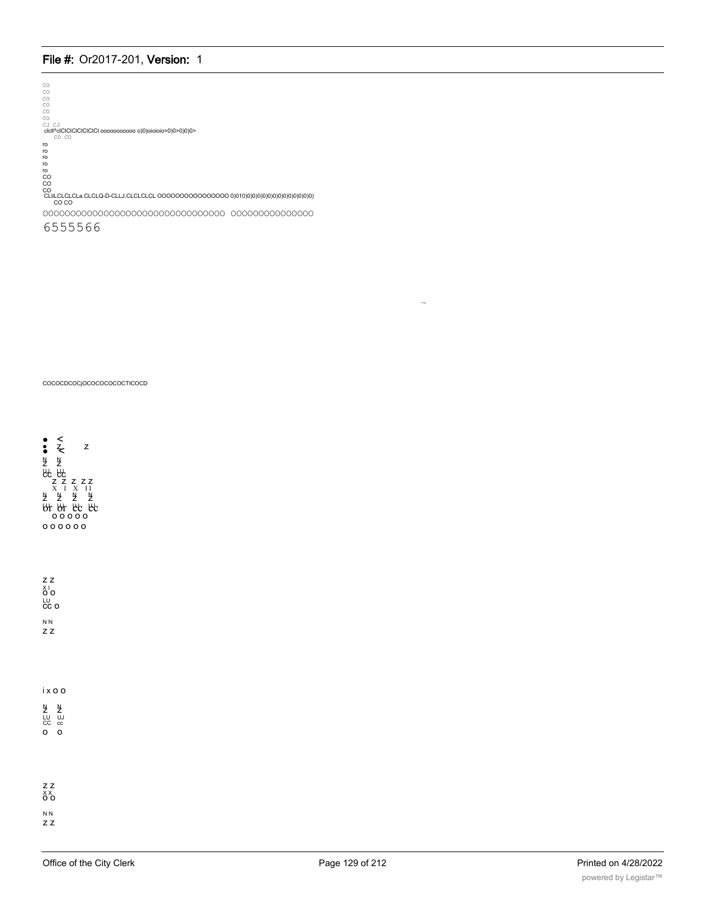CO
CO
CO
CO
CO
CO
CJ CJ
clcll^clClClClClClCl ooooooooooo o)0)oioioio>0)0>0)0)0>
CO CO
ro
ro
ro
ro
ro
CO
CO
CO
CLIiLCLCLCLa.CLCLQ-D-CLLJ.CLCLCLCL OOOOOOOOOOOOOOO 0)010)0)0)0)0)0)0)0)0)0)0)0)0)0)
CO CO

OOOOOOOOOOOOOOOOOOOOOOOOOOOOOOOOO OOOOOOOOOOOOOOO

6555566

COCOCDCOCjOCOCOCOCOCTICOCD

• <
• Z z
• <
N N
Z Z
LU LU
CC CC
Z Z Z Z Z
X I X I I
N N N N
Z Z Z Z
UJ UJ UJ UJ
or or cc cc
o o o o o
o o o o o o

Z Z
X I
O O
LU
CC O
N N
Z Z

i x o o
N N
Z Z
LU UJ
CC cc
o o

Z Z
X X
O O
N N
Z Z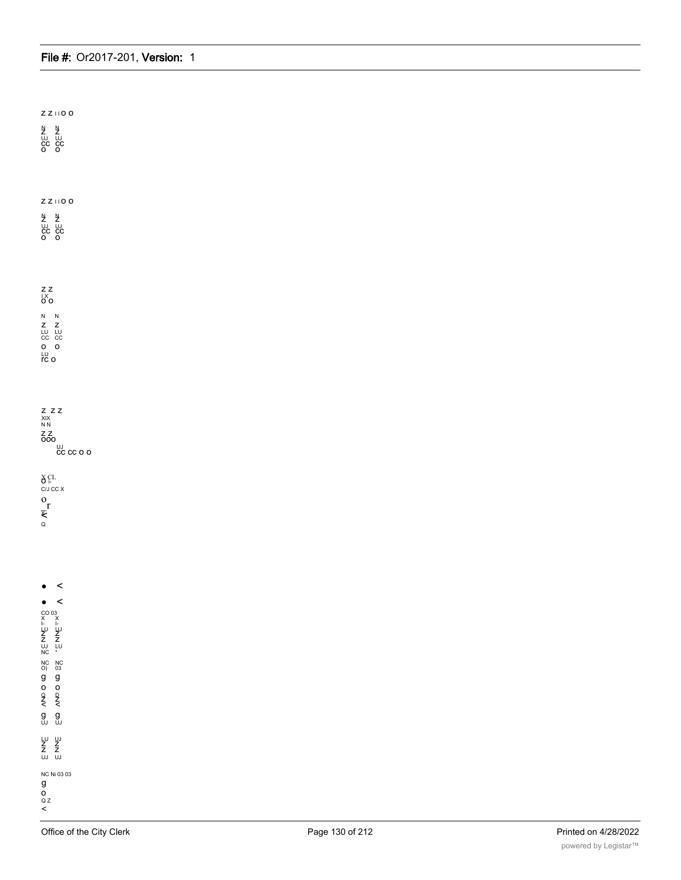Z Z I I O O

N N
Z Z
UJ UJ
CC CC
O O

Z Z I I O O

N N
Z Z
UJ UJ
CC CC
O O

Z Z
I X
O O

N N
Z Z
LU LU
CC CC
O O
LU
rc O

Z Z Z
XIX
N N
Z Z
OOO
UJ
CC CC O O

X CL
O I-
C/J CC X
O
r
<
Q

• <

• <
CO 03
X X
I- I-
LU LU
Z Z
Z Z
UJ LU
NC *

NC NC
O) 03
g g
O O
Q D
Z Z
< <
g g
UJ UJ

LU UJ
Z Z
Z Z
UJ UJ

NC Ni 03 03
g
O
Q Z
<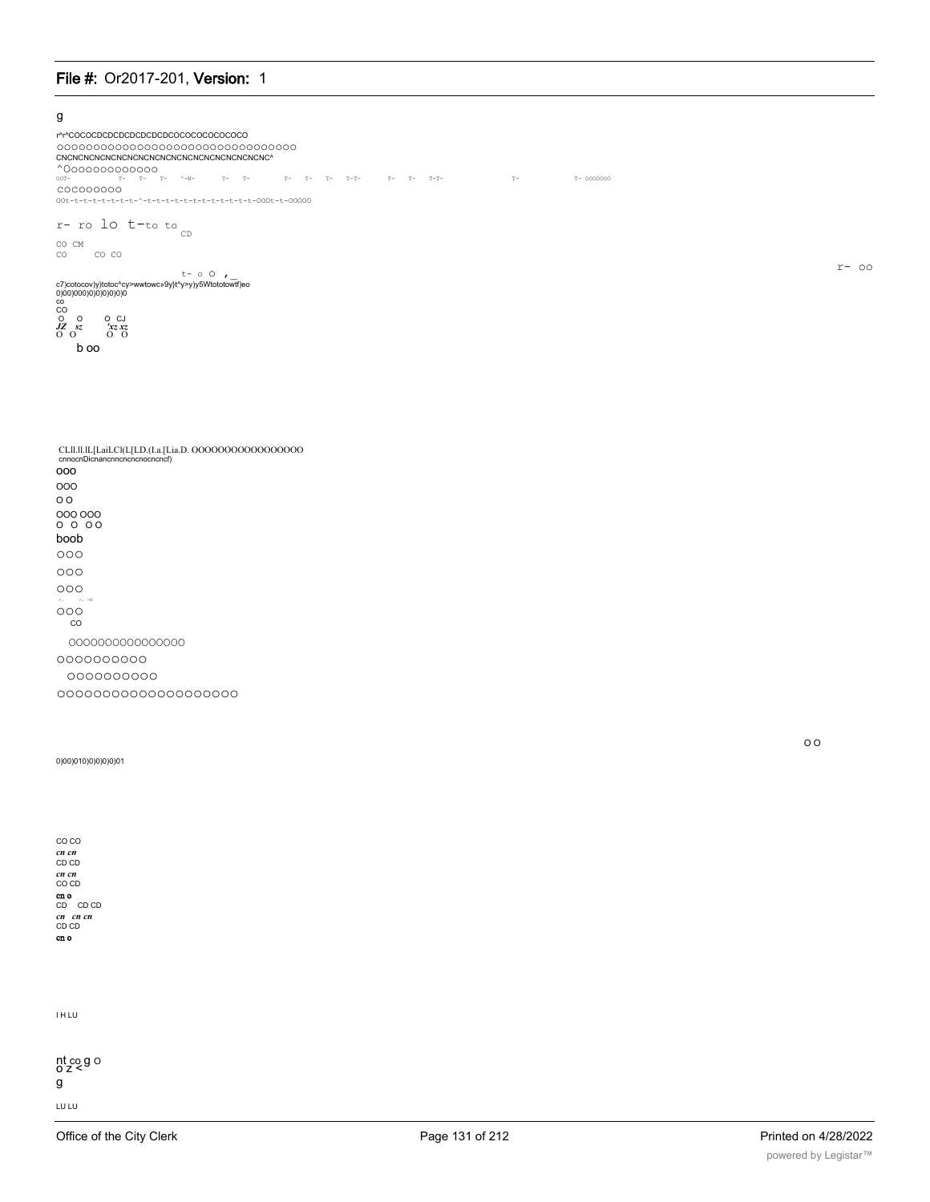g

r^r^COCOCDCDCDCDCDCDCOCOCOCOCOCOCO
OOOOOOOOOOOOOOOOOOOOOOOOOOOOOOOOOO
CNCNCNCNCNCNCNCNCNCNCNCNCNCNCNCNCNC^
^OOOOOOOOOOOOO
OOT- T- T- T- ^-N- T- T- T- T- T- T-T- T- T- T-T- T- T- OOOOOOO
COCOOOOOOO
OOt-t-t-t-t-t-t-t-^-t-t-t-t-t-t-t-t-t-t-t-OOOt-t-OOOOO

r- ro lo t-to to CD

CO CM
CO CO CO

r- oo

t- o O ,_
c7)cotocov)y)totoc^cy>wwtowc»9y}t^y>y)y5Wtototowtf)eo
0)00)000)0)0)0)0)0)0
CO
CO
O O O CJ
JZ sz 'xz xz
O O O O

b oo

CLll.ll.lL[LaiLCl(L[LD.(La.[Lia.D. OOOOOOOOOOOOOOOOOO
cnnocnDicnancnncncncnocncncf)

OOO
OOO
O O
OOO OOO
O O OO
boob
OOO
OOO
OOO
>. >. >=
OOO
CO

OOOOOOOOOOOOOOOO
OOOOOOOOOO
OOOOOOOOOO
OOOOOOOOOOOOOOOOOOOO

O O

0)00)010)0)0)0)0)01

CO CO
*cn cn*
CD CD
*cn cn*
CO CD
**cn o**
CD CD CD
*cn cn cn*
CD CD
**cn o**

I H LU

nt co g O
o z <
g

LU LU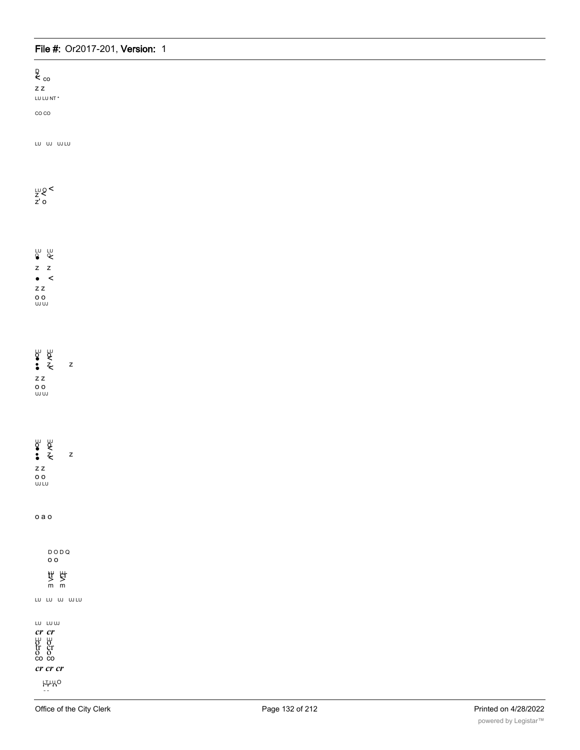D
< co
z z
LU LU NT *

CO CO

LU UJ UJ LU

LU Q <
z <
z' o

LU LU
Q <
z z
• <
z z
o o
UJ UJ

LU LU
Q Q
• <
• z z
z z
o o
UJ UJ

UJ LU
Q Q
• <
• z z
z z
o o
UJ LU

o a o

D O D Q
o o

LU LU
tr cr
> >
m m

LU LU UJ UJ LU

LU LU UJ
*cr cr*
LU UJ
Q O
tr cr
O O
CO CO
*cr cr cr*

LT LU O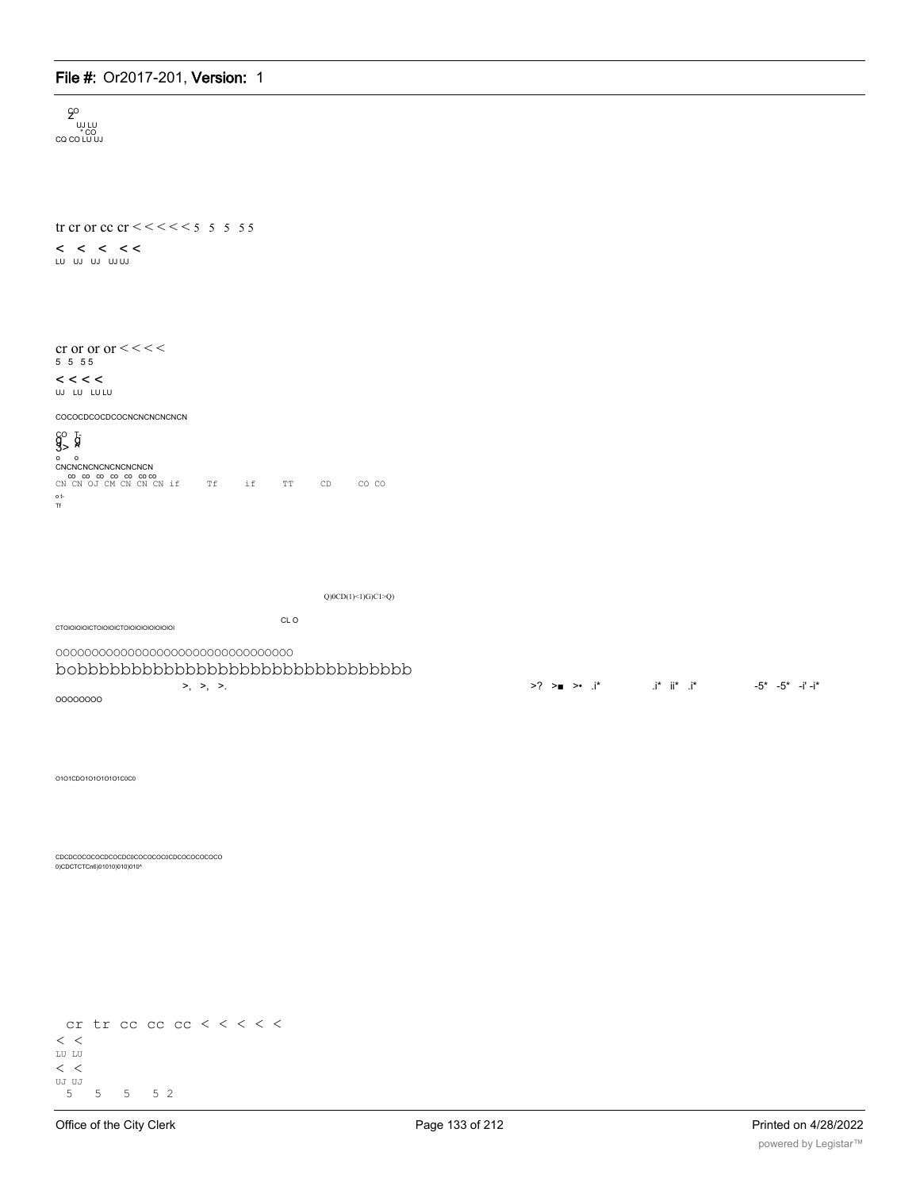ÇO
UJ LU
* CO
CQ CO LU UJ

tr cr or cc cr < < < < < 5 5 5 5 5

< < < < <
LU UJ UJ UJ UJ

cr or or or < < < <
5 5 5 5

< < < <
UJ LU LU LU

COCOCDCOCDCOCNCNCNCNCNCN

CO T-
g g
3> X
o o
CNCNCNCNCNCNCNCNCN
CO CO CO CO CO CO CO
CN CN OJ CM CN CN CN if Tf if TT CD CO CO
o t-
Tf

Q)0CD(1)<1)G)C1>Q)

CL O
CTOIOIOIOICTOIOIOICTOIOIOIOIOIOIOI

OOOOOOOOOOOOOOOOOOOOOOOOOOOOOOOO
bobbbbbbbbbbbbbbbbbbbbbbbbbbbbbbb
>, >, >. >? >■ >• .i* .i* ii* .i* -5* -5* -i' -i*
OOOOOOOO

O1O1CDO1O1O1O1C0C0

CDCDCOCOCOCDCOCDC0COCOCOC0CDCOCOCOCOCO
0)CDCTCTCn6)01010)010)010^

cr tr cc cc cc < < < < <
< <
LU LU
< <
UJ UJ
5 5 5 5 2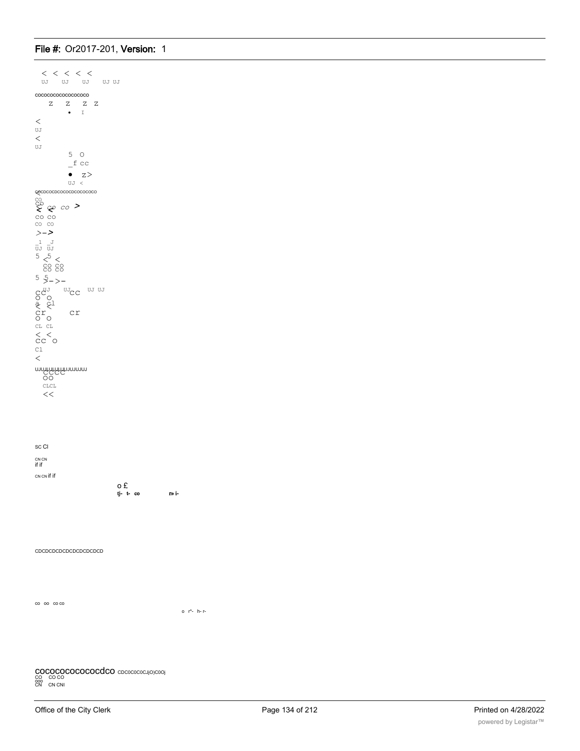< < < < <
UJ UJ UJ UJ UJ

cococococococococo
Z Z Z Z
• I

<
UJ
<
UJ

5 O
_f cc
• z>
UJ <

cocdcocdcococdcococoCO

CO
CO
< < co co >
co co
co co
>->
_1 _J
UJ UJ
5 <5 <
co co
co co
5 5>->-
cc UJ UJ cc UJ UJ
o o
a cl
< <
cr cr
o o
CL CL
< <
cc o
Cl
<

UJUJUJUJUJUJUJUJUJUJUJ
CCCC
OO
CLCL
<<

sc Cl

CN CN
if if

CN CN if if

o £
tj- t- co r» i-

CDCDCDCDCDCDCDCDCDCD

co oo co co

o r^- h- r-

cococococococdco CDC0C0C0CJjO)C0Oj
CO CO CO
OOO
CN CN CNI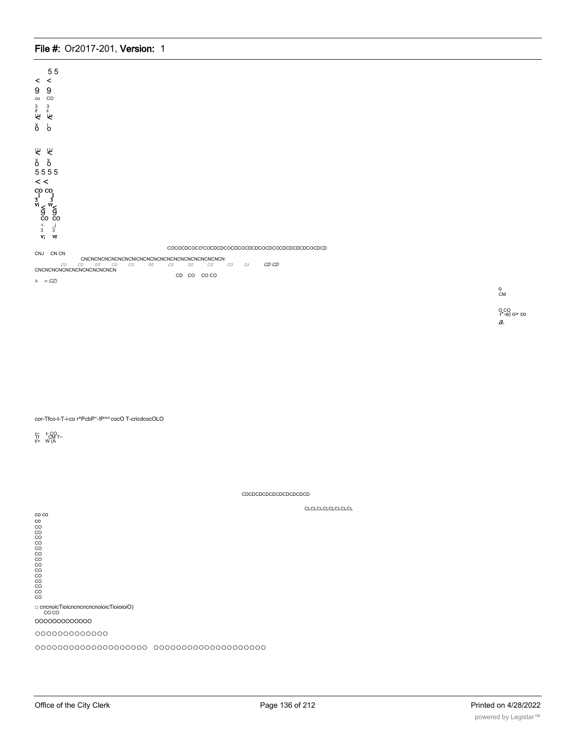5 5
< <
9 9
co CO
3 3
if ii

5 5 5 5
< <
CO CO
3 3
vi vr
9 9
CO CO
-i _j
3 3
v; vr

COCOCDCOCO'COCDCDCOCDCOCDCDCOCDCOCDCDCDCDCOCDCD

CNJ CN CN

CNCNCNCNCNCNCNICNCNCNCNCNCNCNCNCNCNCNCNCN

CO CO 00 CO CO 00 CO 00 CO CO O) CD CD

CNCNCNCNCNCNCNCNCNCNCNCN

CD CO CO CO

t- r- CZ)

o
CM

O CO
r^-a) o> co
a.

cor-Tfco-t-T-i-co r^PcbP<-!Poco cocO T-cricdcocOLO

r~ t- CO
Tf CM T~
t/> W (A

CDCDCDCDCDCDCDCDCDCD

CLCLCLCLCLCLCLCL

co co
co
CO
CO
CO
CO
CO
CO
CO
CO
CO
CO
CO
CO
CO
CO

□ cncnoicTioicncncncncnoioicTioioioiO)
CO CO

OOOOOOOOOOOOO

OOOOOOOOOOOOO

OOOOOOOOOOOOOOOOOOOO OOOOOOOOOOOOOOOOOOOO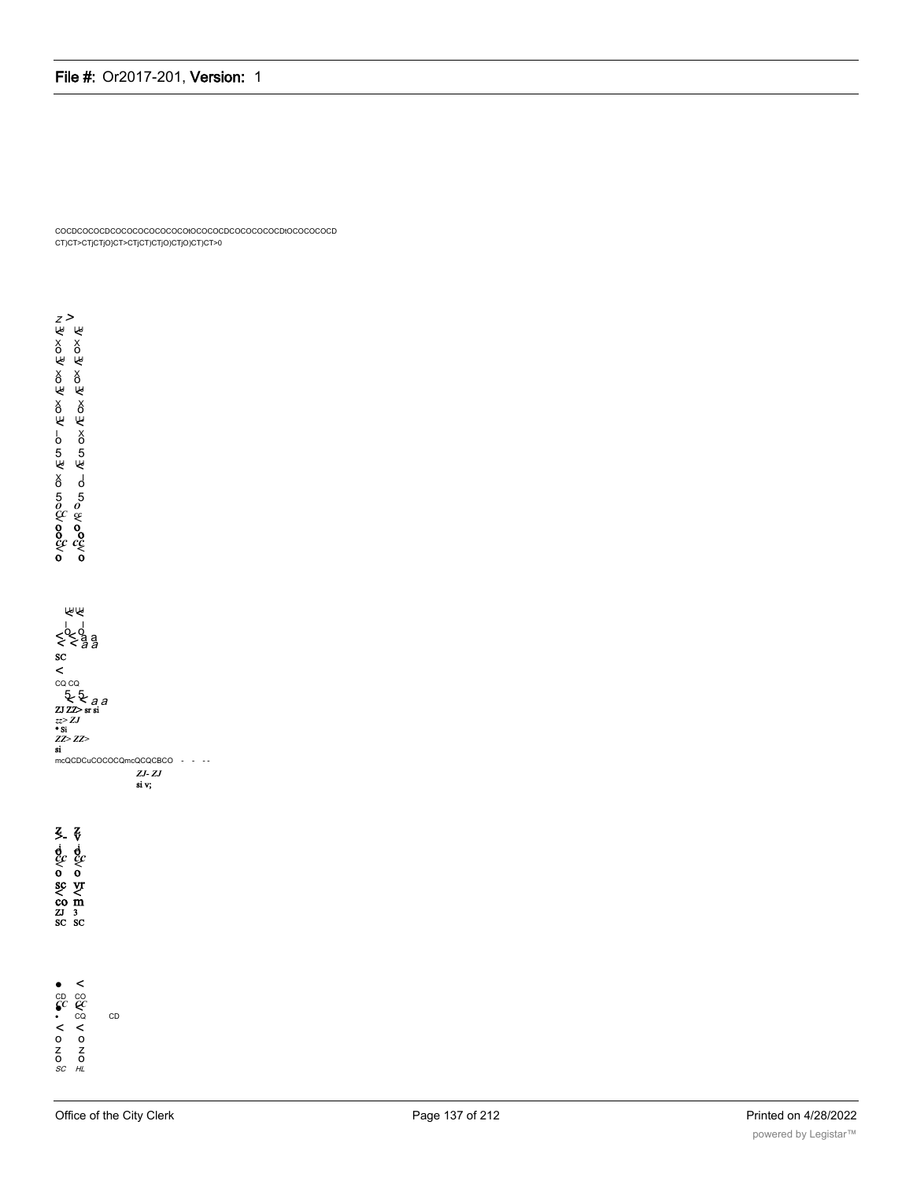COCDCOCOCDCOCOCOCOCOCOCOtOCOCOCDCOCOCOCOCDtOCOCOCOCD
CT)CT>CTjCTjO)CT>CTjCT)CTjO)CTjO)CT)CT>0

mcQCDCuCOCOCQmcQCQCBCO - - --

ZJ- ZJ
si v;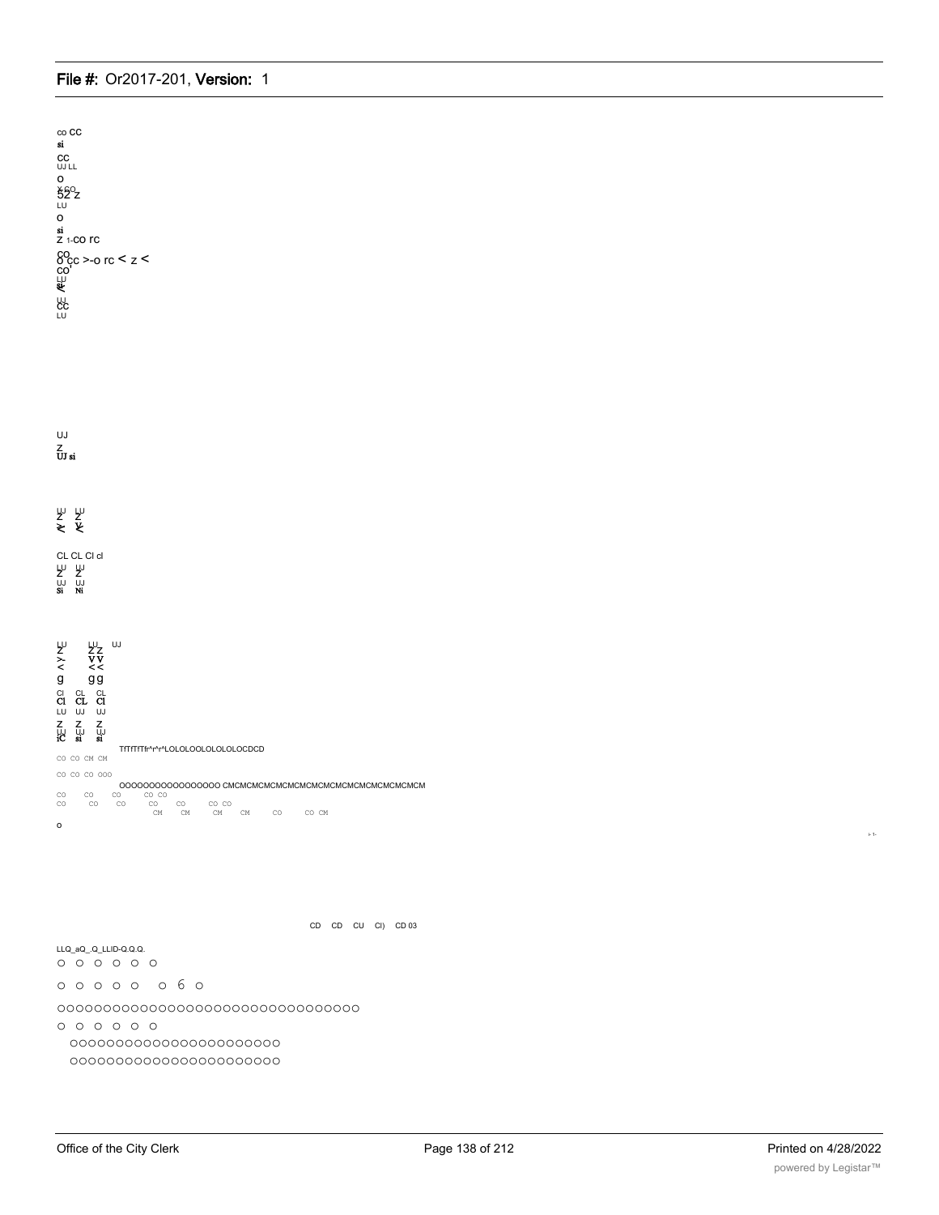co CC
si
CC
UJ LL
O
52 Z
LU
O
si
Z 1-CO rc
CO
O CC >-o rc < z <
CO
LU
CC
LU

UJ
Z
UJ si

CL CL Cl cl

UJ UJ
Si Ni

g gg
Cl CL CL
Cl CL Cl
LU UJ UJ
Z Z Z
si si

TfTfTfTfr^r^r^LOLOLOOLOLOLOLOCDCD

CO CO CM CM

CO CO CO OOO

OOOOOOOOOOOOOOOO CMCMCMCMCMCMCMCMCMCMCMCMCMCMCMCM

CO CO CO CO CO
CO CO CO CO CO CO CO
CM CM CM CM CO CO CM

o

CD CD CU Cl) CD 03

LLQ_aQ_.Q_LLID-Q.Q.Q.

o o o o o o

o o o o o o 6 o

oooooooooooooooooooooooooooooooo

o o o o o o

oooooooooooooooooooooo

oooooooooooooooooooooo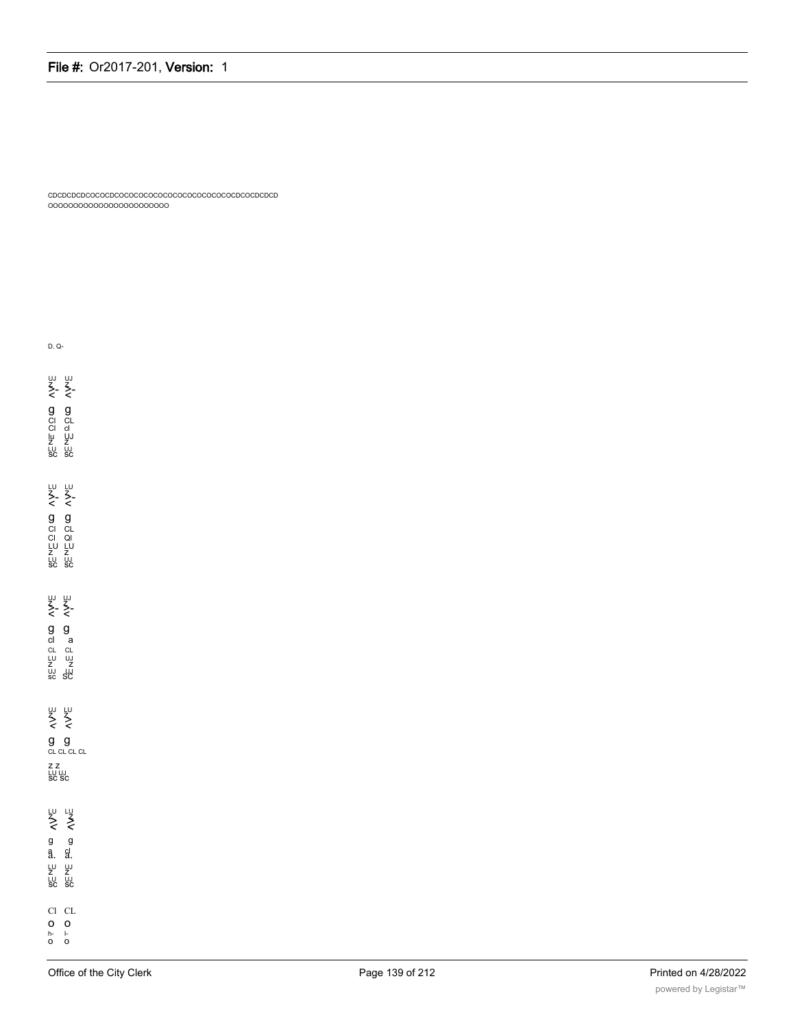CDCDCDCDCOCOCDCOCOCOCOCOCOCOCOCOCOCOCOCOCDCOCDCDCD
OOOOOOOOOOOOOOOOOOOOOOO

D. Q-

UJ UJ
Z Z
>- >-
< <

g g
Cl CL
Cl cl
lu UJ
Z Z
LU UJ
SC SC

LU LU
Z Z
>- >-
< <

g g
Cl CL
Cl Ql
LU LU
Z Z
LU UJ
SC SC

UJ UJ
Z Z
>- >-
< <

g g
cl a
CL CL
LU UJ
Z z
UJ UJ
sc SC

UJ LU
Z Z
> >
< <

g g
CL CL CL CL

Z Z
LU UJ
SC SC

LU LU
Z Z
> >
< <

g g
a cl
a. a.
LU UJ
Z Z
LU UJ
SC SC

Cl CL
O O
h- I-
O O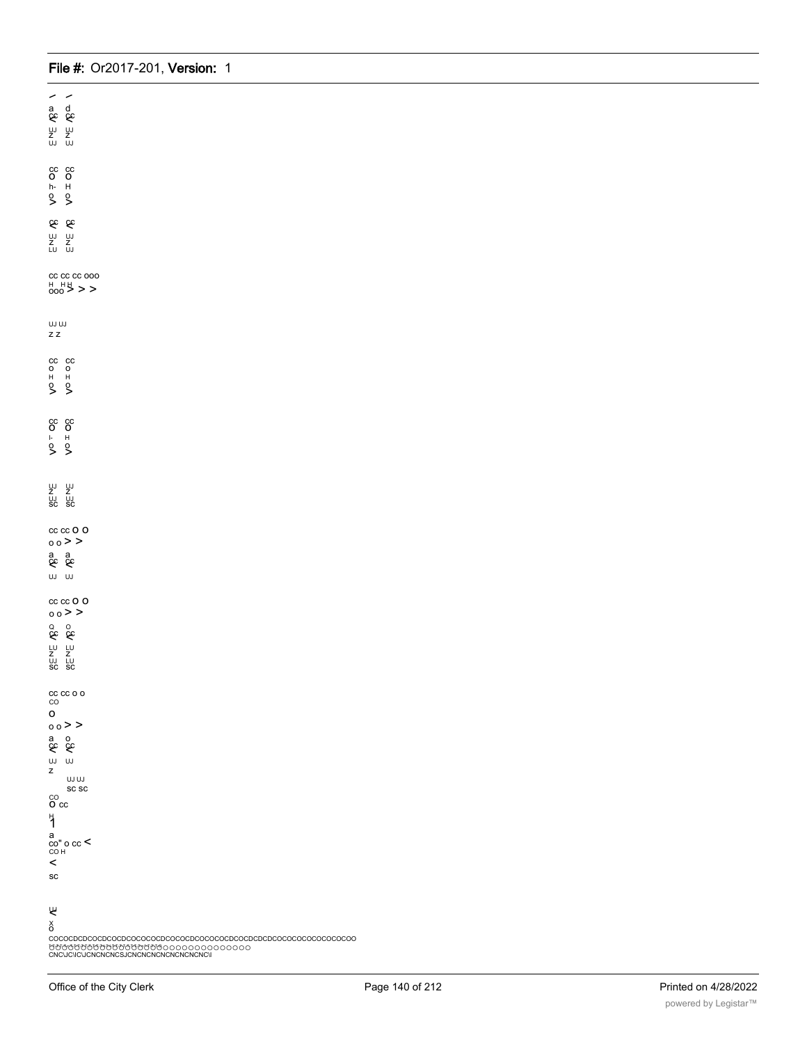a d
cc cc
UJ UJ
Z Z
UJ UJ

cc cc
O O
h- H
o o
> >

cc cc
UJ UJ
Z Z
LU UJ

cc cc cc ooo
H H H
ooo > > >

UJ UJ
z z

cc cc
o o
H H
o o
> >

cc cc
O O
I- H
o o
> >

UJ UJ
Z Z
UJ UJ
SC SC

cc cc O O
o o > >
a a
cc cc
UJ UJ

cc cc O O
o o > >
Q O
cc cc
LU LU
Z Z
UJ LU
SC SC

cc cc o o
CO
O
o o > >
a o
cc cc
UJ UJ
Z
UJ UJ
SC SC
CO
O cc
H
1
a
co" o cc <
CO H
<
SC

UJ
<
x
o

COCOCDCDCOCDCOCDCOCOCOCDCOCOCDCOCOCOCDCOCDCDCDCOCOCOCOCOCOCOCOO
CNCJC\ICJCNCNCNCSJCNCNCNCNCNCNCNC\I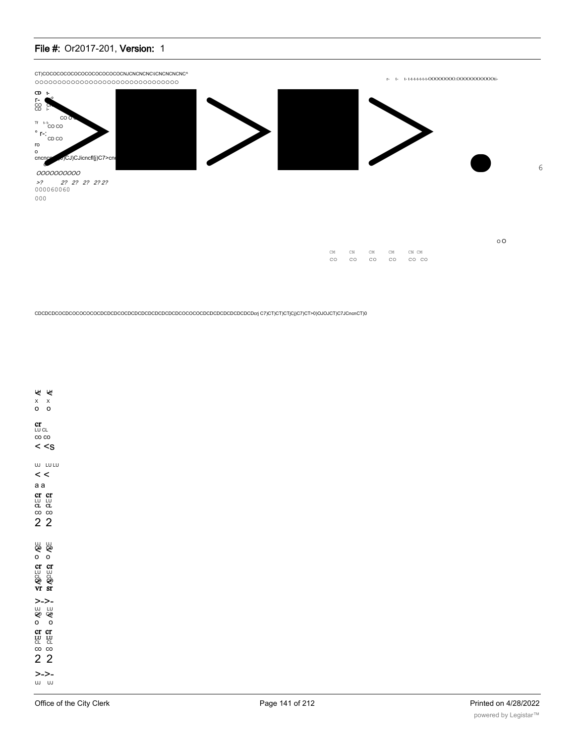CT)COCOCOCOCOCOCOCOCOCOCOCNJCNCNCNC\ICNCNCNCNC^

OOOOOOOOOOOOOOOOOOOOOOOOOOOOOOOO

r- t- t- t-t-t-t-t-t-t-OOOOOOOO.OOOOOOOOOOOti-

CD t-

r-

CO

CD

CO O

Tf t- t-

CO CO

° r-:

CD CO

ro

o

cncnc )CJ)CJicncfl[j)C7>cn

OOOOOOOOOO

>? 2? 2? 2? 2? 2?

000060060

000

6

o O

CM CN CM CM CN CM

CO CO CO CO CO CO

CDCDCDCOCDCOCOCOCOCDCDCDCOCDCDCDCDCDCDCDCDCOCOCOCDCDCDCDCDCDCDCDcrj C7)CT)CT)CTjCj)C7)CT>0)OJOJCT)C7JCncnCT)0

x x

o o

cr

LU CL

CO CO

< <s

UJ LU LU

< <

a a

cr cr

LU LU

CL CL

CO CO

2 2

UJ UJ

o o

cr cr

LU UJ

CL CL

vr sr

>->-

UJ LU

o o

cr cr

LU LU

CL CL

CO CO

2 2

>->-

UJ UJ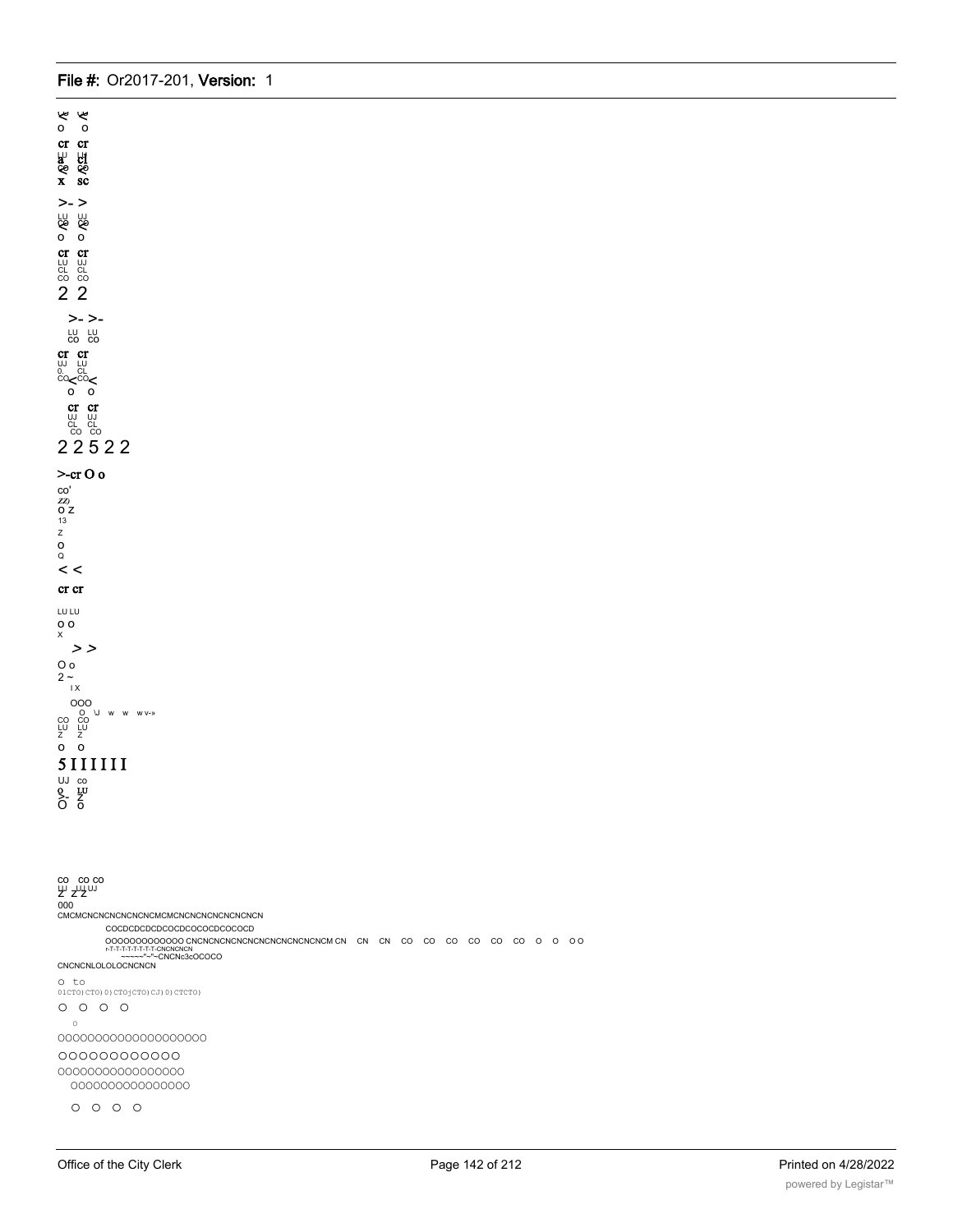<< 
o o
cr cr
a cl
x sc

>- >

o o
cr cr
LU UJ
CL CL
CO CO
2 2

>- >-
LU LU
CO CO
cr cr
UJ LU
0. CL
CO< CO<
o o
cr cr
UJ UJ
CL CL
CO CO
2 2 5 2 2

>-cr O o
co'
ZZ)
O Z
13
Z
O
Q
< <
cr cr
LU LU
O O
X
> >
O o
2 ~
I X
OOO
O \J w w w v-»
CO CO
LU LU
Z Z
O O
5 I I I I I I
UJ co
O LU
>- Z
O O

CO CO CO
LU LU UJ
Z Z Z
000
CMCMCNCNCNCNCNCNCMCMCNCNCNCNCNCNCNCN
COCDCDCDCDCOCDCOCOCDCOCOCD
OOOOOOOOOOOO CNCNCNCNCNCNCNCNCNCNCNCNCM CN CN CN CO CO CO CO CO CO O O O O
r-T-T-T-T-T-T-T-CNCNCNCN
~~~~"~"~CNCNc3cOCOCO
CNCNCNLOLOLOCNCNCN
O to
01CTO) CTO) 0) CTOjCTO) CJ) 0) CTCTO)
O O O O
O
OOOOOOOOOOOOOOOOOOOO
OOOOOOOOOOOO
OOOOOOOOOOOOOOOOO
OOOOOOOOOOOOOOOO
O O O O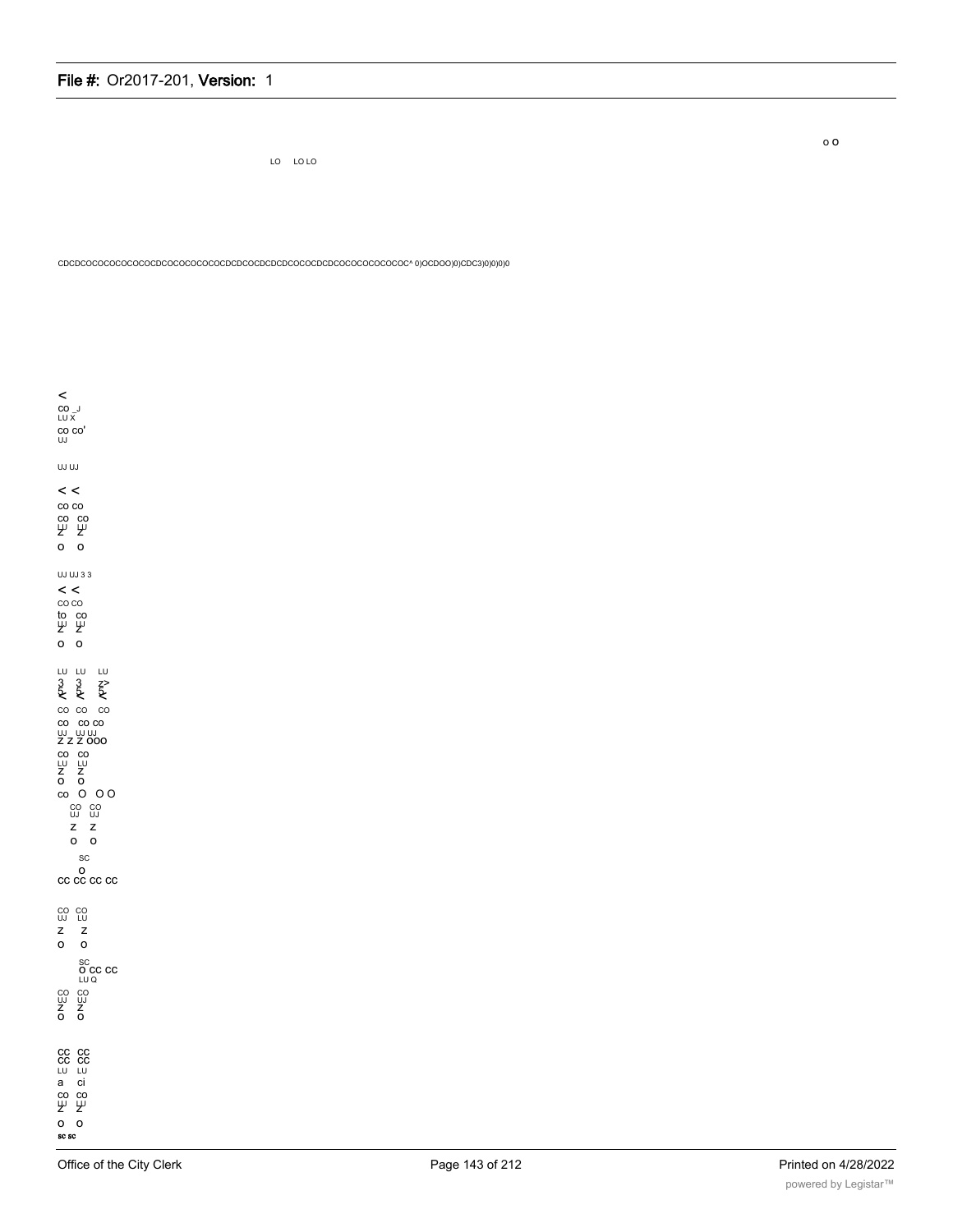o O

LO LO LO

CDCDCOCOCOCOCOCOCDCOCOCOCOCOCDCDCOCDCDCDCOCOCDCDCOCOCOCOCOCOC^ 0)OCDOO)0)CDC3)0)0)0)0

<
CO _J
LU X
CO CO'
UJ

UJ UJ

< <
CO CO
CO CO
LU LU
Z Z
O O

UJ UJ 3 3
< <
CO CO
to CO
LU LU
Z Z
O O

LU LU LU
3 3 Z>
CO CO CO
CO CO CO
UJ UJ UJ
Z Z Z OOO
CO CO
LU LU
Z Z
O O
CO O O O
CO CO
UJ UJ
Z Z
O O
SC
O
CC CC CC CC

CO CO
UJ LU
Z Z
O O
SC
O CC CC
LU Q
CO CO
UJ UJ
Z Z
O O

CC CC
CC CC
LU LU
a ci
CO CO
LU LU
Z Z
O O
SC SC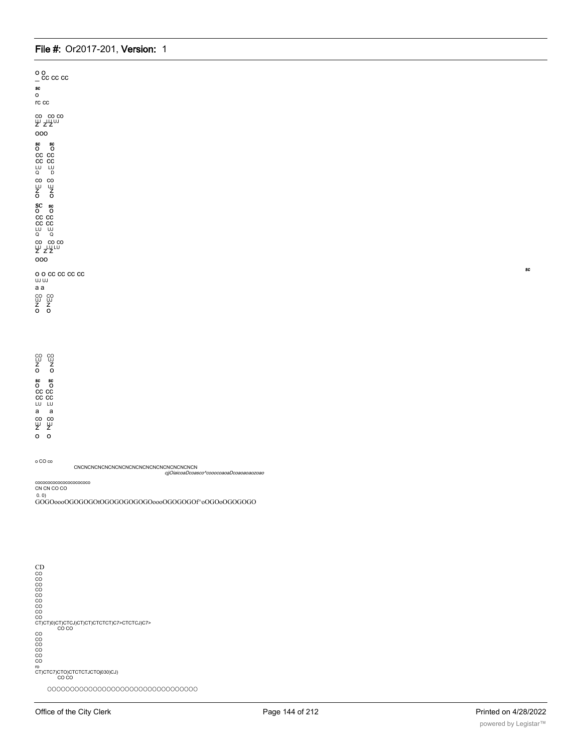o o
_ cc cc cc

sc
o
rc cc

co co co
LU LU LU
Z Z Z

ooo

sc sc
o o
cc cc
cc cc
LU LU
Q D

co co
LU UJ
Z Z
o o

SC sc
o o
cc cc
cc cc
LU UJ
Q Q

co co co
LU LU LU
Z Z Z

ooo

o o cc cc cc cc
UJ UJ
a a
co co
UJ UJ
Z Z
o o

sc

co co
LU UJ
Z Z
o o

sc sc
o o
cc cc
cc cc
LU LU
a a
co co
LU LU
Z Z
o o

o CO co

CNCNCNCNCNCNCNCNCNCNCNCNCNCNCNCNCN

*cjjOiaicoaDcoasco^cooocoaoaDcoaoaoaozoao*

cocococococococococo
CN CN CO CO
0. 0)
GOGOoooOGOGOGOtOGOGOGOGOGOoooOGOGOGOf^oOGOoOGOGOGO

CD
CO
CO
CO
CO
CO
CO
CO
CO
CO
CT)CT)0)CT)CTCJ)CT)CT)CTCTCT)C7>CTCTCJ)C7>
CO CO
CO
CO
CO
CO
CO
CO
ro
CT)CTC7)CTO)CTCTCTJCTOj030)CJ)
CO CO

OOOOOOOOOOOOOOOOOOOOOOOOOOOOOOOO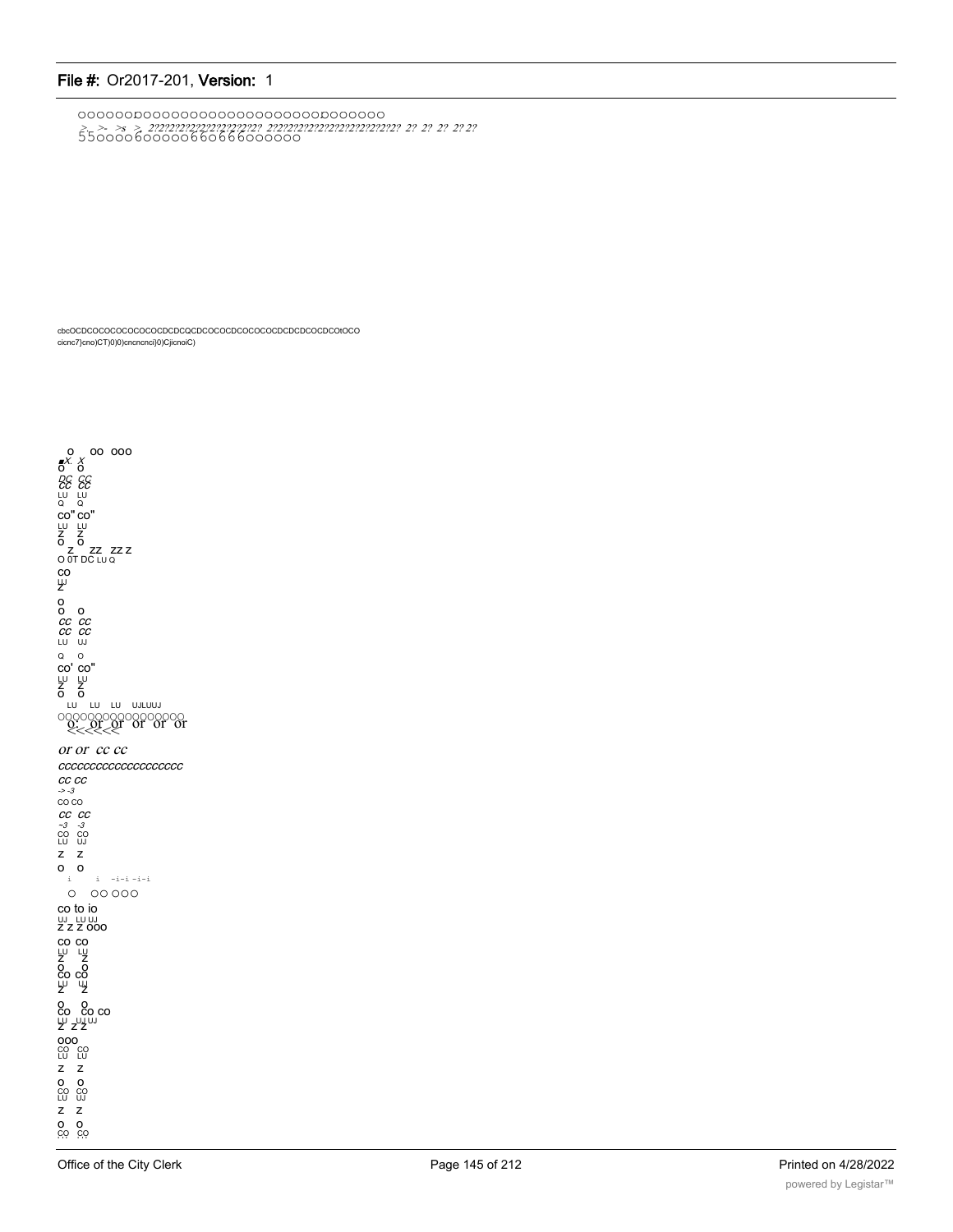OOOOOOOOOOOOOOOOOOOOOOOOOOOOOOOOOOOO

>- >- >s > 2?2?2?2?2?2?2?2?2?2?2?2?? 2?2?2?2?2?2?2?2?2?2?2?2?2?2?2? 2? 2? 2? 2? 2?

55oooo6ooooo66o666oooooo

cbcOCDCOCOCOCOCOCOCDCDCQCDCOCOCDCOCOCOCDCDCDCOCDCOtOCO

cicnc7}cno)CT)0)0)cncncnci}0)CjicnoiC)

o oo ooo

X. X
O O

DC CC
CC CC

LU LU
Q Q

co" co"

LU LU
Z Z
O O

Z ZZ ZZ Z

O 0T DC LU Q

co
LU
Z

o
o o

cc cc
cc cc

LU UJ

Q O

co' co"

LU LU
Z Z
O O

LU LU LU UJLUUJ

OOOOOOOOOOOOOOOOO

Q: or or or or or

or or cc cc

ccccccccccccccccccc

cc cc

-> -3

co co

cc cc

~3 -3

co co
LU UJ

z z

o o

i i -i-i -i-i

o oo ooo

co to io

UJ LU UJ
z z z ooo

co co
LU LU
Z Z
O O
co co
LU LU
Z Z

O O
co co co
LU UJ UJ
Z Z Z

ooo
co co
LU LU

z z

o o
co co
LU UJ

z z

o o
co co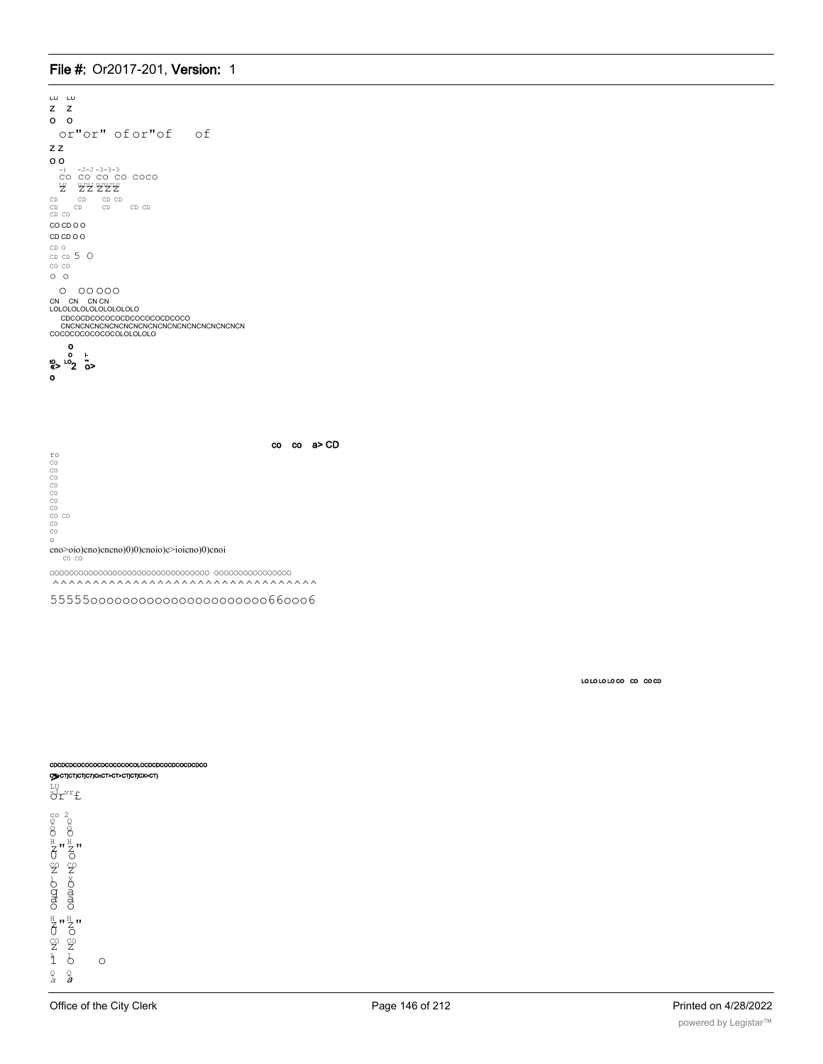LU LU
Z Z
O O
or"or" ofor"of of
Z Z
O O
-) -J-J -3-3-3
CO CO CO CO COCO
Z ZZ ZZZ
CD CD CD CD
CD CD CD CD CD
CD CO
CO CD O O
CD CD O O
CD O
CD CD 5 O
CO CO
O O
O OO OOO
CN CN CN CN
LOLOLOLOLOLOLOLOLO
CDCOCDCOCOCOCDCOCOCOCDCOCO
CNCNCNCNCNCNCNCNCNCNCNCNCNCNCNCNCNCN
COCOCOCOCOCOCOLOLOLOLO

o
o
<> LO2 o>
o

co co a> CD

ro
CO
CO
CO
CO
CO
CO
CO
CO CO
CO
CO
o

cno>oio)cno)cncno)0)0)cnoio)c>ioicno)0)cnoi
CO CO

oooooooooooooooooooooooooooooooo oooooooooooooooo
^^^^^^^^^^^^^^^^^^^^^^^^^^^^^^^^

55555oooooooooooooooooooooo66ooo6

LOLOLOLOCO CD COCD

CDCDCDCOCOCOCDCOCOCOCOLOCDCDCOCDCOCDCDCO
CT)CT)CT)CT)C7)CnCT>CT>CT)CT)CX>CT)
LU
or vr £

co 2
Q Q
O O
Z" Z"
U O
CO CO
Z Z
O O
a a
a a
O O
Z" Z"
U O
CO CO
Z Z
1 O o
Q Q
a a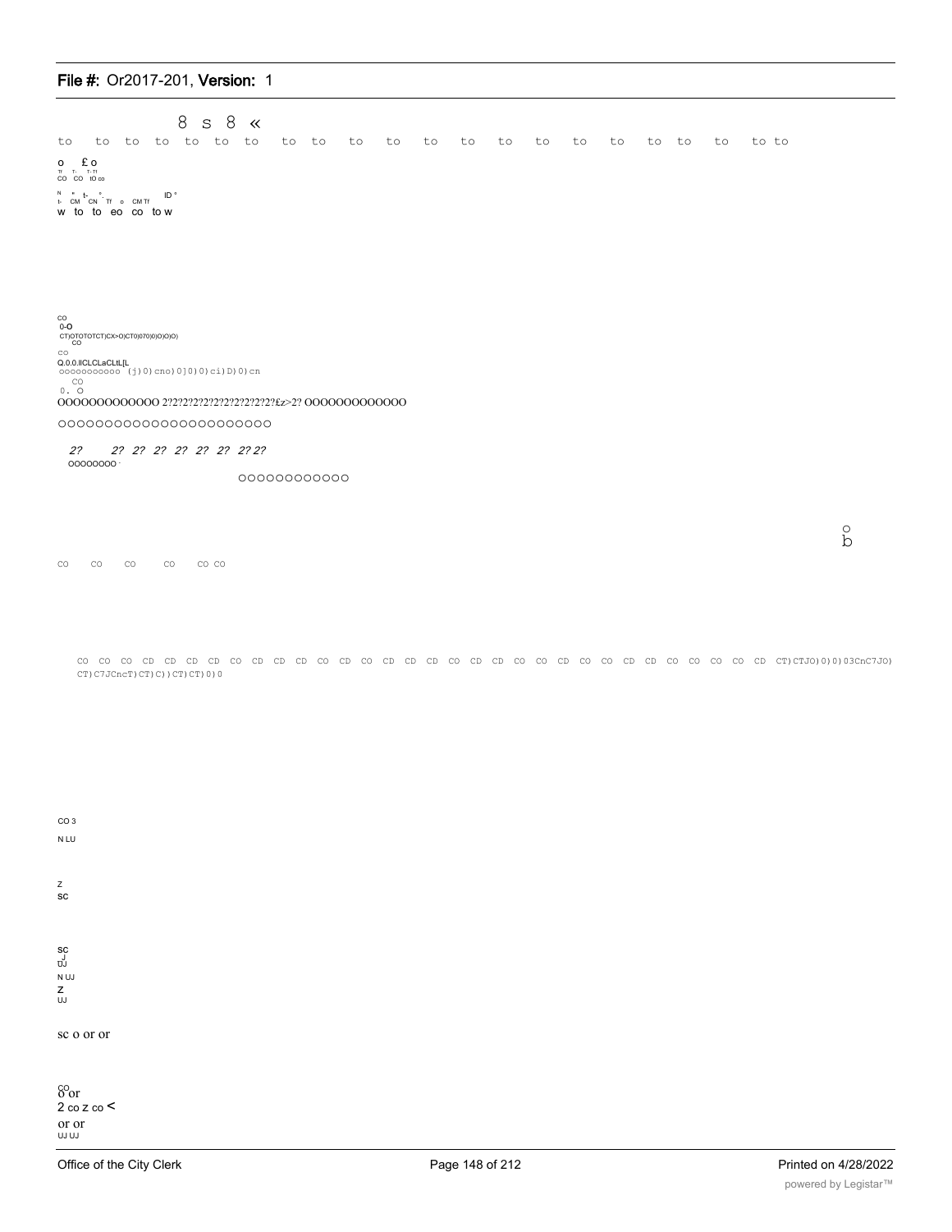8 s 8 «

to to to to to to to to to to to to to to to to to to to to to to to to to

o £o
Tf T- T-Tf
CO CO tO co

N * t- ° ID °
t- CM CN Tf o CM Tf
w to to eo co to w

CO
0-O
CT)OTOTOTCT)CX>O)CT0)070)0)O)O)O)
CO
CO
Q.0.0.IICLCLaCLtL[L
oooooooooo (j)0)cno)0]0)0)ci)D)0)cn
CO
0. O

OOOOOOOOOOOOO 2?2?2?2?2?2?2?2?2?2?2?£z>2? OOOOOOOOOOOOO

OOOOOOOOOOOOOOOOOOOOOOO

*2? 2? 2? 2? 2? 2? 2? 2? 2? 2?*

OOOOOOOO ·

OOOOOOOOOOOO

o
b

CO CO CO CO CO CO

CO CO CO CD CD CD CD CO CD CD CD CO CD CO CD CD CD CO CD CD CO CO CD CO CO CD CD CO CO CO CO CD CT)CTJO)0)0)03CnC7JO)
CT)C7JCncT)CT)C))CT)CT)0)0

CO 3
N LU

Z
SC

SC
J
UJ
N UJ
Z
UJ

sc o or or

CO
o or
2 co z co <
or or
UJ UJ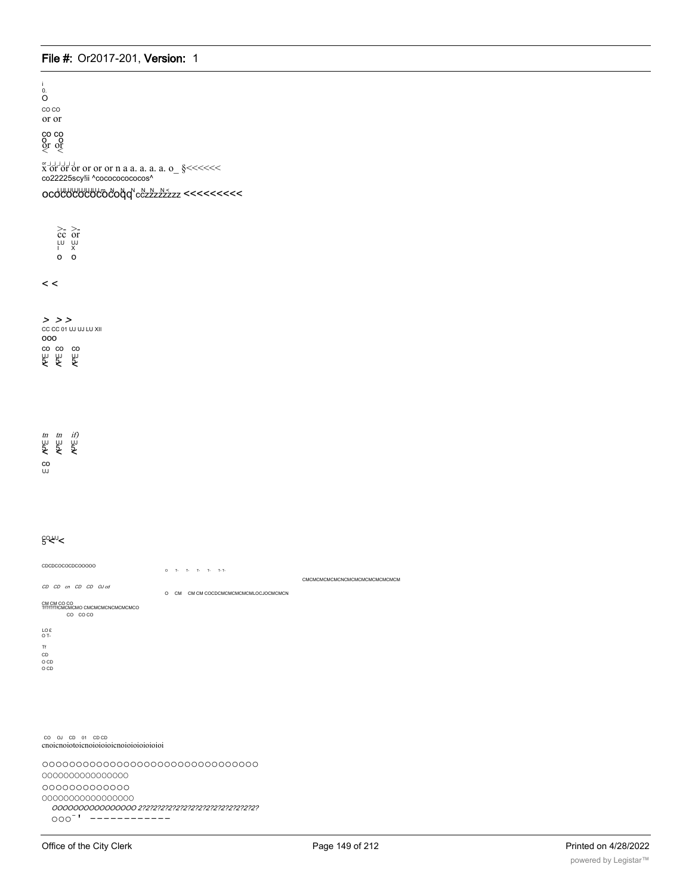i
0.
O

CO CO
or or

CO CO
O O
or or
< <

or _j_j_j_j_j_j
x or or or or or or n a a. a. a. a. o_ §<<<<<<
co22225scy!ii ^cocococococos^

ocococococococoqq cczzzzzzzz <<<<<<<<<

>- >-
cc or
LU UJ
I X
o o

< <

> > >
CC CC 01 UJ UJ LU XII
ooo
co co co
UJ UJ UJ

*tn tn if)*
UJ UJ UJ

co
UJ

5<UJ<

CDCDCOCOCDCOOOOO

o T- T- T- T- T- T-

CMCMCMCMCMCNCMCMCMCMCMCMCMCM

*CD CD cn CD CD OJ cd*

O CM CM CM COCDCMCMCMCMCMLOCJOCMCMCN

CM CM CO CO
TfTfTfTfCMCMCMO CMCMCMCNCMCMCMCO
CO CO CO

LO £
O T-

Tf
CD
O CD
O CD

CO OJ CD 01 CD CD
cnoicnoiotoicnoioioioicnoioioioioioi

oooooooooooooooooooooooooooooooo
oooooooooooooooo
ooooooooooooo
ooooooooooooooooo
*oooooooooooooooo 2?2?2?2?2?2?2?2?2?2?2?2?2?2?2?2?2?2?*
ooo-' ------------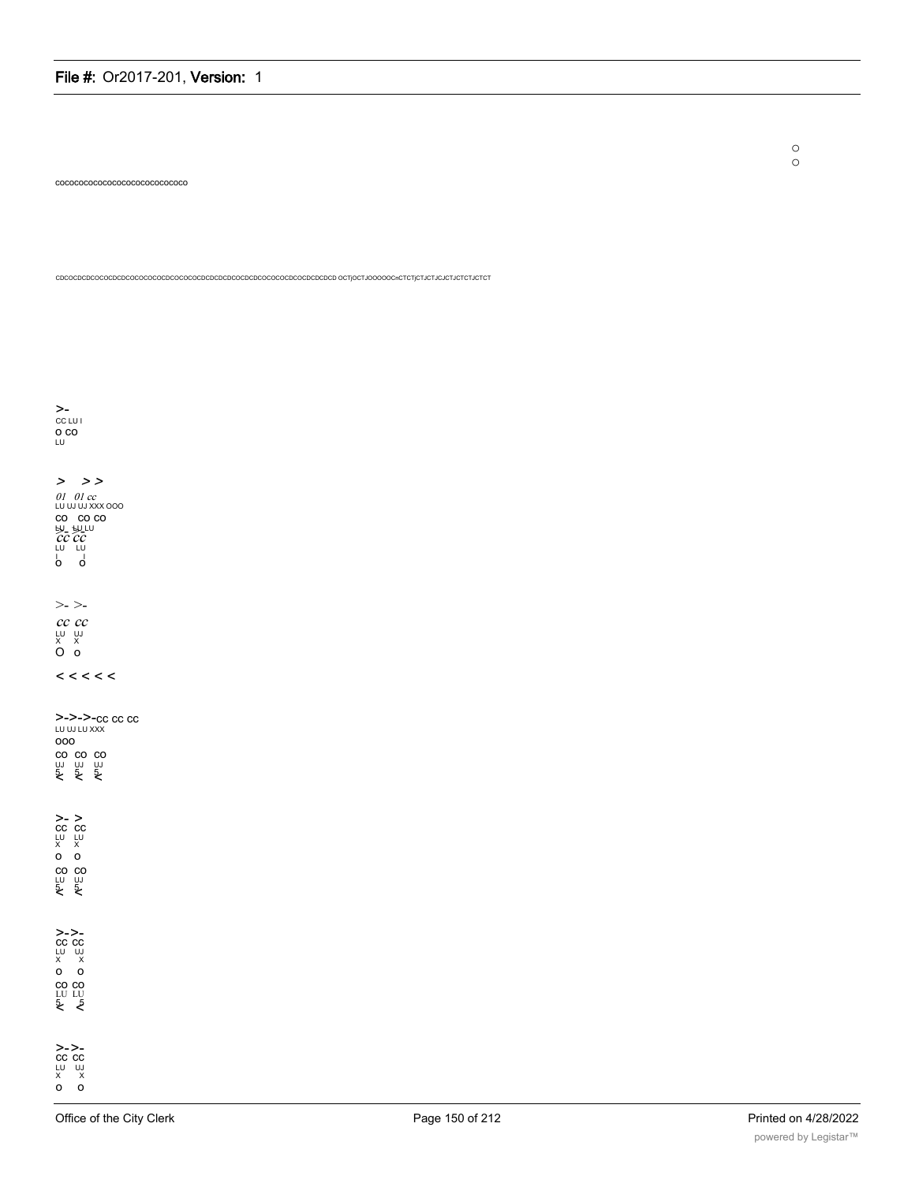o
o

cocococococococococococococo

CDCOCDCDCOCOCDCDCOCOCOCOCDCOCOCOCDCDCDCDCOCDCDCOCOCOCDCOCDCDCDCD OCTjOCTJOOOOOCnCTCTjCTJCTJCJCTJCTCTJCTCT

>-
CC LU I
O CO
LU

> > >
*01 01 cc*
LU UJ UJ XXX OOO
CO CO CO
LU LU LU
*cc cc*
LU LU
I I
O O

>- >-
*cc cc*
LU UJ
X X
O o

< < < < <

>->->-cc cc cc
LU UJ LU XXX
OOO
CO CO CO
UJ UJ UJ
5 5 5
< < <

>- >
CC CC
LU LU
X X
O O
CO CO
LU UJ
5 5
< <

>->-
CC CC
LU UJ
X X
O O
CO CO
LU LU
5 5
< <

>->-
CC CC
LU UJ
X X
O O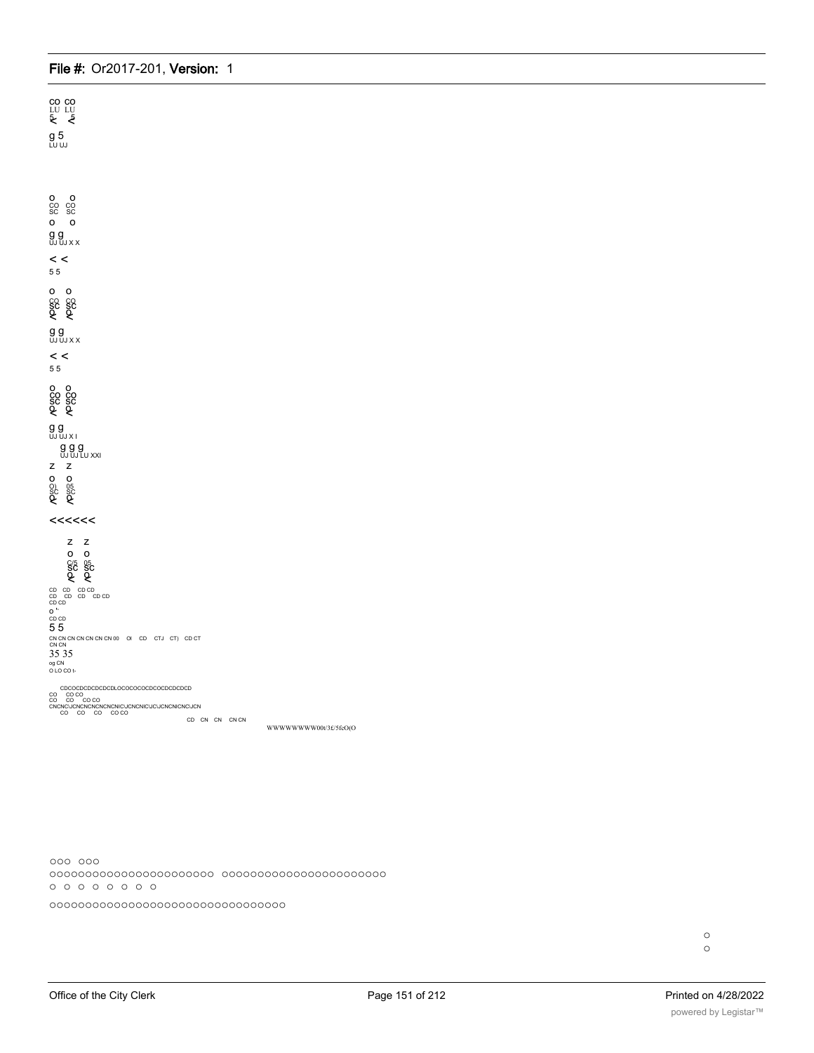CO CO
LU LU
< <

g 5
LU UJ

o o
CO CO
SC SC
o o

g g
UJ UJ X X

< <
5 5

o o
CO CO
SC SC
Q Q
< <

g g
UJ UJ X X

< <
5 5

o o
CO CO
SC SC
Q Q
< <

g g
UJ UJ X I

g g g
UJ UJ LU XXI

z z

o o
O) 05
SC SC
Q Q
< <

<<<<<<

z z
o o
C/5 05
SC SC
Q Q
< <

CD CD CD CD
CD CD CD CD CD
CD CD
o '-
CD CD
5 5
CN CN CN CN CN CN CN 00 Ol CD CTJ CT) CD CT
CN CN
35 35
og CN
O LO CO t-

CDCOCDCDCDCDCDLOCOCOCOCDCOCDCDCDCD
CO CO CO
CO CO CO CO
CNCNC\JCNCNCNCNCNCNIC\JCNCNIC\JC\JCNCNICNC\JCN
CO CO CO CO CO
CD CN CN CN CN
WWWWWWWW00t/3£/5fcO(O

OOO OOO
OOOOOOOOOOOOOOOOOOOOOOO OOOOOOOOOOOOOOOOOOOOOOO
O O O O O O O O

OOOOOOOOOOOOOOOOOOOOOOOOOOOOOOOOO

O
O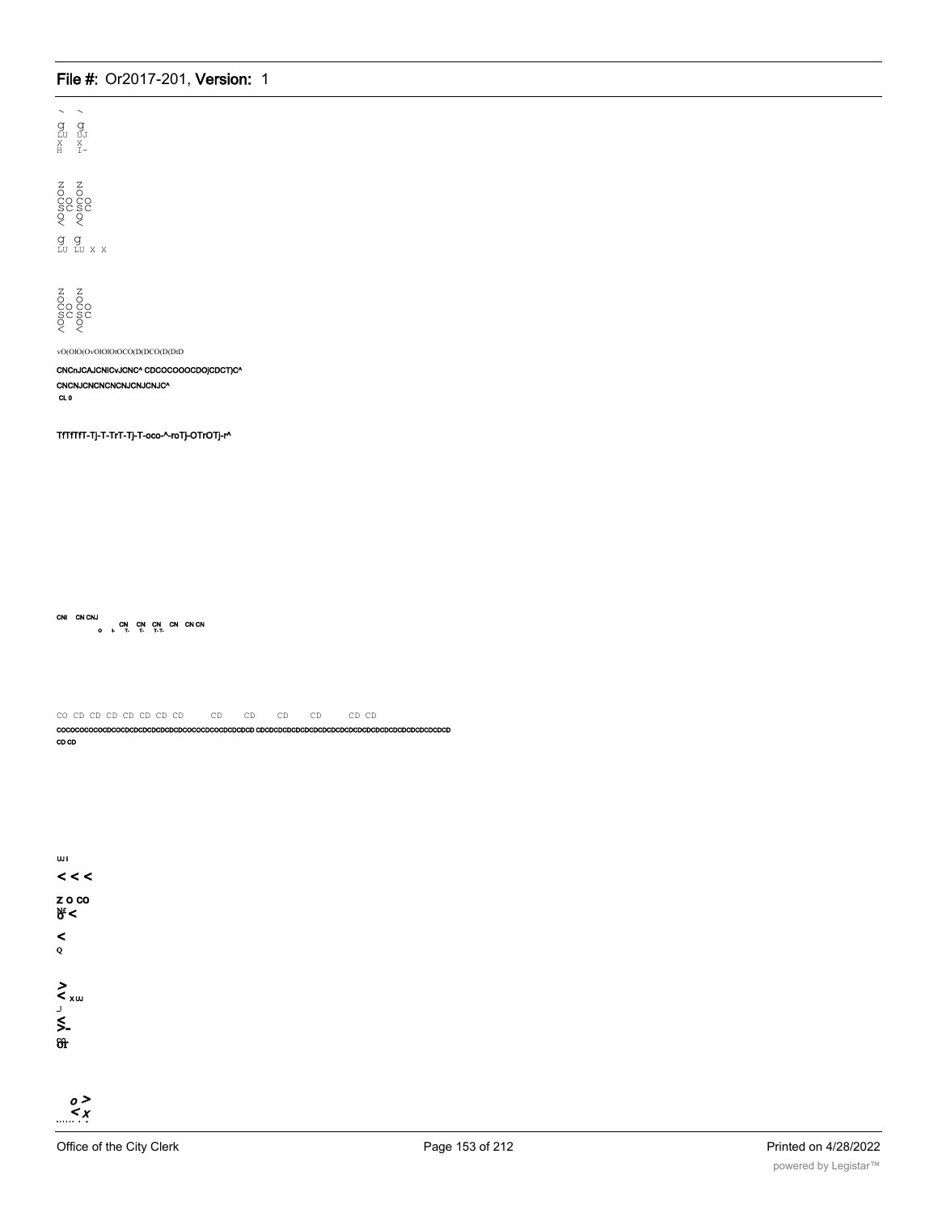g g
LU UJ
X X
H I-

Z Z
O O
CO CO
SC SC
Q Q
< <

g g
LU LU X X

Z Z
O O
CO CO
SC SC
O O
< <

vO(OlO(OvOlOlOtOCO(D(DCO(D(DtD

CNCnJCAJCNICvJCNC^ CDCOCOOOCDOjCDCT)C^

CNCNJCNCNCNCNJCNJCNJC^

CL 0

TfTfTfT-Tj-T-TrT-Tj-T-oco-^-roTj-OTrOTj-r^

CNI CN CNJ

CN CN CN CN CN CN

o t- T- T- T- T-

CO CD CD CD CD CD CD CD CD CD CD CD CD CD

COCOCOCOCOCDCOCDCDCDCDCDCDCDCOCOCDCOCDCDCDCD CDCDCDCDCDCDCDCDCDCDCDCDCDCDCDCDCDCDCDCDCD

CD CD

UJ I

< < <

Z O CO

< <

<

Q

>

< x UJ

J

<

>-

CO

o >

< x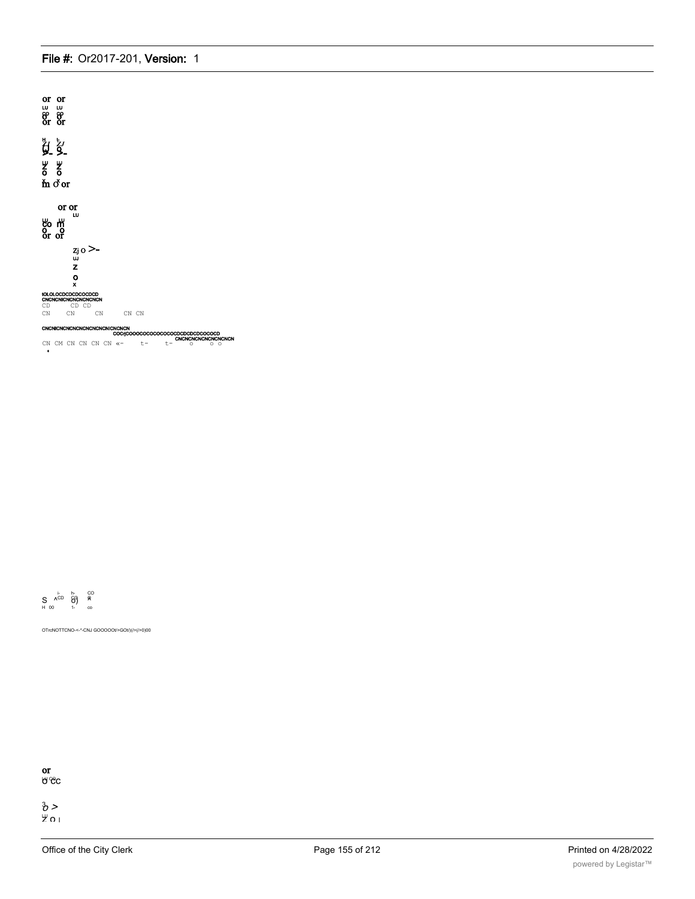or or
LU LU
co co
o o
or or

H t
Z/ Z/
Q Q
>- >-

LU LU
Z Z
o o
x x
m o or

or or
LU
LU LU
co m
o o
or or

Zj o >-
LU
Z
o
x

IOLOLOCDCDCDCOCDCD
CNCNCNICNCNCNCNCNCN
CD CD CD
CN CN CN CN CN

CNCNICNCNCNCNCNCNCNICNCNCN
COCrjCOOOCOCOCOCOCOCDCDCDCOCOCD
CNCNCNCNCNCNCNCNCN
CN CM CN CN CN CN «- t- t- o o o

S ^CD i- h- CO
H 00 03 CO
0) A
1- co

OTrcNOTTCNO-<-"-CNJ GOOOOOt/>GOt/)(/>(/>0)00

or
LU CO
o cc

3
o >
LU
Z o I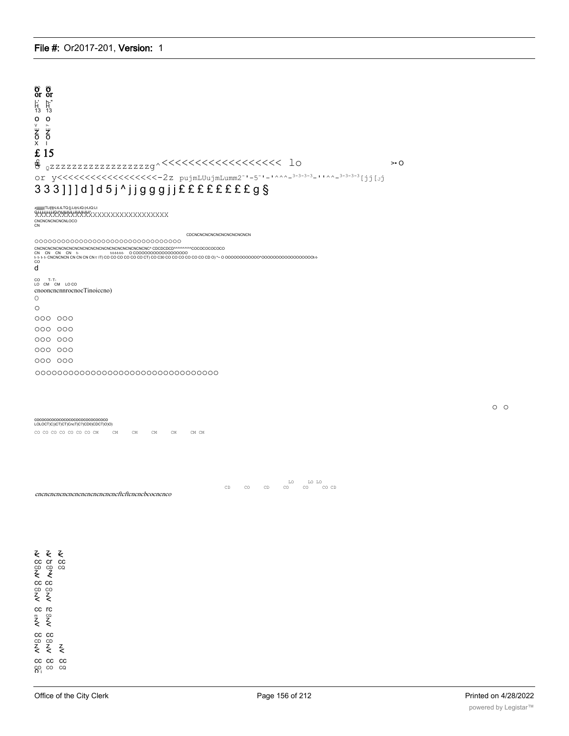8 8
or or
13 13
o o
Z Z
o o
X I

£ 15

zzzzzzzzzzzzzzzzzg^<<<<<<<<<<<<<<<<<<< lo >•o

or y<<<<<<<<<<<<<<<<<<-2z pujmLUujmLumm2‾'-5‾'-'^^^-3-3-3-3-''^^-3-3-3-3[jj[jj

333]]]d]d5j^jjgggjj££££££££g§

zjjjjjjjTLtjfjrLtLtLTQ:[jLtjrLtQ:jrLtQ:Lt

XXXXXXXXXXXXXXXXXXXXXXXXXXXXXXXXX

CNCNCNCNCNCNLOCO

CN

CDCNCNCNCNCNCNCNCNCNCNCN

oooooooooooooooooooooooooooooooo

CNCNCNCNCNCNCNCNCNCNCNCNCNCNCNCNCNCNCNCNCNCNC^ CDCDCDCD^^^^^^^^^COCOCOCOCOCO

CN CN CN CN t- t-t-t-t-t-t- O COOOOOOOOOOOOOOOOOO

t- t- t- t- CNCNCNCN CN CN CN CN t- IT) CO CO CO CO CO CO CT) CO C30 CO CO CO CO CO CO CD O) '- O OOOOOOOOOOOO*OOOOOOOOOOOOOOOOOOt-t-

CO

d

CO T- T-

LO CM CM LO CO

cnooncncnnrocnocTinoiccno)

O

O

OOO OOO

OOO OOO

OOO OOO

OOO OOO

OOO OOO

OOOOOOOOOOOOOOOOOOOOOOOOOOOOOOOOO

O O

COCOCOCOCOCOCOCOCOCOCOCOCOCOCOCO

LOLOCT)C))CT)CT)CncT)C7)CD0)CDCT)O)O)

CO CO CO CO CO CO CO CM CM CM CM CM CM CM

LO LO LO

CD CO CD CO CO CO CD

cncncncncncncncncncncncncncncftcftcncncbcocncnco

Z Z Z
CC cr CC
CD CD CQ
Z Z
CC CC
CD CO
Z Z
CC rc
Z Z
CC CC
CD CD
Z Z Z
CC CC CC
CO CO CQ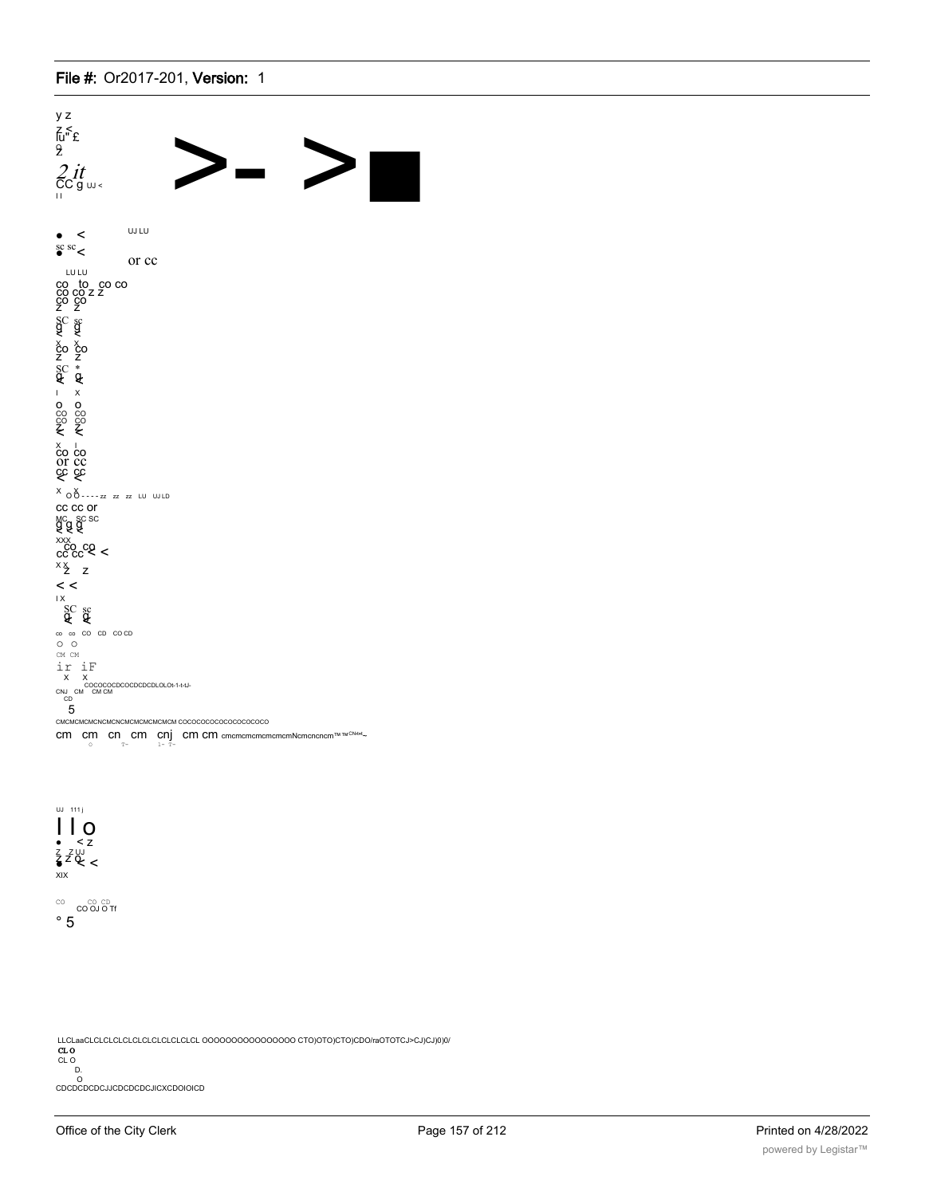y z

z <
lu" £

2 it
CC g UJ <

>- >■

• <
UJ LU

sc sc <
or cc

LU LU

co to co co
co co z z
co co
z z

x x
co co
z z

I x

o o
co co
co co

x I
co co
or cc

x o o - - - - zz zz zz LU UJ LD

cc cc or

xxx
co co
cc cc < <

x x
z z

< <

I X

co co CO CD CO CD

o o

CM CM

ir iF

x x

COCOCOCDCOCDCDCDLOLOt-1-t-tJ-

CNJ CM CM CM

CD

5

CMCMCMCMCNCMCNCMCMCMCMCM COCOCOCOCOCOCOCOCOCO

cm cm cn cm cnj cm cm cmcmcmcmcmcmNcmcncncm™™CN<n-

UJ 111 j

I I o

• < z

z z UJ

XIX

CO CO CD
CO OJ O Tf

° 5

LLCLaaCLCLCLCLCLCLCLCLCLCLCLCL OOOOOOOOOOOOOOO CTO)OTO)CTO)CDO/raOTOTCJ>CJ)CJ)0)0/

CL O

CL O

D.

O

CDCDCDCDCJJCDCDCDCJICXCDOIOICD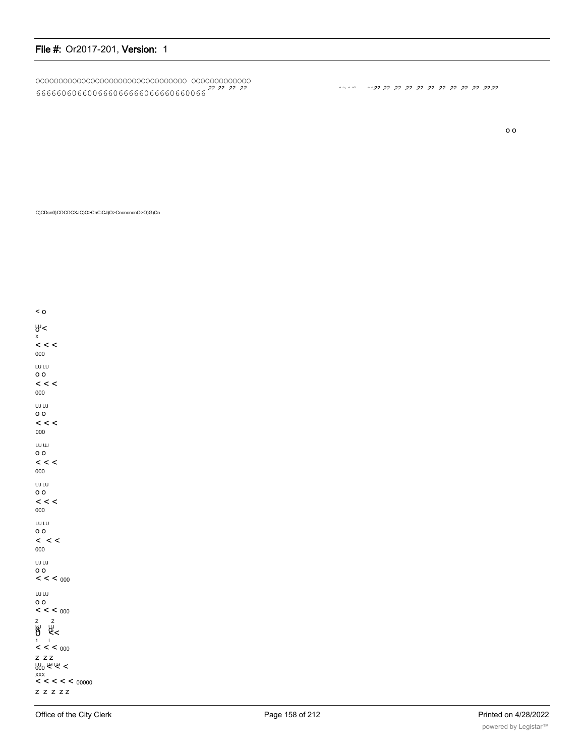OOOOOOOOOOOOOOOOOOOOOOOOOOOOOOOOO OOOOOOOOOOOOO
666660606600666066666066660660066 2? 2? 2? 2?

^^, ^^> ^^2? 2? 2? 2? 2? 2? 2? 2? 2? 2? 2? 2? 2? 2?

o o

C)CDcn0)CDCDCXJC)O>CnCiCJ)O>CncncncnO>O)G)Cn

< o

LU
o <
x
< < <
000

LU LU
o o
< < <
000

UJ UJ
o o
< < <
000

LU UJ
o o
< < <
000

UJ LU
o o
< < <
000

LU LU
o o
< < <
000

UJ UJ
o o
< < < 000

UJ UJ
o o
< < < 000

z z
LU LU
0 <<
1 I
< < < 000

z z z
LU LU LU
000 < < <
xxx
< < < < < 00000
z z z z z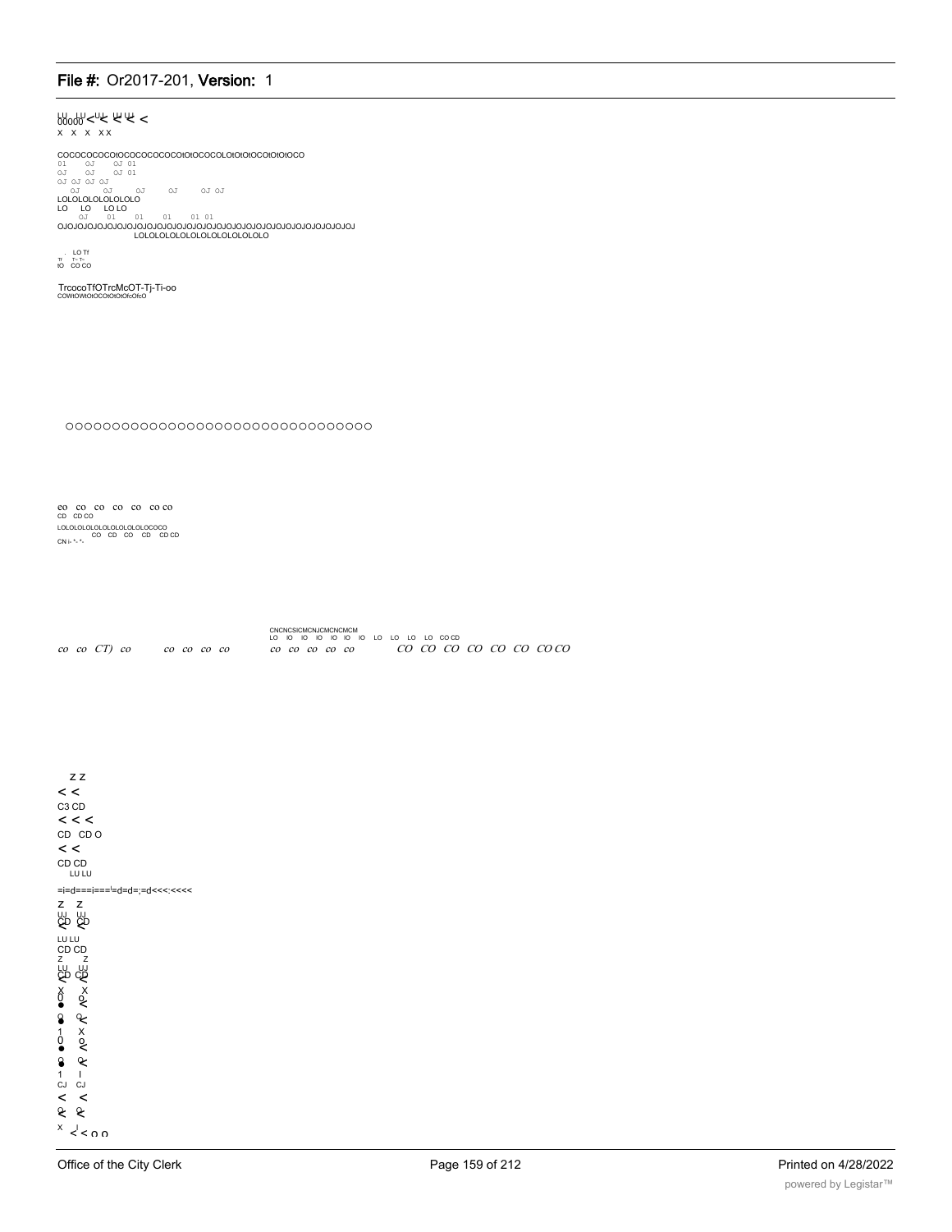LU LU 00000 <-U-L- LJ LU <

X X X XX

COCOCOCOCOtOCOCOCOCOCOtOtOCOCOLOtOtOtOCOtOtOtOCO

01 OJ OJ 01

OJ OJ OJ 01

OJ OJ OJ OJ

OJ OJ OJ OJ OJ OJ

LOLOLOLOLOLOLOLO

LO LO LO LO

OJ 01 01 01 01 01

OJOJOJOJOJOJOJOJOJOJOJOJOJOJOJOJOJOJOJOJOJOJOJOJOJOJOJOJOJOJOJOJOJ

LOLOLOLOLOLOLOLOLOLOLOLOLO

. LO Tf

Tf T- T-

tO CO CO

TrcocoTfOTrcMcOT-Tj-Ti-oo

COWtOWtOtOCOtOtOtOfcOfcO

OOOOOOOOOOOOOOOOOOOOOOOOOOOOOOOOO

eo co co co co co co

CD CD CO

LOLOLOLOLOLOLOLOLOLOLOCOCO

CO CD CO CD CD CD

CN i- *- *-

CNCNCSICMCNJCMCNCMCM

LO IO IO IO IO IO IO LO LO LO LO CO CD

co co CT) co co co co co co co co co co CO CO CO CO CO CO CO CO

Z Z

< <

C3 CD

< < <

CD CD O

< <

CD CD

LU LU

=i=d===i===!=d=d=;=d<<<:<<<<

Z Z

UJ UJ

CD CD

LU LU

CD CD

Z Z

LU UJ

CD CD

X X

0 o

1 X

0 o

1 I

CJ CJ

< <

X < < o o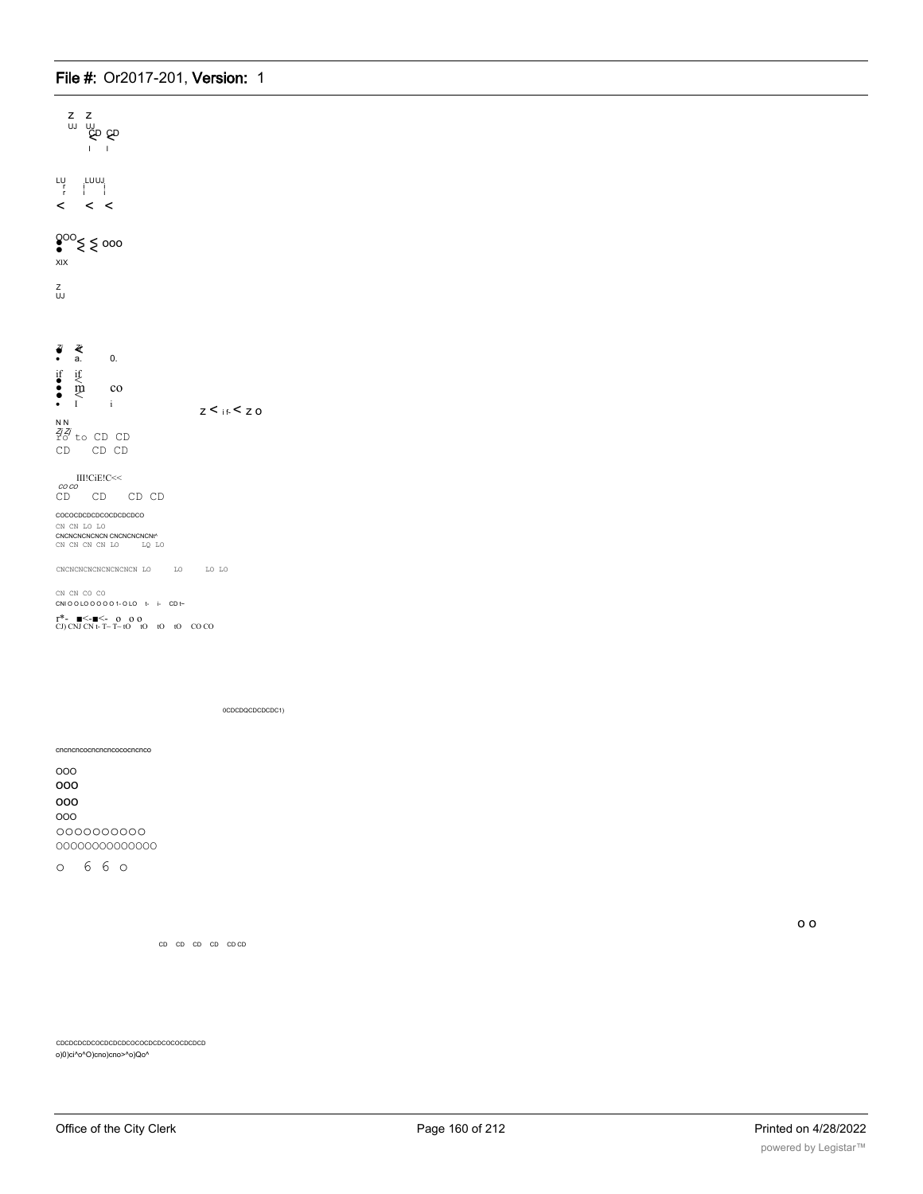Z Z
UJ UJ
CD CD
< <
I I

LU LU UJ
r i i
r i i
< < <

OOO ≤ ≤ ooo
XIX

Z
UJ

Zl Zl
• a. 0.

if if
• <
• m co
• <
• I i

z < i f- < z o

N N
Zj Zj
ro to CD CD
CD CD CD

III!CiE!C<<
co co
CD CD CD CD

COCOCDCDCDCOCDCDCDCO
CN CN LO LO
CNCNCNCNCNCN CNCNCNCNCN!^
CN CN CN CN LO LQ LO

CNCNCNCNCNCNCNCNCN LO LO LO LO

CN CN CO CO
CNI O O LO O O O O 1- O LO t- i- CD t-

r*- ■<-■<- o o o
CJ) CNJ CN t- T- T- tO tO tO tO CO CO

0CDCDQCDCDCDC1)

cncncncocncncncocococncnco

OOO
OOO
OOO
OOO
OOOOOOOOOO
OOOOOOOOOOOOOO
o 6 6 o

o o

CD CD CD CD CD CD

CDCDCDCDCOCDCDCDCOCOCDCDCOCOCDCDCD
o)0)ci^o^O)cno)cno>^o)Qo^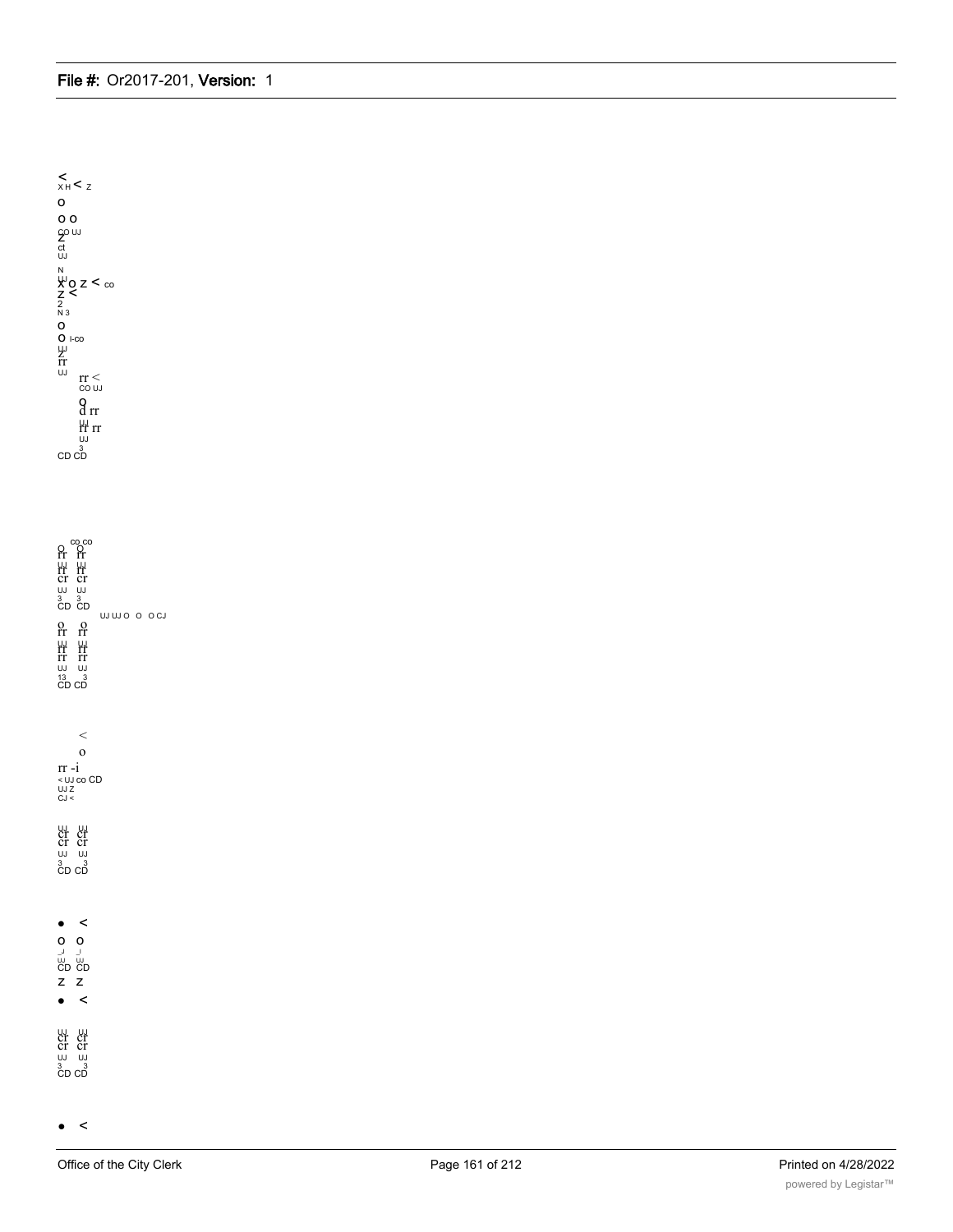<
X H < Z

O

O O

CO UJ
Z
ct
UJ

N
UJ
X O Z < co
Z <
2
N 3

O

O I-co
UJ
Z
rr
UJ

rr <
CO UJ

O
d rr
UJ
rr rr
UJ
3
CD CD

CO CO
O O
rr rr
UJ UJ
rr rr
cr cr
UJ UJ
3 3
CD CD

UJ UJ O O O CJ

O O
rr rr
UJ UJ
rr rr
rr rr
UJ UJ
13 3
CD CD

<

O

rr -i
< UJ co CD
UJ Z
CJ <

UJ UJ
cr cr
cr cr
UJ UJ
3 3
CD CD

• <

O O
_J _I
UJ UJ
CD CD

Z Z

• <

UJ UJ
cr cr
cr cr
UJ UJ
3 3
CD CD

• <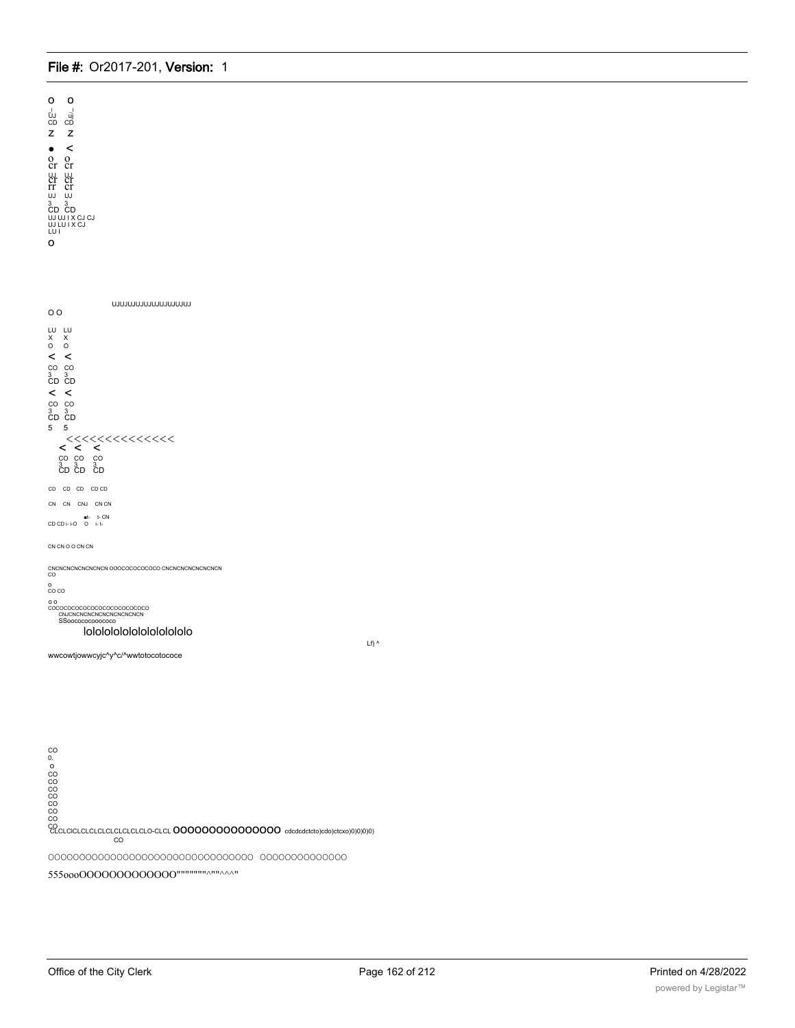O O
_l _l
UJ uj
CD CD
Z Z
● <
o o
cr cr
UJ UJ
cr cr
rr cr
UJ UJ
3 3
CD CD
UJ UJ I X CJ CJ
UJ LU I X CJ
LU I
O

UJUJUJUJUJUJUJUJUJUJ
O O

LU LU
X X
O O
< <
CO CO
3 3
CD CD
< <
CO CO
3 3
CD CD
5 5
<<<<<<<<<<<<<<
< < <
CO CO CO
3 3 3
CD CD CD

CD CD CD CD CD

CN CN CNJ CN CN

■t- t- CN
CD CD i- i-O O i- I-

CN CN O O CN CN

CNCNCNCNCNCNCN OOOCOCOCOCO CNCNCNCNCNCNCN
CO

o
CO CO

o o
COCOCOCOCOCOCOCOCOCOCOCO
CNJCNCNCNCNCNCNCNCNCN
SSoocococooocoo
lolololololololololo

Lf) ^

wwcowtjowwcyjc^y^c/^wwtotocotocoee

CO
0.
o
CO
CO
CO
CO
CO
CO
CO
CO
CLCLClCLCLCLCLCLCLCLCLCLO-CLCL OOOOOOOOOOOOOO cdcdcdctcto)cdo)ctcxo)0)0)0)0)
CO

OOOOOOOOOOOOOOOOOOOOOOOOOOOOOOOO OOOOOOOOOOOOO

555oooOOOOOOOOOOOO"""""""^""^^^"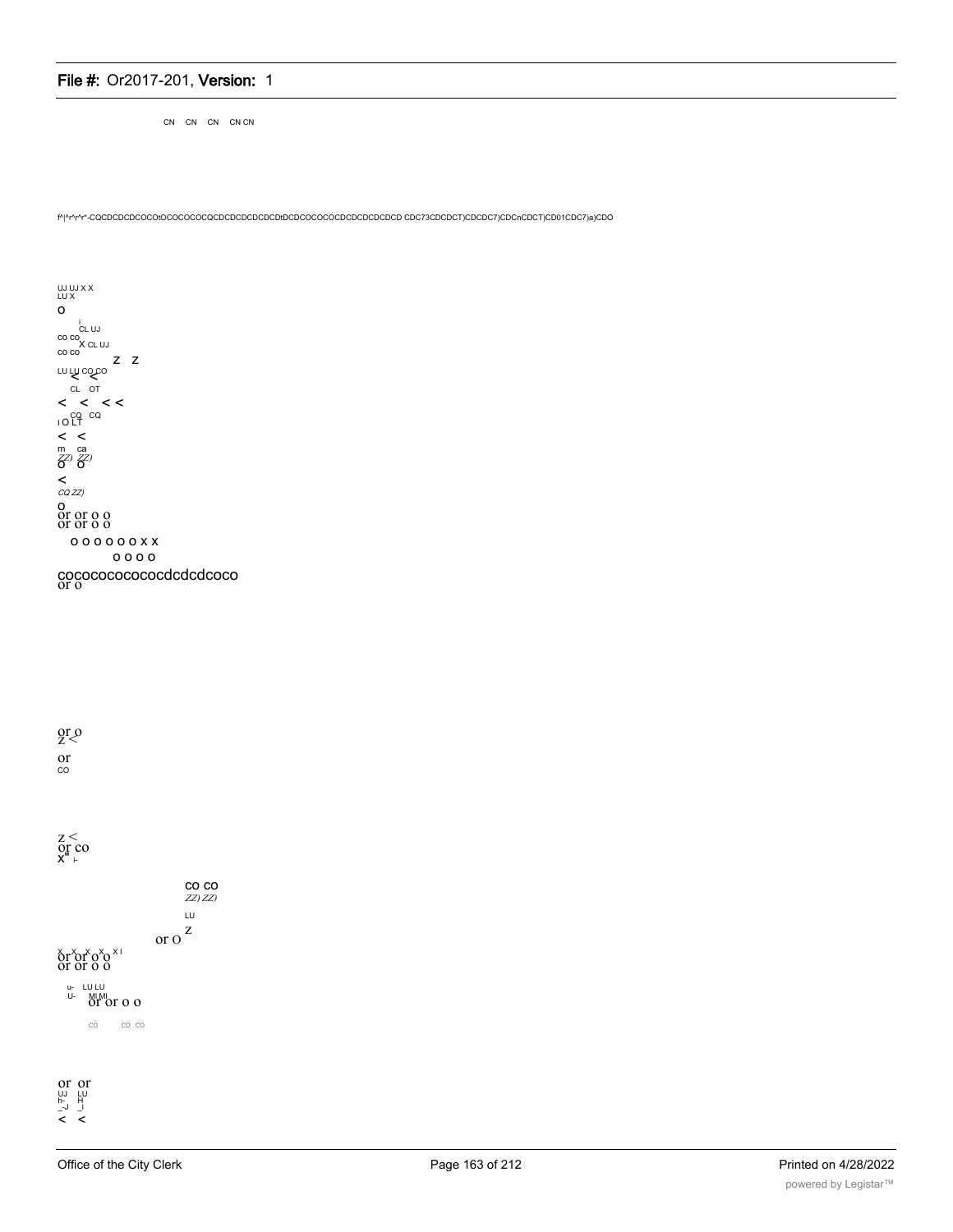CN CN CN CN CN

f^|^r^r^r^-CQCDCDCDCOCOtOCOCOCOCQCDCDCDCDCDtDCDCOCOCOCDCDCDCDCD CDC73CDCDCT)CDCDC7)CDCnCDCT)CD01CDC7)a)CDO

UJ UJ X X
LU X
O
i
CL UJ
co co
X CL UJ
co co
Z Z
LU LU CO CO
< <
CL OT
< < < <
CQ CQ
I O LT
< <
m ca
ZZ) ZZ)
O O
<
CQ ZZ)
O
or or o o
or or o o
O O O O O O X X
O O O O
cocococococococdcdcdcoco
or o

or o
z <
or
CO

z <
or co
x" i-

CO CO
ZZ) ZZ)
LU
or o z

X X X X X I
or or o o
or or o o

u- LU LU
U- MI MI
or or o o

CO CO CO

or or
UJ LU
h- H
_-J _l
< <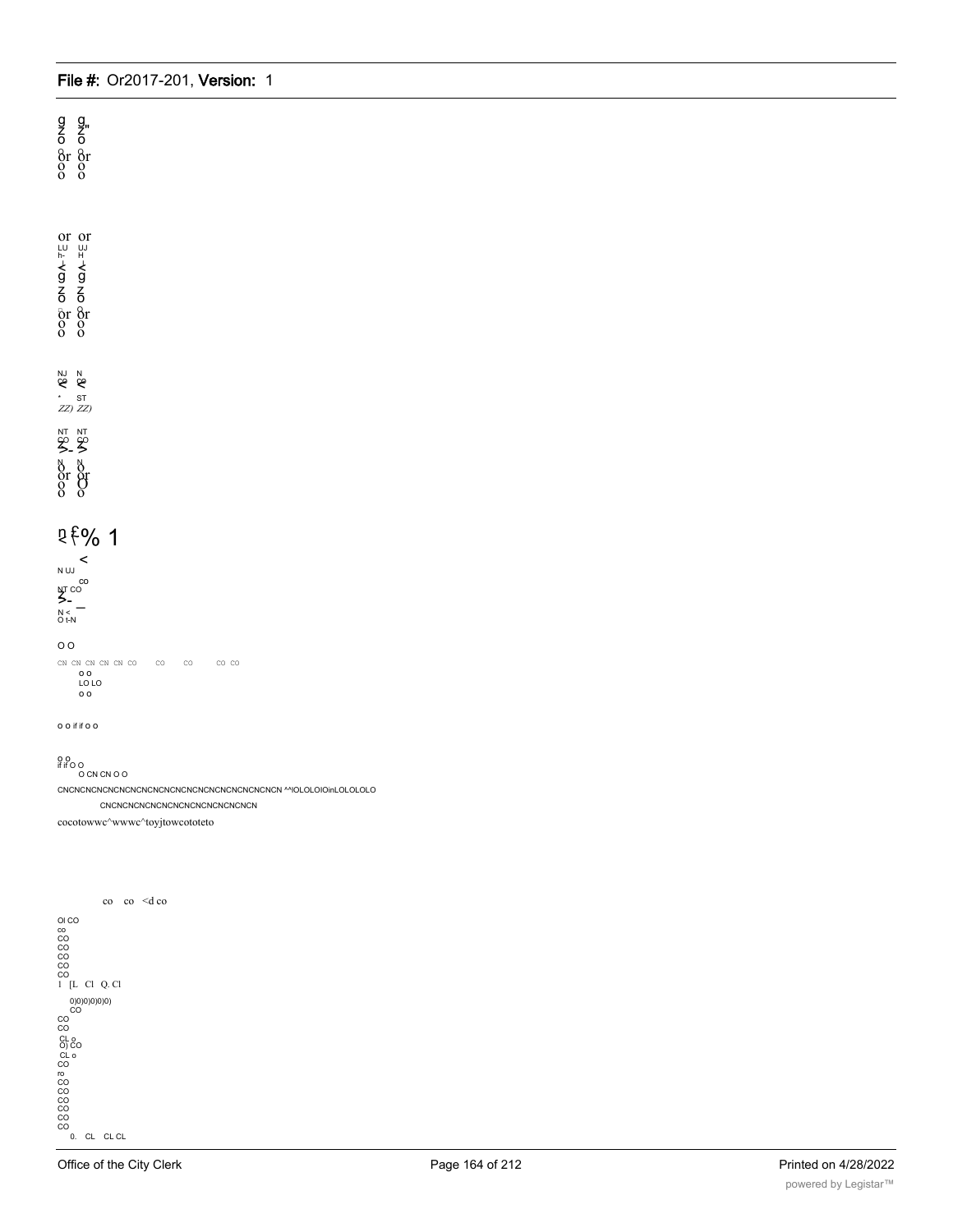g g
z z"
o o
or or
o o
o o

or or
LU UJ
h- H
< <
g g
z z
o o
or or
o o
o o

NJ N
co co
< <
\* ST
ZZ) ZZ)

NT NT
CO CO
>- >
N N
o o
or or
o O
o o

ŋ £% 1

<
N UJ
CO
NT CO
>- —
N <
O t-N

O O

CN CN CN CN CN CO CO CO CO CO
o o
LO LO
o o

o o if if o o

o o
if if O O
O CN CN O O

CNCNCNCNCNCNCNCNCNCNCNCNCNCNCNCNCNCNCN ^^lOLOLOIOinLOLOLOLO

CNCNCNCNCNCNCNCNCNCNCNCNCNCN

cocotowwc^wwwc^toyjtowcototeto

co co <d co

Ol CO
co
CO
CO
CO
CO
CO
l [L Cl Q. Cl

0)0)0)0)0)0)
CO
CO
CO
CL o
O) CO
CL o
CO
ro
CO
CO
CO
CO
CO
CO
0. CL CL CL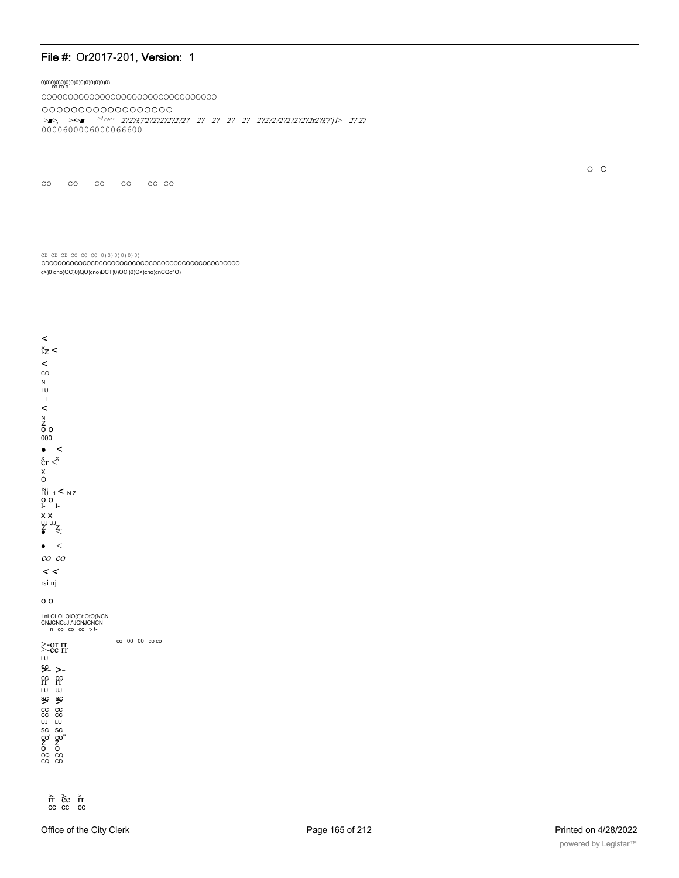0)0)0)0)0)0)0)0)0)0)0)0)0)0)
co ro o

oooooooooooooooooooooooooooooooo

oooooooooooooooooo

*>■>, >•>■ >4 ^/^' 2?2?£7'2?2?2?2?2?2? 2? 2? 2? 2? 2?2?2?2?2?2?2?r2?£7'}1> 2? 2?*

0000600006000066600

o o

co co co co co co

CD CD CD CO CO CO 0) 0) 0) 0) 0) 0)

CDCOCOCOCOCOCDCOCOCOCOCOCOCOCOCOCOCOCOCOCOCDCOCO

c>)0)cno)QC)0)QO)cno)DCT)0)OCi)0)C<)cno)cnCQc^O)

<

Xz <

<

CO

N

LU

I

<

N

Z

o o

000

• <

X X

cr <

X

O

isi

LU _1 < N Z

o o

I- I-

x x

UJ UJ

Z Z

• <

• <

*co co*

< <

rsi nj

o o

LnLOLOLOiO(£)tjOtO(NCN

CNJCNCsJt^JCNJCNCN

n co co co t- t-

co 00 00 co co

>-or rr

>-cc rr

LU

sc

>- >-

cc cc

rr rr

LU UJ

sc sc

> >

cc cc

cc cc

UJ LU

sc sc

co' co"

Z Z

o o

OQ CQ

CQ CD

> 3 >

rr cc rr

cc cc cc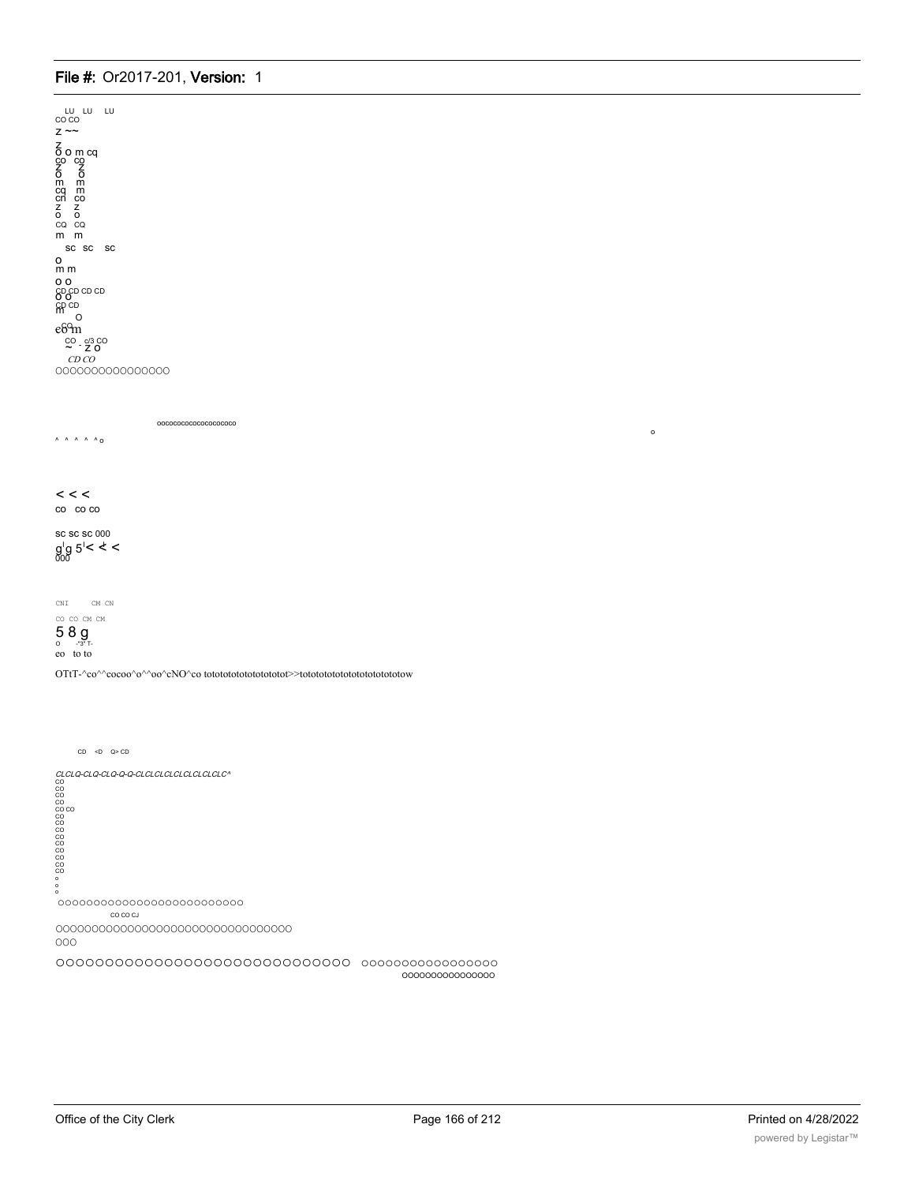LU LU LU
CO CO
Z ~~
Z
O O m cq
co co
Z Z
O O
m m
cq m
cn co
Z Z
O O
CQ CQ
m m

SC SC SC

O
m m
O O
CD CD CD CD
O O
CD CD
m
O
eO m
CO - c/3 CO
~ - Z O
*CD CO*
OOOOOOOOOOOOOOOO

oooooooooooooooooo

^ ^ ^ ^ ^ o

o

< < <
co co co

sc sc sc 000
g g 5 < < <
000

CNI CM CN
CO CO CM CM
5 8 g
o -"3" T-
co to to

OTtT-^co^^cocoo^o^^oo^cNO^co totototototototototot>>totototototototototototow

CD <D Q> CD

*CLCLQ-CLQ-CLQ-Q-Q-CLCLCLCLCLCLCLCLCLC^*
CO
CO
CO
CO
CO CO
CO
CO
CO
CO
CO
CO
CO
CO
CO
o
o
o
OOOOOOOOOOOOOOOOOOOOOOOOO
CO CO CJ
OOOOOOOOOOOOOOOOOOOOOOOOOOOOOOOOO
OOO

OOOOOOOOOOOOOOOOOOOOOOOOOOOOOO OOOOOOOOOOOOOOOOOO
OOOOOOOOOOOOOOOO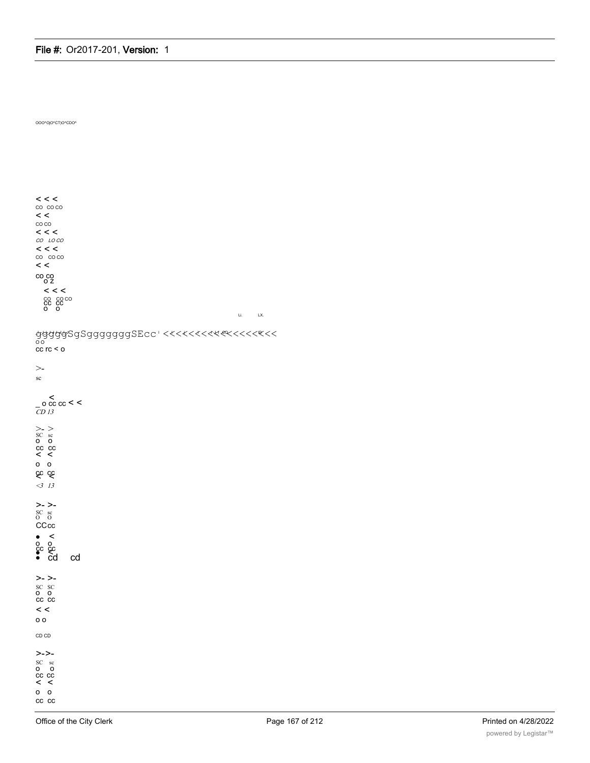OOO^O|O^CT)O^CDO^

< < <
CO CO CO
< <
CO CO
< < <
CO LO CO
< < <
CO CO CO
< <
CO CO
O Z
< < <
CO CO CO
CC CC
O O

Li. LX.

gggggSgSgggggggSEcc ' <<<<<<<<<<<<<<<<<
O O
cc rc < o

>-
sc

<
_ o cc cc < <
CD 13

>- >
SC sc
o o
cc cc
< <
o o
cc cc
< <
<3 13

>- >-
SC sc
O O
CCcc
• <
o o
cc cc
• <
• cd cd

>- >-
SC SC
o o
cc cc
< <
o o

CD CD

>->-
SC sc
o o
cc cc
< <
o o
cc cc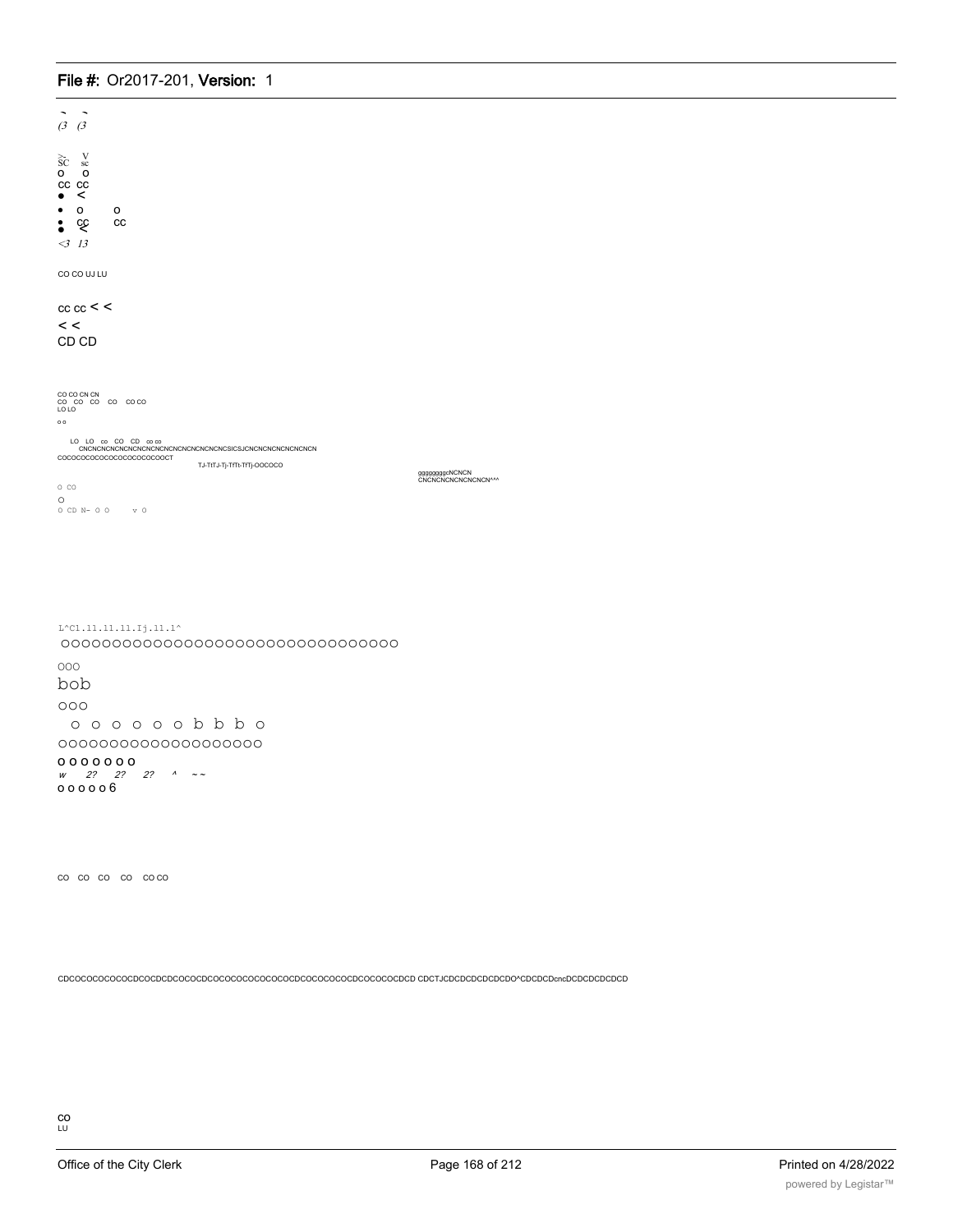(3 (3

>- V
SC sc
O O
CC CC
• <
• O O
• CC CC
• <
<3 13

CO CO UJ LU

cc cc < <
< <
CD CD

CO CO CN CN
CO CO CO CO CO CO
LO LO
o o

LO LO co CO CD co co
CNCNCNCNCNCNCNCNCNCNCNCNCNCNCNCNCSICSJCNCNCNCNCNCNCNCN
COCOCOCOCOCOCOCOCOCOCOCOCT
TJ-TtTJ-Tj-TfTt-TfTj-OOCOCO

ggggggggcNCNCN
CNCNCNCNCNCNCNCN^^^

O CO
O
O CD N- O O v O

L^Cl.11.11.11.Ij.11.1^
OOOOOOOOOOOOOOOOOOOOOOOOOOOOOOOO
OOO
bob
OOO
o o o o o o b b b o
OOOOOOOOOOOOOOOOOOOO
O O O O O O O
*w 2? 2? 2? ^ ~ ~*
O O O O O 6

CO CO CO CO CO CO

CDCOCOCOCOCOCDCOCDCDCOCOCDCOCOCOCOCOCOCOCDCOCOCOCOCDCOCOCOCDCD CDCTJCDCDCDCDCDCDO^CDCDCDcncDCDCDCDCDCD

CO
LU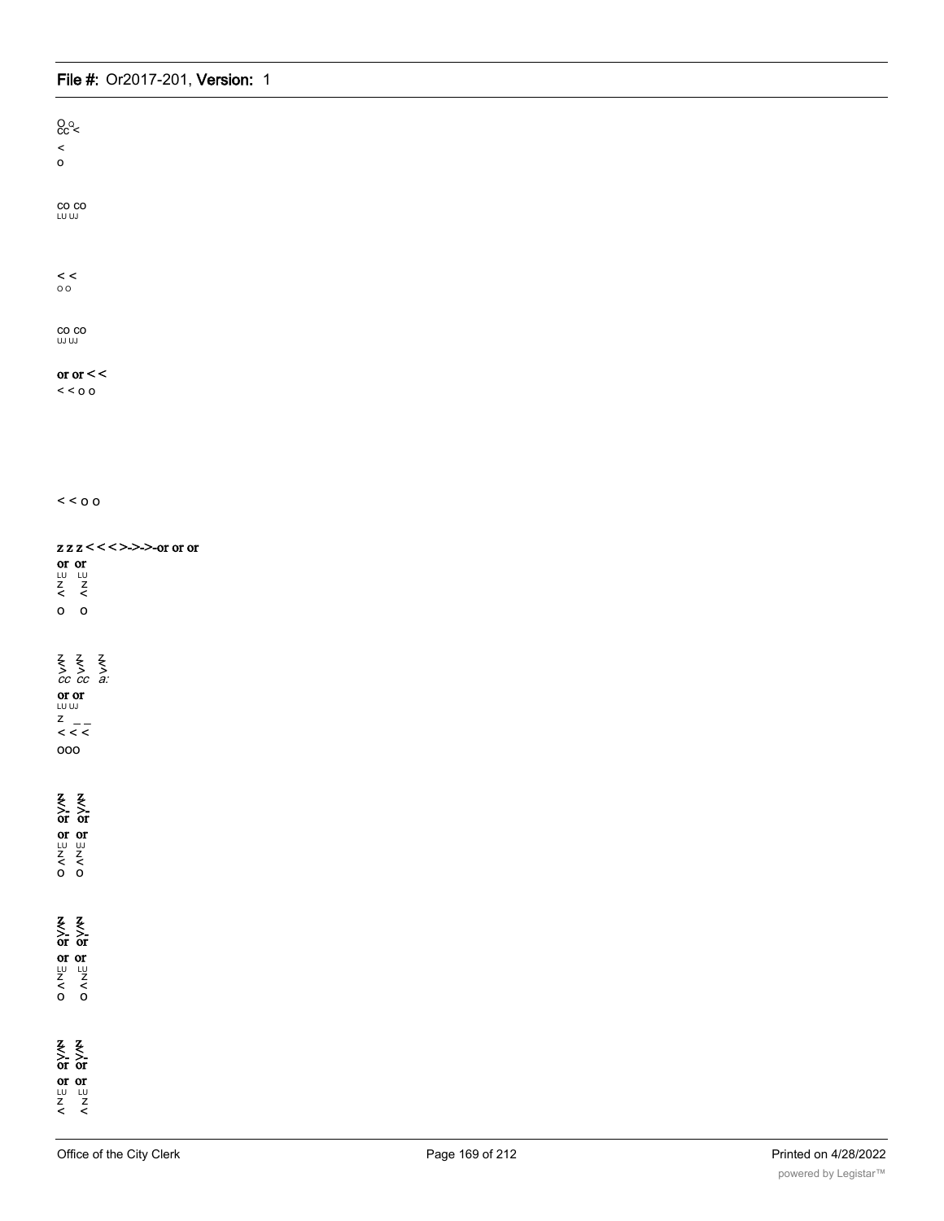O o
cc <

<
o

co co
LU UJ

< <
o o

co co
UJ UJ

or or < <
< < o o

< < o o

z z z < < < >->->-or or or
or or
LU LU
Z Z
< <
o o

Z Z Z
< < <
> > >
cc cc a:
or or
LU UJ
Z _ _
< < <
ooo

Z Z
>- >-
or or
or or
LU UJ
Z Z
< <
o o

Z Z
>- >-
or or
or or
LU LU
Z Z
< <
o o

Z Z
>- >-
or or
or or
LU LU
Z Z
< <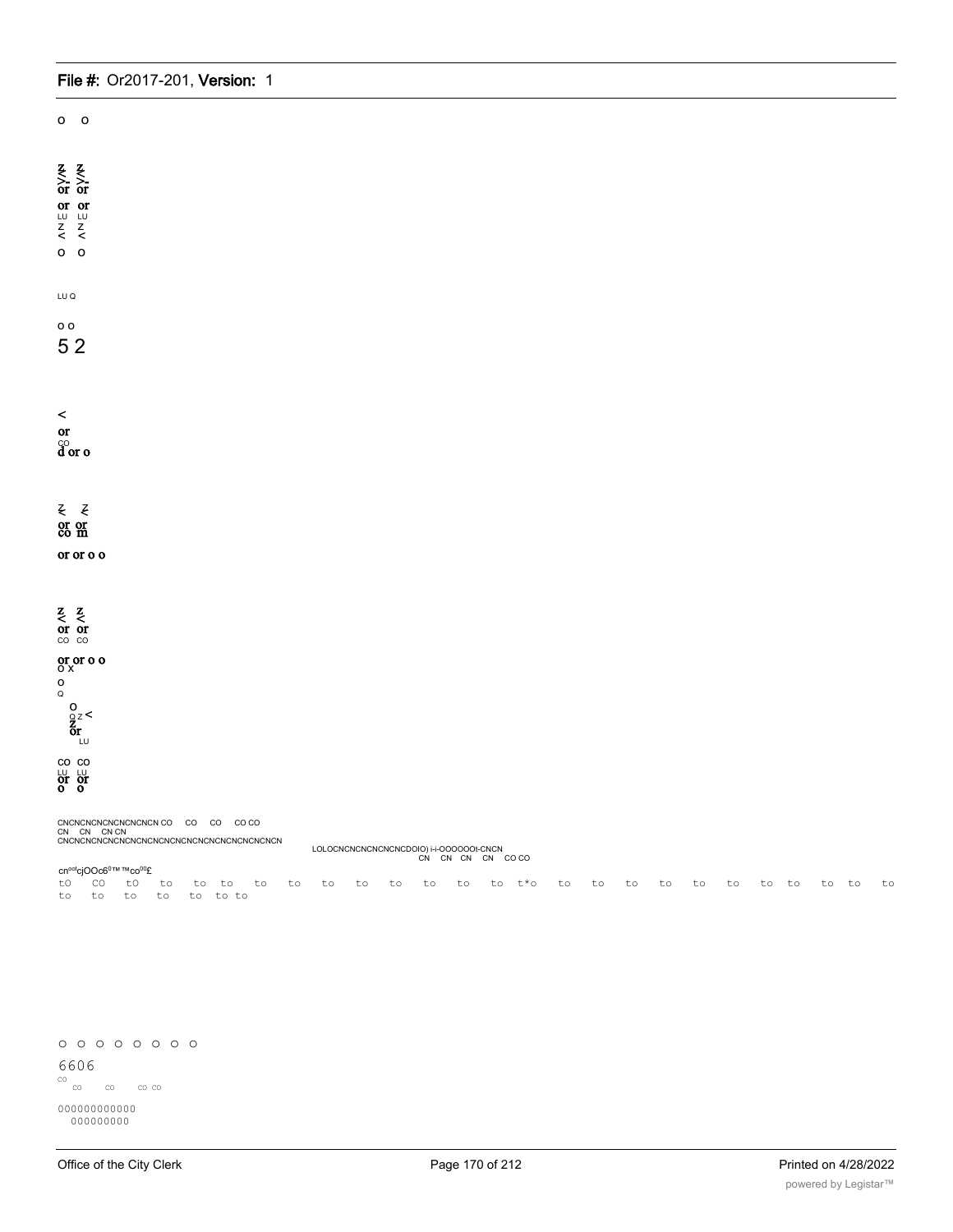o o

z z
>- >-
or or
or or
LU LU
z z
< <
o o

LU Q

o o
5 2

<
or
CO
d or o

z z
or or
co m

or or o o

z z
< <
or or
CO CO

or or o o
O X
o
Q
o
o z <
z
or
LU

CO CO
LU LU
or or
o o

CNCNCNCNCNCNCNCNCN CO CO CO CO CO
CN CN CN CN
CNCNCNCNCNCNCNCNCNCNCNCNCNCNCNCNCNCNCNCN
LOLOCNCNCNCNCNCNCDO(O) i-i-OOOOOOt-CNCN
CN CN CN CN CO CO

cn⁰⁰¹cjOOc6⁰™™co⁰⁰£
tO CO tO to to to to to to to to to to to t*o to to to to to to to to to to to
to to to to to to to

o o o o o o o o
6606
CO
CO CO CO CO

000000000000
000000000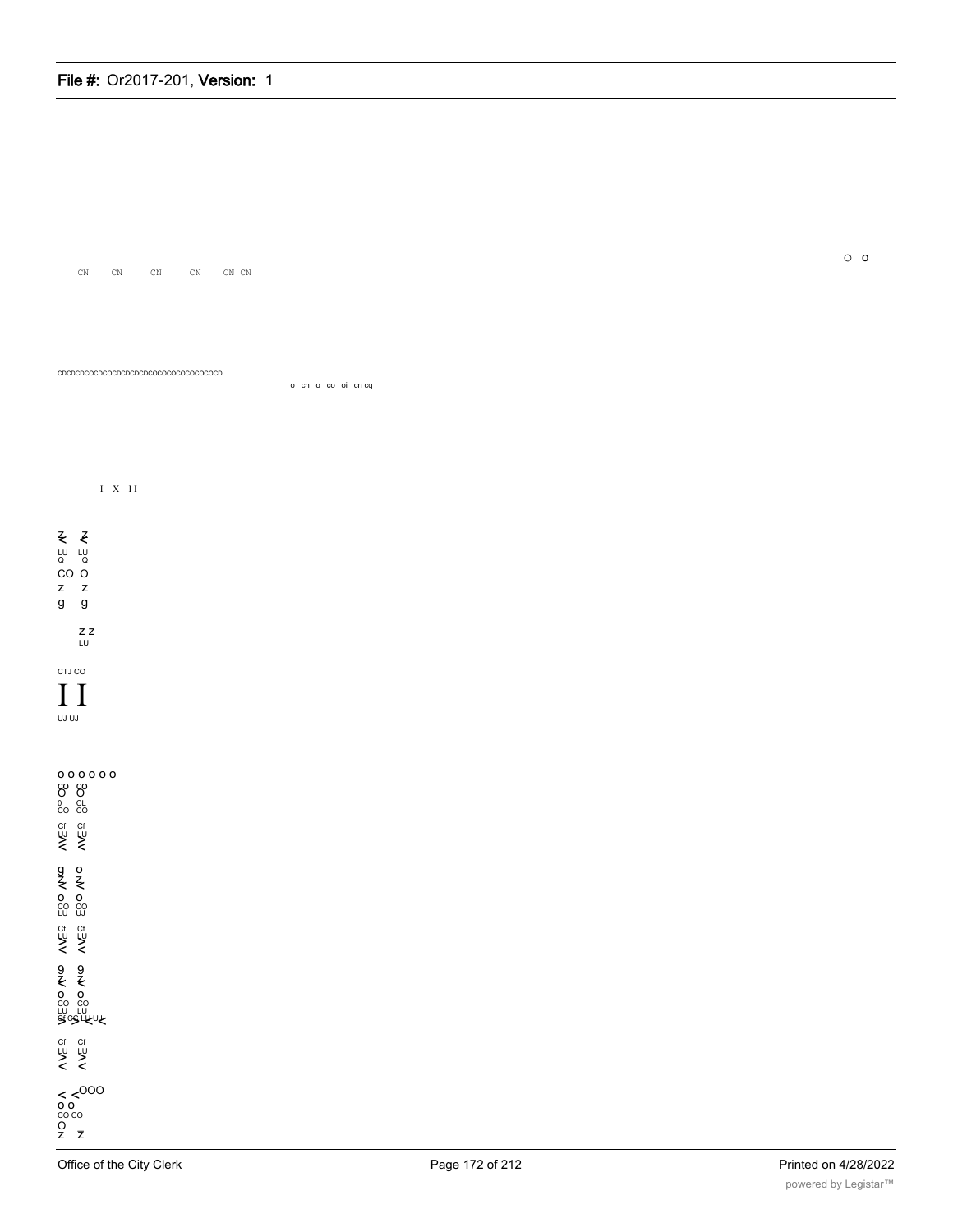o o

CN CN CN CN CN CN

CDCDCDCOCDCOCDCDCDCDCOCOCOCOCOCOCOCD

o cn o co oi cn cq

I X II

Z Z
LU LU
Q Q
CO O
Z Z
g g

Z Z
LU

CTJ CO

I I

UJ UJ

o o o o o o
co co
O O
o CL
CO CO
Cf Cf
LU LU
> >
< <

g o
Z Z
< <
o o
CO CO
LU UJ
Cf Cf
LU LU
> >
< <

9 9
Z Z
< <
o o
CO CO
LU LU
Cf CO LU LU
> > < <

Cf Cf
LU LU
> >
< <

< < OOO
o o
CO CO
O
Z Z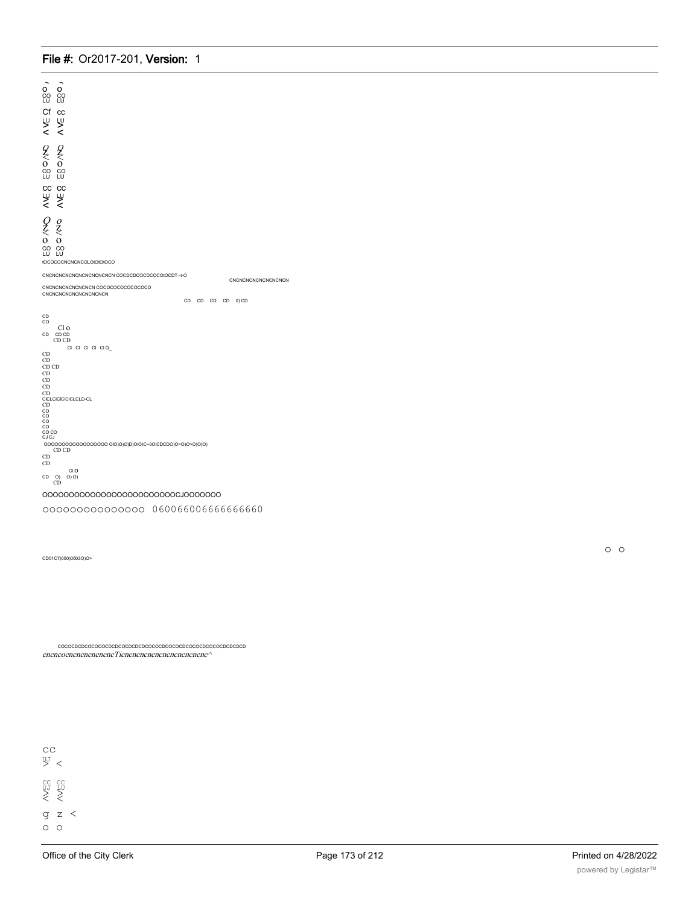o o
CO CO
LU LU

Cf cc
LU LU
> >
< <

Q Q
Z Z
< <
o o
CO CO
LU LU

cc cc
LU LU
> >
< <

Q o
Z Z
< <
o o
CO CO
LU LU

tOCOCOCNCNCNCOLOtOtOtOCO

CNCNCNCNCNCNCNCNCNCN COCDCDCOCDCOCOtOCDT--t-O

CNCNCNCNCNCNCNCNCN

CNCNCNCNCNCNCNCN COCOCOCOCOCOCOCO

CNCNCNCNCNCNCNCNCN

CD CD CD CD 0) CD

CD
CO
Cl o
CD CD CD
CD CD
Cl Cl Cl Cl Cl Q_
CD
CD
CD CD
CD
CD
CD
CD
CICLCICICICLCLD-CL
CD
CO
CO
CO
CO
CO CO
CJ CJ
OOOOOOOOOOOOOOOOO OIO)O)O)D)OIO)C~0OICDCDO)O>O)O>O)O)O)
CD CD
CD
CD
Cl O
CD O) O) O)
CD

OOOOOOOOOOOOOOOOOOOOOOOOOCJOOOOOOO

OOOOOOOOOOOOOOO 060066006666666660

O O

CD01C7)050)0503O)O>

COCOCDCDCOCOCOCDCDCOCDCDCDCOCOCDCOCOCDCOCOCDCOCOCDCDCDCD
*cncncocncncncncncncTicncncncncncncncncncncnc^*

CC
UJ
> <

CC CC
UJ LU
> >
< <

g z <
O O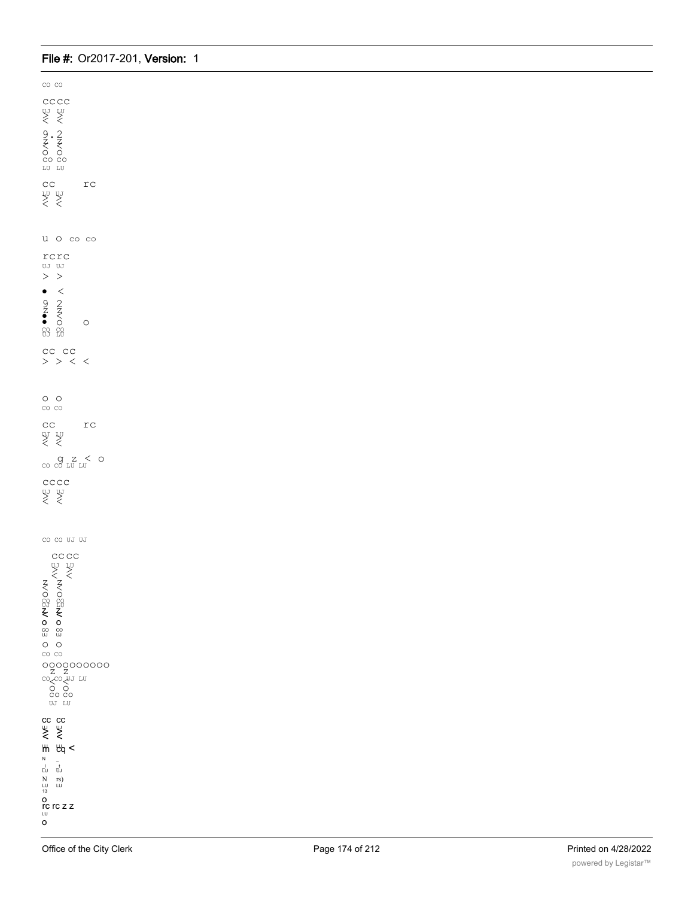CO CO

CCCC
UJ LU
< <

9 . 2
Z Z
O O
CO CO
LU LU

CC rc
LU UJ
< <

u O CO CO

rcrc
UJ UJ
> >

• <

9 2
Z Z
• O O
CO CO
UJ LU

CC CC
> > < <

O O
CO CO

CC rc
UJ LU
< <

g z < o
CO CO LU LU

CCCC
UJ UJ
< <

CO CO UJ UJ

CCCC
UJ LU
< <
Z Z
O O
CO CO
UJ LU
Z Z
O O
CO CO
UJ LU
O O
CO CO

OOOOOOOOOO
Z Z
CO CO UJ LU
O O
CO CO
UJ LU

CC CC
UJ UJ
< <
m cq <
N
LU UJ
N rs)
LU LU
13
O
rc rc z z
LU
O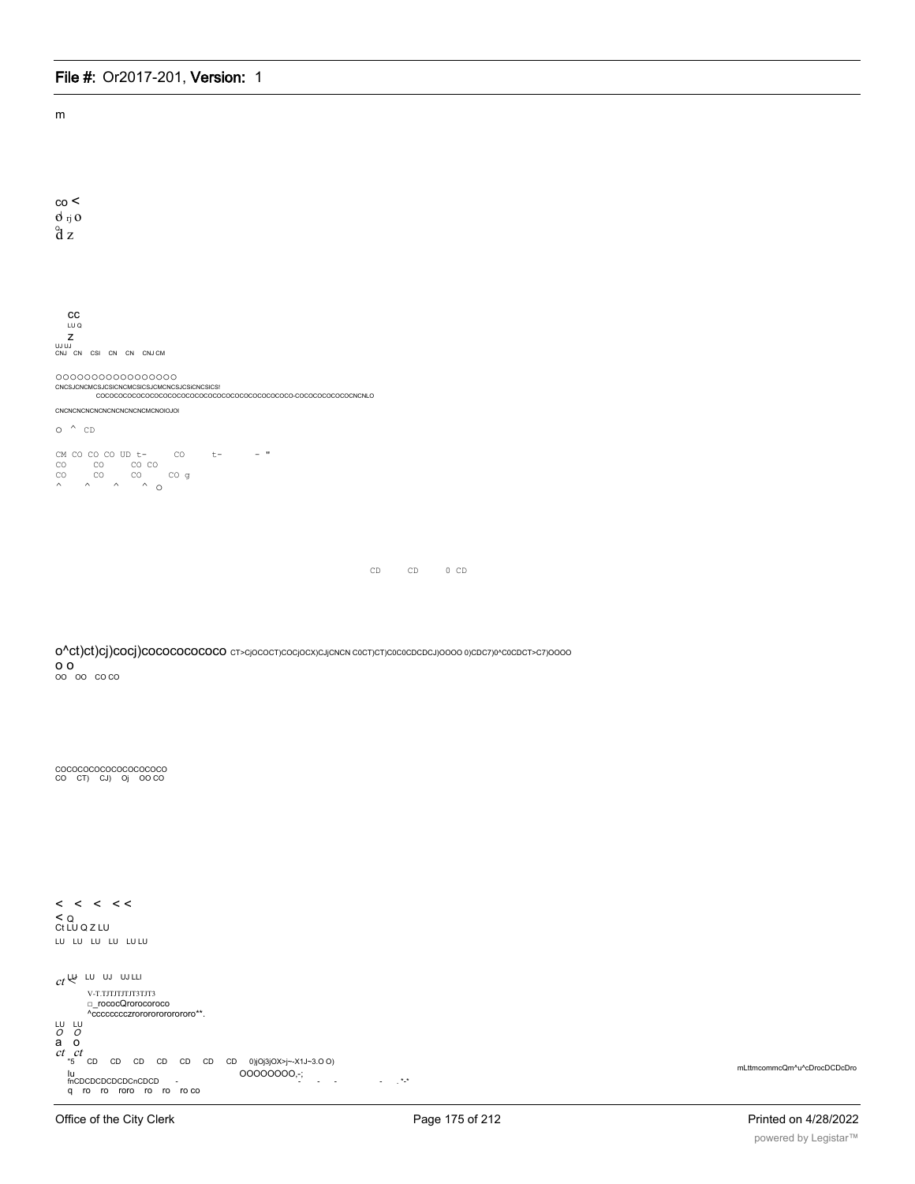m

co <
ơ rj o
ď z

cc
LU Q
z
UJ UJ
CNJ CN CSI CN CN CNJ CM

OOOOOOOOOOOOOOOOO
CNCSJCNCMCSJCSICNCMCSICSJCMCNCSJCSiCNCSICS!
COCOCOCOCOCOCOCOCOCOCOCOCOCOCOCOCOCOCOCO-COCOCOCOCOCOCNCNLO

CNCNCNCNCNCNCNCNCNCMCNOIOJOI

O ^ CD

CM CO CO CO UD t- CO t- - "
CO CO CO CO
CO CO CO CO g
^ ^ ^ ^ O

CD CD 0 CD

o^ct)ct)cj)cocj)cococococoo CT>CjOCOCT)COCjOCX)CJjCNCN C0CT)CT)C0C0CDCDCJ)OOOO 0)CDC7)0^C0CDCT>C7)OOOO
o o
OO OO CO CO

COCOCOCOCOCOCOCOCOCO
CO CT) CJ) Oj OO CO

< < < < <
< Q
Ct LU Q Z LU
LU LU LU LU LU LU

ct < LU LU UJ UJ LLI
V-T.TJTJTJTJT3TJT3
□_rococQrorocoroco
^cccccccczrororororororo**.
LU LU
O O
a o
ct ct
"5 CD CD CD CD CD CD CD 0)jOj3jOX>j~-X1J~3.O O)
lu OOOOOOOO,-;
fnCDCDCDCDCDCnCDCD - - - - - ,*-*
q ro ro roro ro ro ro co

mLttmcommcQm^u^cDrocDCDcDro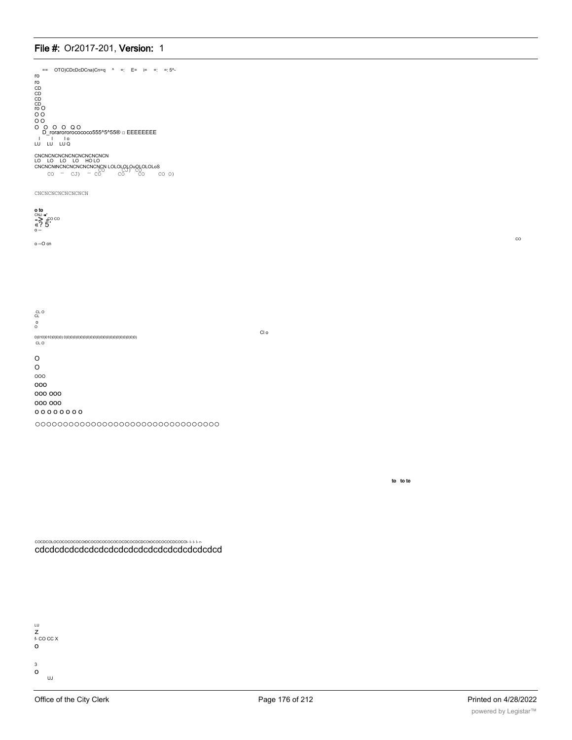== OTO)CDcDcDCna)Cn=q ^ =: E= i= =: =: 5^-
ro
ro
CD
CD
CD
CD
ro O
O O
O O
O O O O Q O
D_rorarorororococoo555^5^55® □ EEEEEEEE
I I I o
LU LU LU Q

CNCNCNCNCNCNCNCNCNCNCN
LO LO LO LO HO LO
CNCNCNtNCNCNCNCNCNCNCN LOLOLOLOuOLOLOLoS
CO — CJ) — CO CO CJ) CO CO CO CO O)

CNCNCNCNCNCNCNCN

**o to**
CNJ -■'
-> -CO CO
«? 5'
o --

CO

o --O cn

CL O
CL
o
O

Cl o

0)010)010)0)0)0) 0)0)0)0)0)0)0)0)0)0)0)0)0)0)0)0)0)0)0)0)0)0)0)
CL O

O
O
OOO
OOO
OOO OOO
OOO OOO
O O O O O O O O
OOOOOOOOOOOOOOOOOOOOOOOOOOOOOOOO

**to to to**

COCDCOLOCOCOCOCOtDCOCOCOCOCOCOCDCOCDCDCOtOCOCOCOCDCOCOI- I- I- r-
cdcdcdcdcdcdcdcdcdcdcdcdcdcdcdcdcdcd

LU
Z
f- CO CC X
O

3
O
UJ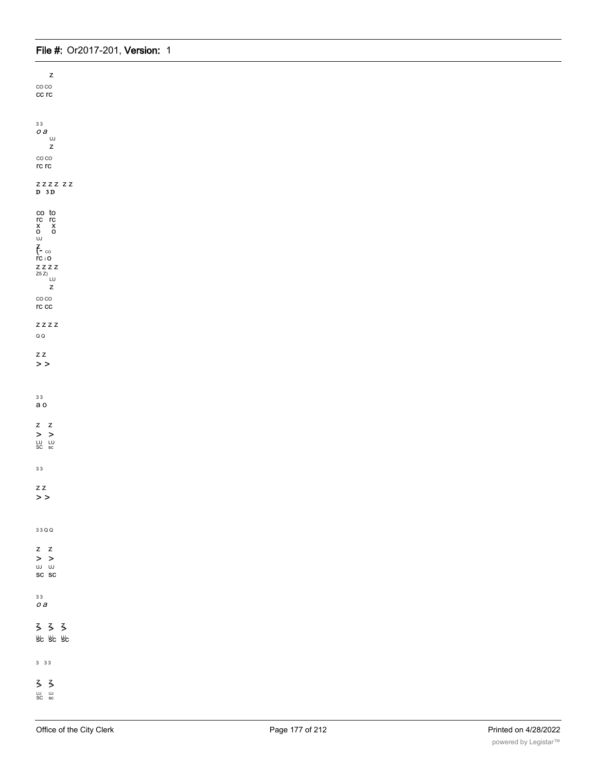z
co co
cc rc

3 3
*o a*
UJ
z
co co
rc rc

z z z z z z
**D 3 D**

co to
rc rc
x x
o o
UJ
z
(- co
rc i o
z z z z
Z5 Z)
LU
z
co co
rc cc

z z z z
Q Q

z z
> >

3 3
a o

z z
> >
LU LU
SC sc

3 3

z z
> >

3 3 Q Q

z z
> >
UJ UJ
sc sc

3 3
*o a*

ʒ ʒ ʒ
sc sc sc

3 3 3

ʒ ʒ
LU UJ
SC sc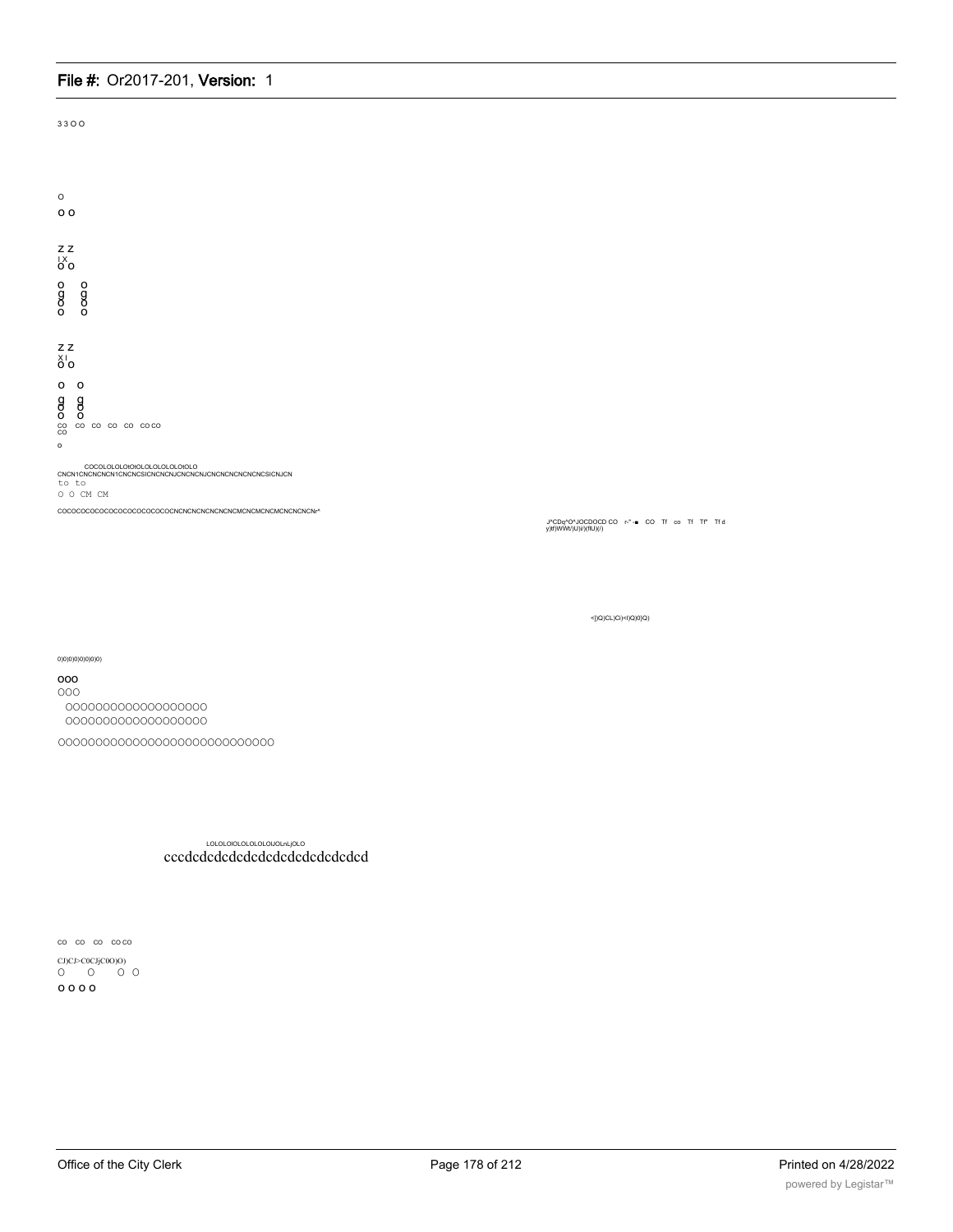## File #: Or2017-201, Version: 1

3 3 O O

o

o o

z z
I X
o o

o o
g g
o o
o o

z z
X I
o o

o o
g g
o o
o o
co co co co co co co co
co

o

COCOLOLOLOtOtOLOLOLOLOLOtOLO
CNCN1CNCNCNCN1CNCNCSICNCNCNJCNCNCNJCNCNCNCNCNCNCSICNJCN
to to
O O CM CM

COCOCOCOCOCOCOCOCOCOCOCOCNCNCNCNCNCNCNCMCNCMCNCMCNCNCNCNr^

J*CDq^O^JOCDOCD CO r-" -■ CO Tf co Tf Tf' Tf d
y)if)WWt/)U)i/)(flU)(/)

<[)Q)CL)Ci)<l)Q)0)Q)

0)0)0)0)0)0)0)0)

ooo
OOO
OOOOOOOOOOOOOOOOOOO
OOOOOOOOOOOOOOOOOOO

OOOOOOOOOOOOOOOOOOOOOOOOOOOO

LOLOLOlOLOLOLOLOlJOLnLjOLO
cccdcdcdcdcdcdcdcdcdcdcdcdcd

co co co co co

CJ)CJ>C0CJjC0O)O)
O O O O
o o o o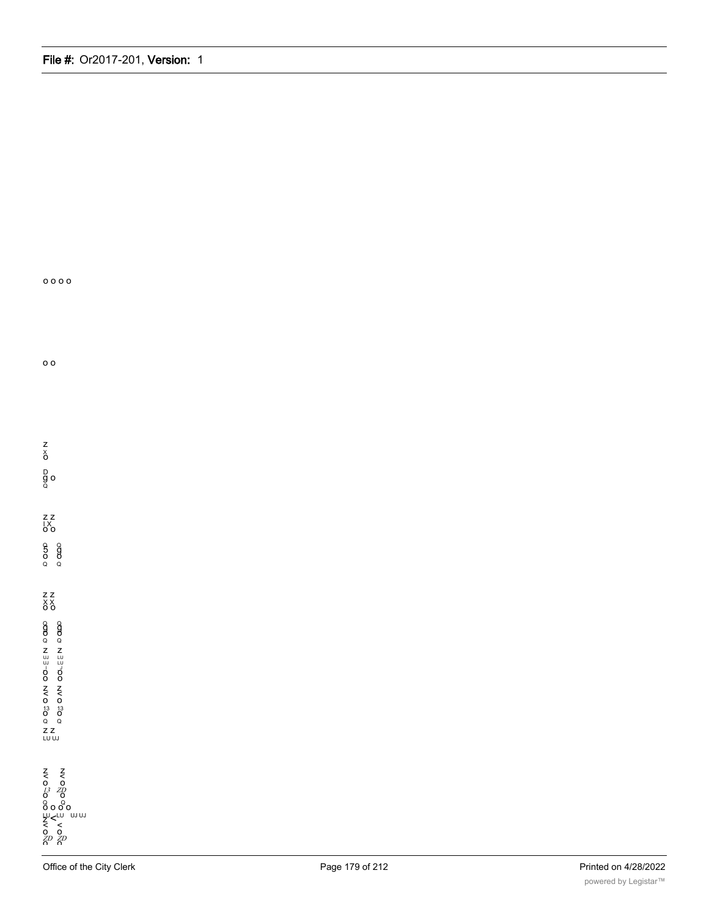o o o o

o o

z
x
o

D
g o
Q

z z
I X
o o

Q Q
5 g
o o
Q Q

z z
x x
o o

Q Q
g g
o o
Q Q
z z
UJ LU
UJ LU
o o
o o
z z
< <
o o
13 13
o o
Q Q
z z
LU UJ

z z
< <
o o
13 ZD
o o
Q Q
o o o o
LU LU UJ UJ
z <
< <
o o
ZD ZD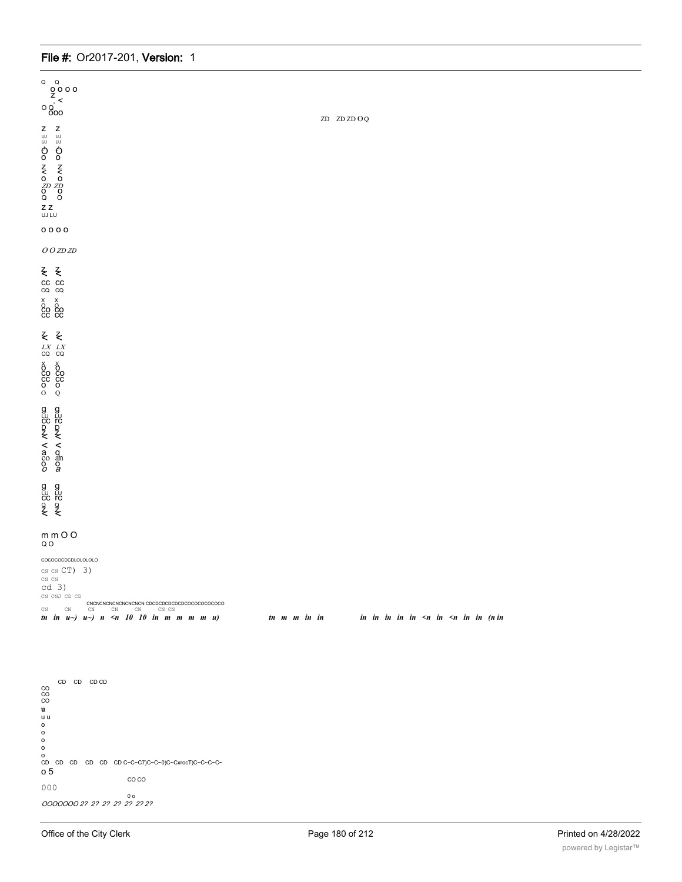Q Q
O O O O
Z
. <
O O
OOO

ZD ZD ZD O Q

Z Z
UJ UJ
UJ UJ
Ó Ó
O O
Z Z
< <
O O
ZD ZD
O O
Q O
Z Z
UJ LU

O O O O

*O O ZD ZD*

Z Z
< <
CC CC
CQ CQ
X X
O O
CO CO
CC CC

Z Z
< <
*LX LX*
CQ CQ
X X
O O
CO CO
CC CC
O O
O Q

g g
LU LU
CC rc
D D
Z Z
< <
< <
a q
co an
O O
*o a*

g g
LU LU
CC rc
9 9
Z Z
< <

m m O O
Q O

COCOCOCDCDLOLOLOLO
CN CN CT) 3)
CN CN
cd 3)
CN CNJ CD CD
CNCNCNCNCNCNCNCN CDCDCDCDCDCDCOCOCOCOCOCO
CN CN CN CN CN CN CN

***tn in u~) u~) n <n 10 10 in m m m m u)*** ***tn m m in in*** ***in in in in in <n in <n in in (n in***

CD CD CD CD
CO
CO
CO
**u**
u u
o
o
o
o
o
CD CD CD CD CD CD C~C~C7)C~C~0)C~CxrocT)C~C~C~C~
o 5
CO CO
000
0 o
*OOOOOOO 2? 2? 2? 2? 2? 2? 2?*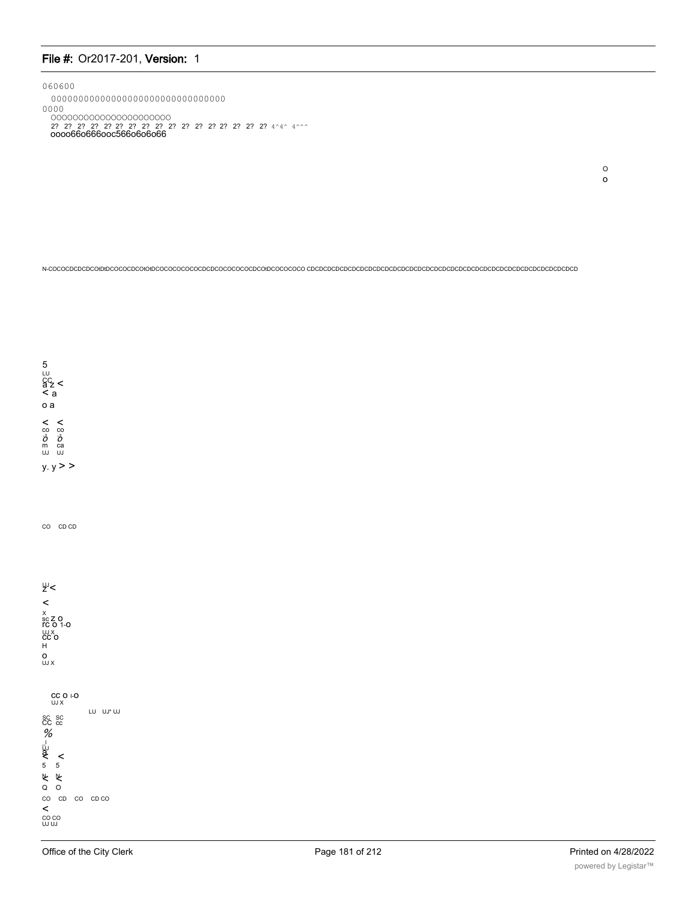060600

00000000000000000000000000000000

0000

OOOOOOOOOOOOOOOOOOOOO

2? 2? 2? 2? 2? 2? 2? 2? 2? 2? 2? 2? 2? 2? 2? 2? 2? 2? 2? 4^4^ 4^^^

oooo66o666ooc566o6o6o66

O
o

N-COCOCDCDCDCOtDtDCOCOCDCOtOtDCOCOCOCOCOCDCDCOCOCOCOCDCOtDCOCOCOCO CDCDCDCDCDCDCDCDCDCDCDCDCDCDCDCDCDCDCDCDCDCDCDCDCDCDCDCDCDCDCDCDCD

5
LU
CC
a z <
< a
o a

< <
co co
ð ð
m ca
UJ UJ

y. y > >

CO CD CD

UJ
z <
<
x
sc Z O
rc O 1-O
UJ X
CC O
H
O
UJ X

CC O I-O
UJ X
LU UJ* UJ
SC SC
CC cc
%
_l
UJ
a
< <
5 5
k k
Q O
CO CD CO CD CO
<
CO CO
UJ UJ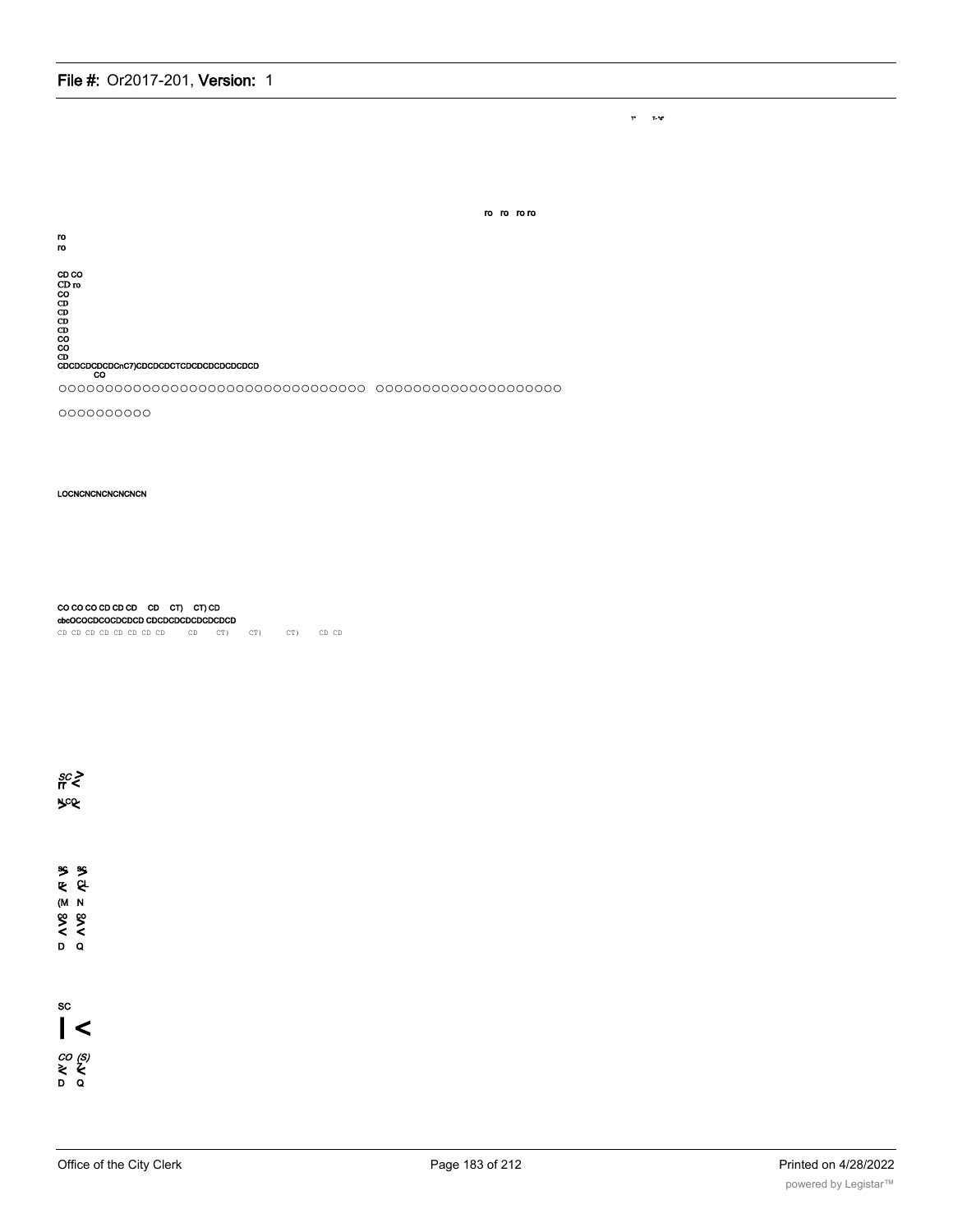T' T-'d'

ro ro ro ro

ro
ro

CD CO
CD ro
CO
CD
CD
CD
CD
CO
CO
CD
CDCDCDCDCDCnC7)CDCDCDCTCDCDCDCDCDCDCD
CO

OOOOOOOOOOOOOOOOOOOOOOOOOOOOOOOOOO OOOOOOOOOOOOOOOOOOOOO

OOOOOOOOOO

LOCNCNCNCNCNCNCN

CO CO CO CD CD CD CD CT) CT) CD
cbcOCOCDCOCDCDCD CDCDCDCDCDCDCDCD
CD CD CD CD CD CD CD CD CD CT) CT) CT) CD CD

SC >
IT <
N CO
> <

SC SC
> >
K CL
(M N
CO CO
> >
< <
D Q

SC
| <
CO (S)
> >
D Q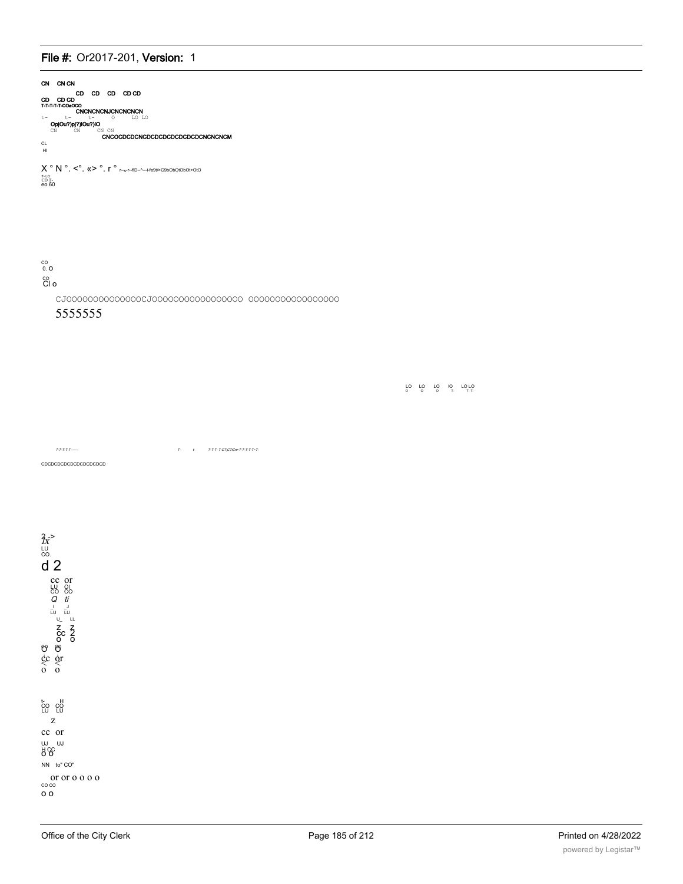CN CN CN

CD CD CD CD CD

CD CD CD

T-T-T-T-COeOCO

CNCNCNCNJCNCNCNCN

t- t- t- O LO LO

OpjOu?)pj?)IOu?)IO

CN CN CN CN

CNCOCDCDCNCDCDCDCDCDCDCDCNCNCNCM

CL

HI

X ° N °. <°. «> °. r ° r--»r--flD--^---i-fe9t/>G9bObOtObOt>OtO

T-LO

CD T-

eo 60

CO

0. O

CO

Cl o

CJOOOOOOOOOOOOOOCJOOOOOOOOOOOOOOOOO OOOOOOOOOOOOOOOOO

5555555

LO LO LO IO LO LO

O O O T- T- T-

T-T-T-T-T-------- T- t- T-T-T- T-CT)CTiCn«-T-T-T-T-T>-T-

CDCDCDCDCDCDCDCDCDCD

2->

Tx

LU

CO.

d 2

cc or

LU OI

CO CO

Q ti

_I _J

LU LU

U_ LL

Z Z

CC 2

O O

CO CO

O O

cc or

< <

o o

t- H

CO CO

LU LU

Z

cc or

UJ UJ

H CC

O O

NN to" CO"

or or o o o o

CO CO

o o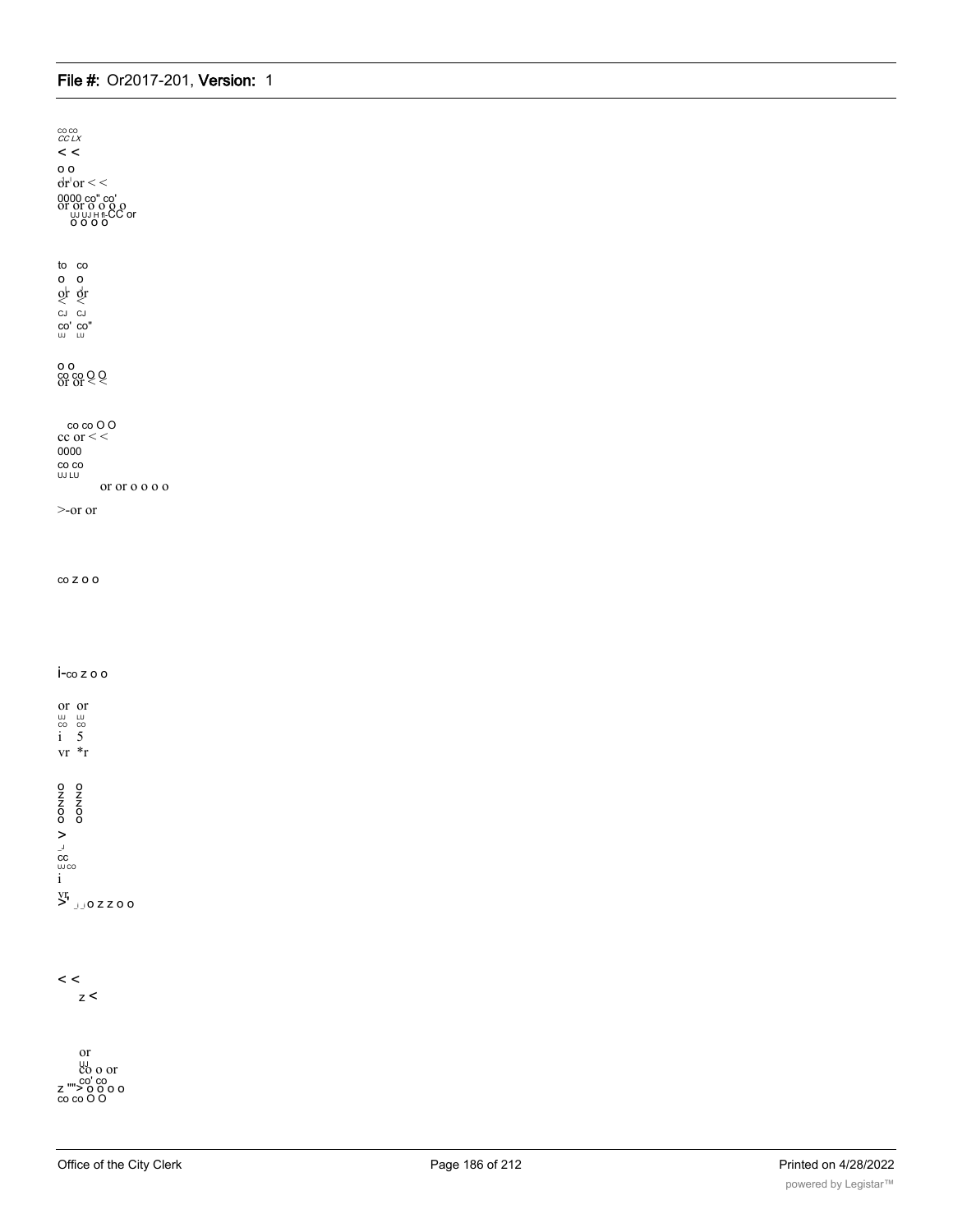co co
CC LX
< <
o o
or or < <
0000 co" co'
or or o o o o
UJ UJ H fl-CC or
o o o o

to co
o o
or or
< <
CJ CJ
co' co"
UJ LU

o o
co co O O
or or < <

co co O O
cc or < <
0000
co co
UJ LU
or or o o o o

>-or or

co z o o

i-co z o o

or or
UJ LU
co co
i 5
vr *r

o o
z z
z z
o o
o o
>
_J
cc
UJ co
i
vr
>' _l _l o z z o o

< <
z <

or
UJ
co o or
co' co
z ""> o o o o
co co O O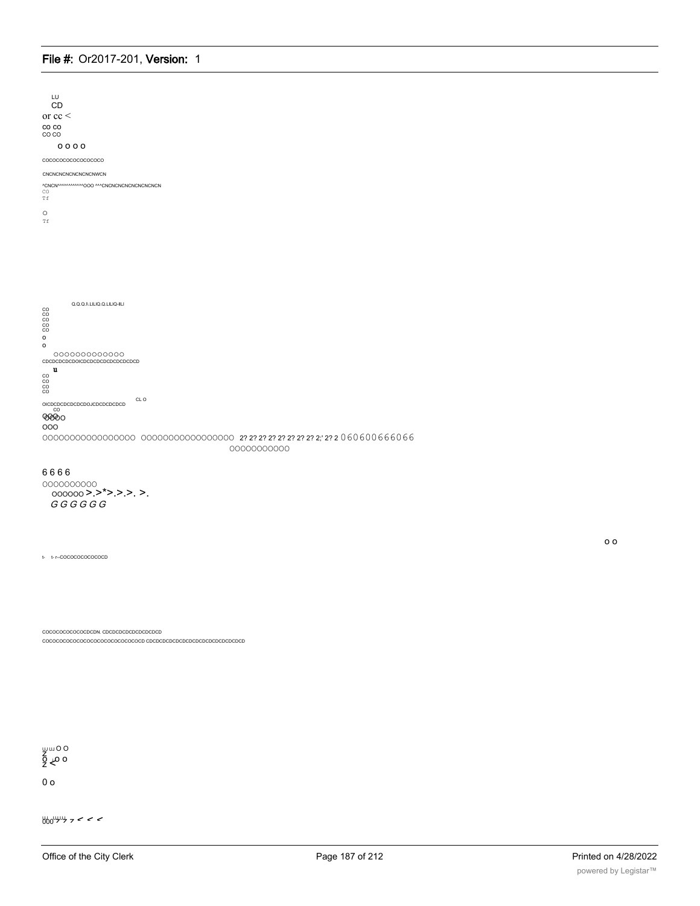LU
CD
or cc <
CO CO
CO CO
O O O O
COCOCOCOCOCOCOCOCO
CNCNCNCNCNCNCNCNWCN
^CNCN^^^^^^^^^^^^OOO ^^^CNCNCNCNCNCNCNCNCN
CO
Tf

O
Tf

Q.Q.Q.fl.LILIQ.Q.LILIQ-ILI
CO
CO
CO
CO
CO
O
O
OOOOOOOOOOOOO
CDCDCDCDCDOICDCDCDCDCDCDCDCDCD
u
CO
CO
CO
CO
OICDCDCDCDCDCDOJCDCDCDCDCD CL O
CO
OOO
OOOO
OOO
OOOOOOOOOOOOOOOOO OOOOOOOOOOOOOOOOO 2? 2? 2? 2? 2? 2? 2? 2? 2;' 2? 2 060600666066
OOOOOOOOOOO

6 6 6 6
OOOOOOOOOO
OOOOOO >.>*>.>.>. >.
*G G G G G G*

O O

t- t- r--COCOCOCOCOCOCD

COCOCOCOCOCOCDCDN: CDCDCDCDCDCDCDCD
COCOCOCOCOCOCOCOCOCOCOCOCOCOCD CDCDCDCDCDCDCDCDCDCDCDCDCDCDCD

LU LU O O
Z
O O O
Z <

0 o

000 > > > < < <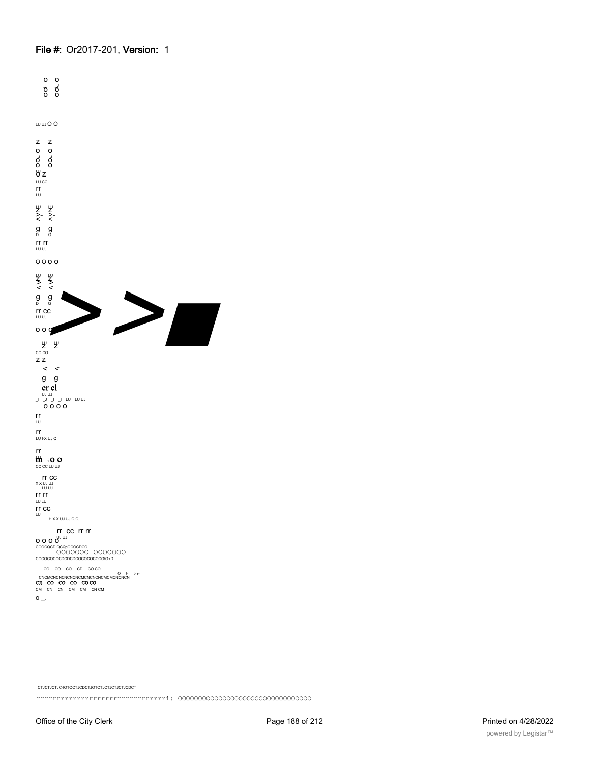o o
o o
o o

LU UJ O O

z z
o o
o o
o o
o z
LU CC
rr
LU

g g
D Q
rr rr
LU UJ

O O O O

g g
D Q
rr CC
LU UJ

O O

z z
CO CO
z z
< <
g g
cr cl
UJ UJ
_I _J _I _I LU LU UJ
O O O O
rr
LU

rr
LU I-X UJ Q

rr
m _i O O
CC CC LU UJ

rr CC
X X UJ UJ
LU UJ
rr rr
LU LU
rr CC
LU
H X X UJ UJ Q Q

rr CC rr rr
O O O O
COQCQCDIQCQcOCQCDCQ
OOOOOOO OOOOOOO
COCOCOCOCDCDCDCOCOCOCOtO<D

CO CO CO CD CO CO
CNCMCNCNCNCNCNCMCNCNCNCMCMCNCNCN
CJ) CO CO CO CO CO
CM CN CN CM CM CN CM
O _.

CTJCTJCTJC-IOTOCTJCDCTJOTCTJCTJCTJCTJCDCT

rrrrrrrrrrrrrrrrrrrrrrrrrrrrrrrri: OOOOOOOOOOOOOOOOOOOOOOOOOOOOOOOO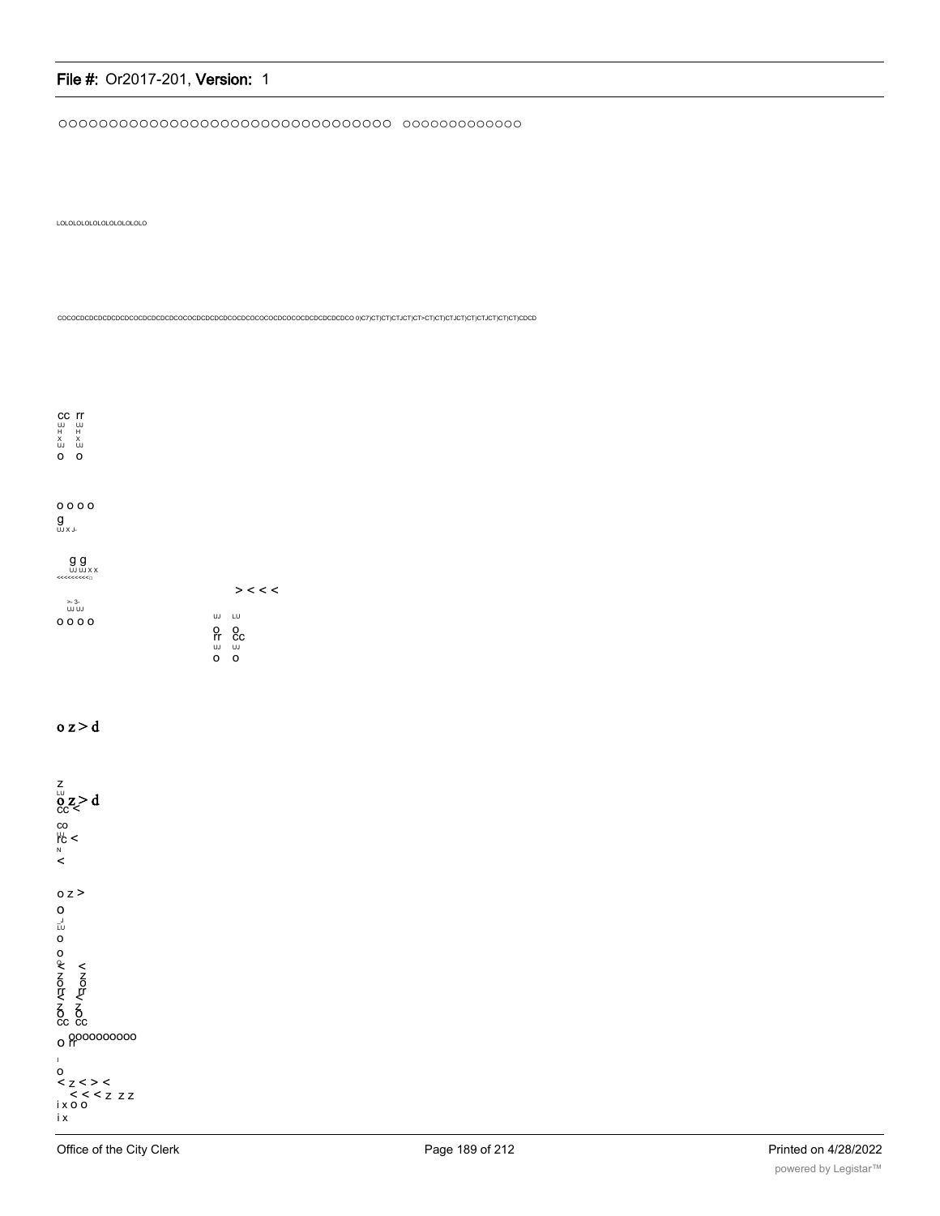OOOOOOOOOOOOOOOOOOOOOOOOOOOOOOOOO OOOOOOOOOOOOO

LOLOLOLOLOLOLOLOLOLOLO

COCOCDCDCDCDCDCDCOCDCDCDCDCOCOCDCDCDCDCOCDCOCOCOCDCOCOCDCDCDCDCDCO 0)C7)CT)CT)CTJCT)CT>CT)CT)CTJCT)CT)CTJCT)CT)CT)CDCD

cc rr
UJ UJ
H H
x x
UJ UJ
o o

o o o o
g
UJ x J-

g g
UJ UJ x x
<<<<<<<<<;:

> < < <

>- 3-
UJ UJ
o o o o

UJ LU
o o
rr cc
UJ UJ
o o

o z > d

z
LU
o z > d
cc <

co
UJ
rc <
N
<

o z >
o
_J
LU
o
o
o
< <
z z
o o
rr rr
< <
z z
o o
cc cc
o rr oooooooooo
I
o
< z < > <
< < < z z z
i x o o
i x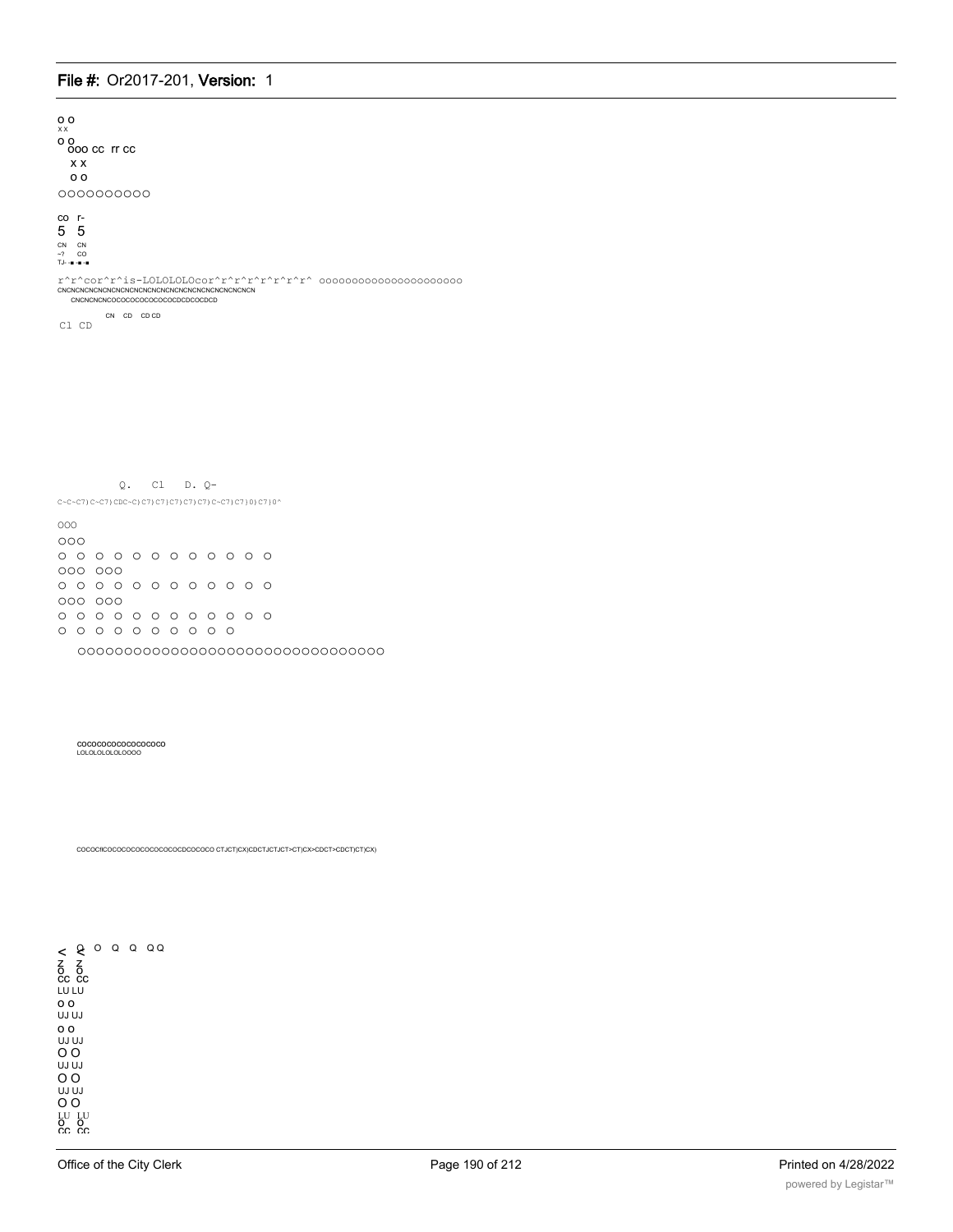o o
x x
o o
ooo cc rr cc
x x
o o
oooooooooo

co r-
5 5
CN CN
~? CO
TJ- ■ ■ ■

r^r^cor^r^is-LOLOLOLOcor^r^r^r^r^r^r^ oooooooooooooooooooooo
CNCNCNCNCNCNCNCNCNCNCNCNCNCNCNCNCNCNCNCNCNCN
CNCNCNCNCOCOCOCOCOCOCOCDCDCOCDCD

CN CD CD CD
Cl CD

Q. Cl D. Q-
C~C~C7}C~C7}CDC~C}C7}C7}C7}C7}C~C7}0}C7}0^

OOO
OOO
O O O O O O O O O O O O
OOO OOO
O O O O O O O O O O O O
OOO OOO
O O O O O O O O O O O O
O O O O O O O O O O

OOOOOOOOOOOOOOOOOOOOOOOOOOOOOOOO

COCOCOCOCOCOCOCOCO
LOLOLOLOLOLOOOO

COCOCflCOCOCOCOCOCOCOCOCDCOCOCO CTJCT)CX)CDCTJCTJCT>CT)CX>CDCT>CDCT)CT)CX)

< Q O Q Q QQ
< <
Z Z
O O
CC CC
LU LU
o o
UJ UJ
o o
UJ UJ
O O
UJ UJ
O O
UJ UJ
O O
LU LU
O O
CC CC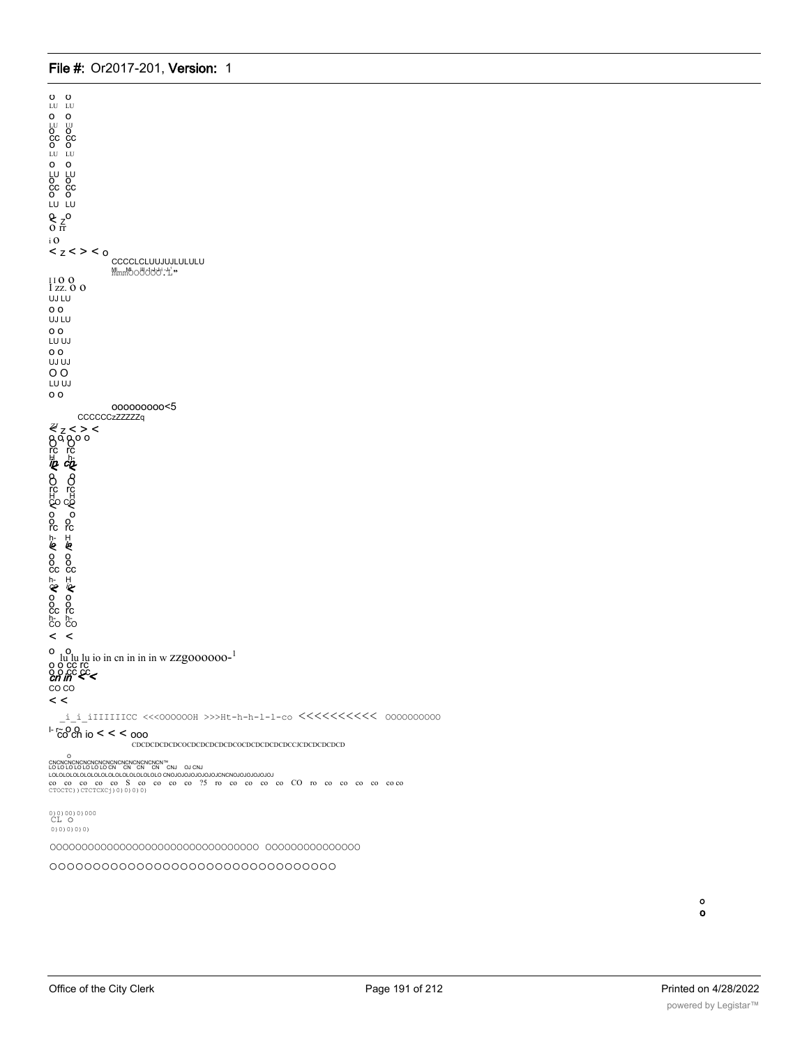o o
LU LU
o o
LU UJ
o o
cc cc
o o
LU LU
o o
LU LU
o o
cc cc
o o
LU LU

i O
< z < > < o

CCCCLCLUUJUJLULULU

I zz. o o
UJ LU
o o
UJ LU
o o
LU UJ
o o
UJ UJ
O O
LU UJ
o o

ooooooooo<5

CCCCCCzZZZZq

< z < > <

o o
lu lu lu io in cn in in in w zzgoooooo-[1]

CO CO
< <

_i_i_iIIIIIICC <<<OOOOOOH >>>Ht-h-h-l-l-co <<<<<<<<<< OOOOOOOOOO

co cn io < < < ooo

CDCDCDCDCDCOCDCDCDCDCDCOCDCDCDCDCDCCJCDCDCDCDCD

CNCNCNCNCNCNCNCNCNCNCNCNCNCN™
LO LO LO LO LO LO LO CN CN CN CN CNJ OJ CNJ
LOLOLOLOLOLOLOLOLOLOLOLOLOLOLO CNOJOJOJOJOJOJCNCNOJOJOJOJOJ
co co co co co S co co co co ?5 ro co co co co CO ro co co co co co co
CTOCTC))CTCTCXCj)0)0)0)0)

0)0)00)0)000
CL O
0)0)0)0)0)

OOOOOOOOOOOOOOOOOOOOOOOOOOOOOOOOO OOOOOOOOOOOOOOO

OOOOOOOOOOOOOOOOOOOOOOOOOOOOOOOO

o
o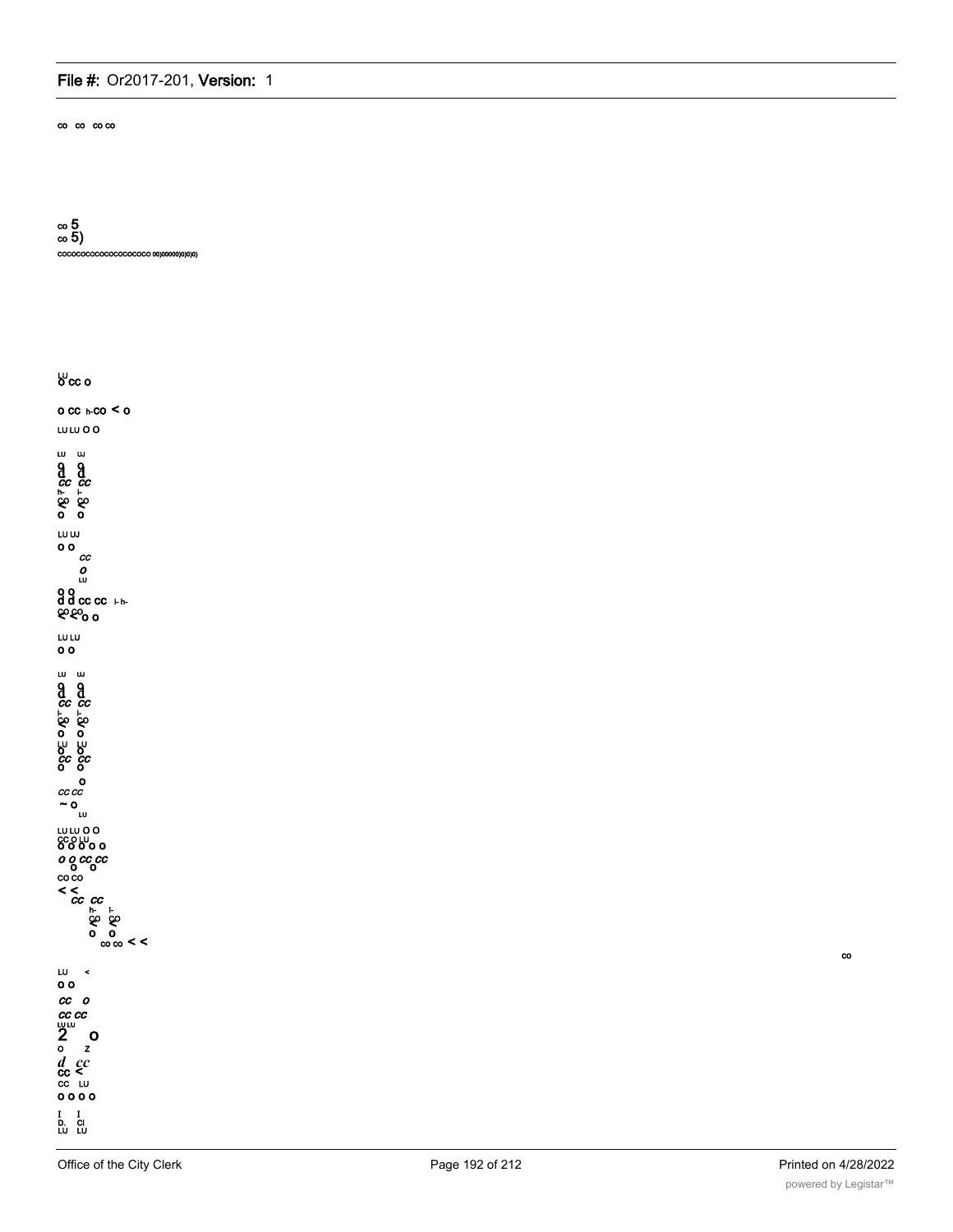co co co co

co 5
co 5)
cococococococococococo 00)00000)0)0)0)

LU
O CC O

O CC h-CO < O

LU LU O O

LU LU
O O
d d
CC CC
h- I-
CO CO
< <
O O

LU UJ
O O
CC
O
LU

O O
d d CC CC I- h-
CO CO
< < O O

LU LU
O O

LU UJ
O O
d d
CC CC
I- I-
CO CO
< <
O O
LU LU
O O
CC CC
O O

O
CC CC
~ O
LU

LU LU O O
CC O LU
O O O O O
O O CC CC
O O
CO CO
< <
CC CC
h- I-
CO CO
< <
O O
co co < <

co

LU <
O O
CC O
CC CC
LU LU
2 O
O Z
d CC
CC <
CC LU
O O O O
I I
D. CI
LU LU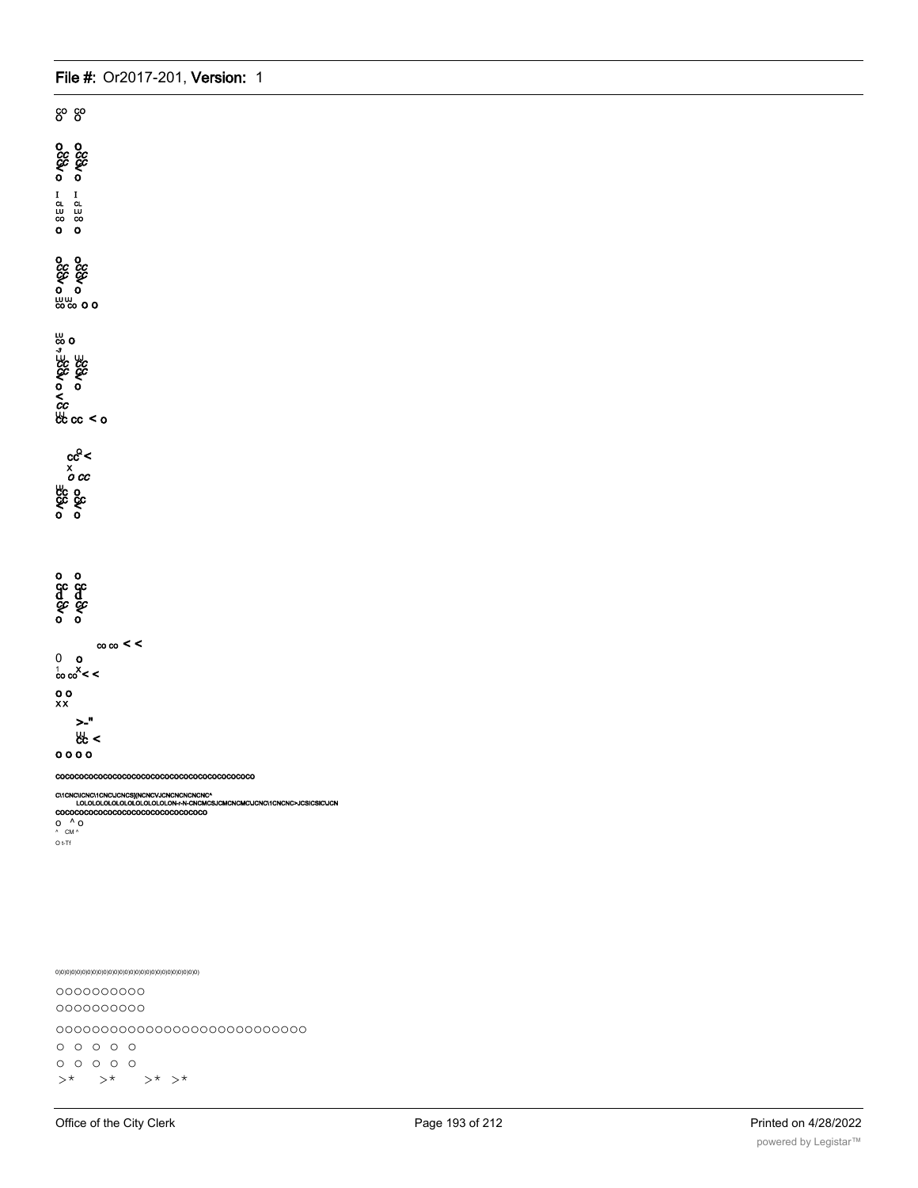co co
O O

o o
cc cc
cc cc
< <
o o

I I
CL CL
LU LU
co co
o o

o o
cc cc
cc cc
< <
o o
LU LU
co co o o

LU
co o

cc cc
cc cc
< <
o o
<
cc
cc cc < o

cc < 
x
o cc
cc o
cc cc
< <
o o

o o
cc cc
d d
cc cc
< <
o o

co co < <
0 o
co co < <

o o
x x

>-"
cc <
o o o o

COCOCOCOCOCOCOCOCOCOCOCOCOCOCOCOCOCOCOCOCOCO

C\1CNC\ICNC\1CNC\JCNCS}(NCNCVJCNCNCNCNCNC^
LOLOLOLOLOLOLOLOLOLOLOLON-r-N-CNCMCSJCMCNCMC\JCNC\1CNCNC>JCSICSIC\JCN
COCOCOCOCOCOCOCOCOCOCOCOCOCOCOCO
O ^ O
^ CM ^
O t-Tf

0)0)0)0)0)0)0)0)0)0)0)0)0)0)0)0)0)0)0)0)0)0)0)0)0)0)0)0)

OOOOOOOOOO
OOOOOOOOOO
OOOOOOOOOOOOOOOOOOOOOOOOOOOO
O O O O O
O O O O O
>* >* >* >*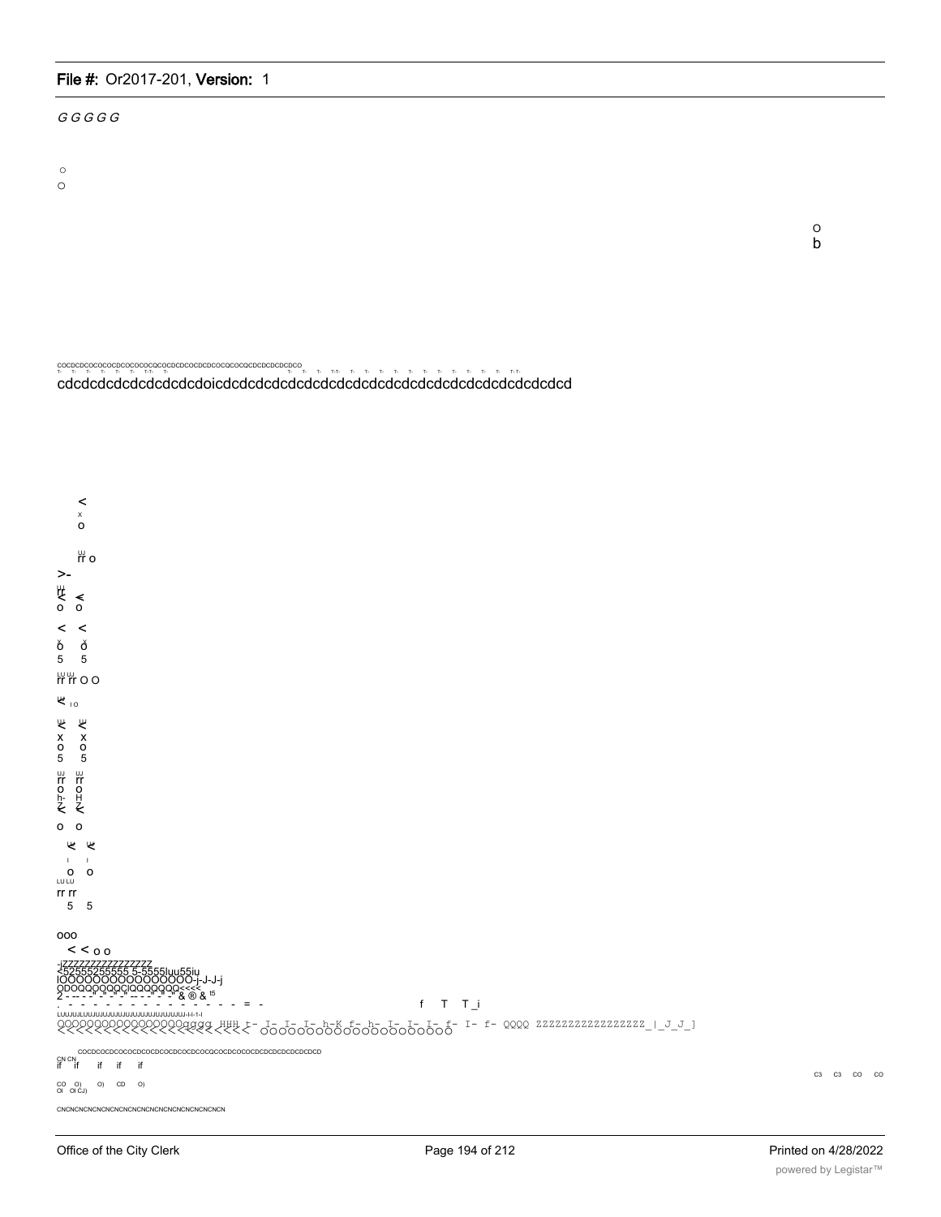GGGGG

o

o

o
b

cocdcdcocococdcocococqcocdcdcocdcdcocqcocqcocqcdcdcdcdcdco

cdcdcdcdcdcdcdcdcdoicdcdcdcdcdcdcdcdcdcdcdcdcdcdcdcdcdcdcdcdcdcd

<
x
o

rr o

>-

o o

< <

o o
5 5

rr rr o o

x x
o o
5 5

rr rr
o o
h- H

o o

o o

rr rr
5 5

ooo

< < o o

-jZZZZZZZZZZZZZZZ
<52555255555 5-5555luu55iu
lOOOOOOOOOOOOOOOO-j-J-j
ODOQQOQQQCIQQQQQQ<<<<
2 - -- - -" -" -" -- - -" -" & ® & t5

f T T_i

QQQQQQQQQQQQQQQQQqqqg HHH t- I- I- I- h-K f- h- I- I- I- f- I- f- QQQQ ZZZZZZZZZZZZZZZZZ_|_J_J_]

cocdcocdcocococdcocdcocdcocdcocqcocdcocococdcdcdcdcdcdcdcd

CN CN
if if if if if

C3 C3 CO CO

CO O) O) CD O)
OI OI CJ)

CNCNCNCNCNCNCNCNCNCNCNCNCNCNCNCNCNCN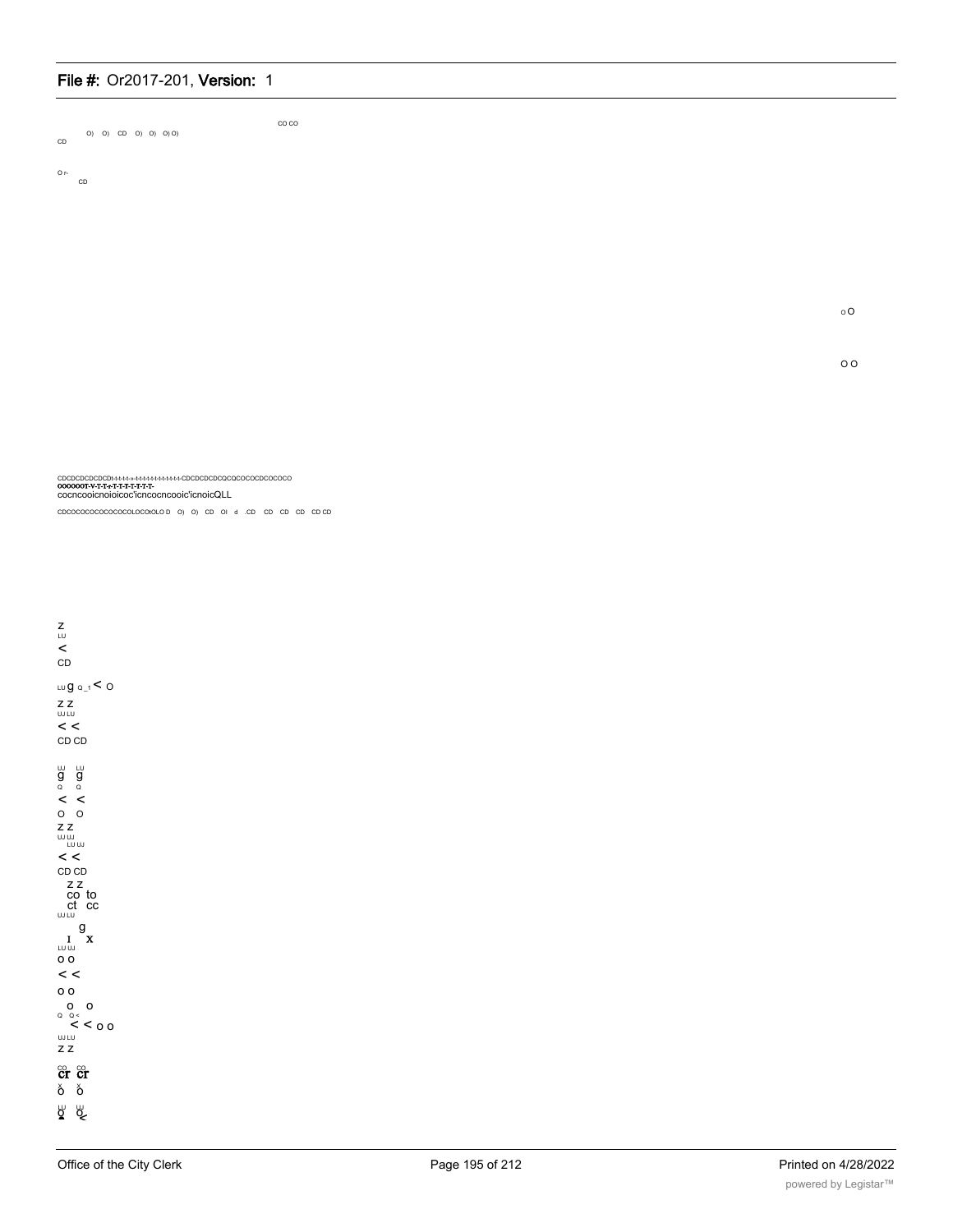CO CO

O) O) CD O) O) O) O)
CD

O r-
CD

o O

O O

CDCDCDCDCDCDt-t-t-t-t-x-t-t-t-t-t-t-t-t-t-t-t-t-t-CDCDCDCDCQCQCOCOCDCOCOCO
OOOOOOT-V-T-T-r-T-T-T-T-T-T-T-
cocncooicnoioicoc'icncocncooic'icnoicQLL

CDCOCOCOCOCOCOCOLOCOtOLO D O) O) CD OI d .CD CD CD CD CD CD

Z
LU
<
CD

LU g Q_1 < O

Z Z
UJ LU
< <
CD CD

UJ LU
g g
Q Q
< <
O O
Z Z
UJ UJ
LU UJ
< <
CD CD
Z Z
co to
ct cc
UJ LU
g
I x
LU UJ
o o
< <
o o
o o
Q Q <
< < o o
UJ LU
Z Z
CO CO
cr cr
x x
o o
LU UJ
o o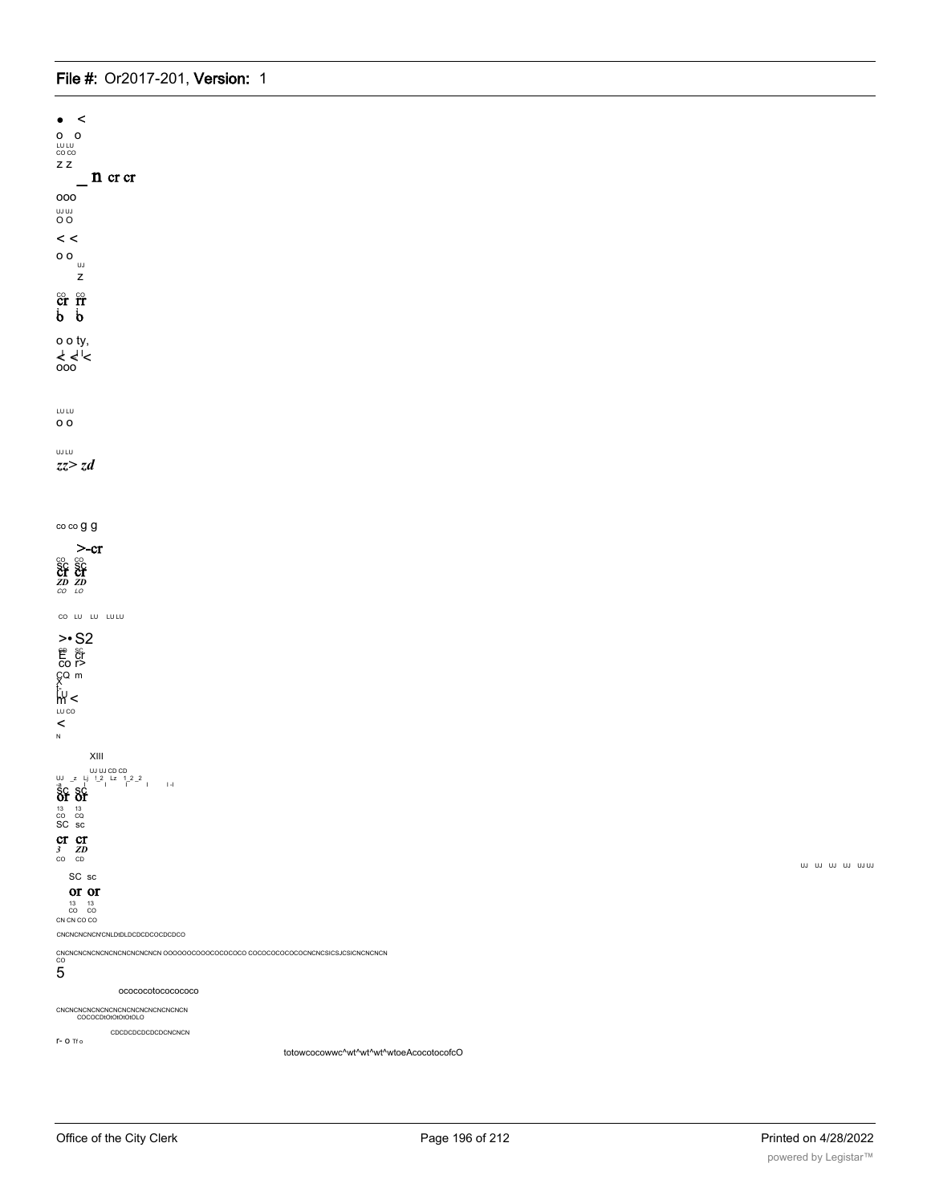• <

o o

LU LU

CO CO

Z Z

_ n cr cr

ooo

UJ UJ

O O

< <

o o

UJ

Z

CO CO

cr rr

b b

o o ty,

< <'<

ooo

LU LU

o o

UJ LU

zz> zd

co co g g

>-cr

CO CO

SC SC

cr cr

ZD ZD

CO LO

CO LU LU LU LU

>• S2

E cr

co r>

CQ m

X

LU

m <

LU CO

<

N

XIII

UJ UJ CD CD

UJ _z Lj !_2 Lz 1_2_2 I -I

SC SC

or or

13 13

CO CQ

SC sc

cr cr

3 ZD

CO CD

UJ UJ UJ UJ UJ UJ

SC sc

or or

13 13

CO CO

CN CN CO CO

CNCNCNCNCNCNLDIDLDCDCDCOCDCDCO

CNCNCNCNCNCNCNCNCNCNCNCN OOOOOOCOOOCOCOCOCO COCOCOCOCOCOCNCNCSICSJCSICNCNCNCN

CO

5

ocococotocococoo

CNCNCNCNCNCNCNCNCNCNCNCNCNCN

COCOCDIOIOIOIOIOLO

CDCDCDCDCDCDCNCNCN

r- o Tr o

totowcocowwc^wt^wt^wt^wtoeAcocotocofcO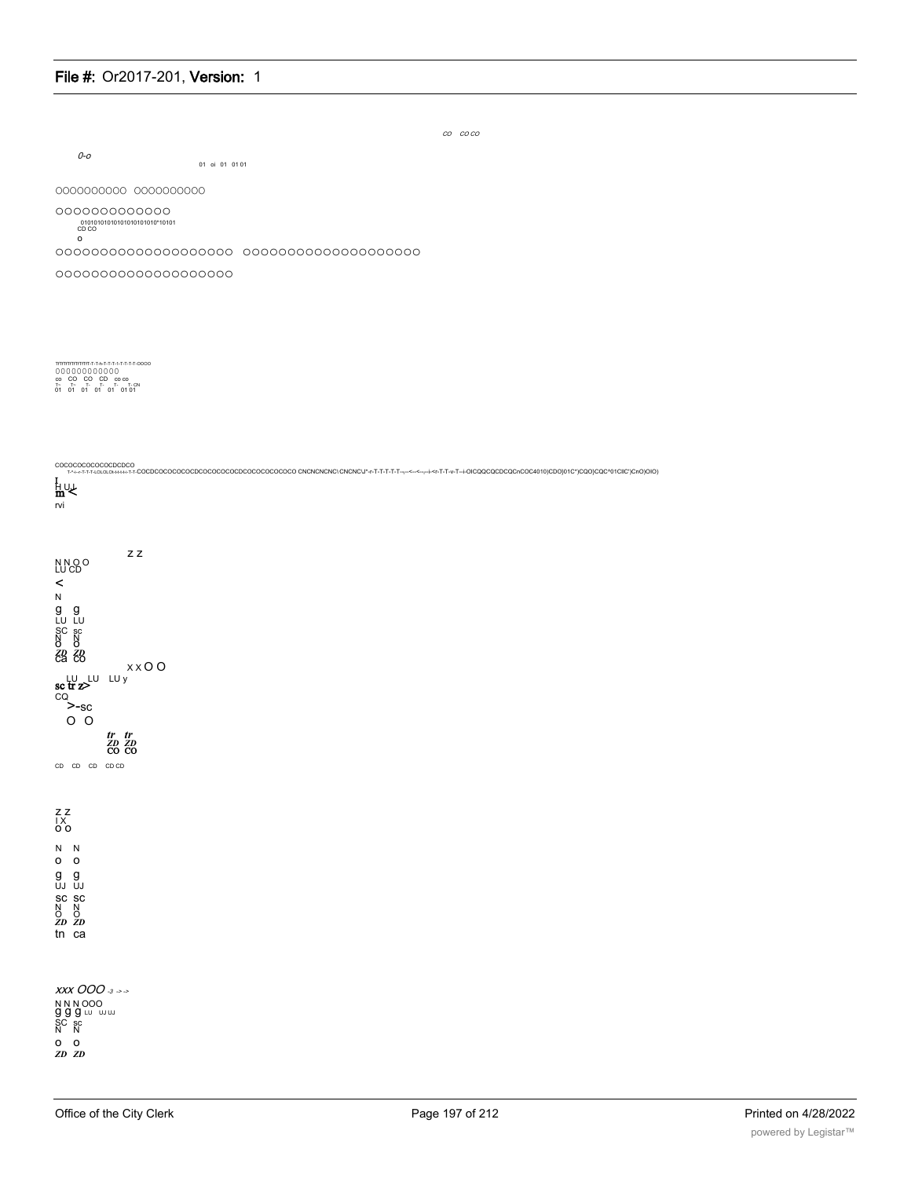CO CO CO

0-o

01 oi 01 01 01

OOOOOOOOOO OOOOOOOOOO

OOOOOOOOOOOOO

0101010101010101010101010*10101
CD CO
o

OOOOOOOOOOOOOOOOOOOO OOOOOOOOOOOOOOOOOOOO

OOOOOOOOOOOOOOOOOOOO

TtTtTtTtTtTtTtTtTtT-T-T-h-T-T-T-I-T-T-T-T-OOOO
OOOOOOOOOOOO
co CO CO CD CD CD
T- T- T- T- T- T- CN
01 01 01 01 01 01 01

COCOCOCOCOCOCDCDCO
T-'-<-r-T-T-T-LOLOLOt-i-i-i-i-T-T-COCDCOCOCOCOCDCOCOCOCOCDCOCOCOCOCO CNCNCNCNC\CNCNC\J*-r-T-T-T-T-T--<-<--i-<r-T-T-v-T--i-OICQQCQCDCQCnCOC4010)CDO)01C*)CQO)CQC^01CllC')CnO)OIO)

I
H UJ
m <
rvi

Z Z
N N O O
LU CD
<
N
g g
LU LU
SC sc
N N
O O
ZD ZD
ca co

x x O O
LU LU LU y
sc tr z>
CQ
>-sc
O O
tr tr
ZD ZD
CO CO

CD CD CD CD CD

Z Z
I X
O O

N N
O O
g g
UJ UJ
SC SC
N N
O O
ZD ZD
tn ca

xxx OOO -3 -> ->
N N N OOO
g g g LU UJ UJ
SC sc
N N
O O
ZD ZD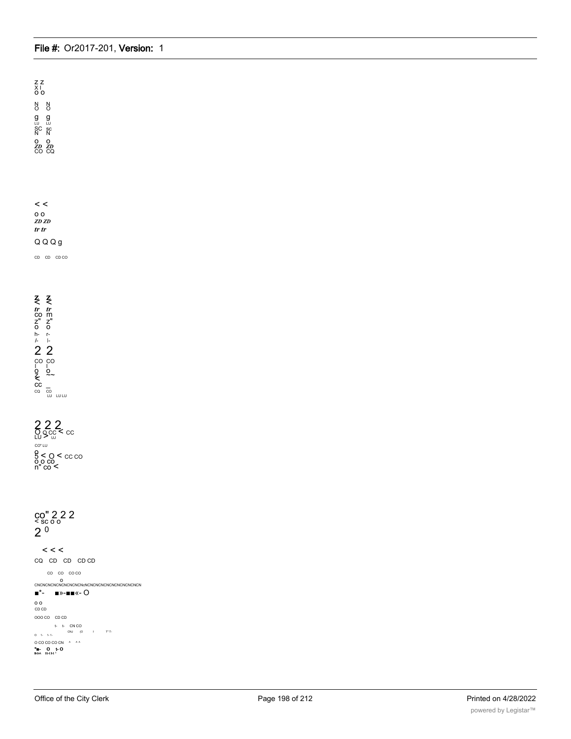Z Z
X I
O O

N N
O O

g g
LU LU
SC sc
N N

O O
*ZD ZD*
CO CQ

< <

o o
*ZD ZD*
*tr tr*

Q Q Q g

CD CD CD CO

Z Z
< <
*tr tr*
co m
Z" Z"
O O
h- r-
/- |-

2 2

CO CO
I I
o o
Z ~~
<
CC _
CQ CO
LU LU LU

2 2 2
O Q CC < CC
LU > UJ

CO" LU

o
5 < O < CC CO
O O CO
n" co <

co" 2 2 2
< sc o o
2 0

< < <

CQ CD CD CD CD

CO CO CO CO

o
CNCNCNCNCNCNCNCNCNCNcNCNCNCNCNCNCNCNCNCNCN

■*- ■»-■■«- O

o o
CD CD

OOO CO CD CD

t- t- CN CO
CNJ (O I T" T-
O 1- 1- 1-

O CO CO CO CN ^ ^ ^

"■- O t- O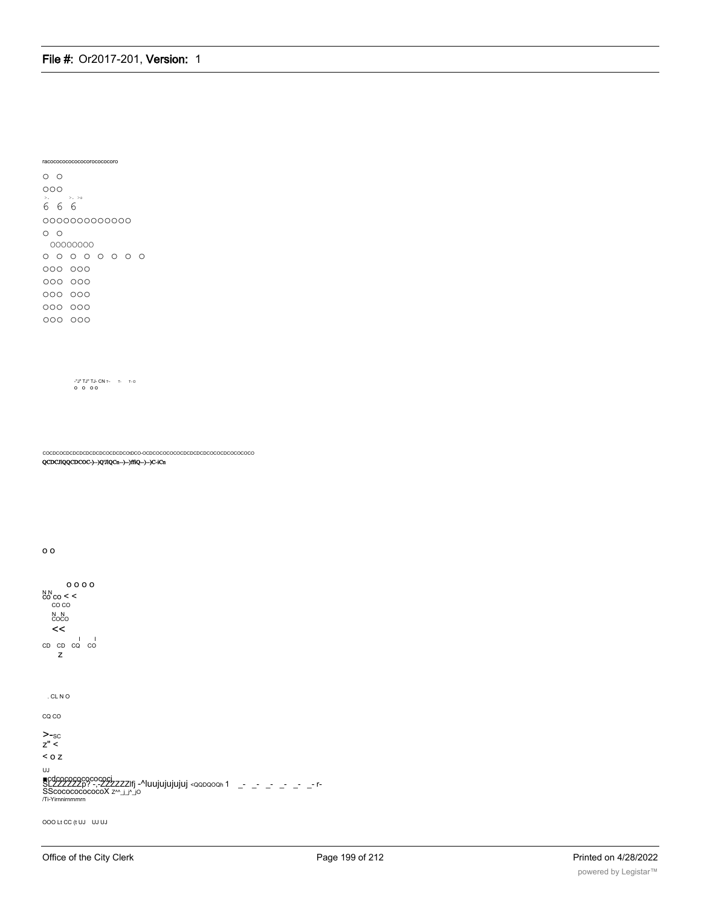racococococococorocococoro

O O

OOO

6 6 6

OOOOOOOOOOOOO

O O

OOOOOOOO

O O O O O O O O

OOO OOO

OOO OOO

OOO OOO

OOO OOO

OOO OOO

-"J" TJ" TJ- CN T- T- T- O
O O OO

COCDCOCDCDCDCDCDCDCOCDCDCOtDCO-OCDCOCOCOCOCDCDCDCDCOCOCDCOCOCOCO
QCDCJIQQCDCOC-)--)Q'JIQCn--)--)ffiQ--)--)C-iCn

O O

O O O O
N N
CO CO < <
CO CO
N N
COCO
<<

CD CD CQ CO
Z

. CL N O

CQ CO

>-SC
Z" <
< O Z
UJ
■cdcocococococoi
SLZZZZZZp? -,-ZZZZZZlfj -^luujujujujuj <QQDQOQh 1 _- _- _- _- _- _- r-
SScocococococoX Z^^_j_j^_jO
/Ti-Yirnnirnmmrn

OOO Lt CC (t UJ UJ UJ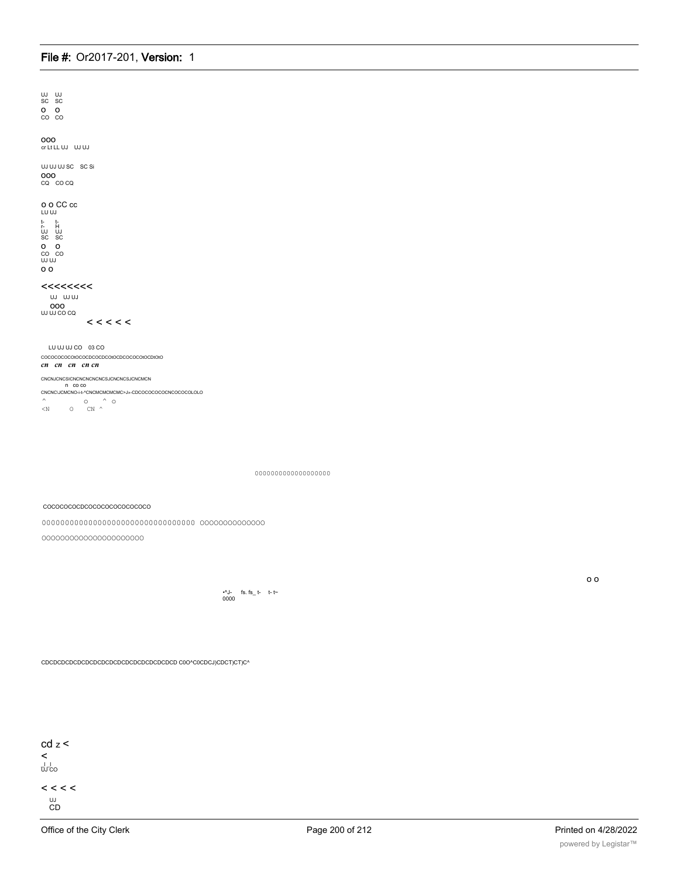UJ UJ
SC SC
O O
CO CO

OOO
cr Lt LL UJ UJ UJ

UJ UJ UJ SC SC Si
OOO
CQ CO CQ

O O CC cc
LU UJ

t- t-
r- H
UJ UJ
SC SC
O O
CO CO
UJ UJ
O O

<<<<<<<<

UJ UJ UJ
OOO
UJ UJ CO CQ

< < < < <

LU UJ UJ CO 03 CO

COCOCOCOCOtOCOCDCOCDCOtOCDCOCOCOtOCDtOtO

*cn cn cn cn cn*

CNCNJCNCSICNCNCNCNCNCSJCNCNCSJCNCMCN

n CO CO

CNCNC\JCMCNO-i-t-^CNCMCMCMCMC>J»-CDCOCOCOCOCNCOCOCOLOLO

^ O ^ O

<N O CN ^

0000000000000000000

COCOCOCOCDCOCOCOCOCOCOCOCO

00000000000000000000000000000000000 00000000000000

0000000000000000000000

O O

•^J- fs. fs_ t- t- t~
0000

CDCDCDCDCDCDCDCDCDCDCDCDCDCDCDCDCD C0O^C0CDCJ)CDCT)CT)C^

cd z <
<
UJ CO

< < < <

UJ
CD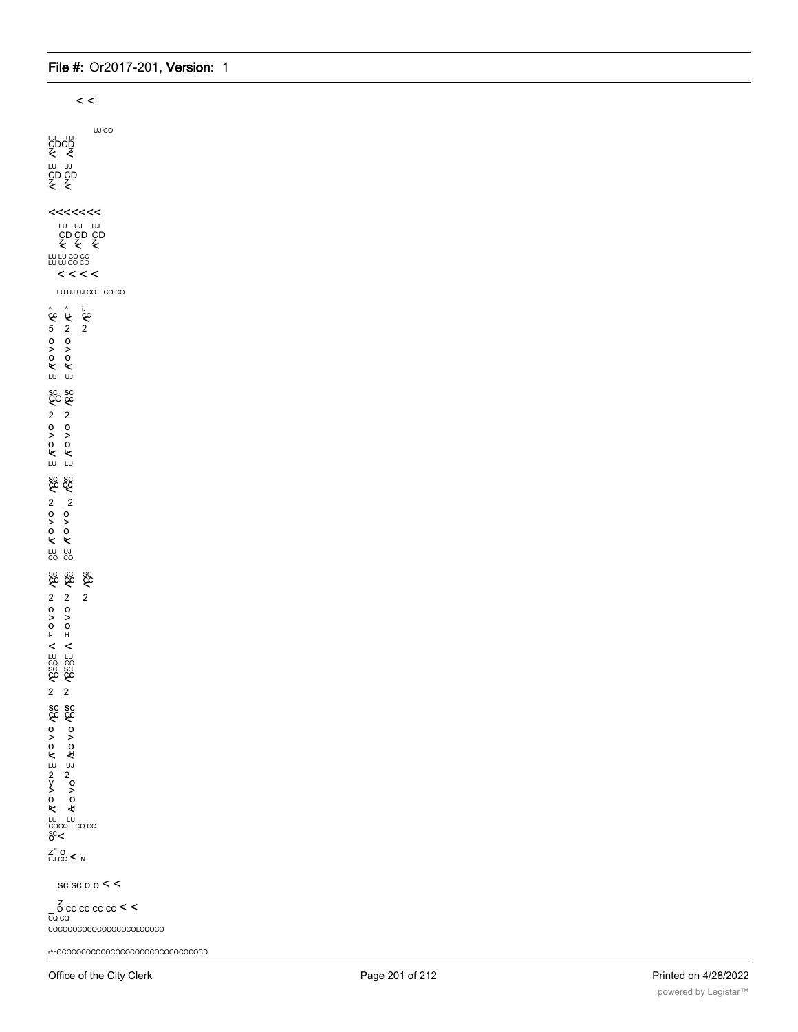< <

UJ CO

UJ UJ
CDCD
Z Z
< <

LU UJ
CD CD
Z Z
< <

<<<<<<<

LU UJ UJ
CD CD CD
Z Z Z
< < <

LU LU CO CO
LU UJ CO CO

< < < <

LU UJ UJ CO CO CO

^ ^ i:
CC CC
< < <
5 2 2

o o
> >
o o
K <
LU UJ

SC SC
CC CC
< <
2 2
o o
> >
o o
K K
LU LU

SC SC
CC CC
< <
2 2
o o
> >
o o
K K
LU UJ
CO CO

SC SC SC
CC CC CC
< < <
2 2 2
o o
> >
o o
f- H
< <
LU LU
CQ CO
SC SC
CC CC
< <
2 2

SC SC
CC CC
< <
o o
> >
o o
< <
LU UJ
2 2
y o
> >
o o
K <
LU LU
COCQ CQ CQ
SC
o <

Z" O
UJ CQ < N

SC SC O O < <

Z
_ O CC CC CC CC < <
CQ CQ
COCOCOCOCOCOCOCOCOLOCOCO

r^cOCOCOCOCOCOCOCOCOCOCOCOCOCOCOCD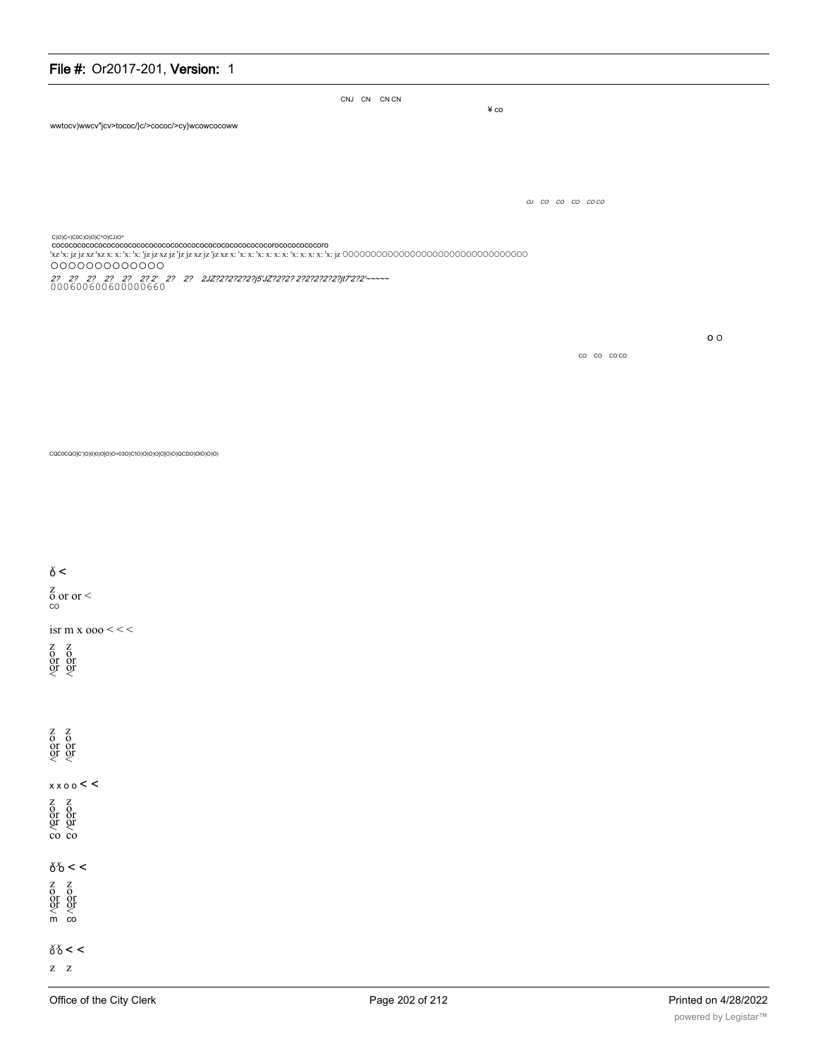CNJ CN CN CN

¥ co

wwtocv)wwcv"jcv>tococ/}c/>cococ/>cy}wcowcocoww

oj co co co co co

C(O)C<)C0C)O)O)C^O)CJ)O^
cococococococococococococococococococococococococococorococococococoro
'xz 'x: jz jz xz 'xz x: x: 'x: 'x: 'jz jz xz jz 'jz jz xz jz 'jz xz x: 'x: x: 'x: x: x: x: 'x: x: x: x: 'x: jz OOOOOOOOOOOOOOOOOOOOOOOOOOOOOOOO
OOOOOOOOOOOOO

2? 2? 2? 2? 2? 2? 2' 2? 2? 2JZ?2?2?2?2?j5'JZ?2?2? 2?2?2?2?2?jt7'2?2'~~~~~
000600600600000660

o o

co co co co

CQC0CQO)C')O)0)0)O)O)O>03O)C'O)O)O)O]O)O)O)QCDO)OIO)O)O)

ŏ <

z
o or or <
co

isr m x ooo < < <

z z
o o
or or
or or
< <

z z
o o
or or
or or
< <

x x o o < <

z z
o o
or or
or or
< <
co co

ŏŏ < <

z z
o o
or or
or or
< <
m co

ŏŏ < <

z z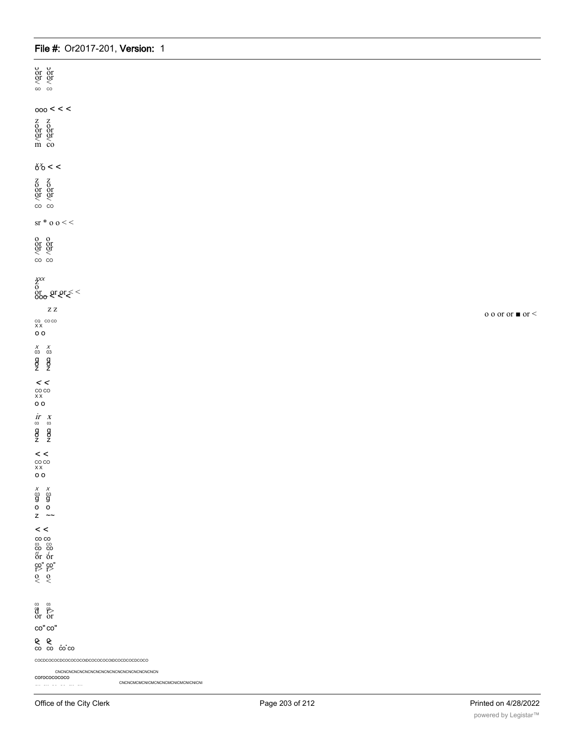o o
or or
or or
< <
GO CO

ooo < < <

z z
o o
or or
or or
< <
m co

x x
o o < <

z z
o o
or or
or or
< <
CO CO

sr * o o < <

o o
or or
or or
< <
CO CO

xxx
z
o
or
ooo or or < < <

z z

CQ CO CO
X X
o o

x x
03 03
g g
o o
z z

< <
CO CO
X X
o o

ir x
03 03
g g
o o
z z

< <
CO CO
X X
o o

x x
03 03
g g
o o
z ~~

< <
co co
03 CO
co co
or or
co" co"
r> r>
o o
< <

03 03
d r>
or or

co" co"

Q Q
co co co co

COCDCOCOCDCOCOCOCOIDCOCOCOCOIDCOCDCOCDCOCO

CNCNCNCNCNCNCNCNCNCNCNCNCNCNCNCNCNCNCN

corocococoCO

CNCNCMCMCNICMCNCNCMCNICMCNICNICNI

o o or or ■ or <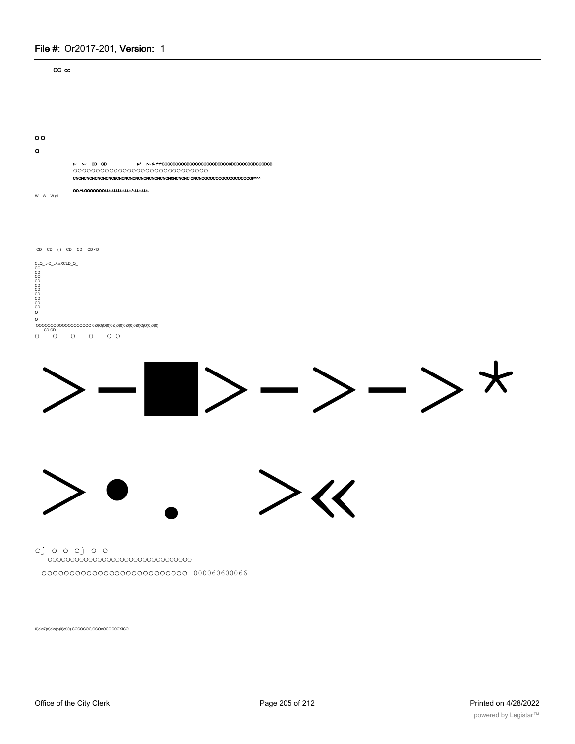CC cc

o o

o

r~ r~ CD CD r^ r~ f- r^r^COCOCOCOCDCOCOCOCOCDCOCDCOCDCOCDCOCDCD

oooooooooooooooooooooooooooooo

CNCNCNCNCNCNCNCNCNCNCNCNCNCNCNCNCNCNCNCNC CNCNCOCOCOCOCOCOCOCOCN^^^

OO-^t-OOOOOOOt-t-t-t-t-t-t-t-t-t-t-t-^-t-t-t-t-t-t-

W W W (fl

CD CD (I) CD CD CD <D

CLQ_IJ-D_LXaiXCLD_Q_
CO
CD
CO
CD
CD
CD
CD
CD
CD
CD
o

o

OOOOOOOOOOOOOOOOOO 0)0)O)O)0)0)0)0)0)0)0)0)0)0)O)O)0)0)0)
CD CD

O O O O O O

>-■>->->*

>• . >«

cj o o cj o o

oooooooooooooooooooooooooooooooo

oooooooooooooooooooooooooo 000060600066

0)o)c7)o)o)o)o)0)ct)0) CCCOCOCjOCOcOCOCOCXICO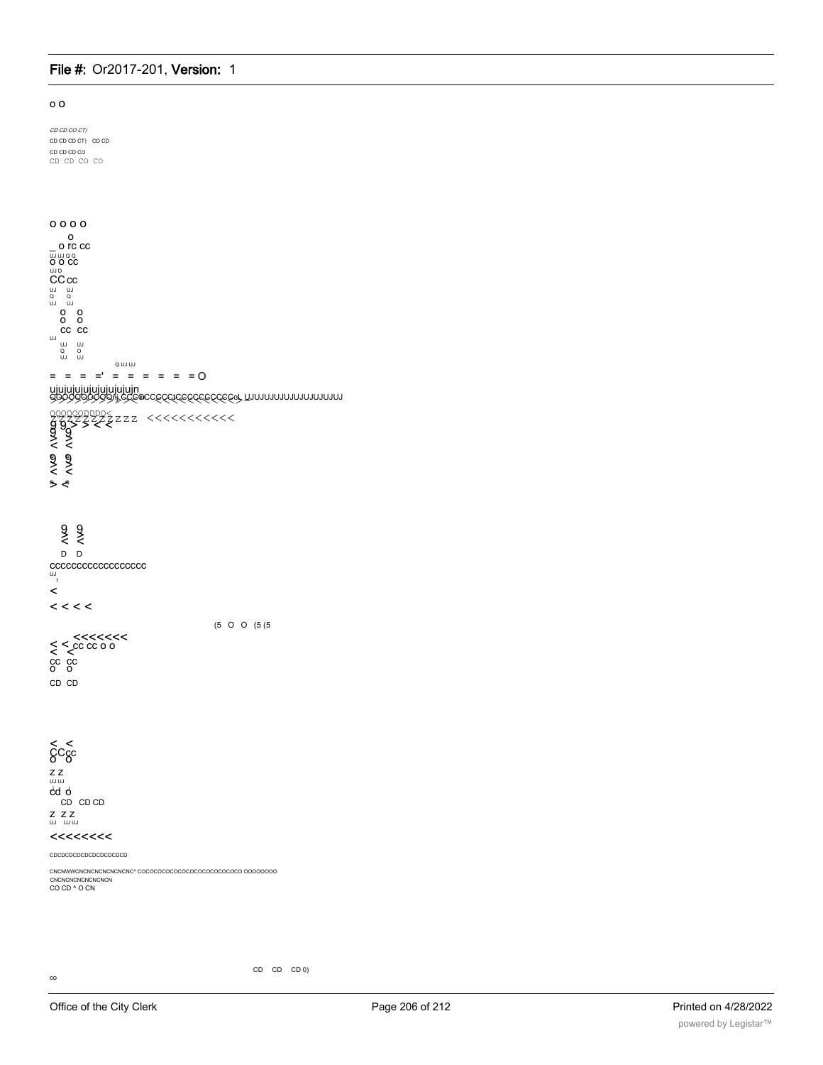o o

CD CD CO CT)
CD CD CD CT) CD CD
CD CD CD CO
CD CD CO CO

o o o o
o
_ o rc cc
UJ UJ Q Q
o o cc
UJ D
CC cc
UJ UJ
Q Q
UJ UJ
o o
o o
cc cc
UJ
UJ UJ
Q O
UJ UJ
Q UJ UJ

= = = =' = = = = = = O

ujujujujujujujujujujn
QOOOQOOOOOnj CCC0CCCCCCCCCCCCCCCCoL UJUJUJUJUJUJUJUJUJUJ

OOOOOODDDO<
ZZZZZZZZZ ZZZ <<<<<<<<<<<
g g > > < <
< <
< <
< <

D D
ccccccccccccccccc
UJ
1
<
< < < <

(5 O O (5 (5

< < <<<<<<<
< < cc cc o o
cc cc
o o
CD CD

< <
CCcc
o o
z z
UJ UJ
cd o
CD CD CD
Z Z Z
UJ UJ UJ

<<<<<<<<

CDCDCDCDCDCDCDCDCDCD

CNCNWWCNCNCNCNCNCNCNC^ COCOCOCOCOCOCOCOCOCOCOCOCO OOOOOOOO
CNCNCNCNCNCNCNCN
CO CD ^ O CN

CD CD CD 0)

co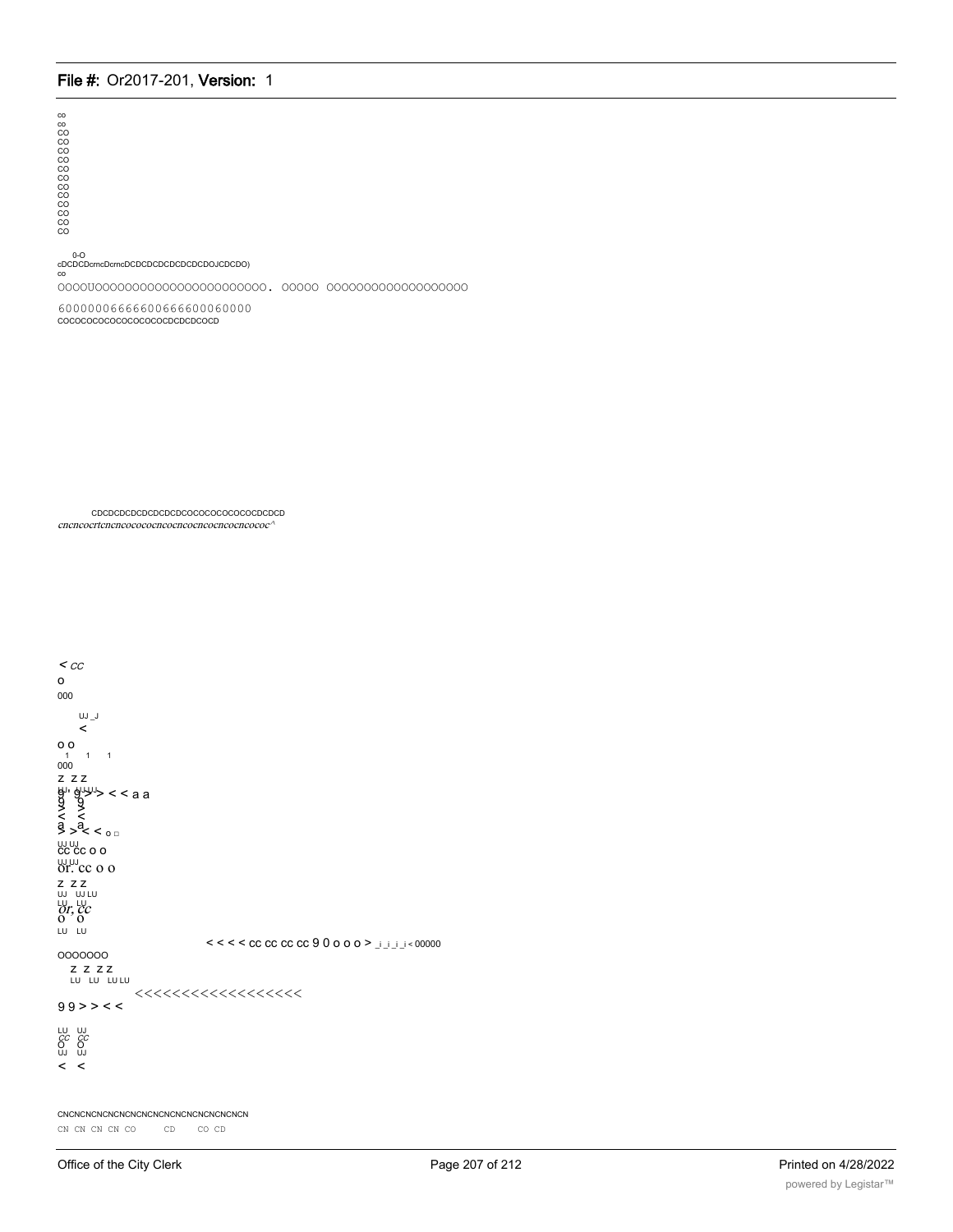co
co
CO
CO
CO
CO
CO
CO
CO
CO
CO
CO
CO
CO

0-O
cDCDCDcrncDcrncDCDCDCDCDCDCDCDOJCDCDO)
co
OOOOUOOOOOOOOOOOOOOOOOOOOOO. OOOOO OOOOOOOOOOOOOOOOOOO

6000000666600666600060000
COCOCOCOCOCOCOCOCOCDCDCDCOCD

CDCDCDCDCDCDCDCDCOCOCOCOCOCOCDCDCD
cncncocrtcncncocococncocncocncocncocncococ^

< cc
o
000

UJ _J
<

o o
1 1 1
000
z z z
g' g>> < < a a
9 9
> >
< <
a a
> > < < o □
UJ UJ
cc cc o o
UJ UJ
or. cc o o
z z z
UJ UJ LU
LU LU
or, cc
o o
LU LU

< < < < cc cc cc cc 9 0 o o o > _i _i _i _i < 00000

OOOOOOO
z z z z
LU LU LU LU
<<<<<<<<<<<<<<<<<<
9 9 > > < <

LU UJ
cc cc
O O
UJ UJ
< <

CNCNCNCNCNCNCNCNCNCNCNCNCNCNCNCN
CN CN CN CN CO CD CO CD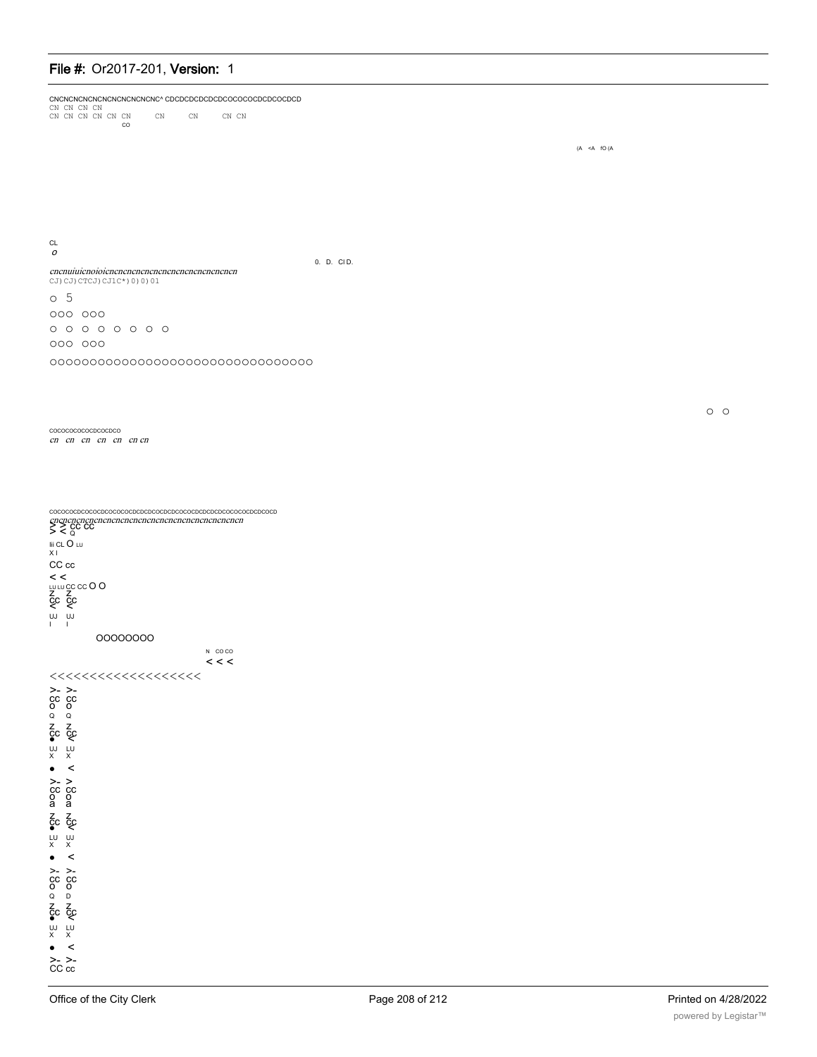CNCNCNCNCNCNCNCNCNCNCNC^ CDCDCDCDCDCDCOCOCOCDCDCOCDCD
CN CN CN CN
CN CN CN CN CN CN CN CN CN CN
CO

(A <A fO (A

CL
*o*

0. D. CI D.

*cncnuiuicnoioicncncncncncncncncncncncncncncn*
CJ)CJ)CTCJ)CJ1C*)0)0)01

o 5

OOO OOO

O O O O O O O O

OOO OOO

OOOOOOOOOOOOOOOOOOOOOOOOOOOOOOO

O O

COCOCOCOCOCDCOCDCO
*cn cn cn cn cn cn cn*

COCOCOCDCOCOCDCOCOCOCDCDCDCOCDCDCOCOCDCDCDCDCOCOCOCDCDCOCD
*cncncncncncncncncncncncncncncncncncncncncncncncncn*
> > CC CC
> < Q
Iii CL O LU
X I
CC cc
< <
LU LU CC CC O O
Z Z
CC CC
< <
UJ UJ
I I

OOOOOOOO

N CO CO
< < <

<<<<<<<<<<<<<<<<<<<

>- >-
CC CC
O O
Q Q
Z Z
CC CC
• <
UJ LU
X X
• <
>- >
CC CC
O O
a a
Z Z
CC CC
• <
LU UJ
X X
• <
>- >-
CC CC
O O
Q D
Z Z
CC CC
• <
UJ LU
X X
• <
>- >-
CC cc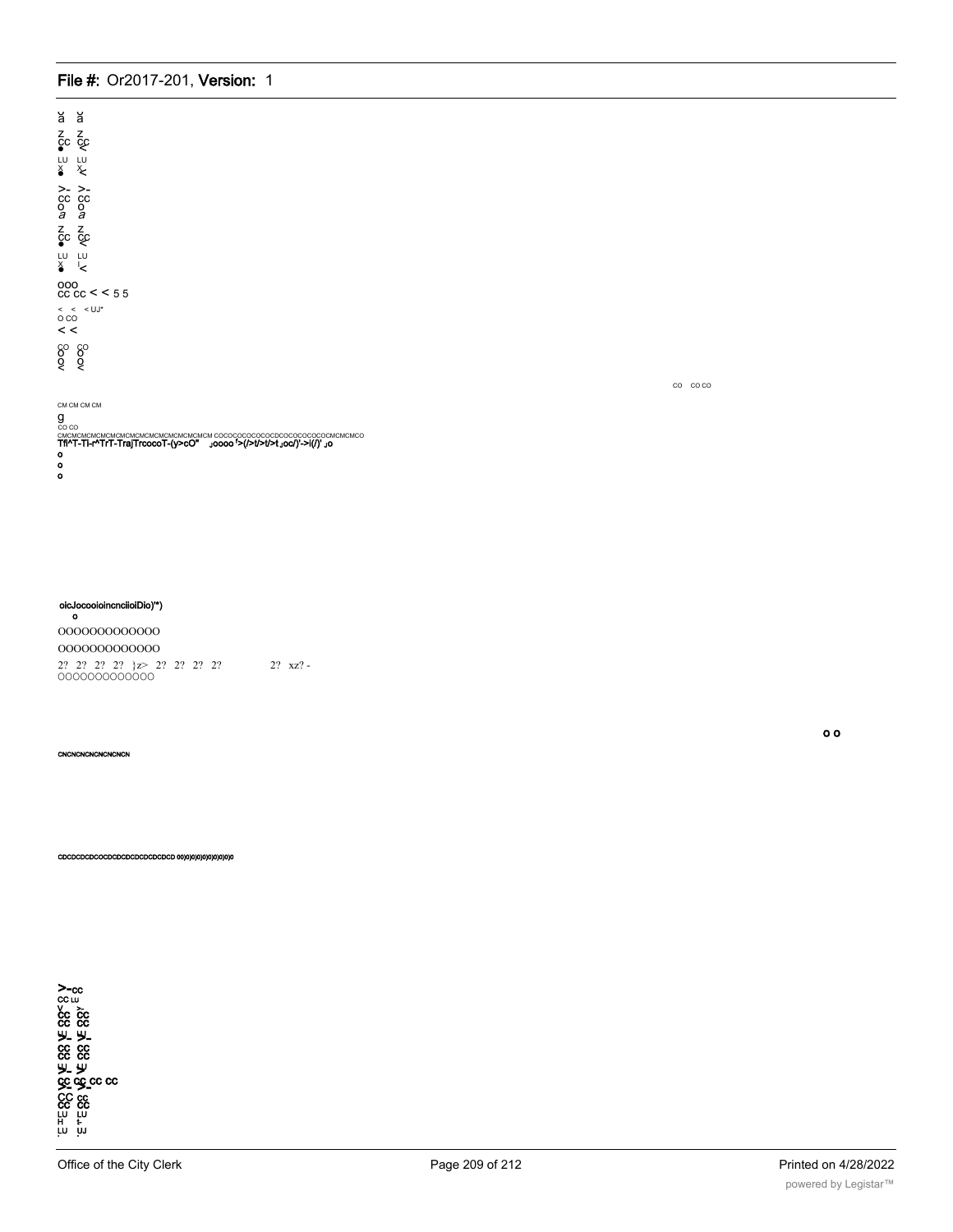ă ă

z z
cc cc
● <

LU LU
x x
● <

>- >-
cc cc
o o
a a

z z
cc cc
● <

LU LU
x I
● <

ooo
cc cc < < 5 5

< < < UJ*
o co
< <

co co
o o
o o
< <

co co co

CM CM CM CM

g
co co
CMCMCMCMCMCMCMCMCMCMCMCMCMCMCM COCOCOCOCOCOCDCOCOCOCOCOCMCMCMCO
**Tfi^T-Ti-r^TrT-TrajTrcocoT-(y>cO" ⅃oooo '>(/>t/>t/>t⅃oc/)'->i(/)' ⅃o**

o
o
o

**oicJocooioincnciioiDio)'*)**
o

OOOOOOOOOOOOO

OOOOOOOOOOOOO

2? 2? 2? 2? }z> 2? 2? 2? 2? 2? xz? -
OOOOOOOOOOOOO

**o o**

**CNCNCNCNCNCNCNCN**

**CDCDCDCDCOCDCDCDCDCDCDCDCD 00)0)0)0)0)0)0)0)0)0**

>-cc
cc LU
cc cc
cc cc
LU LU
cc cc
cc cc
LU LU
cc cc cc cc
cc cc
cc cc
LU LU
H I-
LU UJ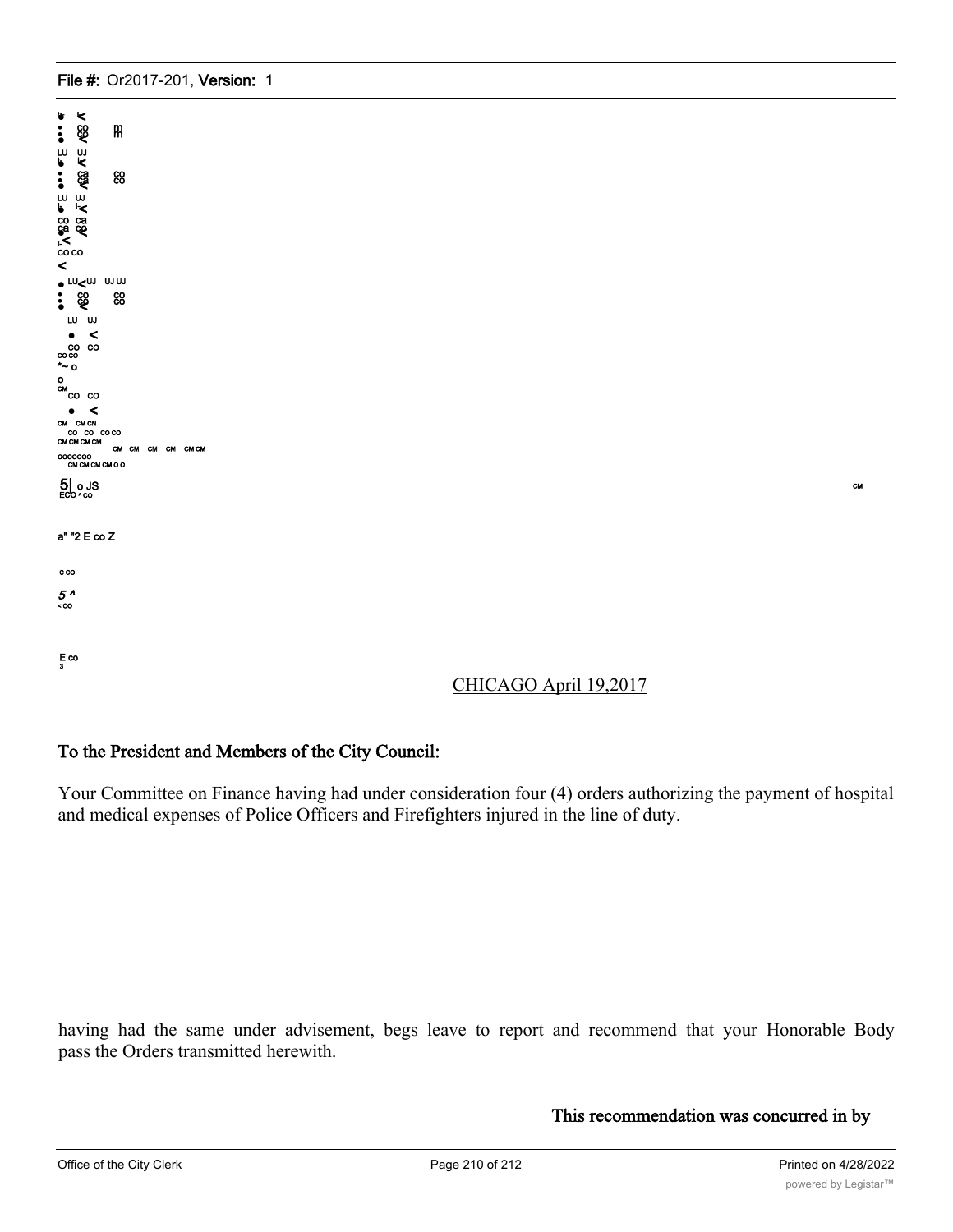CHICAGO April 19,2017

To the President and Members of the City Council:

Your Committee on Finance having had under consideration four (4) orders authorizing the payment of hospital and medical expenses of Police Officers and Firefighters injured in the line of duty.

having had the same under advisement, begs leave to report and recommend that your Honorable Body pass the Orders transmitted herewith.

This recommendation was concurred in by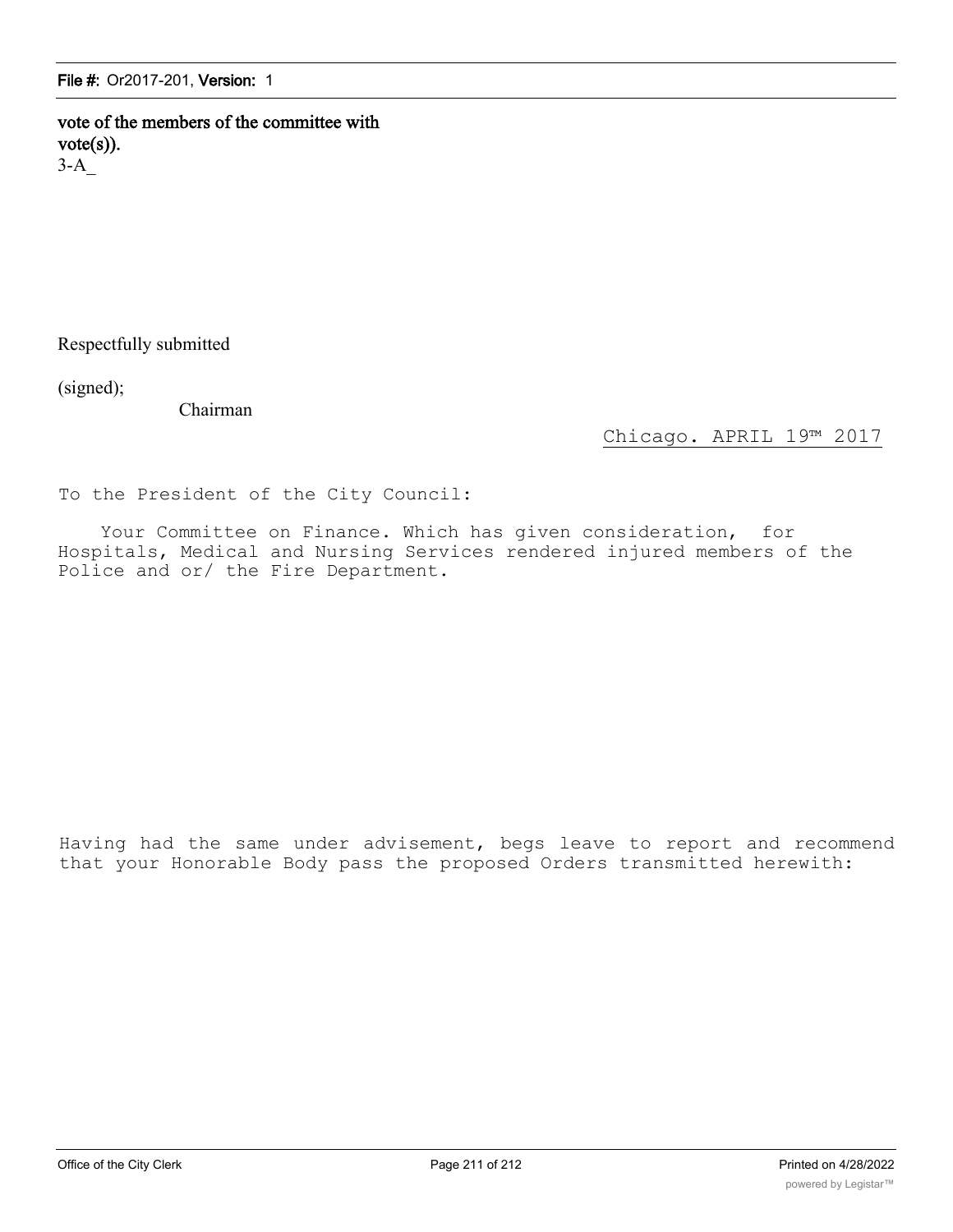**vote of the members of the committee with vote(s)).**

3-A_

Respectfully submitted

(signed);

Chairman

Chicago. APRIL 19™ 2017

To the President of the City Council:

Your Committee on Finance. Which has given consideration, for Hospitals, Medical and Nursing Services rendered injured members of the Police and or/ the Fire Department.

Having had the same under advisement, begs leave to report and recommend that your Honorable Body pass the proposed Orders transmitted herewith: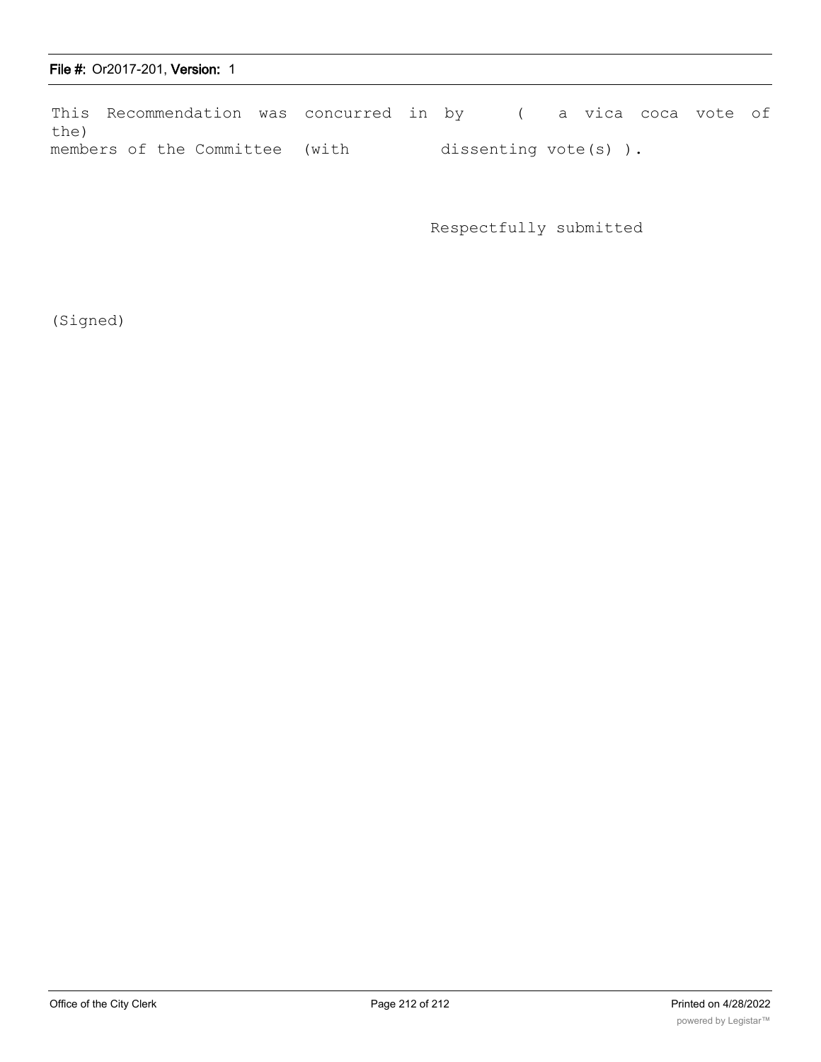This Recommendation was concurred in by ( a vica coca vote of the) members of the Committee (with dissenting vote(s) ).

Respectfully submitted

(Signed)